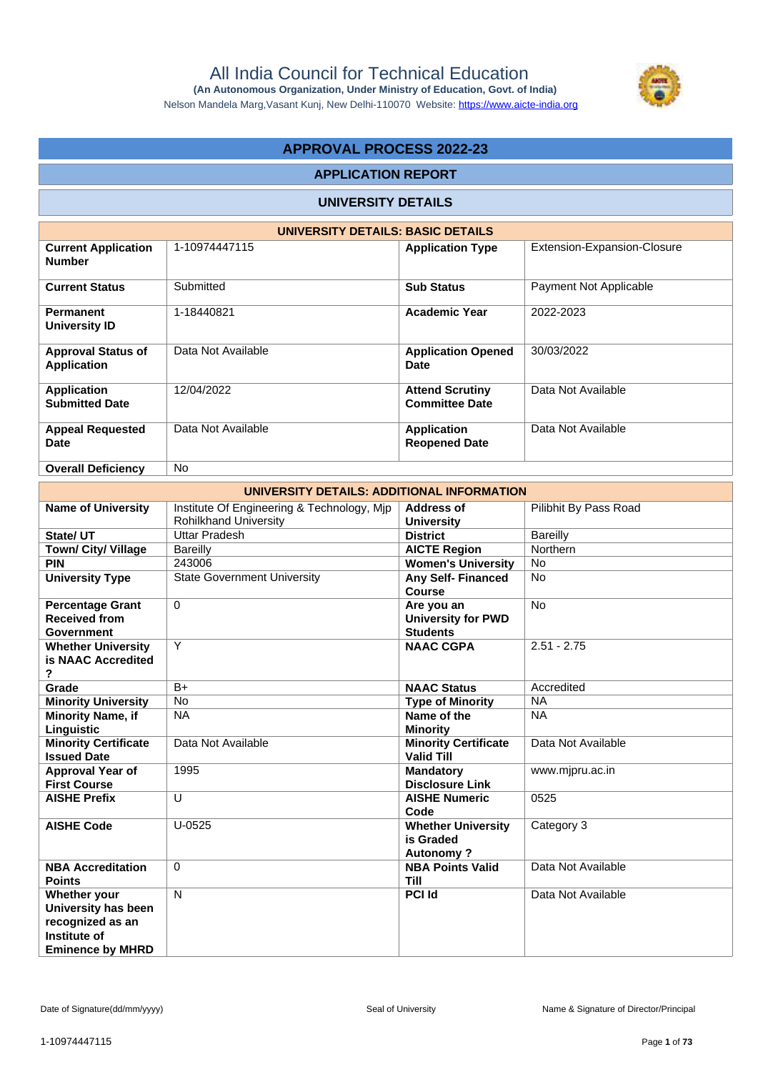# All India Council for Technical Education

**(An Autonomous Organization, Under Ministry of Education, Govt. of India)**

Nelson Mandela Marg,Vasant Kunj, New Delhi-110070 Website: https://www.aicte-india.org

## APPROVAL PROCESS 2022-23

## APPLICATION REPORT

## UNIVERSITY DETAILS

| UNIVERSITY DETAILS: BASIC DETAILS | | | |
|---|---|---|---|
| **Current Application Number** | 1-10974447115 | **Application Type** | Extension-Expansion-Closure |
| **Current Status** | Submitted | **Sub Status** | Payment Not Applicable |
| **Permanent University ID** | 1-18440821 | **Academic Year** | 2022-2023 |
| **Approval Status of Application** | Data Not Available | **Application Opened Date** | 30/03/2022 |
| **Application Submitted Date** | 12/04/2022 | **Attend Scrutiny Committee Date** | Data Not Available |
| **Appeal Requested Date** | Data Not Available | **Application Reopened Date** | Data Not Available |
| **Overall Deficiency** | No | | |

| UNIVERSITY DETAILS: ADDITIONAL INFORMATION | | | |
|---|---|---|---|
| **Name of University** | Institute Of Engineering & Technology, Mjp Rohilkhand University | **Address of University** | Pilibhit By Pass Road |
| **State/ UT** | Uttar Pradesh | **District** | Bareilly |
| **Town/ City/ Village** | Bareilly | **AICTE Region** | Northern |
| **PIN** | 243006 | **Women's University** | No |
| **University Type** | State Government University | **Any Self- Financed Course** | No |
| **Percentage Grant Received from Government** | 0 | **Are you an University for PWD Students** | No |
| **Whether University is NAAC Accredited ?** | Y | **NAAC CGPA** | 2.51 - 2.75 |
| **Grade** | B+ | **NAAC Status** | Accredited |
| **Minority University** | No | **Type of Minority** | NA |
| **Minority Name, if Linguistic** | NA | **Name of the Minority** | NA |
| **Minority Certificate Issued Date** | Data Not Available | **Minority Certificate Valid Till** | Data Not Available |
| **Approval Year of First Course** | 1995 | **Mandatory Disclosure Link** | www.mjpru.ac.in |
| **AISHE Prefix** | U | **AISHE Numeric Code** | 0525 |
| **AISHE Code** | U-0525 | **Whether University is Graded Autonomy ?** | Category 3 |
| **NBA Accreditation Points** | 0 | **NBA Points Valid Till** | Data Not Available |
| **Whether your University has been recognized as an Institute of Eminence by MHRD** | N | **PCI Id** | Data Not Available |

Date of Signature(dd/mm/yyyy) | Seal of University | Name & Signature of Director/Principal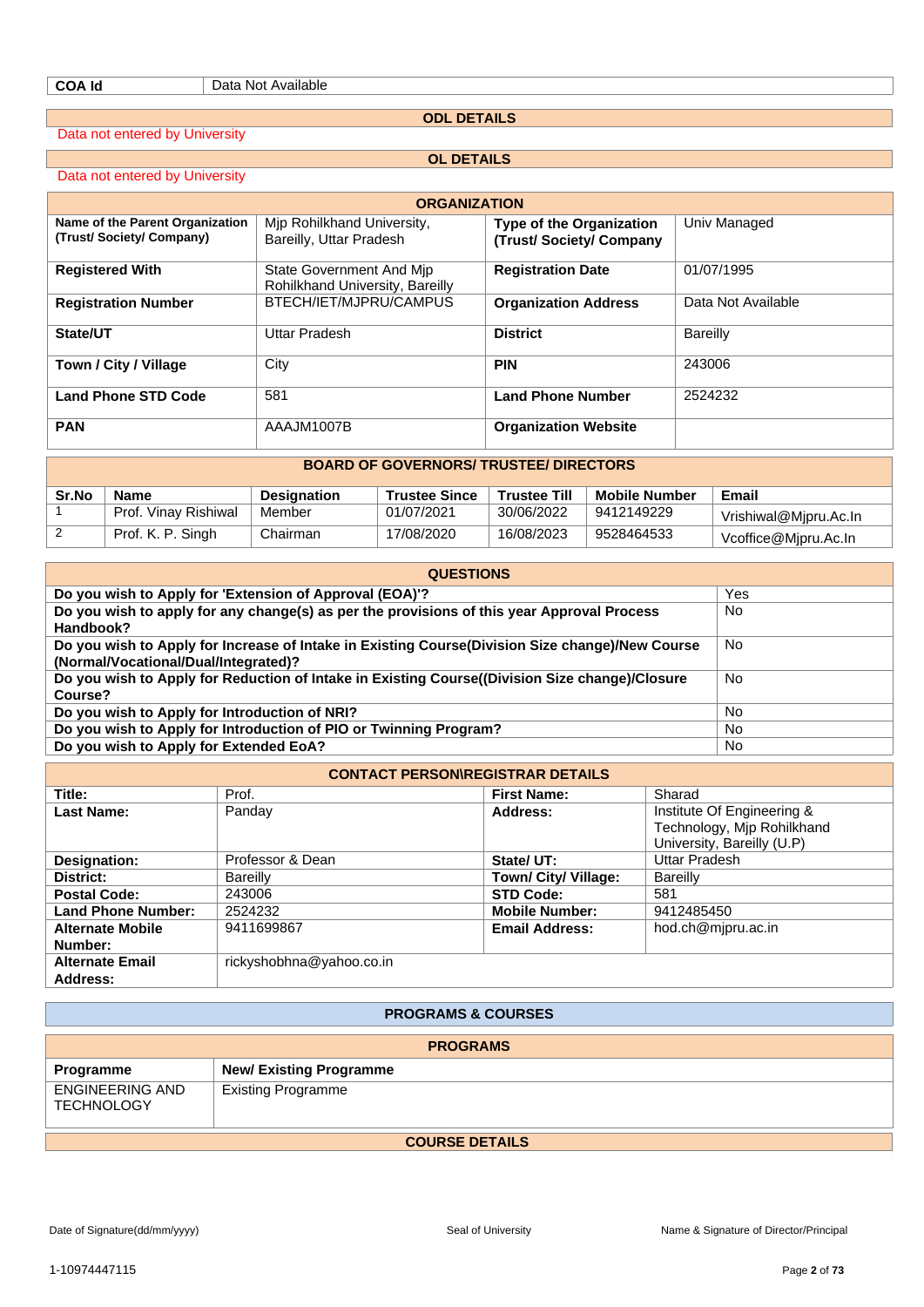| COA Id | Data Not Available |
|---|---|

## ODL DETAILS

Data not entered by University

## OL DETAILS

Data not entered by University

## ORGANIZATION

| Name of the Parent Organization (Trust/ Society/ Company) | Mjp Rohilkhand University, Bareilly, Uttar Pradesh | Type of the Organization (Trust/ Society/ Company | Univ Managed |
|---|---|---|---|
| Registered With | State Government And Mjp Rohilkhand University, Bareilly | Registration Date | 01/07/1995 |
| Registration Number | BTECH/IET/MJPRU/CAMPUS | Organization Address | Data Not Available |
| State/UT | Uttar Pradesh | District | Bareilly |
| Town / City / Village | City | PIN | 243006 |
| Land Phone STD Code | 581 | Land Phone Number | 2524232 |
| PAN | AAAJM1007B | Organization Website | |

## BOARD OF GOVERNORS/ TRUSTEE/ DIRECTORS

| Sr.No | Name | Designation | Trustee Since | Trustee Till | Mobile Number | Email |
|---|---|---|---|---|---|---|
| 1 | Prof. Vinay Rishiwal | Member | 01/07/2021 | 30/06/2022 | 9412149229 | Vrishiwal@Mjpru.Ac.In |
| 2 | Prof. K. P. Singh | Chairman | 17/08/2020 | 16/08/2023 | 9528464533 | Vcoffice@Mjpru.Ac.In |

## QUESTIONS

| Question | Answer |
|---|---|
| Do you wish to Apply for 'Extension of Approval (EOA)'? | Yes |
| Do you wish to apply for any change(s) as per the provisions of this year Approval Process Handbook? | No |
| Do you wish to Apply for Increase of Intake in Existing Course(Division Size change)/New Course (Normal/Vocational/Dual/Integrated)? | No |
| Do you wish to Apply for Reduction of Intake in Existing Course((Division Size change)/Closure Course? | No |
| Do you wish to Apply for Introduction of NRI? | No |
| Do you wish to Apply for Introduction of PIO or Twinning Program? | No |
| Do you wish to Apply for Extended EoA? | No |

## CONTACT PERSON\REGISTRAR DETAILS

| Title: | Prof. | First Name: | Sharad |
|---|---|---|---|
| Last Name: | Panday | Address: | Institute Of Engineering & Technology, Mjp Rohilkhand University, Bareilly (U.P) |
| Designation: | Professor & Dean | State/ UT: | Uttar Pradesh |
| District: | Bareilly | Town/ City/ Village: | Bareilly |
| Postal Code: | 243006 | STD Code: | 581 |
| Land Phone Number: | 2524232 | Mobile Number: | 9412485450 |
| Alternate Mobile Number: | 9411699867 | Email Address: | hod.ch@mjpru.ac.in |
| Alternate Email Address: | rickyshobhna@yahoo.co.in | | |

## PROGRAMS & COURSES

### PROGRAMS

| Programme | New/ Existing Programme |
|---|---|
| ENGINEERING AND TECHNOLOGY | Existing Programme |

### COURSE DETAILS

Date of Signature(dd/mm/yyyy) | Seal of University | Name & Signature of Director/Principal

1-10974447115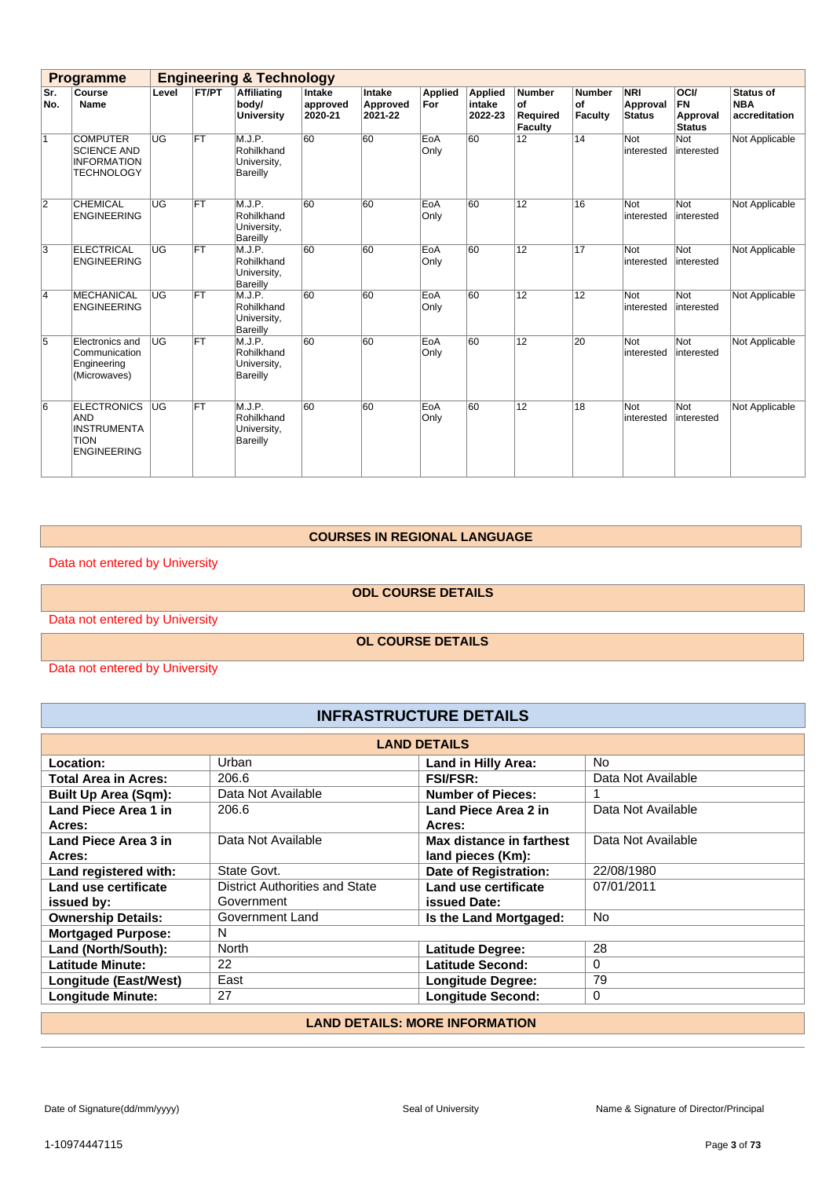| Programme | Engineering & Technology | | | | | | | | | | | |
|---|---|---|---|---|---|---|---|---|---|---|---|---|
| **Sr. No.** | **Course Name** | **Level** | **FT/PT** | **Affiliating body/ University** | **Intake approved 2020-21** | **Intake Approved 2021-22** | **Applied For** | **Applied intake 2022-23** | **Number of Required Faculty** | **Number of Faculty** | **NRI Approval Status** | **OCI/ FN Approval Status** | **Status of NBA accreditation** |
| 1 | COMPUTER SCIENCE AND INFORMATION TECHNOLOGY | UG | FT | M.J.P. Rohilkhand University, Bareilly | 60 | 60 | EoA Only | 60 | 12 | 14 | Not interested | Not interested | Not Applicable |
| 2 | CHEMICAL ENGINEERING | UG | FT | M.J.P. Rohilkhand University, Bareilly | 60 | 60 | EoA Only | 60 | 12 | 16 | Not interested | Not interested | Not Applicable |
| 3 | ELECTRICAL ENGINEERING | UG | FT | M.J.P. Rohilkhand University, Bareilly | 60 | 60 | EoA Only | 60 | 12 | 17 | Not interested | Not interested | Not Applicable |
| 4 | MECHANICAL ENGINEERING | UG | FT | M.J.P. Rohilkhand University, Bareilly | 60 | 60 | EoA Only | 60 | 12 | 12 | Not interested | Not interested | Not Applicable |
| 5 | Electronics and Communication Engineering (Microwaves) | UG | FT | M.J.P. Rohilkhand University, Bareilly | 60 | 60 | EoA Only | 60 | 12 | 20 | Not interested | Not interested | Not Applicable |
| 6 | ELECTRONICS AND INSTRUMENTATION ENGINEERING | UG | FT | M.J.P. Rohilkhand University, Bareilly | 60 | 60 | EoA Only | 60 | 12 | 18 | Not interested | Not interested | Not Applicable |

### COURSES IN REGIONAL LANGUAGE

Data not entered by University

### ODL COURSE DETAILS

Data not entered by University

### OL COURSE DETAILS

Data not entered by University

## INFRASTRUCTURE DETAILS

### LAND DETAILS

| | | | |
|---|---|---|---|
| **Location:** | Urban | **Land in Hilly Area:** | No |
| **Total Area in Acres:** | 206.6 | **FSI/FSR:** | Data Not Available |
| **Built Up Area (Sqm):** | Data Not Available | **Number of Pieces:** | 1 |
| **Land Piece Area 1 in Acres:** | 206.6 | **Land Piece Area 2 in Acres:** | Data Not Available |
| **Land Piece Area 3 in Acres:** | Data Not Available | **Max distance in farthest land pieces (Km):** | Data Not Available |
| **Land registered with:** | State Govt. | **Date of Registration:** | 22/08/1980 |
| **Land use certificate issued by:** | District Authorities and State Government | **Land use certificate issued Date:** | 07/01/2011 |
| **Ownership Details:** | Government Land | **Is the Land Mortgaged:** | No |
| **Mortgaged Purpose:** | N | | |
| **Land (North/South):** | North | **Latitude Degree:** | 28 |
| **Latitude Minute:** | 22 | **Latitude Second:** | 0 |
| **Longitude (East/West)** | East | **Longitude Degree:** | 79 |
| **Longitude Minute:** | 27 | **Longitude Second:** | 0 |

### LAND DETAILS: MORE INFORMATION

Date of Signature(dd/mm/yyyy) | Seal of University | Name & Signature of Director/Principal

1-10974447115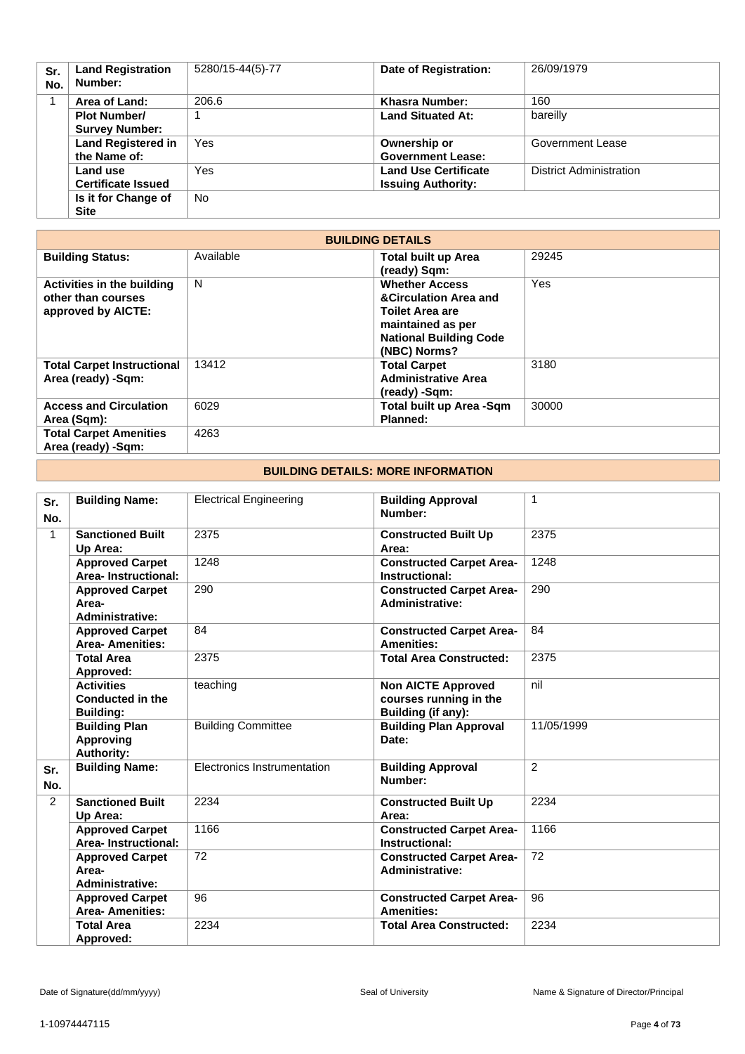| Sr. No. | Land Registration Number: | 5280/15-44(5)-77 | Date of Registration: | 26/09/1979 |
|---|---|---|---|---|
| 1 | Area of Land: | 206.6 | Khasra Number: | 160 |
| | Plot Number/ Survey Number: | 1 | Land Situated At: | bareilly |
| | Land Registered in the Name of: | Yes | Ownership or Government Lease: | Government Lease |
| | Land use Certificate Issued | Yes | Land Use Certificate Issuing Authority: | District Administration |
| | Is it for Change of Site | No | | |

## BUILDING DETAILS

| Building Status: | Available | Total built up Area (ready) Sqm: | 29245 |
|---|---|---|---|
| Activities in the building other than courses approved by AICTE: | N | Whether Access &Circulation Area and Toilet Area are maintained as per National Building Code (NBC) Norms? | Yes |
| Total Carpet Instructional Area (ready) -Sqm: | 13412 | Total Carpet Administrative Area (ready) -Sqm: | 3180 |
| Access and Circulation Area (Sqm): | 6029 | Total built up Area -Sqm Planned: | 30000 |
| Total Carpet Amenities Area (ready) -Sqm: | 4263 | | |

## BUILDING DETAILS: MORE INFORMATION

| Sr. No. | Building Name: | Electrical Engineering | Building Approval Number: | 1 |
|---|---|---|---|---|
| 1 | Sanctioned Built Up Area: | 2375 | Constructed Built Up Area: | 2375 |
| | Approved Carpet Area- Instructional: | 1248 | Constructed Carpet Area- Instructional: | 1248 |
| | Approved Carpet Area- Administrative: | 290 | Constructed Carpet Area- Administrative: | 290 |
| | Approved Carpet Area- Amenities: | 84 | Constructed Carpet Area- Amenities: | 84 |
| | Total Area Approved: | 2375 | Total Area Constructed: | 2375 |
| | Activities Conducted in the Building: | teaching | Non AICTE Approved courses running in the Building (if any): | nil |
| | Building Plan Approving Authority: | Building Committee | Building Plan Approval Date: | 11/05/1999 |
| Sr. No. | Building Name: | Electronics Instrumentation | Building Approval Number: | 2 |
| 2 | Sanctioned Built Up Area: | 2234 | Constructed Built Up Area: | 2234 |
| | Approved Carpet Area- Instructional: | 1166 | Constructed Carpet Area- Instructional: | 1166 |
| | Approved Carpet Area- Administrative: | 72 | Constructed Carpet Area- Administrative: | 72 |
| | Approved Carpet Area- Amenities: | 96 | Constructed Carpet Area- Amenities: | 96 |
| | Total Area Approved: | 2234 | Total Area Constructed: | 2234 |

Date of Signature(dd/mm/yyyy) Seal of University Name & Signature of Director/Principal

1-10974447115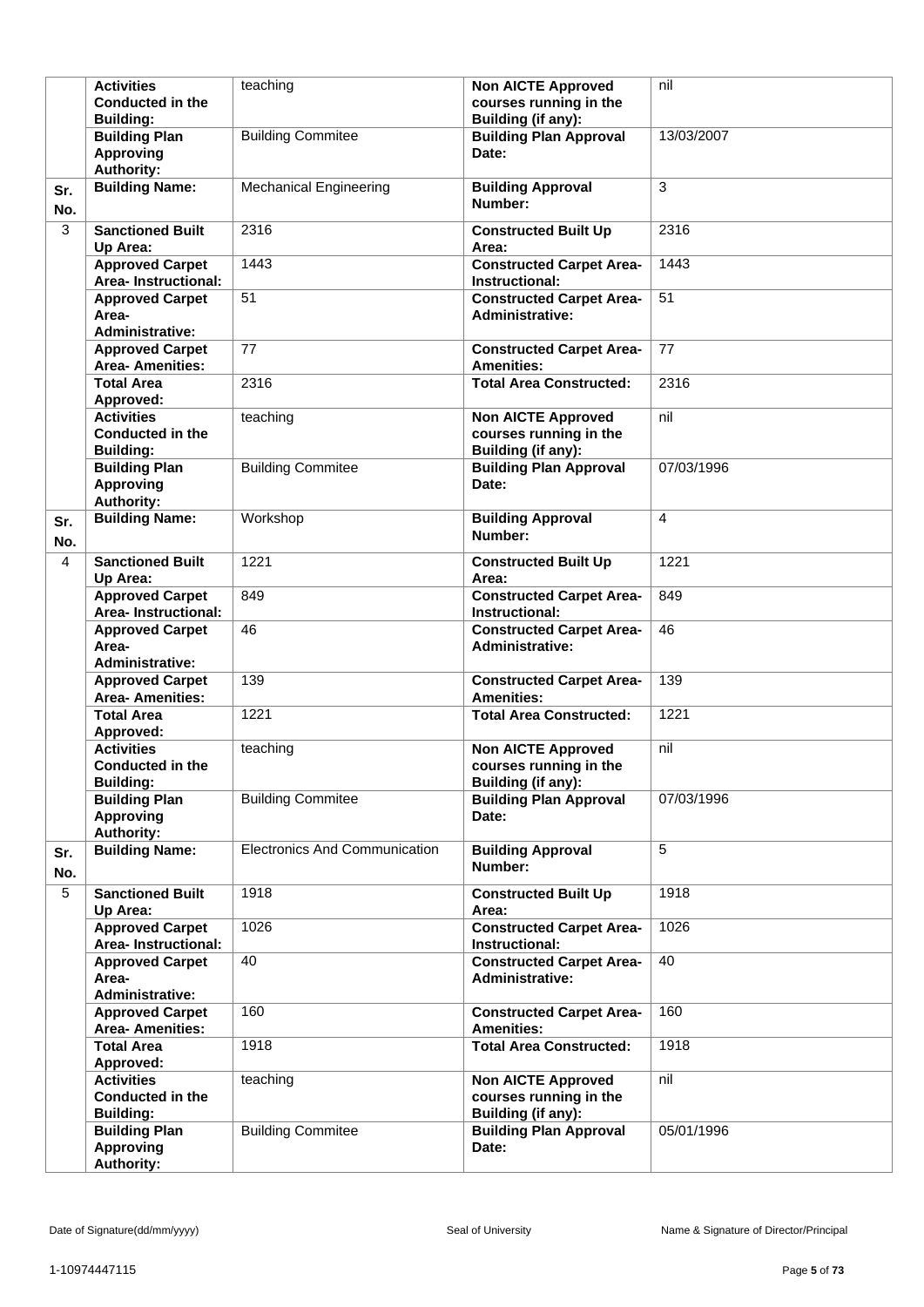| | | | | |
|---|---|---|---|---|
| | **Activities Conducted in the Building:** | teaching | **Non AICTE Approved courses running in the Building (if any):** | nil |
| | **Building Plan Approving Authority:** | Building Commitee | **Building Plan Approval Date:** | 13/03/2007 |
| **Sr. No.** | **Building Name:** | Mechanical Engineering | **Building Approval Number:** | 3 |
| 3 | **Sanctioned Built Up Area:** | 2316 | **Constructed Built Up Area:** | 2316 |
| | **Approved Carpet Area- Instructional:** | 1443 | **Constructed Carpet Area- Instructional:** | 1443 |
| | **Approved Carpet Area- Administrative:** | 51 | **Constructed Carpet Area- Administrative:** | 51 |
| | **Approved Carpet Area- Amenities:** | 77 | **Constructed Carpet Area- Amenities:** | 77 |
| | **Total Area Approved:** | 2316 | **Total Area Constructed:** | 2316 |
| | **Activities Conducted in the Building:** | teaching | **Non AICTE Approved courses running in the Building (if any):** | nil |
| | **Building Plan Approving Authority:** | Building Commitee | **Building Plan Approval Date:** | 07/03/1996 |
| **Sr. No.** | **Building Name:** | Workshop | **Building Approval Number:** | 4 |
| 4 | **Sanctioned Built Up Area:** | 1221 | **Constructed Built Up Area:** | 1221 |
| | **Approved Carpet Area- Instructional:** | 849 | **Constructed Carpet Area- Instructional:** | 849 |
| | **Approved Carpet Area- Administrative:** | 46 | **Constructed Carpet Area- Administrative:** | 46 |
| | **Approved Carpet Area- Amenities:** | 139 | **Constructed Carpet Area- Amenities:** | 139 |
| | **Total Area Approved:** | 1221 | **Total Area Constructed:** | 1221 |
| | **Activities Conducted in the Building:** | teaching | **Non AICTE Approved courses running in the Building (if any):** | nil |
| | **Building Plan Approving Authority:** | Building Commitee | **Building Plan Approval Date:** | 07/03/1996 |
| **Sr. No.** | **Building Name:** | Electronics And Communication | **Building Approval Number:** | 5 |
| 5 | **Sanctioned Built Up Area:** | 1918 | **Constructed Built Up Area:** | 1918 |
| | **Approved Carpet Area- Instructional:** | 1026 | **Constructed Carpet Area- Instructional:** | 1026 |
| | **Approved Carpet Area- Administrative:** | 40 | **Constructed Carpet Area- Administrative:** | 40 |
| | **Approved Carpet Area- Amenities:** | 160 | **Constructed Carpet Area- Amenities:** | 160 |
| | **Total Area Approved:** | 1918 | **Total Area Constructed:** | 1918 |
| | **Activities Conducted in the Building:** | teaching | **Non AICTE Approved courses running in the Building (if any):** | nil |
| | **Building Plan Approving Authority:** | Building Commitee | **Building Plan Approval Date:** | 05/01/1996 |

Date of Signature(dd/mm/yyyy) Seal of University Name & Signature of Director/Principal

1-10974447115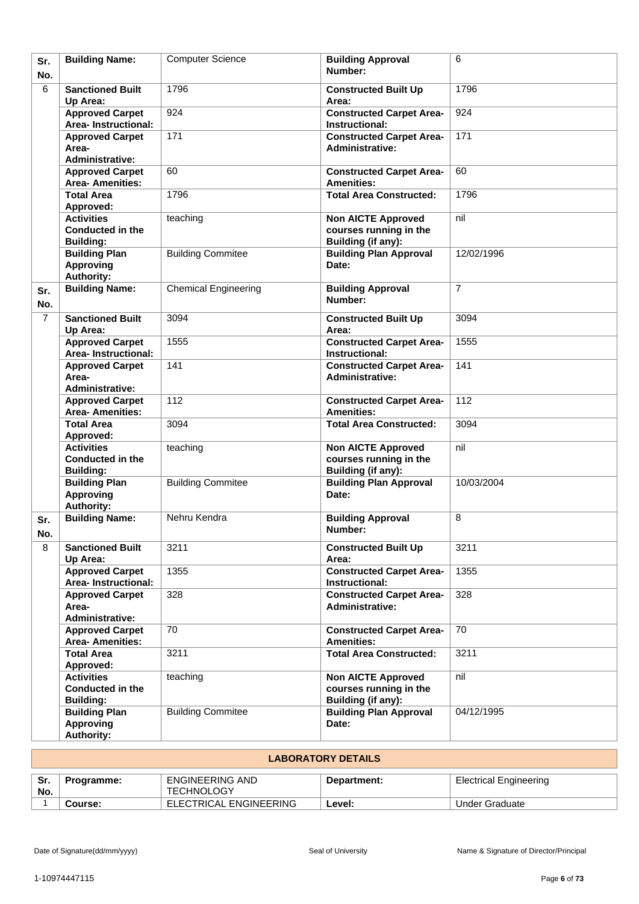| Sr. No. | Building Name: | Computer Science | Building Approval Number: | 6 |
|---|---|---|---|---|
| 6 | Sanctioned Built Up Area: | 1796 | Constructed Built Up Area: | 1796 |
| | Approved Carpet Area- Instructional: | 924 | Constructed Carpet Area- Instructional: | 924 |
| | Approved Carpet Area- Administrative: | 171 | Constructed Carpet Area- Administrative: | 171 |
| | Approved Carpet Area- Amenities: | 60 | Constructed Carpet Area- Amenities: | 60 |
| | Total Area Approved: | 1796 | Total Area Constructed: | 1796 |
| | Activities Conducted in the Building: | teaching | Non AICTE Approved courses running in the Building (if any): | nil |
| | Building Plan Approving Authority: | Building Commitee | Building Plan Approval Date: | 12/02/1996 |
| Sr. No. | Building Name: | Chemical Engineering | Building Approval Number: | 7 |
| 7 | Sanctioned Built Up Area: | 3094 | Constructed Built Up Area: | 3094 |
| | Approved Carpet Area- Instructional: | 1555 | Constructed Carpet Area- Instructional: | 1555 |
| | Approved Carpet Area- Administrative: | 141 | Constructed Carpet Area- Administrative: | 141 |
| | Approved Carpet Area- Amenities: | 112 | Constructed Carpet Area- Amenities: | 112 |
| | Total Area Approved: | 3094 | Total Area Constructed: | 3094 |
| | Activities Conducted in the Building: | teaching | Non AICTE Approved courses running in the Building (if any): | nil |
| | Building Plan Approving Authority: | Building Commitee | Building Plan Approval Date: | 10/03/2004 |
| Sr. No. | Building Name: | Nehru Kendra | Building Approval Number: | 8 |
| 8 | Sanctioned Built Up Area: | 3211 | Constructed Built Up Area: | 3211 |
| | Approved Carpet Area- Instructional: | 1355 | Constructed Carpet Area- Instructional: | 1355 |
| | Approved Carpet Area- Administrative: | 328 | Constructed Carpet Area- Administrative: | 328 |
| | Approved Carpet Area- Amenities: | 70 | Constructed Carpet Area- Amenities: | 70 |
| | Total Area Approved: | 3211 | Total Area Constructed: | 3211 |
| | Activities Conducted in the Building: | teaching | Non AICTE Approved courses running in the Building (if any): | nil |
| | Building Plan Approving Authority: | Building Commitee | Building Plan Approval Date: | 04/12/1995 |

## LABORATORY DETAILS

| Sr. No. | Programme: | ENGINEERING AND TECHNOLOGY | Department: | Electrical Engineering |
|---|---|---|---|---|
| 1 | Course: | ELECTRICAL ENGINEERING | Level: | Under Graduate |

Date of Signature(dd/mm/yyyy) | Seal of University | Name & Signature of Director/Principal

1-10974447115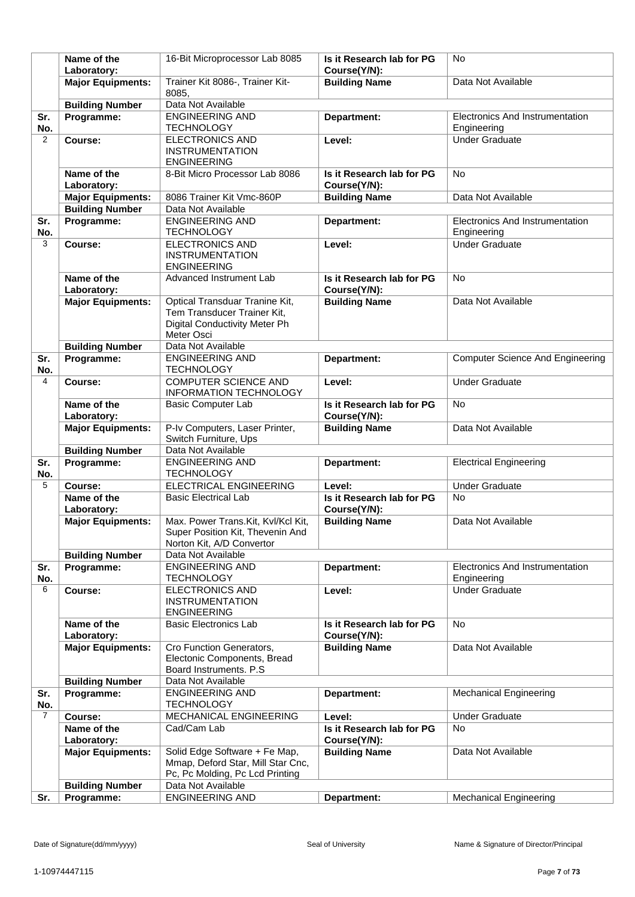| | | | | |
|---|---|---|---|---|
| | **Name of the Laboratory:** | 16-Bit Microprocessor Lab 8085 | **Is it Research lab for PG Course(Y/N):** | No |
| | **Major Equipments:** | Trainer Kit 8086-, Trainer Kit-8085, | **Building Name** | Data Not Available |
| | **Building Number** | Data Not Available | | |
| **Sr. No.** | **Programme:** | ENGINEERING AND TECHNOLOGY | **Department:** | Electronics And Instrumentation Engineering |
| 2 | **Course:** | ELECTRONICS AND INSTRUMENTATION ENGINEERING | **Level:** | Under Graduate |
| | **Name of the Laboratory:** | 8-Bit Micro Processor Lab 8086 | **Is it Research lab for PG Course(Y/N):** | No |
| | **Major Equipments:** | 8086 Trainer Kit Vmc-860P | **Building Name** | Data Not Available |
| | **Building Number** | Data Not Available | | |
| **Sr. No.** | **Programme:** | ENGINEERING AND TECHNOLOGY | **Department:** | Electronics And Instrumentation Engineering |
| 3 | **Course:** | ELECTRONICS AND INSTRUMENTATION ENGINEERING | **Level:** | Under Graduate |
| | **Name of the Laboratory:** | Advanced Instrument Lab | **Is it Research lab for PG Course(Y/N):** | No |
| | **Major Equipments:** | Optical Transduar Tranine Kit, Tem Transducer Trainer Kit, Digital Conductivity Meter Ph Meter Osci | **Building Name** | Data Not Available |
| | **Building Number** | Data Not Available | | |
| **Sr. No.** | **Programme:** | ENGINEERING AND TECHNOLOGY | **Department:** | Computer Science And Engineering |
| 4 | **Course:** | COMPUTER SCIENCE AND INFORMATION TECHNOLOGY | **Level:** | Under Graduate |
| | **Name of the Laboratory:** | Basic Computer Lab | **Is it Research lab for PG Course(Y/N):** | No |
| | **Major Equipments:** | P-Iv Computers, Laser Printer, Switch Furniture, Ups | **Building Name** | Data Not Available |
| | **Building Number** | Data Not Available | | |
| **Sr. No.** | **Programme:** | ENGINEERING AND TECHNOLOGY | **Department:** | Electrical Engineering |
| 5 | **Course:** | ELECTRICAL ENGINEERING | **Level:** | Under Graduate |
| | **Name of the Laboratory:** | Basic Electrical Lab | **Is it Research lab for PG Course(Y/N):** | No |
| | **Major Equipments:** | Max. Power Trans.Kit, Kvl/Kcl Kit, Super Position Kit, Thevenin And Norton Kit, A/D Convertor | **Building Name** | Data Not Available |
| | **Building Number** | Data Not Available | | |
| **Sr. No.** | **Programme:** | ENGINEERING AND TECHNOLOGY | **Department:** | Electronics And Instrumentation Engineering |
| 6 | **Course:** | ELECTRONICS AND INSTRUMENTATION ENGINEERING | **Level:** | Under Graduate |
| | **Name of the Laboratory:** | Basic Electronics Lab | **Is it Research lab for PG Course(Y/N):** | No |
| | **Major Equipments:** | Cro Function Generators, Electonic Components, Bread Board Instruments. P.S | **Building Name** | Data Not Available |
| | **Building Number** | Data Not Available | | |
| **Sr. No.** | **Programme:** | ENGINEERING AND TECHNOLOGY | **Department:** | Mechanical Engineering |
| 7 | **Course:** | MECHANICAL ENGINEERING | **Level:** | Under Graduate |
| | **Name of the Laboratory:** | Cad/Cam Lab | **Is it Research lab for PG Course(Y/N):** | No |
| | **Major Equipments:** | Solid Edge Software + Fe Map, Mmap, Deford Star, Mill Star Cnc, Pc, Pc Molding, Pc Lcd Printing | **Building Name** | Data Not Available |
| | **Building Number** | Data Not Available | | |
| **Sr.** | **Programme:** | ENGINEERING AND | **Department:** | Mechanical Engineering |

Date of Signature(dd/mm/yyyy) Seal of University Name & Signature of Director/Principal

1-10974447115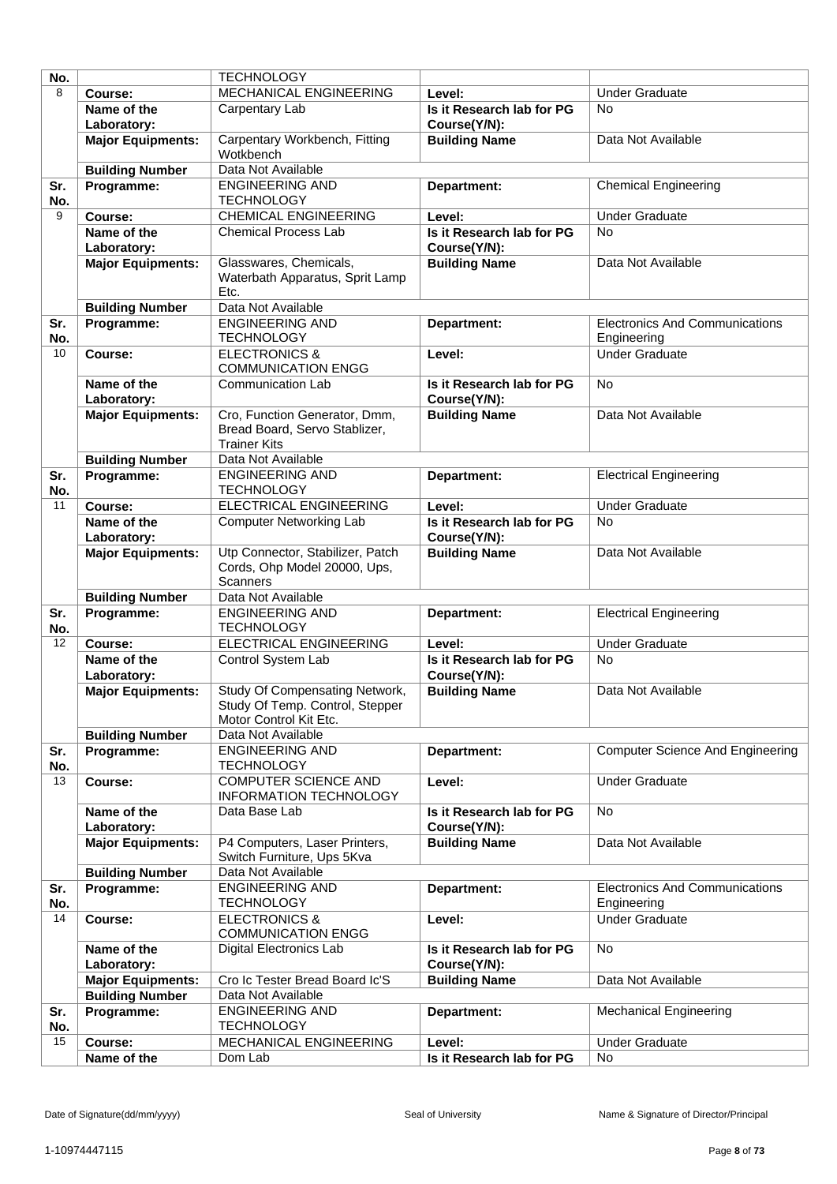| No. | | TECHNOLOGY | | |
|---|---|---|---|---|
| 8 | **Course:** | MECHANICAL ENGINEERING | **Level:** | Under Graduate |
| | **Name of the Laboratory:** | Carpentary Lab | **Is it Research lab for PG Course(Y/N):** | No |
| | **Major Equipments:** | Carpentary Workbench, Fitting Wotkbench | **Building Name** | Data Not Available |
| | **Building Number** | Data Not Available | | |
| **Sr. No.** | **Programme:** | ENGINEERING AND TECHNOLOGY | **Department:** | Chemical Engineering |
| 9 | **Course:** | CHEMICAL ENGINEERING | **Level:** | Under Graduate |
| | **Name of the Laboratory:** | Chemical Process Lab | **Is it Research lab for PG Course(Y/N):** | No |
| | **Major Equipments:** | Glasswares, Chemicals, Waterbath Apparatus, Sprit Lamp Etc. | **Building Name** | Data Not Available |
| | **Building Number** | Data Not Available | | |
| **Sr. No.** | **Programme:** | ENGINEERING AND TECHNOLOGY | **Department:** | Electronics And Communications Engineering |
| 10 | **Course:** | ELECTRONICS & COMMUNICATION ENGG | **Level:** | Under Graduate |
| | **Name of the Laboratory:** | Communication Lab | **Is it Research lab for PG Course(Y/N):** | No |
| | **Major Equipments:** | Cro, Function Generator, Dmm, Bread Board, Servo Stablizer, Trainer Kits | **Building Name** | Data Not Available |
| | **Building Number** | Data Not Available | | |
| **Sr. No.** | **Programme:** | ENGINEERING AND TECHNOLOGY | **Department:** | Electrical Engineering |
| 11 | **Course:** | ELECTRICAL ENGINEERING | **Level:** | Under Graduate |
| | **Name of the Laboratory:** | Computer Networking Lab | **Is it Research lab for PG Course(Y/N):** | No |
| | **Major Equipments:** | Utp Connector, Stabilizer, Patch Cords, Ohp Model 20000, Ups, Scanners | **Building Name** | Data Not Available |
| | **Building Number** | Data Not Available | | |
| **Sr. No.** | **Programme:** | ENGINEERING AND TECHNOLOGY | **Department:** | Electrical Engineering |
| 12 | **Course:** | ELECTRICAL ENGINEERING | **Level:** | Under Graduate |
| | **Name of the Laboratory:** | Control System Lab | **Is it Research lab for PG Course(Y/N):** | No |
| | **Major Equipments:** | Study Of Compensating Network, Study Of Temp. Control, Stepper Motor Control Kit Etc. | **Building Name** | Data Not Available |
| | **Building Number** | Data Not Available | | |
| **Sr. No.** | **Programme:** | ENGINEERING AND TECHNOLOGY | **Department:** | Computer Science And Engineering |
| 13 | **Course:** | COMPUTER SCIENCE AND INFORMATION TECHNOLOGY | **Level:** | Under Graduate |
| | **Name of the Laboratory:** | Data Base Lab | **Is it Research lab for PG Course(Y/N):** | No |
| | **Major Equipments:** | P4 Computers, Laser Printers, Switch Furniture, Ups 5Kva | **Building Name** | Data Not Available |
| | **Building Number** | Data Not Available | | |
| **Sr. No.** | **Programme:** | ENGINEERING AND TECHNOLOGY | **Department:** | Electronics And Communications Engineering |
| 14 | **Course:** | ELECTRONICS & COMMUNICATION ENGG | **Level:** | Under Graduate |
| | **Name of the Laboratory:** | Digital Electronics Lab | **Is it Research lab for PG Course(Y/N):** | No |
| | **Major Equipments:** | Cro Ic Tester Bread Board Ic'S | **Building Name** | Data Not Available |
| | **Building Number** | Data Not Available | | |
| **Sr. No.** | **Programme:** | ENGINEERING AND TECHNOLOGY | **Department:** | Mechanical Engineering |
| 15 | **Course:** | MECHANICAL ENGINEERING | **Level:** | Under Graduate |
| | **Name of the** | Dom Lab | **Is it Research lab for PG** | No |

Date of Signature(dd/mm/yyyy) Seal of University Name & Signature of Director/Principal

1-10974447115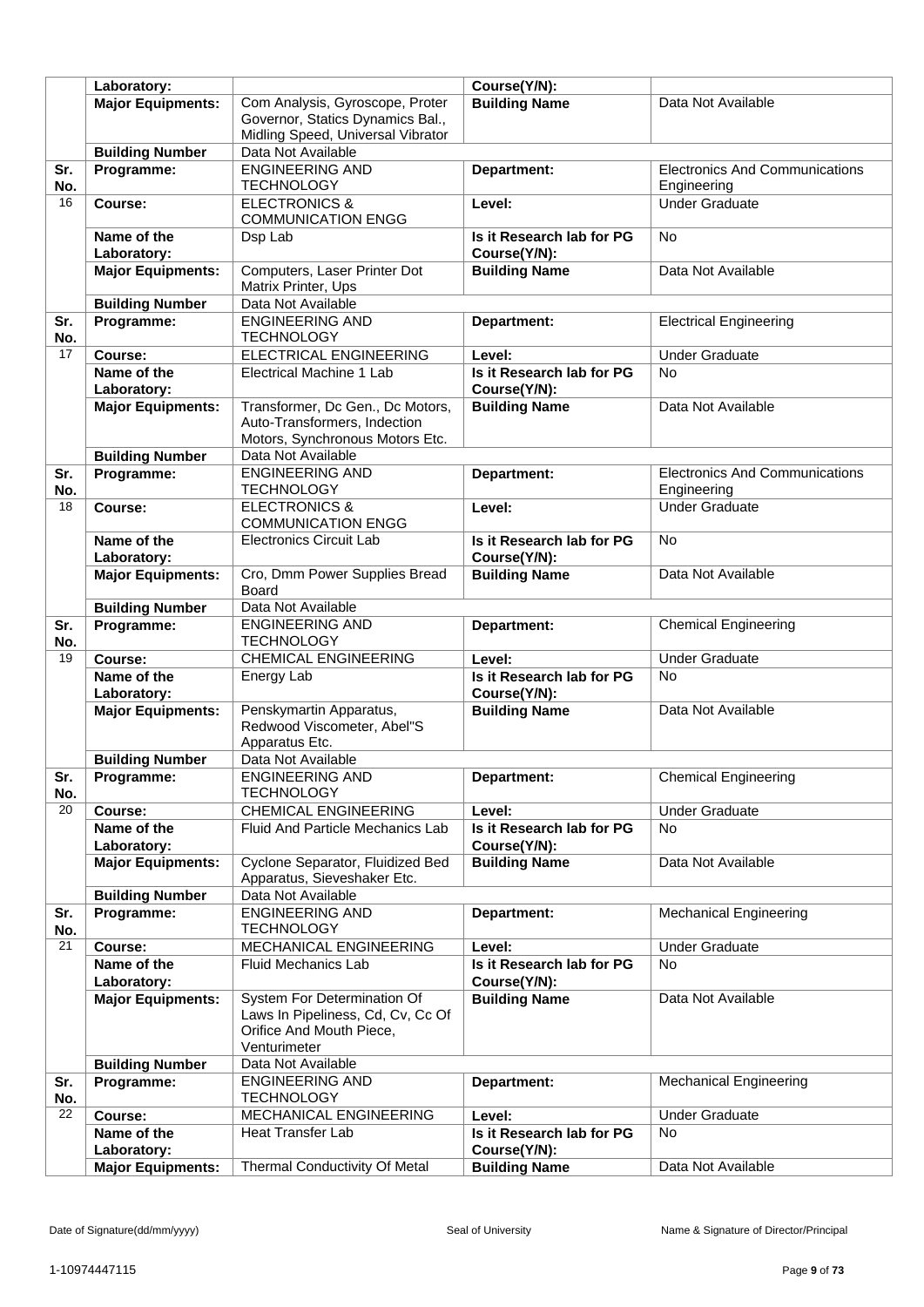| | | | | |
|---|---|---|---|---|
| | **Laboratory:** | | **Course(Y/N):** | |
| | **Major Equipments:** | Com Analysis, Gyroscope, Proter Governor, Statics Dynamics Bal., Midling Speed, Universal Vibrator | **Building Name** | Data Not Available |
| | **Building Number** | Data Not Available | | |
| **Sr. No.** | **Programme:** | ENGINEERING AND TECHNOLOGY | **Department:** | Electronics And Communications Engineering |
| 16 | **Course:** | ELECTRONICS & COMMUNICATION ENGG | **Level:** | Under Graduate |
| | **Name of the Laboratory:** | Dsp Lab | **Is it Research lab for PG Course(Y/N):** | No |
| | **Major Equipments:** | Computers, Laser Printer Dot Matrix Printer, Ups | **Building Name** | Data Not Available |
| | **Building Number** | Data Not Available | | |
| **Sr. No.** | **Programme:** | ENGINEERING AND TECHNOLOGY | **Department:** | Electrical Engineering |
| 17 | **Course:** | ELECTRICAL ENGINEERING | **Level:** | Under Graduate |
| | **Name of the Laboratory:** | Electrical Machine 1 Lab | **Is it Research lab for PG Course(Y/N):** | No |
| | **Major Equipments:** | Transformer, Dc Gen., Dc Motors, Auto-Transformers, Induction Motors, Synchronous Motors Etc. | **Building Name** | Data Not Available |
| | **Building Number** | Data Not Available | | |
| **Sr. No.** | **Programme:** | ENGINEERING AND TECHNOLOGY | **Department:** | Electronics And Communications Engineering |
| 18 | **Course:** | ELECTRONICS & COMMUNICATION ENGG | **Level:** | Under Graduate |
| | **Name of the Laboratory:** | Electronics Circuit Lab | **Is it Research lab for PG Course(Y/N):** | No |
| | **Major Equipments:** | Cro, Dmm Power Supplies Bread Board | **Building Name** | Data Not Available |
| | **Building Number** | Data Not Available | | |
| **Sr. No.** | **Programme:** | ENGINEERING AND TECHNOLOGY | **Department:** | Chemical Engineering |
| 19 | **Course:** | CHEMICAL ENGINEERING | **Level:** | Under Graduate |
| | **Name of the Laboratory:** | Energy Lab | **Is it Research lab for PG Course(Y/N):** | No |
| | **Major Equipments:** | Penskymartin Apparatus, Redwood Viscometer, Abel"S Apparatus Etc. | **Building Name** | Data Not Available |
| | **Building Number** | Data Not Available | | |
| **Sr. No.** | **Programme:** | ENGINEERING AND TECHNOLOGY | **Department:** | Chemical Engineering |
| 20 | **Course:** | CHEMICAL ENGINEERING | **Level:** | Under Graduate |
| | **Name of the Laboratory:** | Fluid And Particle Mechanics Lab | **Is it Research lab for PG Course(Y/N):** | No |
| | **Major Equipments:** | Cyclone Separator, Fluidized Bed Apparatus, Sieveshaker Etc. | **Building Name** | Data Not Available |
| | **Building Number** | Data Not Available | | |
| **Sr. No.** | **Programme:** | ENGINEERING AND TECHNOLOGY | **Department:** | Mechanical Engineering |
| 21 | **Course:** | MECHANICAL ENGINEERING | **Level:** | Under Graduate |
| | **Name of the Laboratory:** | Fluid Mechanics Lab | **Is it Research lab for PG Course(Y/N):** | No |
| | **Major Equipments:** | System For Determination Of Laws In Pipeliness, Cd, Cv, Cc Of Orifice And Mouth Piece, Venturimeter | **Building Name** | Data Not Available |
| | **Building Number** | Data Not Available | | |
| **Sr. No.** | **Programme:** | ENGINEERING AND TECHNOLOGY | **Department:** | Mechanical Engineering |
| 22 | **Course:** | MECHANICAL ENGINEERING | **Level:** | Under Graduate |
| | **Name of the Laboratory:** | Heat Transfer Lab | **Is it Research lab for PG Course(Y/N):** | No |
| | **Major Equipments:** | Thermal Conductivity Of Metal | **Building Name** | Data Not Available |

Date of Signature(dd/mm/yyyy) Seal of University Name & Signature of Director/Principal

1-10974447115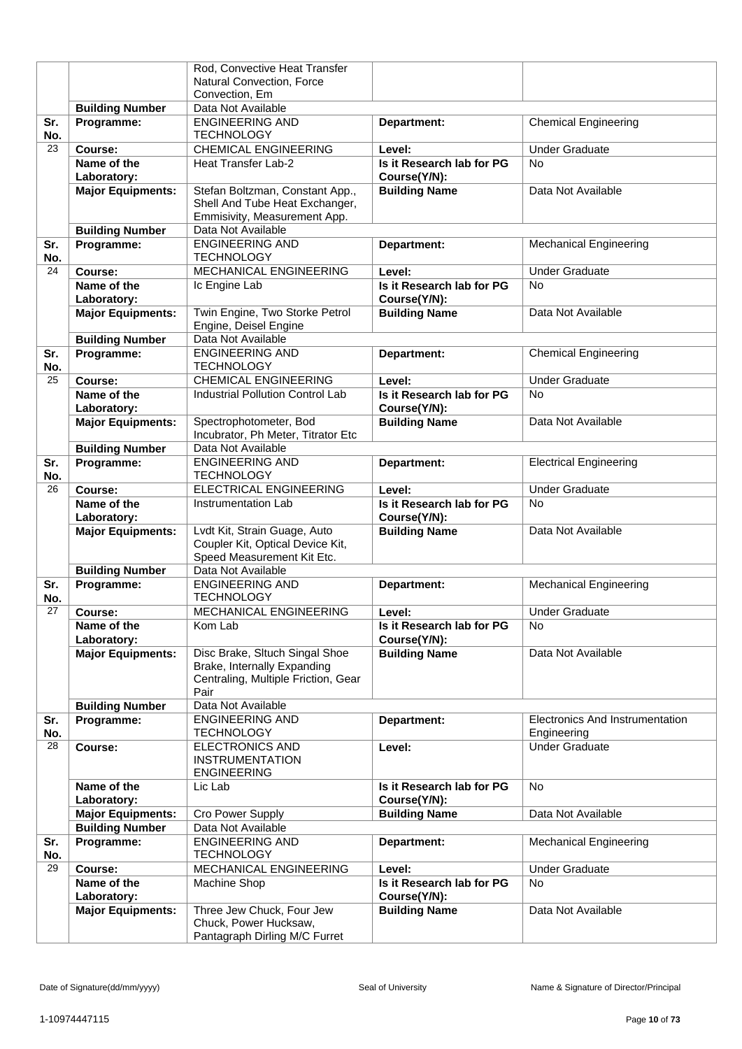| | | | | |
|---|---|---|---|---|
| | | Rod, Convective Heat Transfer Natural Convection, Force Convection, Em | | |
| | **Building Number** | Data Not Available | | |
| **Sr. No.** | **Programme:** | ENGINEERING AND TECHNOLOGY | **Department:** | Chemical Engineering |
| 23 | **Course:** | CHEMICAL ENGINEERING | **Level:** | Under Graduate |
| | **Name of the Laboratory:** | Heat Transfer Lab-2 | **Is it Research lab for PG Course(Y/N):** | No |
| | **Major Equipments:** | Stefan Boltzman, Constant App., Shell And Tube Heat Exchanger, Emmisivity, Measurement App. | **Building Name** | Data Not Available |
| | **Building Number** | Data Not Available | | |
| **Sr. No.** | **Programme:** | ENGINEERING AND TECHNOLOGY | **Department:** | Mechanical Engineering |
| 24 | **Course:** | MECHANICAL ENGINEERING | **Level:** | Under Graduate |
| | **Name of the Laboratory:** | Ic Engine Lab | **Is it Research lab for PG Course(Y/N):** | No |
| | **Major Equipments:** | Twin Engine, Two Storke Petrol Engine, Deisel Engine | **Building Name** | Data Not Available |
| | **Building Number** | Data Not Available | | |
| **Sr. No.** | **Programme:** | ENGINEERING AND TECHNOLOGY | **Department:** | Chemical Engineering |
| 25 | **Course:** | CHEMICAL ENGINEERING | **Level:** | Under Graduate |
| | **Name of the Laboratory:** | Industrial Pollution Control Lab | **Is it Research lab for PG Course(Y/N):** | No |
| | **Major Equipments:** | Spectrophotometer, Bod Incubrator, Ph Meter, Titrator Etc | **Building Name** | Data Not Available |
| | **Building Number** | Data Not Available | | |
| **Sr. No.** | **Programme:** | ENGINEERING AND TECHNOLOGY | **Department:** | Electrical Engineering |
| 26 | **Course:** | ELECTRICAL ENGINEERING | **Level:** | Under Graduate |
| | **Name of the Laboratory:** | Instrumentation Lab | **Is it Research lab for PG Course(Y/N):** | No |
| | **Major Equipments:** | Lvdt Kit, Strain Guage, Auto Coupler Kit, Optical Device Kit, Speed Measurement Kit Etc. | **Building Name** | Data Not Available |
| | **Building Number** | Data Not Available | | |
| **Sr. No.** | **Programme:** | ENGINEERING AND TECHNOLOGY | **Department:** | Mechanical Engineering |
| 27 | **Course:** | MECHANICAL ENGINEERING | **Level:** | Under Graduate |
| | **Name of the Laboratory:** | Kom Lab | **Is it Research lab for PG Course(Y/N):** | No |
| | **Major Equipments:** | Disc Brake, Sltuch Singal Shoe Brake, Internally Expanding Centraling, Multiple Friction, Gear Pair | **Building Name** | Data Not Available |
| | **Building Number** | Data Not Available | | |
| **Sr. No.** | **Programme:** | ENGINEERING AND TECHNOLOGY | **Department:** | Electronics And Instrumentation Engineering |
| 28 | **Course:** | ELECTRONICS AND INSTRUMENTATION ENGINEERING | **Level:** | Under Graduate |
| | **Name of the Laboratory:** | Lic Lab | **Is it Research lab for PG Course(Y/N):** | No |
| | **Major Equipments:** | Cro Power Supply | **Building Name** | Data Not Available |
| | **Building Number** | Data Not Available | | |
| **Sr. No.** | **Programme:** | ENGINEERING AND TECHNOLOGY | **Department:** | Mechanical Engineering |
| 29 | **Course:** | MECHANICAL ENGINEERING | **Level:** | Under Graduate |
| | **Name of the Laboratory:** | Machine Shop | **Is it Research lab for PG Course(Y/N):** | No |
| | **Major Equipments:** | Three Jew Chuck, Four Jew Chuck, Power Hucksaw, Pantagraph Dirling M/C Furret | **Building Name** | Data Not Available |

Date of Signature(dd/mm/yyyy) &emsp; Seal of University &emsp; Name & Signature of Director/Principal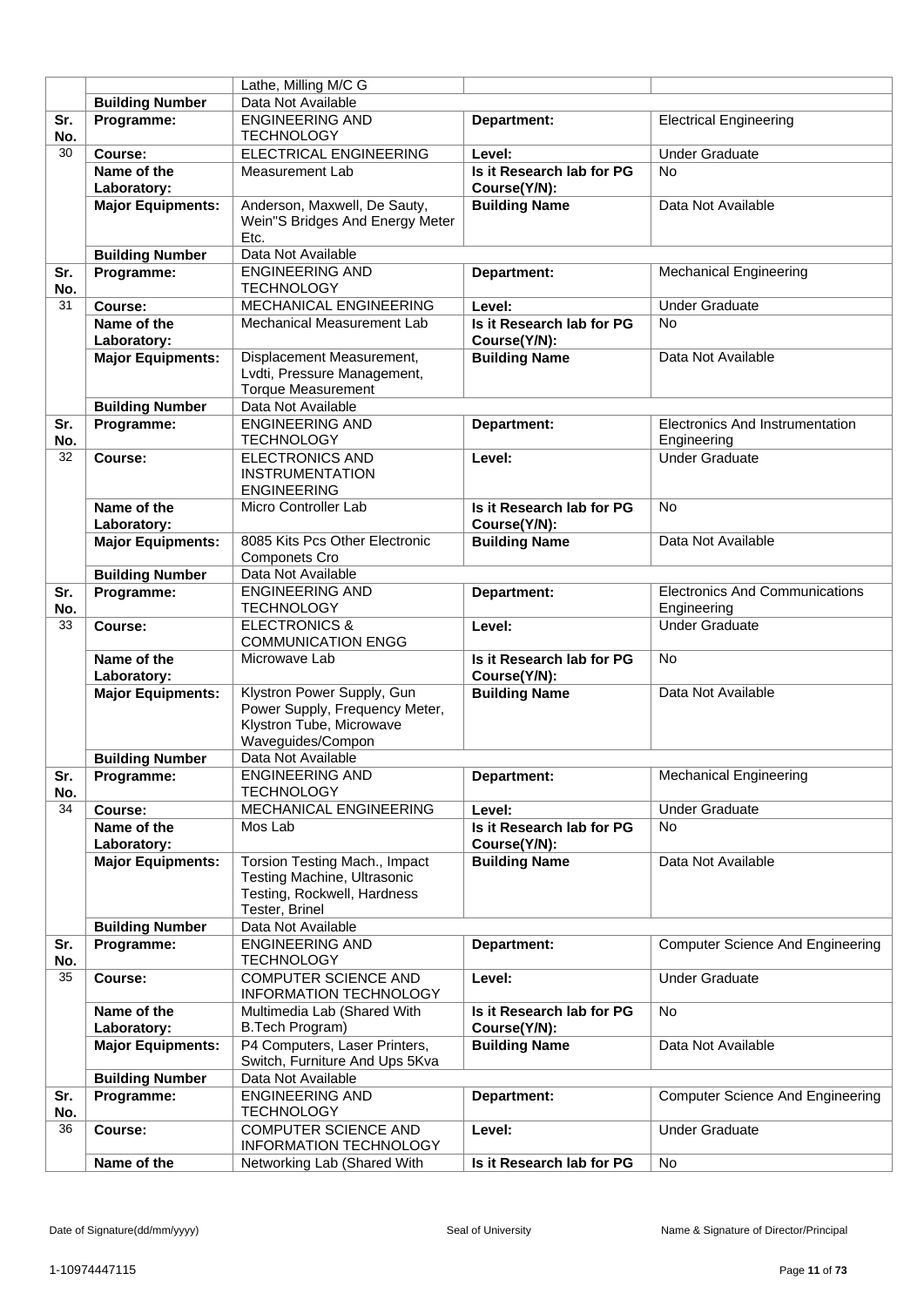| Sr. No. | | | | |
|---|---|---|---|---|
| | | Lathe, Milling M/C G | | |
| | **Building Number** | Data Not Available | | |
| **Sr. No.** | **Programme:** | ENGINEERING AND TECHNOLOGY | **Department:** | Electrical Engineering |
| 30 | **Course:** | ELECTRICAL ENGINEERING | **Level:** | Under Graduate |
| | **Name of the Laboratory:** | Measurement Lab | **Is it Research lab for PG Course(Y/N):** | No |
| | **Major Equipments:** | Anderson, Maxwell, De Sauty, Wein"S Bridges And Energy Meter Etc. | **Building Name** | Data Not Available |
| | **Building Number** | Data Not Available | | |
| **Sr. No.** | **Programme:** | ENGINEERING AND TECHNOLOGY | **Department:** | Mechanical Engineering |
| 31 | **Course:** | MECHANICAL ENGINEERING | **Level:** | Under Graduate |
| | **Name of the Laboratory:** | Mechanical Measurement Lab | **Is it Research lab for PG Course(Y/N):** | No |
| | **Major Equipments:** | Displacement Measurement, Lvdti, Pressure Management, Torque Measurement | **Building Name** | Data Not Available |
| | **Building Number** | Data Not Available | | |
| **Sr. No.** | **Programme:** | ENGINEERING AND TECHNOLOGY | **Department:** | Electronics And Instrumentation Engineering |
| 32 | **Course:** | ELECTRONICS AND INSTRUMENTATION ENGINEERING | **Level:** | Under Graduate |
| | **Name of the Laboratory:** | Micro Controller Lab | **Is it Research lab for PG Course(Y/N):** | No |
| | **Major Equipments:** | 8085 Kits Pcs Other Electronic Componets Cro | **Building Name** | Data Not Available |
| | **Building Number** | Data Not Available | | |
| **Sr. No.** | **Programme:** | ENGINEERING AND TECHNOLOGY | **Department:** | Electronics And Communications Engineering |
| 33 | **Course:** | ELECTRONICS & COMMUNICATION ENGG | **Level:** | Under Graduate |
| | **Name of the Laboratory:** | Microwave Lab | **Is it Research lab for PG Course(Y/N):** | No |
| | **Major Equipments:** | Klystron Power Supply, Gun Power Supply, Frequency Meter, Klystron Tube, Microwave Waveguides/Compon | **Building Name** | Data Not Available |
| | **Building Number** | Data Not Available | | |
| **Sr. No.** | **Programme:** | ENGINEERING AND TECHNOLOGY | **Department:** | Mechanical Engineering |
| 34 | **Course:** | MECHANICAL ENGINEERING | **Level:** | Under Graduate |
| | **Name of the Laboratory:** | Mos Lab | **Is it Research lab for PG Course(Y/N):** | No |
| | **Major Equipments:** | Torsion Testing Mach., Impact Testing Machine, Ultrasonic Testing, Rockwell, Hardness Tester, Brinel | **Building Name** | Data Not Available |
| | **Building Number** | Data Not Available | | |
| **Sr. No.** | **Programme:** | ENGINEERING AND TECHNOLOGY | **Department:** | Computer Science And Engineering |
| 35 | **Course:** | COMPUTER SCIENCE AND INFORMATION TECHNOLOGY | **Level:** | Under Graduate |
| | **Name of the Laboratory:** | Multimedia Lab (Shared With B.Tech Program) | **Is it Research lab for PG Course(Y/N):** | No |
| | **Major Equipments:** | P4 Computers, Laser Printers, Switch, Furniture And Ups 5Kva | **Building Name** | Data Not Available |
| | **Building Number** | Data Not Available | | |
| **Sr. No.** | **Programme:** | ENGINEERING AND TECHNOLOGY | **Department:** | Computer Science And Engineering |
| 36 | **Course:** | COMPUTER SCIENCE AND INFORMATION TECHNOLOGY | **Level:** | Under Graduate |
| | **Name of the** | Networking Lab (Shared With | **Is it Research lab for PG** | No |

Date of Signature(dd/mm/yyyy) Seal of University Name & Signature of Director/Principal

1-10974447115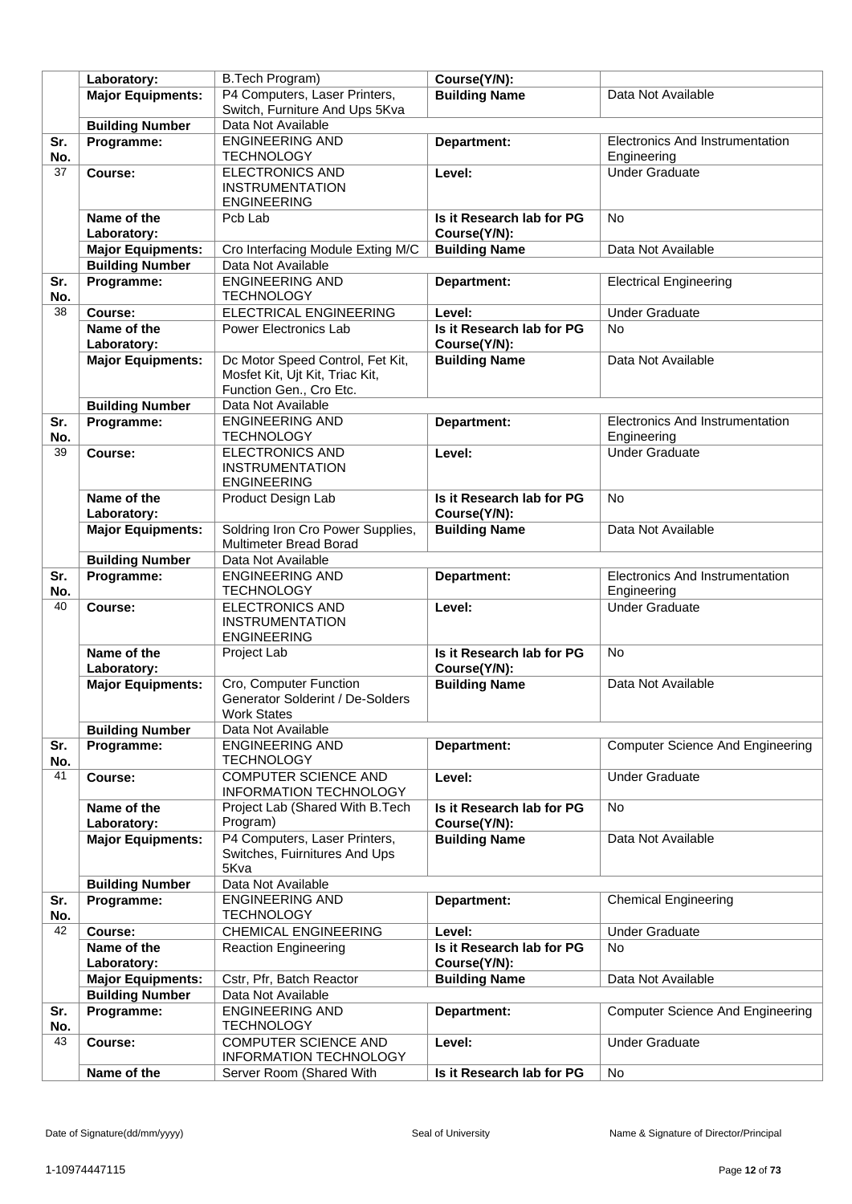| | | | | |
|---|---|---|---|---|
| | Laboratory: | B.Tech Program) | Course(Y/N): | |
| | Major Equipments: | P4 Computers, Laser Printers, Switch, Furniture And Ups 5Kva | Building Name | Data Not Available |
| | Building Number | Data Not Available | | |
| Sr. No. | Programme: | ENGINEERING AND TECHNOLOGY | Department: | Electronics And Instrumentation Engineering |
| 37 | Course: | ELECTRONICS AND INSTRUMENTATION ENGINEERING | Level: | Under Graduate |
| | Name of the Laboratory: | Pcb Lab | Is it Research lab for PG Course(Y/N): | No |
| | Major Equipments: | Cro Interfacing Module Exting M/C | Building Name | Data Not Available |
| | Building Number | Data Not Available | | |
| Sr. No. | Programme: | ENGINEERING AND TECHNOLOGY | Department: | Electrical Engineering |
| 38 | Course: | ELECTRICAL ENGINEERING | Level: | Under Graduate |
| | Name of the Laboratory: | Power Electronics Lab | Is it Research lab for PG Course(Y/N): | No |
| | Major Equipments: | Dc Motor Speed Control, Fet Kit, Mosfet Kit, Ujt Kit, Triac Kit, Function Gen., Cro Etc. | Building Name | Data Not Available |
| | Building Number | Data Not Available | | |
| Sr. No. | Programme: | ENGINEERING AND TECHNOLOGY | Department: | Electronics And Instrumentation Engineering |
| 39 | Course: | ELECTRONICS AND INSTRUMENTATION ENGINEERING | Level: | Under Graduate |
| | Name of the Laboratory: | Product Design Lab | Is it Research lab for PG Course(Y/N): | No |
| | Major Equipments: | Soldring Iron Cro Power Supplies, Multimeter Bread Borad | Building Name | Data Not Available |
| | Building Number | Data Not Available | | |
| Sr. No. | Programme: | ENGINEERING AND TECHNOLOGY | Department: | Electronics And Instrumentation Engineering |
| 40 | Course: | ELECTRONICS AND INSTRUMENTATION ENGINEERING | Level: | Under Graduate |
| | Name of the Laboratory: | Project Lab | Is it Research lab for PG Course(Y/N): | No |
| | Major Equipments: | Cro, Computer Function Generator Solderint / De-Solders Work States | Building Name | Data Not Available |
| | Building Number | Data Not Available | | |
| Sr. No. | Programme: | ENGINEERING AND TECHNOLOGY | Department: | Computer Science And Engineering |
| 41 | Course: | COMPUTER SCIENCE AND INFORMATION TECHNOLOGY | Level: | Under Graduate |
| | Name of the Laboratory: | Project Lab (Shared With B.Tech Program) | Is it Research lab for PG Course(Y/N): | No |
| | Major Equipments: | P4 Computers, Laser Printers, Switches, Fuirnitures And Ups 5Kva | Building Name | Data Not Available |
| | Building Number | Data Not Available | | |
| Sr. No. | Programme: | ENGINEERING AND TECHNOLOGY | Department: | Chemical Engineering |
| 42 | Course: | CHEMICAL ENGINEERING | Level: | Under Graduate |
| | Name of the Laboratory: | Reaction Engineering | Is it Research lab for PG Course(Y/N): | No |
| | Major Equipments: | Cstr, Pfr, Batch Reactor | Building Name | Data Not Available |
| | Building Number | Data Not Available | | |
| Sr. No. | Programme: | ENGINEERING AND TECHNOLOGY | Department: | Computer Science And Engineering |
| 43 | Course: | COMPUTER SCIENCE AND INFORMATION TECHNOLOGY | Level: | Under Graduate |
| | Name of the | Server Room (Shared With | Is it Research lab for PG | No |

Date of Signature(dd/mm/yyyy) Seal of University Name & Signature of Director/Principal

1-10974447115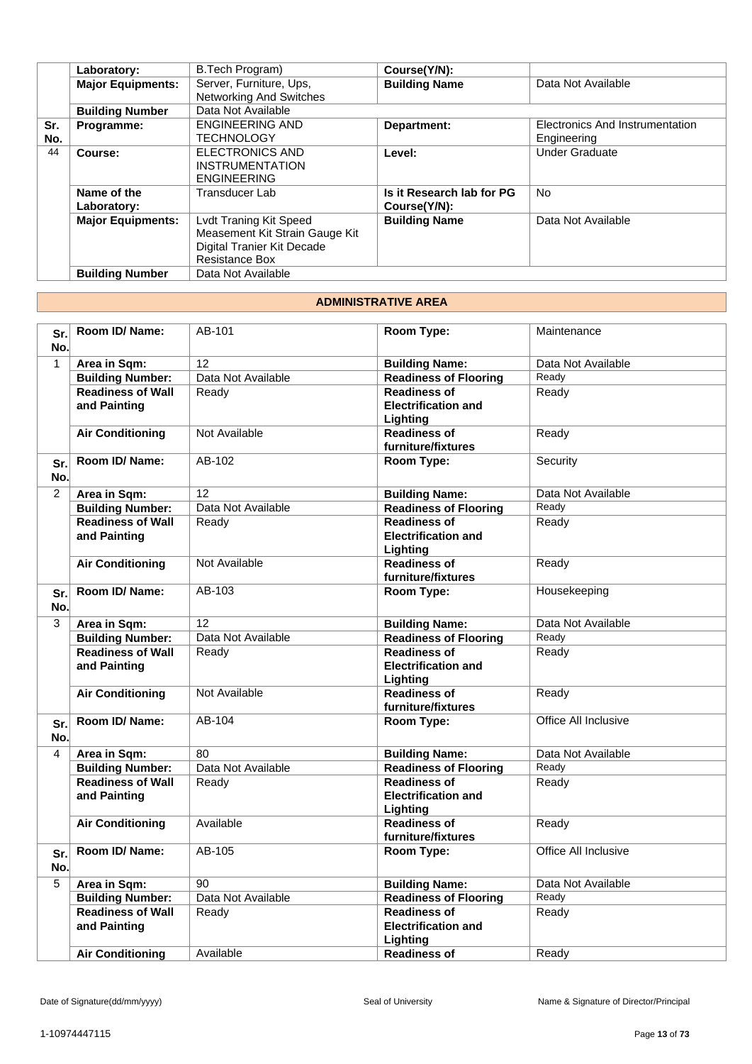|  | Laboratory: | B.Tech Program) | Course(Y/N): |  |
|---|---|---|---|---|
|  | **Major Equipments:** | Server, Furniture, Ups, Networking And Switches | **Building Name** | Data Not Available |
|  | **Building Number** | Data Not Available |  |  |
| **Sr. No.** | **Programme:** | ENGINEERING AND TECHNOLOGY | **Department:** | Electronics And Instrumentation Engineering |
| 44 | **Course:** | ELECTRONICS AND INSTRUMENTATION ENGINEERING | **Level:** | Under Graduate |
|  | **Name of the Laboratory:** | Transducer Lab | **Is it Research lab for PG Course(Y/N):** | No |
|  | **Major Equipments:** | Lvdt Traning Kit Speed Measement Kit Strain Gauge Kit Digital Tranier Kit Decade Resistance Box | **Building Name** | Data Not Available |
|  | **Building Number** | Data Not Available |  |  |

## ADMINISTRATIVE AREA

| Sr. No. | Room ID/ Name: | AB-101 | Room Type: | Maintenance |
|---|---|---|---|---|
| 1 | **Area in Sqm:** | 12 | **Building Name:** | Data Not Available |
|  | **Building Number:** | Data Not Available | **Readiness of Flooring** | Ready |
|  | **Readiness of Wall and Painting** | Ready | **Readiness of Electrification and Lighting** | Ready |
|  | **Air Conditioning** | Not Available | **Readiness of furniture/fixtures** | Ready |
| **Sr. No.** | **Room ID/ Name:** | AB-102 | **Room Type:** | Security |
| 2 | **Area in Sqm:** | 12 | **Building Name:** | Data Not Available |
|  | **Building Number:** | Data Not Available | **Readiness of Flooring** | Ready |
|  | **Readiness of Wall and Painting** | Ready | **Readiness of Electrification and Lighting** | Ready |
|  | **Air Conditioning** | Not Available | **Readiness of furniture/fixtures** | Ready |
| **Sr. No.** | **Room ID/ Name:** | AB-103 | **Room Type:** | Housekeeping |
| 3 | **Area in Sqm:** | 12 | **Building Name:** | Data Not Available |
|  | **Building Number:** | Data Not Available | **Readiness of Flooring** | Ready |
|  | **Readiness of Wall and Painting** | Ready | **Readiness of Electrification and Lighting** | Ready |
|  | **Air Conditioning** | Not Available | **Readiness of furniture/fixtures** | Ready |
| **Sr. No.** | **Room ID/ Name:** | AB-104 | **Room Type:** | Office All Inclusive |
| 4 | **Area in Sqm:** | 80 | **Building Name:** | Data Not Available |
|  | **Building Number:** | Data Not Available | **Readiness of Flooring** | Ready |
|  | **Readiness of Wall and Painting** | Ready | **Readiness of Electrification and Lighting** | Ready |
|  | **Air Conditioning** | Available | **Readiness of furniture/fixtures** | Ready |
| **Sr. No.** | **Room ID/ Name:** | AB-105 | **Room Type:** | Office All Inclusive |
| 5 | **Area in Sqm:** | 90 | **Building Name:** | Data Not Available |
|  | **Building Number:** | Data Not Available | **Readiness of Flooring** | Ready |
|  | **Readiness of Wall and Painting** | Ready | **Readiness of Electrification and Lighting** | Ready |
|  | **Air Conditioning** | Available | **Readiness of** | Ready |

Date of Signature(dd/mm/yyyy) | Seal of University | Name & Signature of Director/Principal

1-10974447115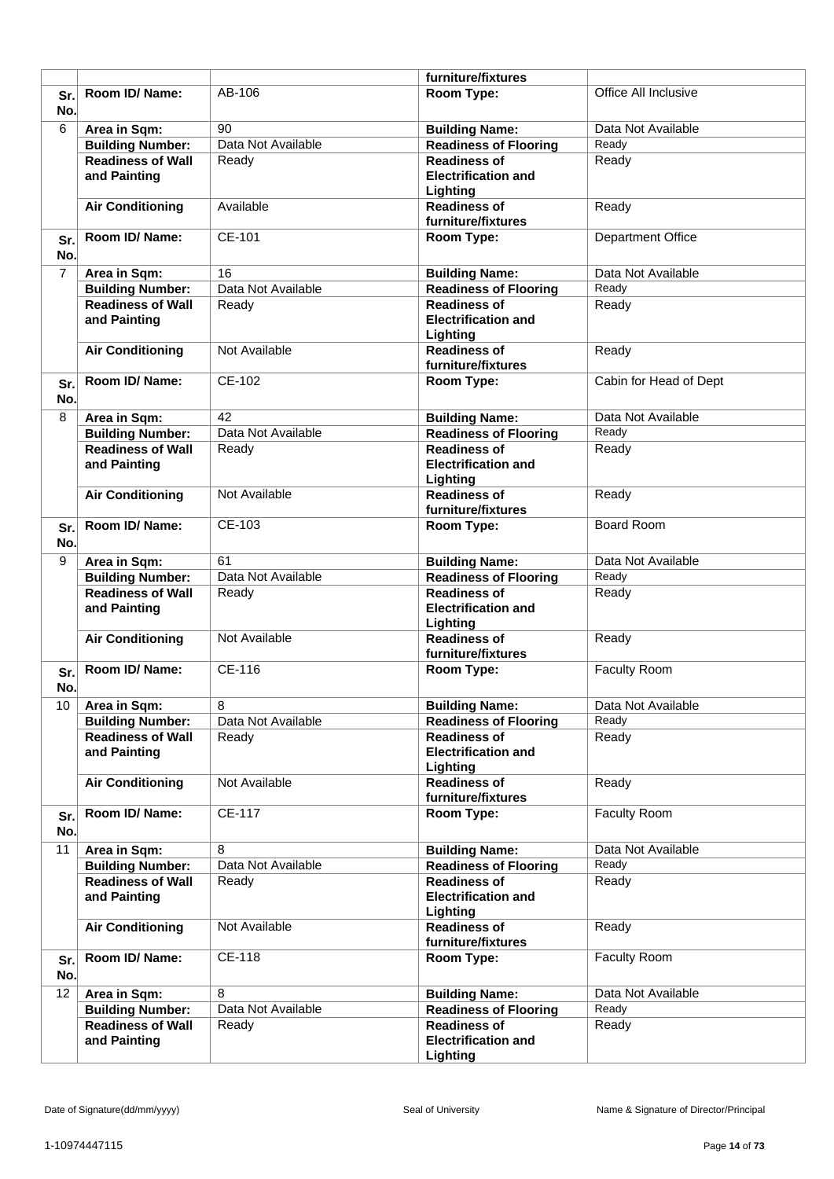| | | | furniture/fixtures | |
|---|---|---|---|---|
| **Sr. No.** | **Room ID/ Name:** | AB-106 | **Room Type:** | Office All Inclusive |
| 6 | **Area in Sqm:** | 90 | **Building Name:** | Data Not Available |
| | **Building Number:** | Data Not Available | **Readiness of Flooring** | Ready |
| | **Readiness of Wall and Painting** | Ready | **Readiness of Electrification and Lighting** | Ready |
| | **Air Conditioning** | Available | **Readiness of furniture/fixtures** | Ready |
| **Sr. No.** | **Room ID/ Name:** | CE-101 | **Room Type:** | Department Office |
| 7 | **Area in Sqm:** | 16 | **Building Name:** | Data Not Available |
| | **Building Number:** | Data Not Available | **Readiness of Flooring** | Ready |
| | **Readiness of Wall and Painting** | Ready | **Readiness of Electrification and Lighting** | Ready |
| | **Air Conditioning** | Not Available | **Readiness of furniture/fixtures** | Ready |
| **Sr. No.** | **Room ID/ Name:** | CE-102 | **Room Type:** | Cabin for Head of Dept |
| 8 | **Area in Sqm:** | 42 | **Building Name:** | Data Not Available |
| | **Building Number:** | Data Not Available | **Readiness of Flooring** | Ready |
| | **Readiness of Wall and Painting** | Ready | **Readiness of Electrification and Lighting** | Ready |
| | **Air Conditioning** | Not Available | **Readiness of furniture/fixtures** | Ready |
| **Sr. No.** | **Room ID/ Name:** | CE-103 | **Room Type:** | Board Room |
| 9 | **Area in Sqm:** | 61 | **Building Name:** | Data Not Available |
| | **Building Number:** | Data Not Available | **Readiness of Flooring** | Ready |
| | **Readiness of Wall and Painting** | Ready | **Readiness of Electrification and Lighting** | Ready |
| | **Air Conditioning** | Not Available | **Readiness of furniture/fixtures** | Ready |
| **Sr. No.** | **Room ID/ Name:** | CE-116 | **Room Type:** | Faculty Room |
| 10 | **Area in Sqm:** | 8 | **Building Name:** | Data Not Available |
| | **Building Number:** | Data Not Available | **Readiness of Flooring** | Ready |
| | **Readiness of Wall and Painting** | Ready | **Readiness of Electrification and Lighting** | Ready |
| | **Air Conditioning** | Not Available | **Readiness of furniture/fixtures** | Ready |
| **Sr. No.** | **Room ID/ Name:** | CE-117 | **Room Type:** | Faculty Room |
| 11 | **Area in Sqm:** | 8 | **Building Name:** | Data Not Available |
| | **Building Number:** | Data Not Available | **Readiness of Flooring** | Ready |
| | **Readiness of Wall and Painting** | Ready | **Readiness of Electrification and Lighting** | Ready |
| | **Air Conditioning** | Not Available | **Readiness of furniture/fixtures** | Ready |
| **Sr. No.** | **Room ID/ Name:** | CE-118 | **Room Type:** | Faculty Room |
| 12 | **Area in Sqm:** | 8 | **Building Name:** | Data Not Available |
| | **Building Number:** | Data Not Available | **Readiness of Flooring** | Ready |
| | **Readiness of Wall and Painting** | Ready | **Readiness of Electrification and Lighting** | Ready |

Date of Signature(dd/mm/yyyy) | Seal of University | Name & Signature of Director/Principal

1-10974447115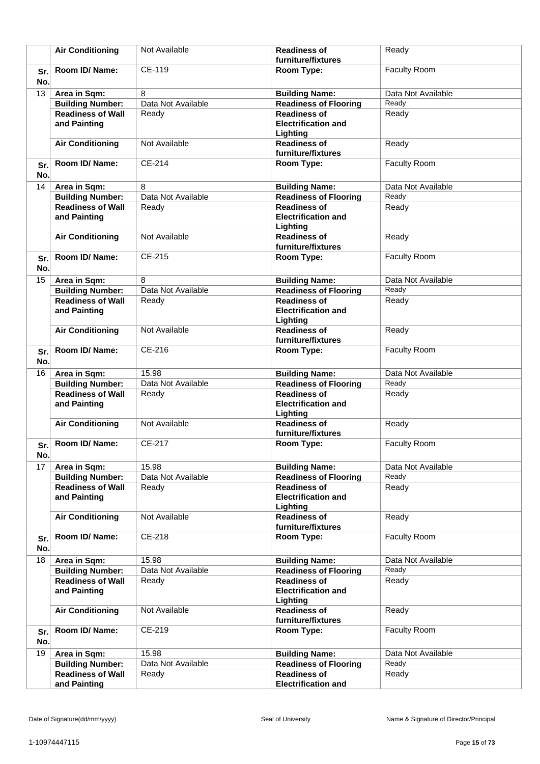|  | **Air Conditioning** | Not Available | **Readiness of furniture/fixtures** | Ready |
|---|---|---|---|---|
| **Sr. No.** | **Room ID/ Name:** | CE-119 | **Room Type:** | Faculty Room |
| 13 | **Area in Sqm:** | 8 | **Building Name:** | Data Not Available |
|  | **Building Number:** | Data Not Available | **Readiness of Flooring** | Ready |
|  | **Readiness of Wall and Painting** | Ready | **Readiness of Electrification and Lighting** | Ready |
|  | **Air Conditioning** | Not Available | **Readiness of furniture/fixtures** | Ready |
| **Sr. No.** | **Room ID/ Name:** | CE-214 | **Room Type:** | Faculty Room |
| 14 | **Area in Sqm:** | 8 | **Building Name:** | Data Not Available |
|  | **Building Number:** | Data Not Available | **Readiness of Flooring** | Ready |
|  | **Readiness of Wall and Painting** | Ready | **Readiness of Electrification and Lighting** | Ready |
|  | **Air Conditioning** | Not Available | **Readiness of furniture/fixtures** | Ready |
| **Sr. No.** | **Room ID/ Name:** | CE-215 | **Room Type:** | Faculty Room |
| 15 | **Area in Sqm:** | 8 | **Building Name:** | Data Not Available |
|  | **Building Number:** | Data Not Available | **Readiness of Flooring** | Ready |
|  | **Readiness of Wall and Painting** | Ready | **Readiness of Electrification and Lighting** | Ready |
|  | **Air Conditioning** | Not Available | **Readiness of furniture/fixtures** | Ready |
| **Sr. No.** | **Room ID/ Name:** | CE-216 | **Room Type:** | Faculty Room |
| 16 | **Area in Sqm:** | 15.98 | **Building Name:** | Data Not Available |
|  | **Building Number:** | Data Not Available | **Readiness of Flooring** | Ready |
|  | **Readiness of Wall and Painting** | Ready | **Readiness of Electrification and Lighting** | Ready |
|  | **Air Conditioning** | Not Available | **Readiness of furniture/fixtures** | Ready |
| **Sr. No.** | **Room ID/ Name:** | CE-217 | **Room Type:** | Faculty Room |
| 17 | **Area in Sqm:** | 15.98 | **Building Name:** | Data Not Available |
|  | **Building Number:** | Data Not Available | **Readiness of Flooring** | Ready |
|  | **Readiness of Wall and Painting** | Ready | **Readiness of Electrification and Lighting** | Ready |
|  | **Air Conditioning** | Not Available | **Readiness of furniture/fixtures** | Ready |
| **Sr. No.** | **Room ID/ Name:** | CE-218 | **Room Type:** | Faculty Room |
| 18 | **Area in Sqm:** | 15.98 | **Building Name:** | Data Not Available |
|  | **Building Number:** | Data Not Available | **Readiness of Flooring** | Ready |
|  | **Readiness of Wall and Painting** | Ready | **Readiness of Electrification and Lighting** | Ready |
|  | **Air Conditioning** | Not Available | **Readiness of furniture/fixtures** | Ready |
| **Sr. No.** | **Room ID/ Name:** | CE-219 | **Room Type:** | Faculty Room |
| 19 | **Area in Sqm:** | 15.98 | **Building Name:** | Data Not Available |
|  | **Building Number:** | Data Not Available | **Readiness of Flooring** | Ready |
|  | **Readiness of Wall and Painting** | Ready | **Readiness of Electrification and** | Ready |

Date of Signature(dd/mm/yyyy) | Seal of University | Name & Signature of Director/Principal

1-10974447115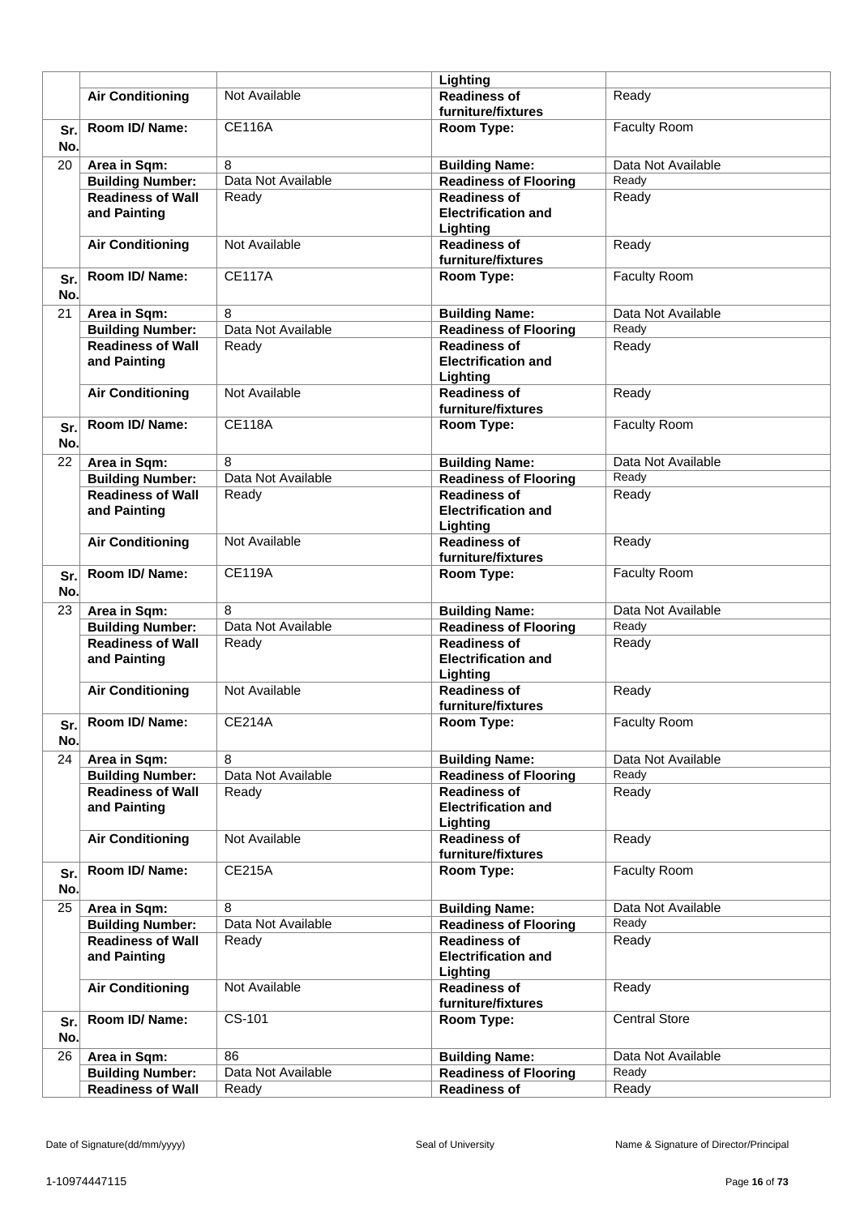| | | | | |
|---|---|---|---|---|
| | | | Lighting | |
| | **Air Conditioning** | Not Available | **Readiness of furniture/fixtures** | Ready |
| **Sr. No.** | **Room ID/ Name:** | CE116A | **Room Type:** | Faculty Room |
| 20 | **Area in Sqm:** | 8 | **Building Name:** | Data Not Available |
| | **Building Number:** | Data Not Available | **Readiness of Flooring** | Ready |
| | **Readiness of Wall and Painting** | Ready | **Readiness of Electrification and Lighting** | Ready |
| | **Air Conditioning** | Not Available | **Readiness of furniture/fixtures** | Ready |
| **Sr. No.** | **Room ID/ Name:** | CE117A | **Room Type:** | Faculty Room |
| 21 | **Area in Sqm:** | 8 | **Building Name:** | Data Not Available |
| | **Building Number:** | Data Not Available | **Readiness of Flooring** | Ready |
| | **Readiness of Wall and Painting** | Ready | **Readiness of Electrification and Lighting** | Ready |
| | **Air Conditioning** | Not Available | **Readiness of furniture/fixtures** | Ready |
| **Sr. No.** | **Room ID/ Name:** | CE118A | **Room Type:** | Faculty Room |
| 22 | **Area in Sqm:** | 8 | **Building Name:** | Data Not Available |
| | **Building Number:** | Data Not Available | **Readiness of Flooring** | Ready |
| | **Readiness of Wall and Painting** | Ready | **Readiness of Electrification and Lighting** | Ready |
| | **Air Conditioning** | Not Available | **Readiness of furniture/fixtures** | Ready |
| **Sr. No.** | **Room ID/ Name:** | CE119A | **Room Type:** | Faculty Room |
| 23 | **Area in Sqm:** | 8 | **Building Name:** | Data Not Available |
| | **Building Number:** | Data Not Available | **Readiness of Flooring** | Ready |
| | **Readiness of Wall and Painting** | Ready | **Readiness of Electrification and Lighting** | Ready |
| | **Air Conditioning** | Not Available | **Readiness of furniture/fixtures** | Ready |
| **Sr. No.** | **Room ID/ Name:** | CE214A | **Room Type:** | Faculty Room |
| 24 | **Area in Sqm:** | 8 | **Building Name:** | Data Not Available |
| | **Building Number:** | Data Not Available | **Readiness of Flooring** | Ready |
| | **Readiness of Wall and Painting** | Ready | **Readiness of Electrification and Lighting** | Ready |
| | **Air Conditioning** | Not Available | **Readiness of furniture/fixtures** | Ready |
| **Sr. No.** | **Room ID/ Name:** | CE215A | **Room Type:** | Faculty Room |
| 25 | **Area in Sqm:** | 8 | **Building Name:** | Data Not Available |
| | **Building Number:** | Data Not Available | **Readiness of Flooring** | Ready |
| | **Readiness of Wall and Painting** | Ready | **Readiness of Electrification and Lighting** | Ready |
| | **Air Conditioning** | Not Available | **Readiness of furniture/fixtures** | Ready |
| **Sr. No.** | **Room ID/ Name:** | CS-101 | **Room Type:** | Central Store |
| 26 | **Area in Sqm:** | 86 | **Building Name:** | Data Not Available |
| | **Building Number:** | Data Not Available | **Readiness of Flooring** | Ready |
| | **Readiness of Wall** | Ready | **Readiness of** | Ready |

Date of Signature(dd/mm/yyyy) Seal of University Name & Signature of Director/Principal

1-10974447115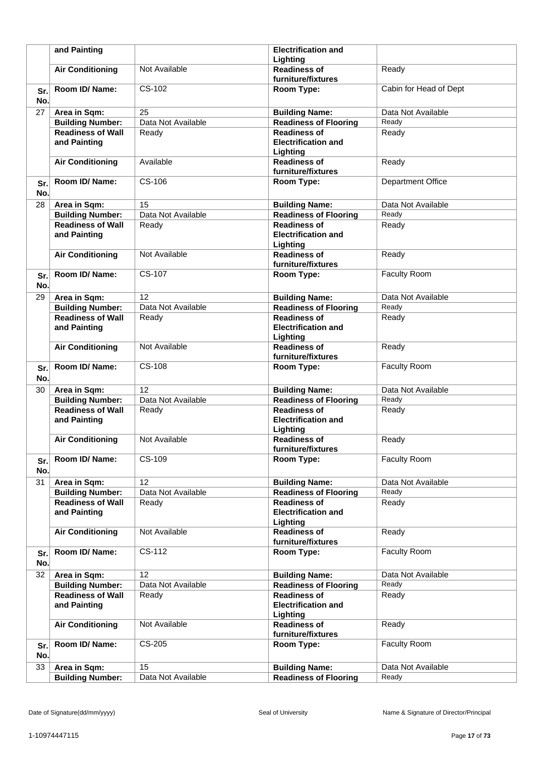|  | and Painting |  | Electrification and Lighting |  |
|---|---|---|---|---|
|  | Air Conditioning | Not Available | Readiness of furniture/fixtures | Ready |
| Sr. No. | Room ID/ Name: | CS-102 | Room Type: | Cabin for Head of Dept |
| 27 | Area in Sqm: | 25 | Building Name: | Data Not Available |
|  | Building Number: | Data Not Available | Readiness of Flooring | Ready |
|  | Readiness of Wall and Painting | Ready | Readiness of Electrification and Lighting | Ready |
|  | Air Conditioning | Available | Readiness of furniture/fixtures | Ready |
| Sr. No. | Room ID/ Name: | CS-106 | Room Type: | Department Office |
| 28 | Area in Sqm: | 15 | Building Name: | Data Not Available |
|  | Building Number: | Data Not Available | Readiness of Flooring | Ready |
|  | Readiness of Wall and Painting | Ready | Readiness of Electrification and Lighting | Ready |
|  | Air Conditioning | Not Available | Readiness of furniture/fixtures | Ready |
| Sr. No. | Room ID/ Name: | CS-107 | Room Type: | Faculty Room |
| 29 | Area in Sqm: | 12 | Building Name: | Data Not Available |
|  | Building Number: | Data Not Available | Readiness of Flooring | Ready |
|  | Readiness of Wall and Painting | Ready | Readiness of Electrification and Lighting | Ready |
|  | Air Conditioning | Not Available | Readiness of furniture/fixtures | Ready |
| Sr. No. | Room ID/ Name: | CS-108 | Room Type: | Faculty Room |
| 30 | Area in Sqm: | 12 | Building Name: | Data Not Available |
|  | Building Number: | Data Not Available | Readiness of Flooring | Ready |
|  | Readiness of Wall and Painting | Ready | Readiness of Electrification and Lighting | Ready |
|  | Air Conditioning | Not Available | Readiness of furniture/fixtures | Ready |
| Sr. No. | Room ID/ Name: | CS-109 | Room Type: | Faculty Room |
| 31 | Area in Sqm: | 12 | Building Name: | Data Not Available |
|  | Building Number: | Data Not Available | Readiness of Flooring | Ready |
|  | Readiness of Wall and Painting | Ready | Readiness of Electrification and Lighting | Ready |
|  | Air Conditioning | Not Available | Readiness of furniture/fixtures | Ready |
| Sr. No. | Room ID/ Name: | CS-112 | Room Type: | Faculty Room |
| 32 | Area in Sqm: | 12 | Building Name: | Data Not Available |
|  | Building Number: | Data Not Available | Readiness of Flooring | Ready |
|  | Readiness of Wall and Painting | Ready | Readiness of Electrification and Lighting | Ready |
|  | Air Conditioning | Not Available | Readiness of furniture/fixtures | Ready |
| Sr. No. | Room ID/ Name: | CS-205 | Room Type: | Faculty Room |
| 33 | Area in Sqm: | 15 | Building Name: | Data Not Available |
|  | Building Number: | Data Not Available | Readiness of Flooring | Ready |

Date of Signature(dd/mm/yyyy) Seal of University Name & Signature of Director/Principal

1-10974447115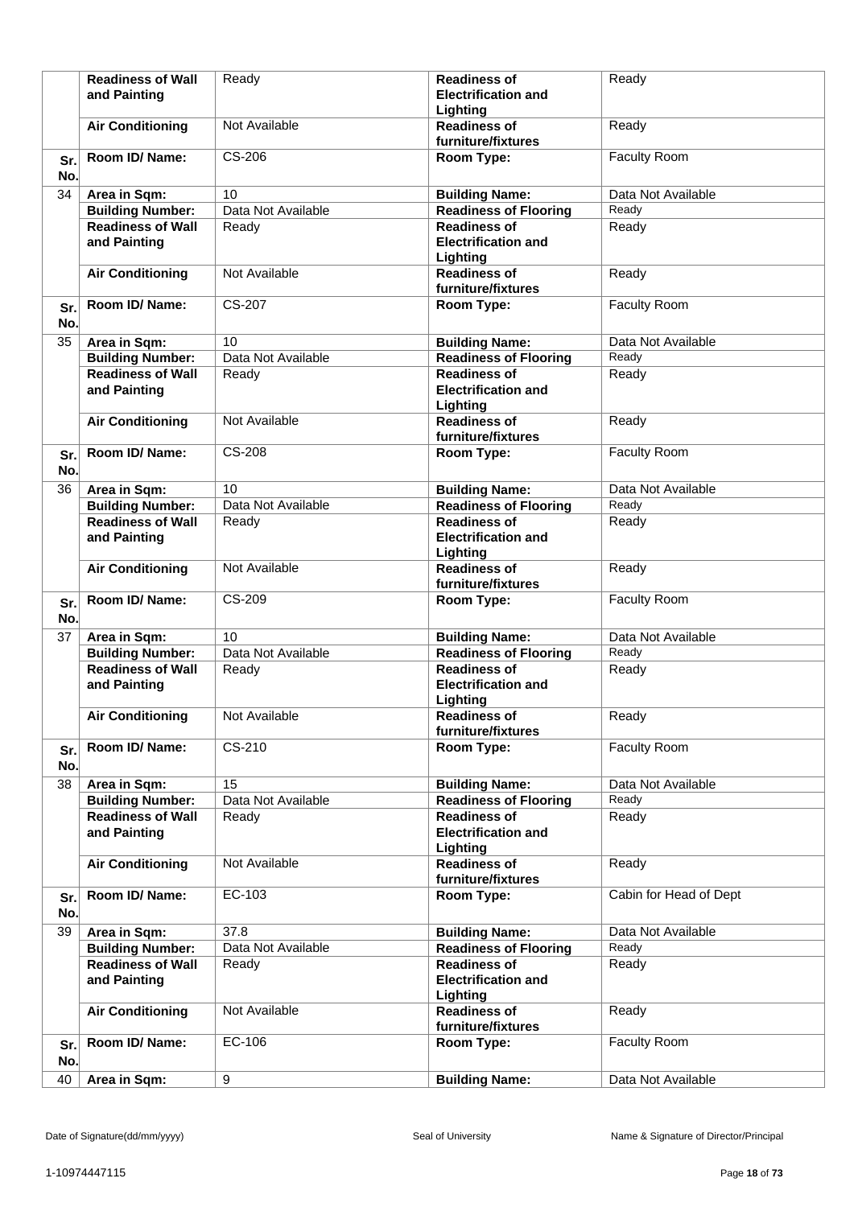| | | | | |
|---|---|---|---|---|
| | **Readiness of Wall and Painting** | Ready | **Readiness of Electrification and Lighting** | Ready |
| | **Air Conditioning** | Not Available | **Readiness of furniture/fixtures** | Ready |
| **Sr. No.** | **Room ID/ Name:** | CS-206 | **Room Type:** | Faculty Room |
| 34 | **Area in Sqm:** | 10 | **Building Name:** | Data Not Available |
| | **Building Number:** | Data Not Available | **Readiness of Flooring** | Ready |
| | **Readiness of Wall and Painting** | Ready | **Readiness of Electrification and Lighting** | Ready |
| | **Air Conditioning** | Not Available | **Readiness of furniture/fixtures** | Ready |
| **Sr. No.** | **Room ID/ Name:** | CS-207 | **Room Type:** | Faculty Room |
| 35 | **Area in Sqm:** | 10 | **Building Name:** | Data Not Available |
| | **Building Number:** | Data Not Available | **Readiness of Flooring** | Ready |
| | **Readiness of Wall and Painting** | Ready | **Readiness of Electrification and Lighting** | Ready |
| | **Air Conditioning** | Not Available | **Readiness of furniture/fixtures** | Ready |
| **Sr. No.** | **Room ID/ Name:** | CS-208 | **Room Type:** | Faculty Room |
| 36 | **Area in Sqm:** | 10 | **Building Name:** | Data Not Available |
| | **Building Number:** | Data Not Available | **Readiness of Flooring** | Ready |
| | **Readiness of Wall and Painting** | Ready | **Readiness of Electrification and Lighting** | Ready |
| | **Air Conditioning** | Not Available | **Readiness of furniture/fixtures** | Ready |
| **Sr. No.** | **Room ID/ Name:** | CS-209 | **Room Type:** | Faculty Room |
| 37 | **Area in Sqm:** | 10 | **Building Name:** | Data Not Available |
| | **Building Number:** | Data Not Available | **Readiness of Flooring** | Ready |
| | **Readiness of Wall and Painting** | Ready | **Readiness of Electrification and Lighting** | Ready |
| | **Air Conditioning** | Not Available | **Readiness of furniture/fixtures** | Ready |
| **Sr. No.** | **Room ID/ Name:** | CS-210 | **Room Type:** | Faculty Room |
| 38 | **Area in Sqm:** | 15 | **Building Name:** | Data Not Available |
| | **Building Number:** | Data Not Available | **Readiness of Flooring** | Ready |
| | **Readiness of Wall and Painting** | Ready | **Readiness of Electrification and Lighting** | Ready |
| | **Air Conditioning** | Not Available | **Readiness of furniture/fixtures** | Ready |
| **Sr. No.** | **Room ID/ Name:** | EC-103 | **Room Type:** | Cabin for Head of Dept |
| 39 | **Area in Sqm:** | 37.8 | **Building Name:** | Data Not Available |
| | **Building Number:** | Data Not Available | **Readiness of Flooring** | Ready |
| | **Readiness of Wall and Painting** | Ready | **Readiness of Electrification and Lighting** | Ready |
| | **Air Conditioning** | Not Available | **Readiness of furniture/fixtures** | Ready |
| **Sr. No.** | **Room ID/ Name:** | EC-106 | **Room Type:** | Faculty Room |
| 40 | **Area in Sqm:** | 9 | **Building Name:** | Data Not Available |

Date of Signature(dd/mm/yyyy) Seal of University Name & Signature of Director/Principal

1-10974447115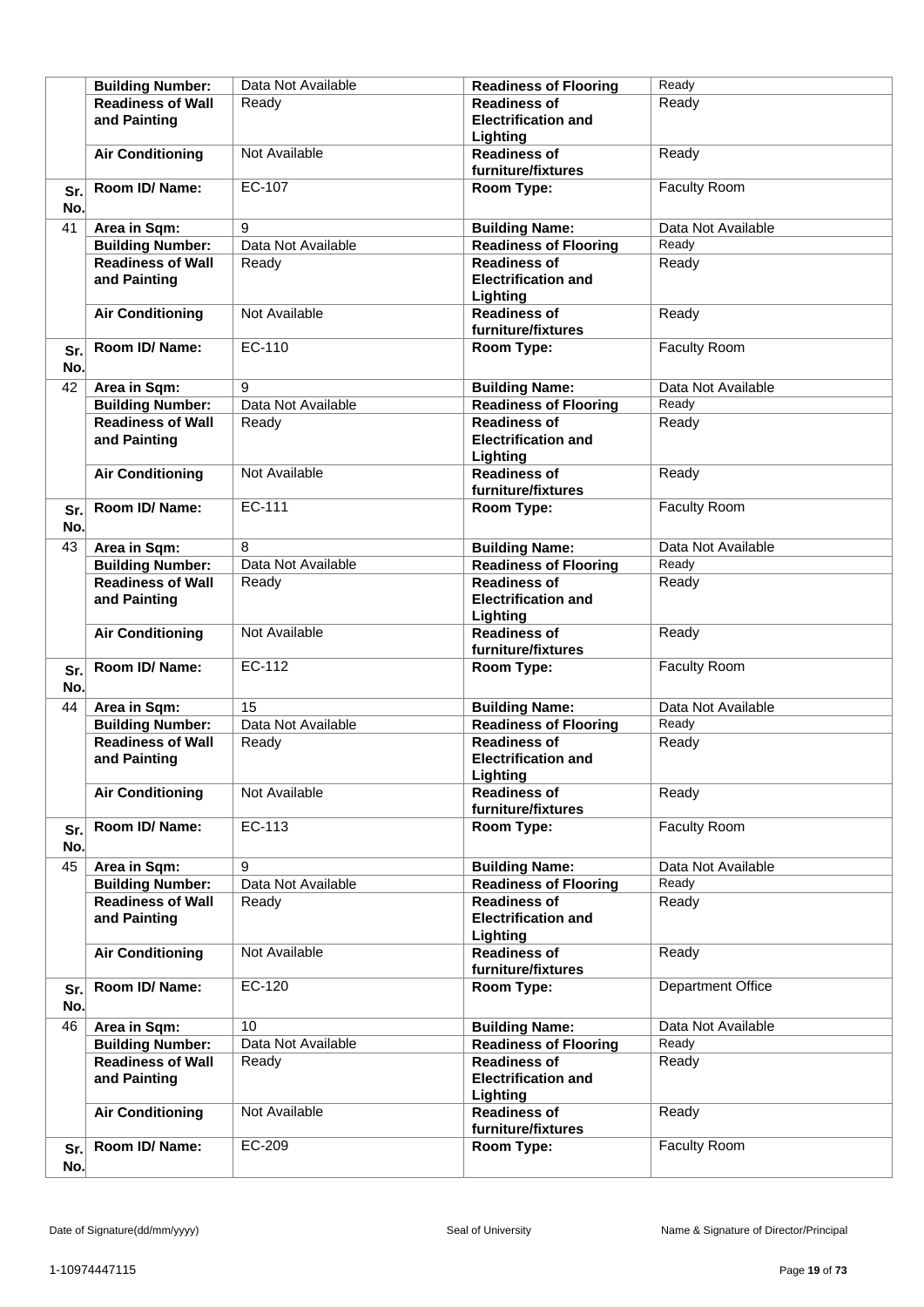| | | | | |
|---|---|---|---|---|
| | **Building Number:** | Data Not Available | **Readiness of Flooring** | Ready |
| | **Readiness of Wall and Painting** | Ready | **Readiness of Electrification and Lighting** | Ready |
| | **Air Conditioning** | Not Available | **Readiness of furniture/fixtures** | Ready |
| **Sr. No.** | **Room ID/ Name:** | EC-107 | **Room Type:** | Faculty Room |
| 41 | **Area in Sqm:** | 9 | **Building Name:** | Data Not Available |
| | **Building Number:** | Data Not Available | **Readiness of Flooring** | Ready |
| | **Readiness of Wall and Painting** | Ready | **Readiness of Electrification and Lighting** | Ready |
| | **Air Conditioning** | Not Available | **Readiness of furniture/fixtures** | Ready |
| **Sr. No.** | **Room ID/ Name:** | EC-110 | **Room Type:** | Faculty Room |
| 42 | **Area in Sqm:** | 9 | **Building Name:** | Data Not Available |
| | **Building Number:** | Data Not Available | **Readiness of Flooring** | Ready |
| | **Readiness of Wall and Painting** | Ready | **Readiness of Electrification and Lighting** | Ready |
| | **Air Conditioning** | Not Available | **Readiness of furniture/fixtures** | Ready |
| **Sr. No.** | **Room ID/ Name:** | EC-111 | **Room Type:** | Faculty Room |
| 43 | **Area in Sqm:** | 8 | **Building Name:** | Data Not Available |
| | **Building Number:** | Data Not Available | **Readiness of Flooring** | Ready |
| | **Readiness of Wall and Painting** | Ready | **Readiness of Electrification and Lighting** | Ready |
| | **Air Conditioning** | Not Available | **Readiness of furniture/fixtures** | Ready |
| **Sr. No.** | **Room ID/ Name:** | EC-112 | **Room Type:** | Faculty Room |
| 44 | **Area in Sqm:** | 15 | **Building Name:** | Data Not Available |
| | **Building Number:** | Data Not Available | **Readiness of Flooring** | Ready |
| | **Readiness of Wall and Painting** | Ready | **Readiness of Electrification and Lighting** | Ready |
| | **Air Conditioning** | Not Available | **Readiness of furniture/fixtures** | Ready |
| **Sr. No.** | **Room ID/ Name:** | EC-113 | **Room Type:** | Faculty Room |
| 45 | **Area in Sqm:** | 9 | **Building Name:** | Data Not Available |
| | **Building Number:** | Data Not Available | **Readiness of Flooring** | Ready |
| | **Readiness of Wall and Painting** | Ready | **Readiness of Electrification and Lighting** | Ready |
| | **Air Conditioning** | Not Available | **Readiness of furniture/fixtures** | Ready |
| **Sr. No.** | **Room ID/ Name:** | EC-120 | **Room Type:** | Department Office |
| 46 | **Area in Sqm:** | 10 | **Building Name:** | Data Not Available |
| | **Building Number:** | Data Not Available | **Readiness of Flooring** | Ready |
| | **Readiness of Wall and Painting** | Ready | **Readiness of Electrification and Lighting** | Ready |
| | **Air Conditioning** | Not Available | **Readiness of furniture/fixtures** | Ready |
| **Sr. No.** | **Room ID/ Name:** | EC-209 | **Room Type:** | Faculty Room |

Date of Signature(dd/mm/yyyy) Seal of University Name & Signature of Director/Principal

1-10974447115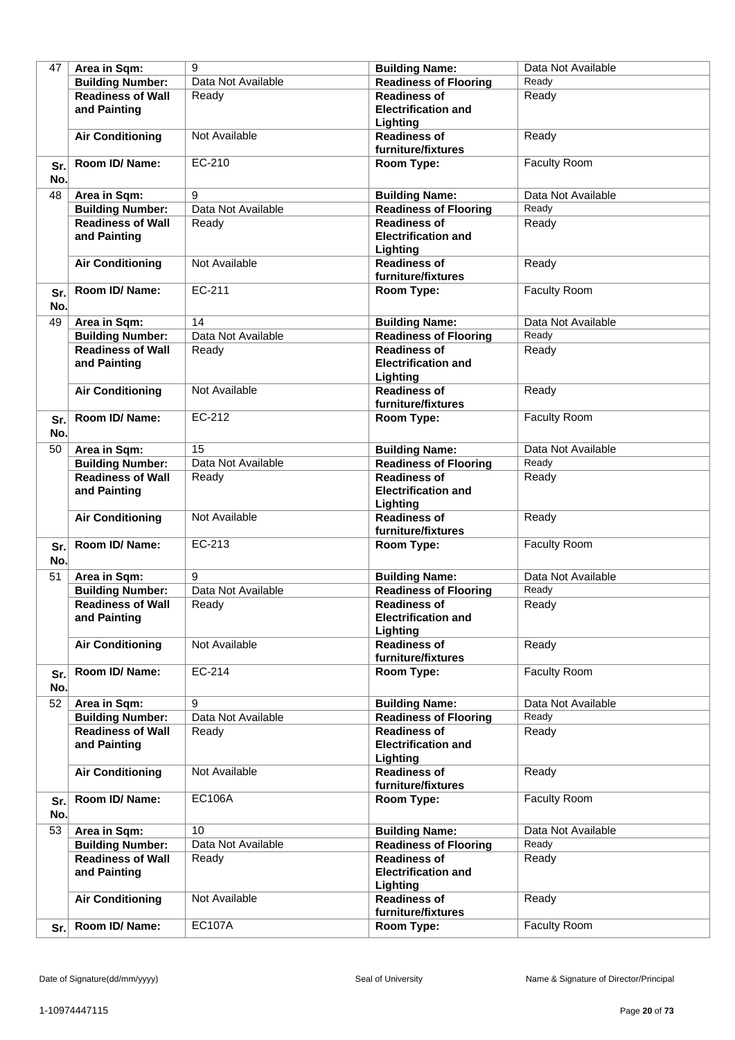| 47 | Area in Sqm: | 9 | Building Name: | Data Not Available |
|---|---|---|---|---|
| | Building Number: | Data Not Available | Readiness of Flooring | Ready |
| | Readiness of Wall and Painting | Ready | Readiness of Electrification and Lighting | Ready |
| | Air Conditioning | Not Available | Readiness of furniture/fixtures | Ready |
| Sr. No. | Room ID/ Name: | EC-210 | Room Type: | Faculty Room |
| 48 | Area in Sqm: | 9 | Building Name: | Data Not Available |
| | Building Number: | Data Not Available | Readiness of Flooring | Ready |
| | Readiness of Wall and Painting | Ready | Readiness of Electrification and Lighting | Ready |
| | Air Conditioning | Not Available | Readiness of furniture/fixtures | Ready |
| Sr. No. | Room ID/ Name: | EC-211 | Room Type: | Faculty Room |
| 49 | Area in Sqm: | 14 | Building Name: | Data Not Available |
| | Building Number: | Data Not Available | Readiness of Flooring | Ready |
| | Readiness of Wall and Painting | Ready | Readiness of Electrification and Lighting | Ready |
| | Air Conditioning | Not Available | Readiness of furniture/fixtures | Ready |
| Sr. No. | Room ID/ Name: | EC-212 | Room Type: | Faculty Room |
| 50 | Area in Sqm: | 15 | Building Name: | Data Not Available |
| | Building Number: | Data Not Available | Readiness of Flooring | Ready |
| | Readiness of Wall and Painting | Ready | Readiness of Electrification and Lighting | Ready |
| | Air Conditioning | Not Available | Readiness of furniture/fixtures | Ready |
| Sr. No. | Room ID/ Name: | EC-213 | Room Type: | Faculty Room |
| 51 | Area in Sqm: | 9 | Building Name: | Data Not Available |
| | Building Number: | Data Not Available | Readiness of Flooring | Ready |
| | Readiness of Wall and Painting | Ready | Readiness of Electrification and Lighting | Ready |
| | Air Conditioning | Not Available | Readiness of furniture/fixtures | Ready |
| Sr. No. | Room ID/ Name: | EC-214 | Room Type: | Faculty Room |
| 52 | Area in Sqm: | 9 | Building Name: | Data Not Available |
| | Building Number: | Data Not Available | Readiness of Flooring | Ready |
| | Readiness of Wall and Painting | Ready | Readiness of Electrification and Lighting | Ready |
| | Air Conditioning | Not Available | Readiness of furniture/fixtures | Ready |
| Sr. No. | Room ID/ Name: | EC106A | Room Type: | Faculty Room |
| 53 | Area in Sqm: | 10 | Building Name: | Data Not Available |
| | Building Number: | Data Not Available | Readiness of Flooring | Ready |
| | Readiness of Wall and Painting | Ready | Readiness of Electrification and Lighting | Ready |
| | Air Conditioning | Not Available | Readiness of furniture/fixtures | Ready |
| Sr. | Room ID/ Name: | EC107A | Room Type: | Faculty Room |

Date of Signature(dd/mm/yyyy) Seal of University Name & Signature of Director/Principal

1-10974447115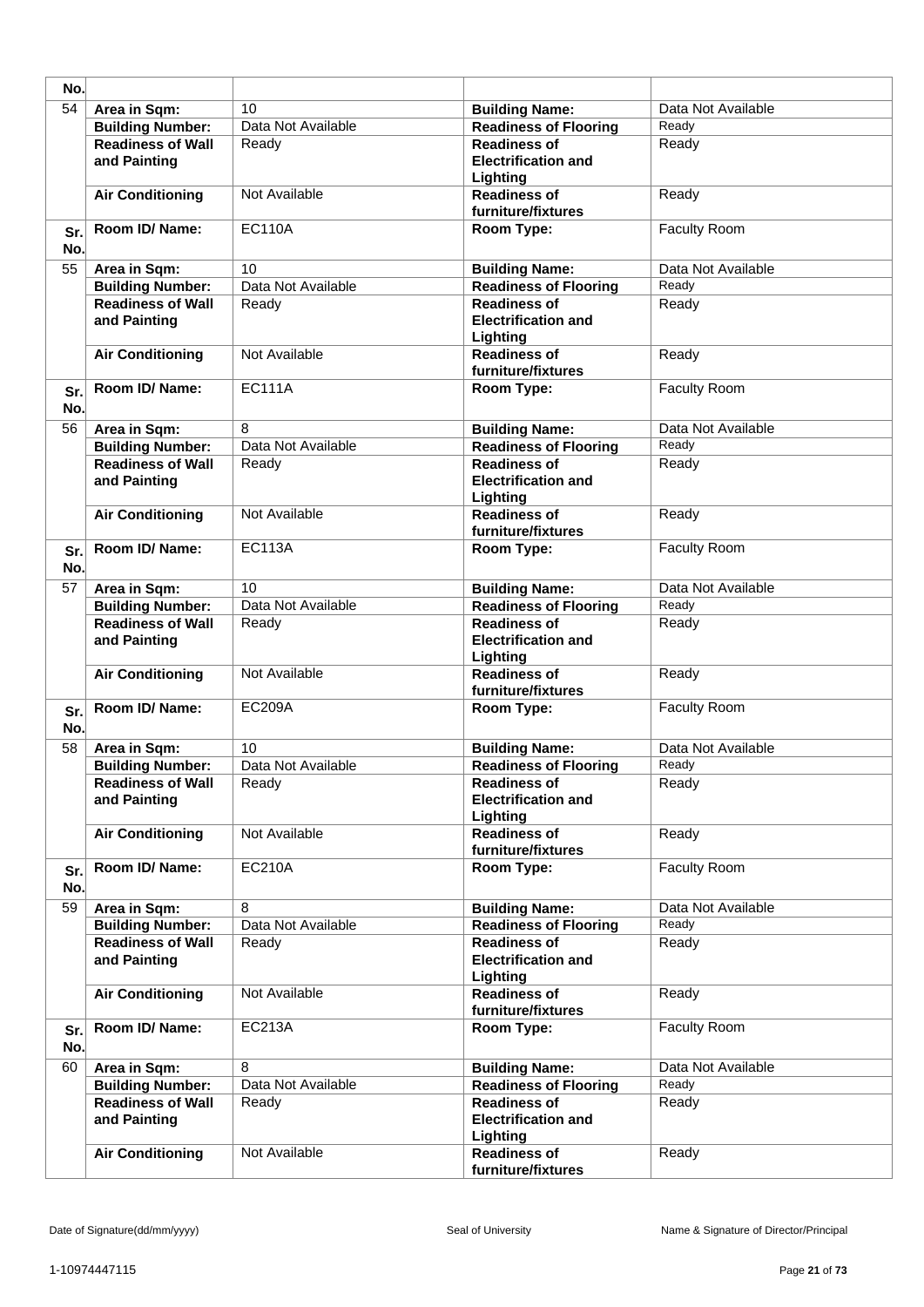| No. | | | | |
|---|---|---|---|---|
| 54 | **Area in Sqm:** | 10 | **Building Name:** | Data Not Available |
| | **Building Number:** | Data Not Available | **Readiness of Flooring** | Ready |
| | **Readiness of Wall and Painting** | Ready | **Readiness of Electrification and Lighting** | Ready |
| | **Air Conditioning** | Not Available | **Readiness of furniture/fixtures** | Ready |
| **Sr. No.** | **Room ID/ Name:** | EC110A | **Room Type:** | Faculty Room |
| 55 | **Area in Sqm:** | 10 | **Building Name:** | Data Not Available |
| | **Building Number:** | Data Not Available | **Readiness of Flooring** | Ready |
| | **Readiness of Wall and Painting** | Ready | **Readiness of Electrification and Lighting** | Ready |
| | **Air Conditioning** | Not Available | **Readiness of furniture/fixtures** | Ready |
| **Sr. No.** | **Room ID/ Name:** | EC111A | **Room Type:** | Faculty Room |
| 56 | **Area in Sqm:** | 8 | **Building Name:** | Data Not Available |
| | **Building Number:** | Data Not Available | **Readiness of Flooring** | Ready |
| | **Readiness of Wall and Painting** | Ready | **Readiness of Electrification and Lighting** | Ready |
| | **Air Conditioning** | Not Available | **Readiness of furniture/fixtures** | Ready |
| **Sr. No.** | **Room ID/ Name:** | EC113A | **Room Type:** | Faculty Room |
| 57 | **Area in Sqm:** | 10 | **Building Name:** | Data Not Available |
| | **Building Number:** | Data Not Available | **Readiness of Flooring** | Ready |
| | **Readiness of Wall and Painting** | Ready | **Readiness of Electrification and Lighting** | Ready |
| | **Air Conditioning** | Not Available | **Readiness of furniture/fixtures** | Ready |
| **Sr. No.** | **Room ID/ Name:** | EC209A | **Room Type:** | Faculty Room |
| 58 | **Area in Sqm:** | 10 | **Building Name:** | Data Not Available |
| | **Building Number:** | Data Not Available | **Readiness of Flooring** | Ready |
| | **Readiness of Wall and Painting** | Ready | **Readiness of Electrification and Lighting** | Ready |
| | **Air Conditioning** | Not Available | **Readiness of furniture/fixtures** | Ready |
| **Sr. No.** | **Room ID/ Name:** | EC210A | **Room Type:** | Faculty Room |
| 59 | **Area in Sqm:** | 8 | **Building Name:** | Data Not Available |
| | **Building Number:** | Data Not Available | **Readiness of Flooring** | Ready |
| | **Readiness of Wall and Painting** | Ready | **Readiness of Electrification and Lighting** | Ready |
| | **Air Conditioning** | Not Available | **Readiness of furniture/fixtures** | Ready |
| **Sr. No.** | **Room ID/ Name:** | EC213A | **Room Type:** | Faculty Room |
| 60 | **Area in Sqm:** | 8 | **Building Name:** | Data Not Available |
| | **Building Number:** | Data Not Available | **Readiness of Flooring** | Ready |
| | **Readiness of Wall and Painting** | Ready | **Readiness of Electrification and Lighting** | Ready |
| | **Air Conditioning** | Not Available | **Readiness of furniture/fixtures** | Ready |

Date of Signature(dd/mm/yyyy) Seal of University Name & Signature of Director/Principal

1-10974447115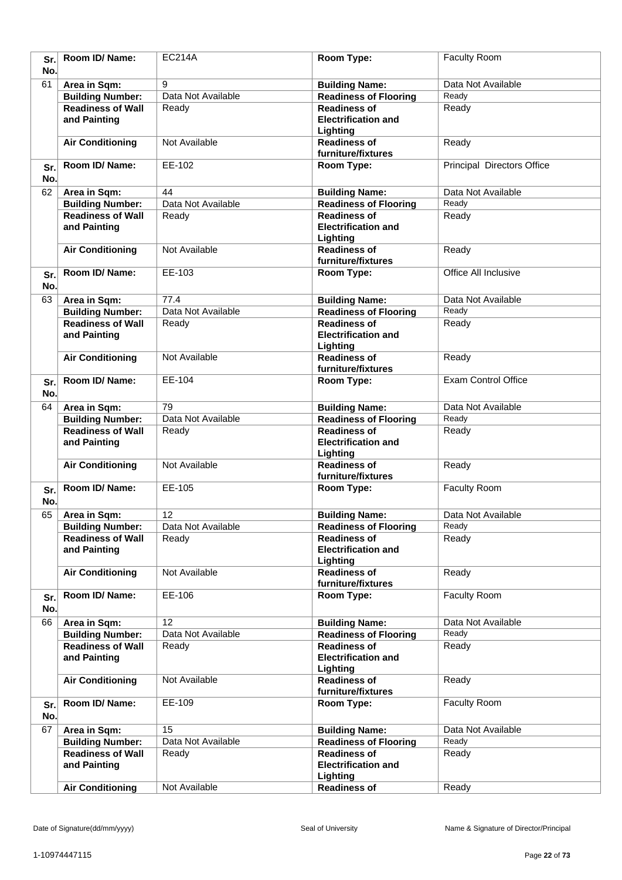| Sr. No. | Room ID/ Name: | EC214A | Room Type: | Faculty Room |
|---|---|---|---|---|
| 61 | Area in Sqm: | 9 | Building Name: | Data Not Available |
| | Building Number: | Data Not Available | Readiness of Flooring | Ready |
| | Readiness of Wall and Painting | Ready | Readiness of Electrification and Lighting | Ready |
| | Air Conditioning | Not Available | Readiness of furniture/fixtures | Ready |
| Sr. No. | Room ID/ Name: | EE-102 | Room Type: | Principal Directors Office |
| 62 | Area in Sqm: | 44 | Building Name: | Data Not Available |
| | Building Number: | Data Not Available | Readiness of Flooring | Ready |
| | Readiness of Wall and Painting | Ready | Readiness of Electrification and Lighting | Ready |
| | Air Conditioning | Not Available | Readiness of furniture/fixtures | Ready |
| Sr. No. | Room ID/ Name: | EE-103 | Room Type: | Office All Inclusive |
| 63 | Area in Sqm: | 77.4 | Building Name: | Data Not Available |
| | Building Number: | Data Not Available | Readiness of Flooring | Ready |
| | Readiness of Wall and Painting | Ready | Readiness of Electrification and Lighting | Ready |
| | Air Conditioning | Not Available | Readiness of furniture/fixtures | Ready |
| Sr. No. | Room ID/ Name: | EE-104 | Room Type: | Exam Control Office |
| 64 | Area in Sqm: | 79 | Building Name: | Data Not Available |
| | Building Number: | Data Not Available | Readiness of Flooring | Ready |
| | Readiness of Wall and Painting | Ready | Readiness of Electrification and Lighting | Ready |
| | Air Conditioning | Not Available | Readiness of furniture/fixtures | Ready |
| Sr. No. | Room ID/ Name: | EE-105 | Room Type: | Faculty Room |
| 65 | Area in Sqm: | 12 | Building Name: | Data Not Available |
| | Building Number: | Data Not Available | Readiness of Flooring | Ready |
| | Readiness of Wall and Painting | Ready | Readiness of Electrification and Lighting | Ready |
| | Air Conditioning | Not Available | Readiness of furniture/fixtures | Ready |
| Sr. No. | Room ID/ Name: | EE-106 | Room Type: | Faculty Room |
| 66 | Area in Sqm: | 12 | Building Name: | Data Not Available |
| | Building Number: | Data Not Available | Readiness of Flooring | Ready |
| | Readiness of Wall and Painting | Ready | Readiness of Electrification and Lighting | Ready |
| | Air Conditioning | Not Available | Readiness of furniture/fixtures | Ready |
| Sr. No. | Room ID/ Name: | EE-109 | Room Type: | Faculty Room |
| 67 | Area in Sqm: | 15 | Building Name: | Data Not Available |
| | Building Number: | Data Not Available | Readiness of Flooring | Ready |
| | Readiness of Wall and Painting | Ready | Readiness of Electrification and Lighting | Ready |
| | Air Conditioning | Not Available | Readiness of | Ready |

Date of Signature(dd/mm/yyyy) Seal of University Name & Signature of Director/Principal

1-10974447115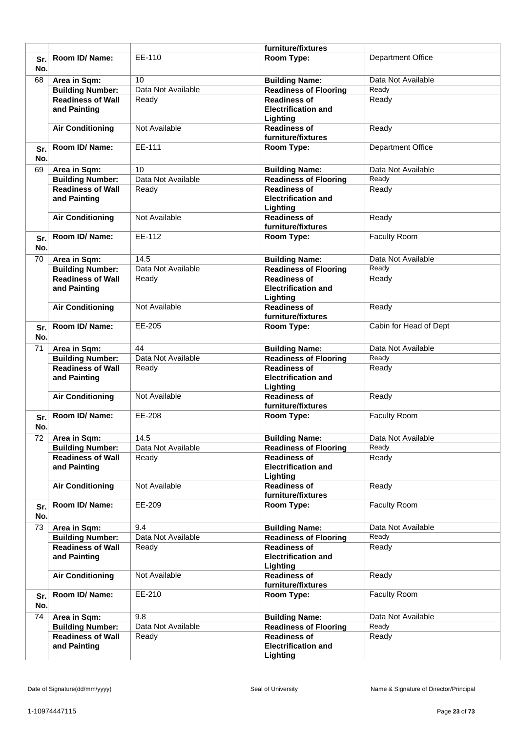| | | | furniture/fixtures | |
|---|---|---|---|---|
| Sr. No. | **Room ID/ Name:** | EE-110 | **Room Type:** | Department Office |
| 68 | **Area in Sqm:** | 10 | **Building Name:** | Data Not Available |
| | **Building Number:** | Data Not Available | **Readiness of Flooring** | Ready |
| | **Readiness of Wall and Painting** | Ready | **Readiness of Electrification and Lighting** | Ready |
| | **Air Conditioning** | Not Available | **Readiness of furniture/fixtures** | Ready |
| Sr. No. | **Room ID/ Name:** | EE-111 | **Room Type:** | Department Office |
| 69 | **Area in Sqm:** | 10 | **Building Name:** | Data Not Available |
| | **Building Number:** | Data Not Available | **Readiness of Flooring** | Ready |
| | **Readiness of Wall and Painting** | Ready | **Readiness of Electrification and Lighting** | Ready |
| | **Air Conditioning** | Not Available | **Readiness of furniture/fixtures** | Ready |
| Sr. No. | **Room ID/ Name:** | EE-112 | **Room Type:** | Faculty Room |
| 70 | **Area in Sqm:** | 14.5 | **Building Name:** | Data Not Available |
| | **Building Number:** | Data Not Available | **Readiness of Flooring** | Ready |
| | **Readiness of Wall and Painting** | Ready | **Readiness of Electrification and Lighting** | Ready |
| | **Air Conditioning** | Not Available | **Readiness of furniture/fixtures** | Ready |
| Sr. No. | **Room ID/ Name:** | EE-205 | **Room Type:** | Cabin for Head of Dept |
| 71 | **Area in Sqm:** | 44 | **Building Name:** | Data Not Available |
| | **Building Number:** | Data Not Available | **Readiness of Flooring** | Ready |
| | **Readiness of Wall and Painting** | Ready | **Readiness of Electrification and Lighting** | Ready |
| | **Air Conditioning** | Not Available | **Readiness of furniture/fixtures** | Ready |
| Sr. No. | **Room ID/ Name:** | EE-208 | **Room Type:** | Faculty Room |
| 72 | **Area in Sqm:** | 14.5 | **Building Name:** | Data Not Available |
| | **Building Number:** | Data Not Available | **Readiness of Flooring** | Ready |
| | **Readiness of Wall and Painting** | Ready | **Readiness of Electrification and Lighting** | Ready |
| | **Air Conditioning** | Not Available | **Readiness of furniture/fixtures** | Ready |
| Sr. No. | **Room ID/ Name:** | EE-209 | **Room Type:** | Faculty Room |
| 73 | **Area in Sqm:** | 9.4 | **Building Name:** | Data Not Available |
| | **Building Number:** | Data Not Available | **Readiness of Flooring** | Ready |
| | **Readiness of Wall and Painting** | Ready | **Readiness of Electrification and Lighting** | Ready |
| | **Air Conditioning** | Not Available | **Readiness of furniture/fixtures** | Ready |
| Sr. No. | **Room ID/ Name:** | EE-210 | **Room Type:** | Faculty Room |
| 74 | **Area in Sqm:** | 9.8 | **Building Name:** | Data Not Available |
| | **Building Number:** | Data Not Available | **Readiness of Flooring** | Ready |
| | **Readiness of Wall and Painting** | Ready | **Readiness of Electrification and Lighting** | Ready |

Date of Signature(dd/mm/yyyy) Seal of University Name & Signature of Director/Principal

1-10974447115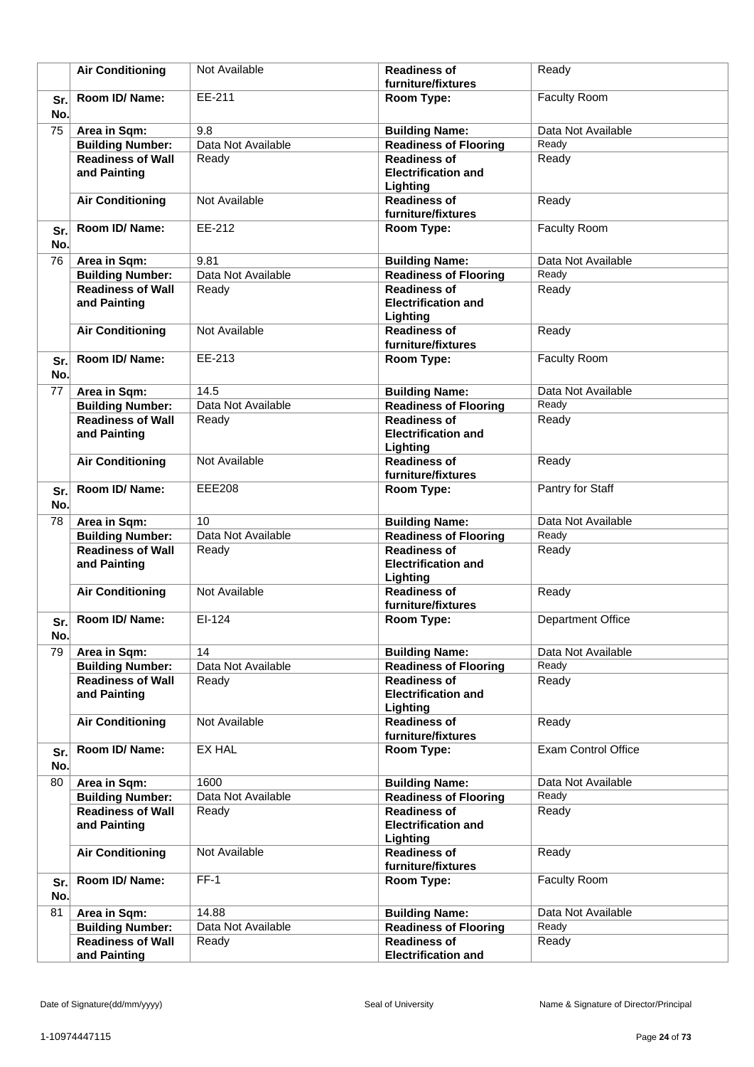| | | | | |
|---|---|---|---|---|
| | **Air Conditioning** | Not Available | **Readiness of furniture/fixtures** | Ready |
| **Sr. No.** | **Room ID/ Name:** | EE-211 | **Room Type:** | Faculty Room |
| 75 | **Area in Sqm:** | 9.8 | **Building Name:** | Data Not Available |
| | **Building Number:** | Data Not Available | **Readiness of Flooring** | Ready |
| | **Readiness of Wall and Painting** | Ready | **Readiness of Electrification and Lighting** | Ready |
| | **Air Conditioning** | Not Available | **Readiness of furniture/fixtures** | Ready |
| **Sr. No.** | **Room ID/ Name:** | EE-212 | **Room Type:** | Faculty Room |
| 76 | **Area in Sqm:** | 9.81 | **Building Name:** | Data Not Available |
| | **Building Number:** | Data Not Available | **Readiness of Flooring** | Ready |
| | **Readiness of Wall and Painting** | Ready | **Readiness of Electrification and Lighting** | Ready |
| | **Air Conditioning** | Not Available | **Readiness of furniture/fixtures** | Ready |
| **Sr. No.** | **Room ID/ Name:** | EE-213 | **Room Type:** | Faculty Room |
| 77 | **Area in Sqm:** | 14.5 | **Building Name:** | Data Not Available |
| | **Building Number:** | Data Not Available | **Readiness of Flooring** | Ready |
| | **Readiness of Wall and Painting** | Ready | **Readiness of Electrification and Lighting** | Ready |
| | **Air Conditioning** | Not Available | **Readiness of furniture/fixtures** | Ready |
| **Sr. No.** | **Room ID/ Name:** | EEE208 | **Room Type:** | Pantry for Staff |
| 78 | **Area in Sqm:** | 10 | **Building Name:** | Data Not Available |
| | **Building Number:** | Data Not Available | **Readiness of Flooring** | Ready |
| | **Readiness of Wall and Painting** | Ready | **Readiness of Electrification and Lighting** | Ready |
| | **Air Conditioning** | Not Available | **Readiness of furniture/fixtures** | Ready |
| **Sr. No.** | **Room ID/ Name:** | EI-124 | **Room Type:** | Department Office |
| 79 | **Area in Sqm:** | 14 | **Building Name:** | Data Not Available |
| | **Building Number:** | Data Not Available | **Readiness of Flooring** | Ready |
| | **Readiness of Wall and Painting** | Ready | **Readiness of Electrification and Lighting** | Ready |
| | **Air Conditioning** | Not Available | **Readiness of furniture/fixtures** | Ready |
| **Sr. No.** | **Room ID/ Name:** | EX HAL | **Room Type:** | Exam Control Office |
| 80 | **Area in Sqm:** | 1600 | **Building Name:** | Data Not Available |
| | **Building Number:** | Data Not Available | **Readiness of Flooring** | Ready |
| | **Readiness of Wall and Painting** | Ready | **Readiness of Electrification and Lighting** | Ready |
| | **Air Conditioning** | Not Available | **Readiness of furniture/fixtures** | Ready |
| **Sr. No.** | **Room ID/ Name:** | FF-1 | **Room Type:** | Faculty Room |
| 81 | **Area in Sqm:** | 14.88 | **Building Name:** | Data Not Available |
| | **Building Number:** | Data Not Available | **Readiness of Flooring** | Ready |
| | **Readiness of Wall and Painting** | Ready | **Readiness of Electrification and** | Ready |

Date of Signature(dd/mm/yyyy) Seal of University Name & Signature of Director/Principal

1-10974447115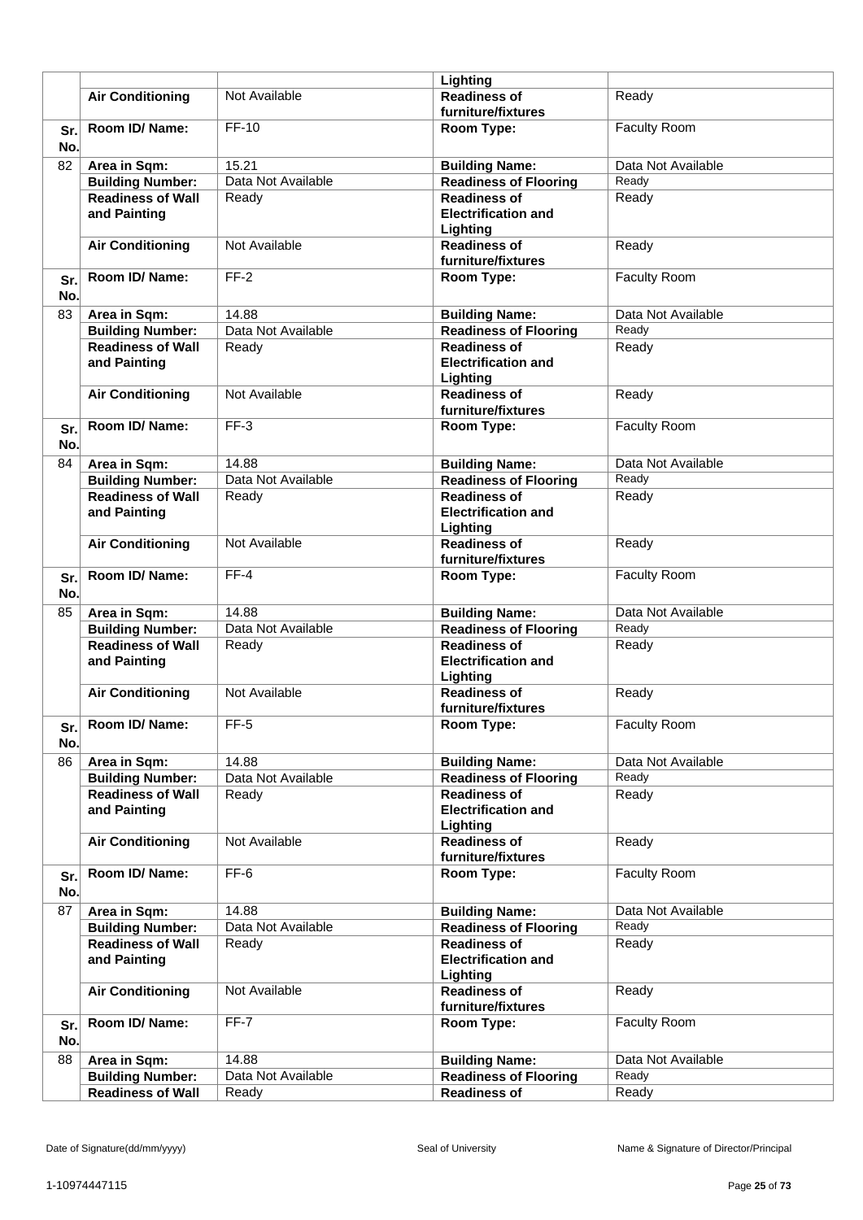| | | | Lighting | |
|---|---|---|---|---|
| | **Air Conditioning** | Not Available | **Readiness of furniture/fixtures** | Ready |
| **Sr. No.** | **Room ID/ Name:** | FF-10 | **Room Type:** | Faculty Room |
| 82 | **Area in Sqm:** | 15.21 | **Building Name:** | Data Not Available |
| | **Building Number:** | Data Not Available | **Readiness of Flooring** | Ready |
| | **Readiness of Wall and Painting** | Ready | **Readiness of Electrification and Lighting** | Ready |
| | **Air Conditioning** | Not Available | **Readiness of furniture/fixtures** | Ready |
| **Sr. No.** | **Room ID/ Name:** | FF-2 | **Room Type:** | Faculty Room |
| 83 | **Area in Sqm:** | 14.88 | **Building Name:** | Data Not Available |
| | **Building Number:** | Data Not Available | **Readiness of Flooring** | Ready |
| | **Readiness of Wall and Painting** | Ready | **Readiness of Electrification and Lighting** | Ready |
| | **Air Conditioning** | Not Available | **Readiness of furniture/fixtures** | Ready |
| **Sr. No.** | **Room ID/ Name:** | FF-3 | **Room Type:** | Faculty Room |
| 84 | **Area in Sqm:** | 14.88 | **Building Name:** | Data Not Available |
| | **Building Number:** | Data Not Available | **Readiness of Flooring** | Ready |
| | **Readiness of Wall and Painting** | Ready | **Readiness of Electrification and Lighting** | Ready |
| | **Air Conditioning** | Not Available | **Readiness of furniture/fixtures** | Ready |
| **Sr. No.** | **Room ID/ Name:** | FF-4 | **Room Type:** | Faculty Room |
| 85 | **Area in Sqm:** | 14.88 | **Building Name:** | Data Not Available |
| | **Building Number:** | Data Not Available | **Readiness of Flooring** | Ready |
| | **Readiness of Wall and Painting** | Ready | **Readiness of Electrification and Lighting** | Ready |
| | **Air Conditioning** | Not Available | **Readiness of furniture/fixtures** | Ready |
| **Sr. No.** | **Room ID/ Name:** | FF-5 | **Room Type:** | Faculty Room |
| 86 | **Area in Sqm:** | 14.88 | **Building Name:** | Data Not Available |
| | **Building Number:** | Data Not Available | **Readiness of Flooring** | Ready |
| | **Readiness of Wall and Painting** | Ready | **Readiness of Electrification and Lighting** | Ready |
| | **Air Conditioning** | Not Available | **Readiness of furniture/fixtures** | Ready |
| **Sr. No.** | **Room ID/ Name:** | FF-6 | **Room Type:** | Faculty Room |
| 87 | **Area in Sqm:** | 14.88 | **Building Name:** | Data Not Available |
| | **Building Number:** | Data Not Available | **Readiness of Flooring** | Ready |
| | **Readiness of Wall and Painting** | Ready | **Readiness of Electrification and Lighting** | Ready |
| | **Air Conditioning** | Not Available | **Readiness of furniture/fixtures** | Ready |
| **Sr. No.** | **Room ID/ Name:** | FF-7 | **Room Type:** | Faculty Room |
| 88 | **Area in Sqm:** | 14.88 | **Building Name:** | Data Not Available |
| | **Building Number:** | Data Not Available | **Readiness of Flooring** | Ready |
| | **Readiness of Wall** | Ready | **Readiness of** | Ready |

Date of Signature(dd/mm/yyyy) Seal of University Name & Signature of Director/Principal

1-10974447115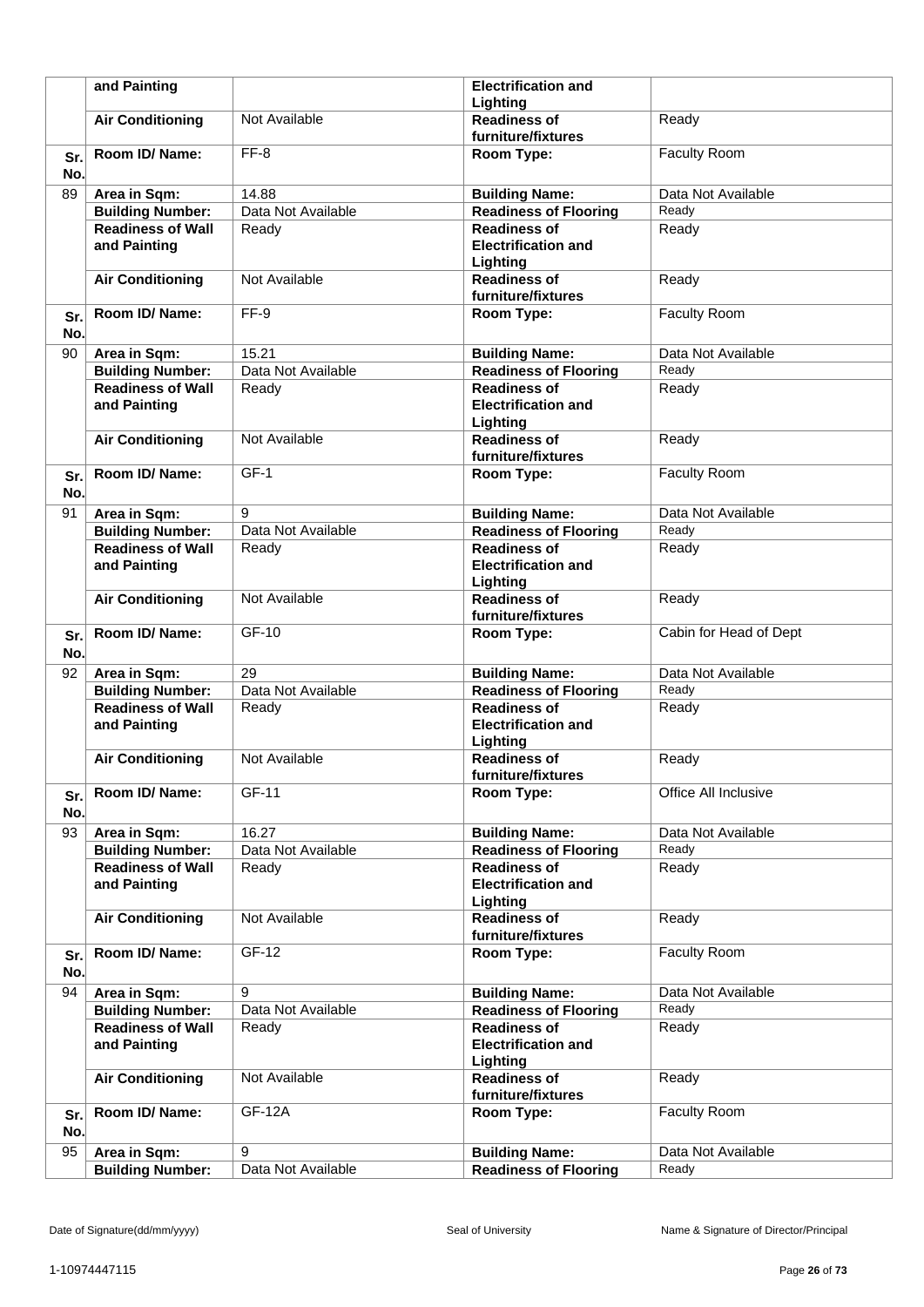|  | and Painting |  | Electrification and Lighting |  |
|---|---|---|---|---|
|  | Air Conditioning | Not Available | Readiness of furniture/fixtures | Ready |
| Sr. No. | Room ID/ Name: | FF-8 | Room Type: | Faculty Room |
| 89 | Area in Sqm: | 14.88 | Building Name: | Data Not Available |
|  | Building Number: | Data Not Available | Readiness of Flooring | Ready |
|  | Readiness of Wall and Painting | Ready | Readiness of Electrification and Lighting | Ready |
|  | Air Conditioning | Not Available | Readiness of furniture/fixtures | Ready |
| Sr. No. | Room ID/ Name: | FF-9 | Room Type: | Faculty Room |
| 90 | Area in Sqm: | 15.21 | Building Name: | Data Not Available |
|  | Building Number: | Data Not Available | Readiness of Flooring | Ready |
|  | Readiness of Wall and Painting | Ready | Readiness of Electrification and Lighting | Ready |
|  | Air Conditioning | Not Available | Readiness of furniture/fixtures | Ready |
| Sr. No. | Room ID/ Name: | GF-1 | Room Type: | Faculty Room |
| 91 | Area in Sqm: | 9 | Building Name: | Data Not Available |
|  | Building Number: | Data Not Available | Readiness of Flooring | Ready |
|  | Readiness of Wall and Painting | Ready | Readiness of Electrification and Lighting | Ready |
|  | Air Conditioning | Not Available | Readiness of furniture/fixtures | Ready |
| Sr. No. | Room ID/ Name: | GF-10 | Room Type: | Cabin for Head of Dept |
| 92 | Area in Sqm: | 29 | Building Name: | Data Not Available |
|  | Building Number: | Data Not Available | Readiness of Flooring | Ready |
|  | Readiness of Wall and Painting | Ready | Readiness of Electrification and Lighting | Ready |
|  | Air Conditioning | Not Available | Readiness of furniture/fixtures | Ready |
| Sr. No. | Room ID/ Name: | GF-11 | Room Type: | Office All Inclusive |
| 93 | Area in Sqm: | 16.27 | Building Name: | Data Not Available |
|  | Building Number: | Data Not Available | Readiness of Flooring | Ready |
|  | Readiness of Wall and Painting | Ready | Readiness of Electrification and Lighting | Ready |
|  | Air Conditioning | Not Available | Readiness of furniture/fixtures | Ready |
| Sr. No. | Room ID/ Name: | GF-12 | Room Type: | Faculty Room |
| 94 | Area in Sqm: | 9 | Building Name: | Data Not Available |
|  | Building Number: | Data Not Available | Readiness of Flooring | Ready |
|  | Readiness of Wall and Painting | Ready | Readiness of Electrification and Lighting | Ready |
|  | Air Conditioning | Not Available | Readiness of furniture/fixtures | Ready |
| Sr. No. | Room ID/ Name: | GF-12A | Room Type: | Faculty Room |
| 95 | Area in Sqm: | 9 | Building Name: | Data Not Available |
|  | Building Number: | Data Not Available | Readiness of Flooring | Ready |

Date of Signature(dd/mm/yyyy) | Seal of University | Name & Signature of Director/Principal

1-10974447115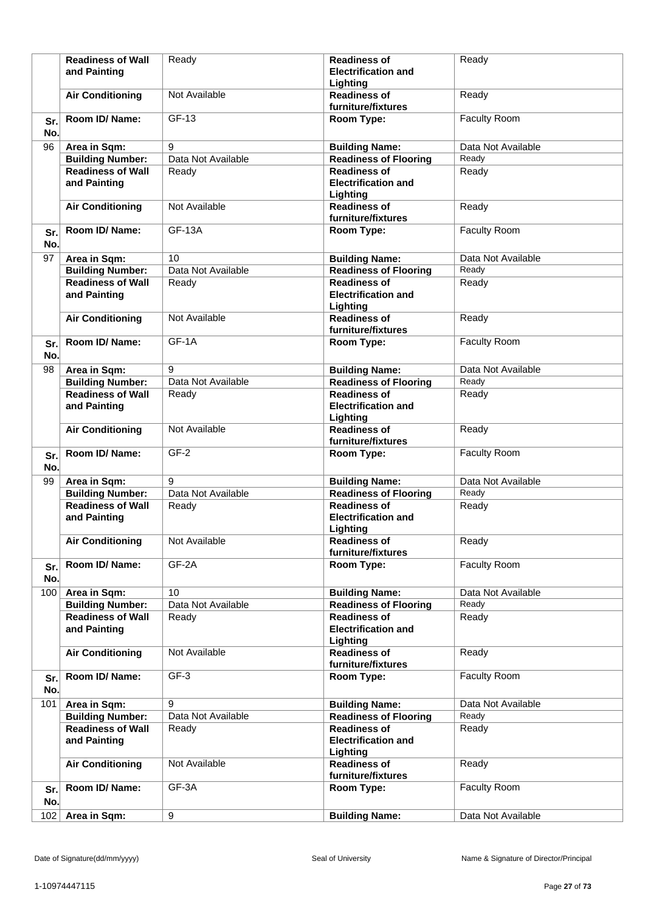| | | | | |
|---|---|---|---|---|
| | **Readiness of Wall and Painting** | Ready | **Readiness of Electrification and Lighting** | Ready |
| | **Air Conditioning** | Not Available | **Readiness of furniture/fixtures** | Ready |
| **Sr. No.** | **Room ID/ Name:** | GF-13 | **Room Type:** | Faculty Room |
| 96 | **Area in Sqm:** | 9 | **Building Name:** | Data Not Available |
| | **Building Number:** | Data Not Available | **Readiness of Flooring** | Ready |
| | **Readiness of Wall and Painting** | Ready | **Readiness of Electrification and Lighting** | Ready |
| | **Air Conditioning** | Not Available | **Readiness of furniture/fixtures** | Ready |
| **Sr. No.** | **Room ID/ Name:** | GF-13A | **Room Type:** | Faculty Room |
| 97 | **Area in Sqm:** | 10 | **Building Name:** | Data Not Available |
| | **Building Number:** | Data Not Available | **Readiness of Flooring** | Ready |
| | **Readiness of Wall and Painting** | Ready | **Readiness of Electrification and Lighting** | Ready |
| | **Air Conditioning** | Not Available | **Readiness of furniture/fixtures** | Ready |
| **Sr. No.** | **Room ID/ Name:** | GF-1A | **Room Type:** | Faculty Room |
| 98 | **Area in Sqm:** | 9 | **Building Name:** | Data Not Available |
| | **Building Number:** | Data Not Available | **Readiness of Flooring** | Ready |
| | **Readiness of Wall and Painting** | Ready | **Readiness of Electrification and Lighting** | Ready |
| | **Air Conditioning** | Not Available | **Readiness of furniture/fixtures** | Ready |
| **Sr. No.** | **Room ID/ Name:** | GF-2 | **Room Type:** | Faculty Room |
| 99 | **Area in Sqm:** | 9 | **Building Name:** | Data Not Available |
| | **Building Number:** | Data Not Available | **Readiness of Flooring** | Ready |
| | **Readiness of Wall and Painting** | Ready | **Readiness of Electrification and Lighting** | Ready |
| | **Air Conditioning** | Not Available | **Readiness of furniture/fixtures** | Ready |
| **Sr. No.** | **Room ID/ Name:** | GF-2A | **Room Type:** | Faculty Room |
| 100 | **Area in Sqm:** | 10 | **Building Name:** | Data Not Available |
| | **Building Number:** | Data Not Available | **Readiness of Flooring** | Ready |
| | **Readiness of Wall and Painting** | Ready | **Readiness of Electrification and Lighting** | Ready |
| | **Air Conditioning** | Not Available | **Readiness of furniture/fixtures** | Ready |
| **Sr. No.** | **Room ID/ Name:** | GF-3 | **Room Type:** | Faculty Room |
| 101 | **Area in Sqm:** | 9 | **Building Name:** | Data Not Available |
| | **Building Number:** | Data Not Available | **Readiness of Flooring** | Ready |
| | **Readiness of Wall and Painting** | Ready | **Readiness of Electrification and Lighting** | Ready |
| | **Air Conditioning** | Not Available | **Readiness of furniture/fixtures** | Ready |
| **Sr. No.** | **Room ID/ Name:** | GF-3A | **Room Type:** | Faculty Room |
| 102 | **Area in Sqm:** | 9 | **Building Name:** | Data Not Available |

Date of Signature(dd/mm/yyyy) Seal of University Name & Signature of Director/Principal

1-10974447115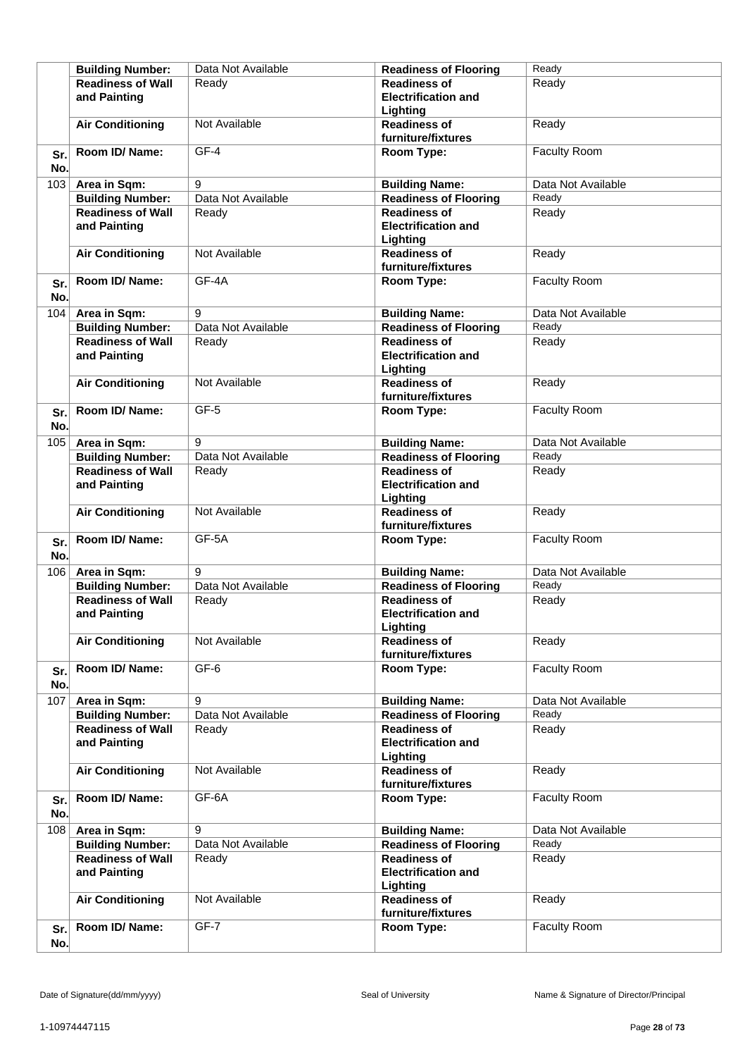| | | | | |
|---|---|---|---|---|
| | **Building Number:** | Data Not Available | **Readiness of Flooring** | Ready |
| | **Readiness of Wall and Painting** | Ready | **Readiness of Electrification and Lighting** | Ready |
| | **Air Conditioning** | Not Available | **Readiness of furniture/fixtures** | Ready |
| **Sr. No.** | **Room ID/ Name:** | GF-4 | **Room Type:** | Faculty Room |
| 103 | **Area in Sqm:** | 9 | **Building Name:** | Data Not Available |
| | **Building Number:** | Data Not Available | **Readiness of Flooring** | Ready |
| | **Readiness of Wall and Painting** | Ready | **Readiness of Electrification and Lighting** | Ready |
| | **Air Conditioning** | Not Available | **Readiness of furniture/fixtures** | Ready |
| **Sr. No.** | **Room ID/ Name:** | GF-4A | **Room Type:** | Faculty Room |
| 104 | **Area in Sqm:** | 9 | **Building Name:** | Data Not Available |
| | **Building Number:** | Data Not Available | **Readiness of Flooring** | Ready |
| | **Readiness of Wall and Painting** | Ready | **Readiness of Electrification and Lighting** | Ready |
| | **Air Conditioning** | Not Available | **Readiness of furniture/fixtures** | Ready |
| **Sr. No.** | **Room ID/ Name:** | GF-5 | **Room Type:** | Faculty Room |
| 105 | **Area in Sqm:** | 9 | **Building Name:** | Data Not Available |
| | **Building Number:** | Data Not Available | **Readiness of Flooring** | Ready |
| | **Readiness of Wall and Painting** | Ready | **Readiness of Electrification and Lighting** | Ready |
| | **Air Conditioning** | Not Available | **Readiness of furniture/fixtures** | Ready |
| **Sr. No.** | **Room ID/ Name:** | GF-5A | **Room Type:** | Faculty Room |
| 106 | **Area in Sqm:** | 9 | **Building Name:** | Data Not Available |
| | **Building Number:** | Data Not Available | **Readiness of Flooring** | Ready |
| | **Readiness of Wall and Painting** | Ready | **Readiness of Electrification and Lighting** | Ready |
| | **Air Conditioning** | Not Available | **Readiness of furniture/fixtures** | Ready |
| **Sr. No.** | **Room ID/ Name:** | GF-6 | **Room Type:** | Faculty Room |
| 107 | **Area in Sqm:** | 9 | **Building Name:** | Data Not Available |
| | **Building Number:** | Data Not Available | **Readiness of Flooring** | Ready |
| | **Readiness of Wall and Painting** | Ready | **Readiness of Electrification and Lighting** | Ready |
| | **Air Conditioning** | Not Available | **Readiness of furniture/fixtures** | Ready |
| **Sr. No.** | **Room ID/ Name:** | GF-6A | **Room Type:** | Faculty Room |
| 108 | **Area in Sqm:** | 9 | **Building Name:** | Data Not Available |
| | **Building Number:** | Data Not Available | **Readiness of Flooring** | Ready |
| | **Readiness of Wall and Painting** | Ready | **Readiness of Electrification and Lighting** | Ready |
| | **Air Conditioning** | Not Available | **Readiness of furniture/fixtures** | Ready |
| **Sr. No.** | **Room ID/ Name:** | GF-7 | **Room Type:** | Faculty Room |

Date of Signature(dd/mm/yyyy) | Seal of University | Name & Signature of Director/Principal

1-10974447115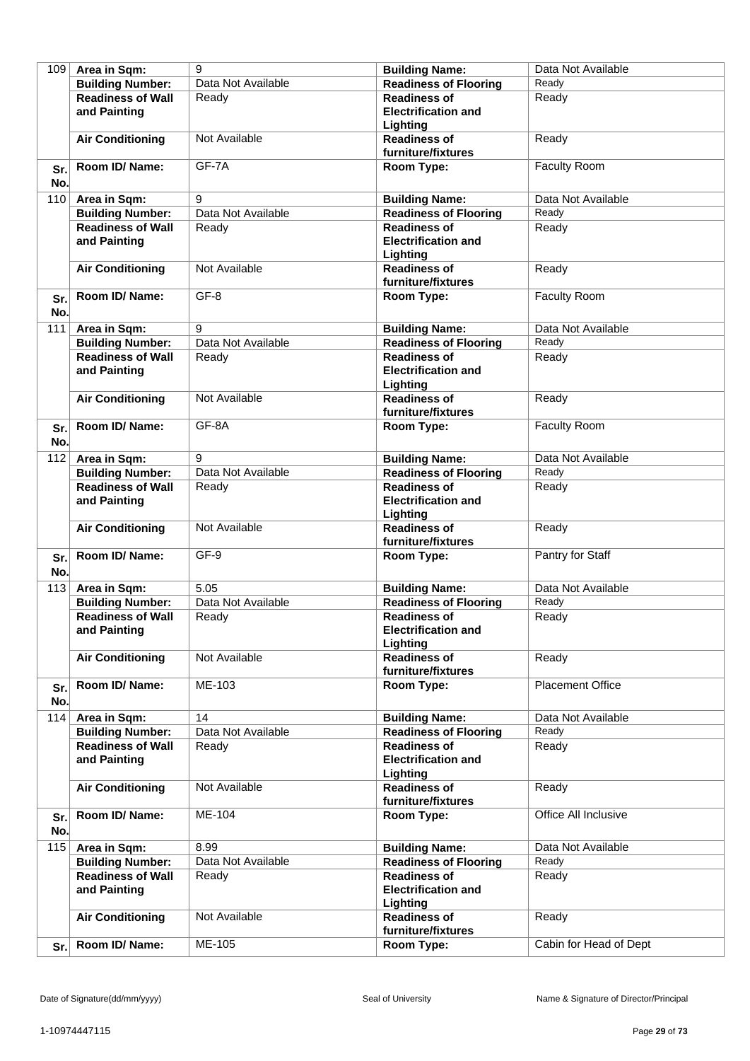| 109 | Area in Sqm: | 9 | Building Name: | Data Not Available |
|---|---|---|---|---|
| | Building Number: | Data Not Available | Readiness of Flooring | Ready |
| | Readiness of Wall and Painting | Ready | Readiness of Electrification and Lighting | Ready |
| | Air Conditioning | Not Available | Readiness of furniture/fixtures | Ready |
| Sr. No. | Room ID/ Name: | GF-7A | Room Type: | Faculty Room |
| 110 | Area in Sqm: | 9 | Building Name: | Data Not Available |
| | Building Number: | Data Not Available | Readiness of Flooring | Ready |
| | Readiness of Wall and Painting | Ready | Readiness of Electrification and Lighting | Ready |
| | Air Conditioning | Not Available | Readiness of furniture/fixtures | Ready |
| Sr. No. | Room ID/ Name: | GF-8 | Room Type: | Faculty Room |
| 111 | Area in Sqm: | 9 | Building Name: | Data Not Available |
| | Building Number: | Data Not Available | Readiness of Flooring | Ready |
| | Readiness of Wall and Painting | Ready | Readiness of Electrification and Lighting | Ready |
| | Air Conditioning | Not Available | Readiness of furniture/fixtures | Ready |
| Sr. No. | Room ID/ Name: | GF-8A | Room Type: | Faculty Room |
| 112 | Area in Sqm: | 9 | Building Name: | Data Not Available |
| | Building Number: | Data Not Available | Readiness of Flooring | Ready |
| | Readiness of Wall and Painting | Ready | Readiness of Electrification and Lighting | Ready |
| | Air Conditioning | Not Available | Readiness of furniture/fixtures | Ready |
| Sr. No. | Room ID/ Name: | GF-9 | Room Type: | Pantry for Staff |
| 113 | Area in Sqm: | 5.05 | Building Name: | Data Not Available |
| | Building Number: | Data Not Available | Readiness of Flooring | Ready |
| | Readiness of Wall and Painting | Ready | Readiness of Electrification and Lighting | Ready |
| | Air Conditioning | Not Available | Readiness of furniture/fixtures | Ready |
| Sr. No. | Room ID/ Name: | ME-103 | Room Type: | Placement Office |
| 114 | Area in Sqm: | 14 | Building Name: | Data Not Available |
| | Building Number: | Data Not Available | Readiness of Flooring | Ready |
| | Readiness of Wall and Painting | Ready | Readiness of Electrification and Lighting | Ready |
| | Air Conditioning | Not Available | Readiness of furniture/fixtures | Ready |
| Sr. No. | Room ID/ Name: | ME-104 | Room Type: | Office All Inclusive |
| 115 | Area in Sqm: | 8.99 | Building Name: | Data Not Available |
| | Building Number: | Data Not Available | Readiness of Flooring | Ready |
| | Readiness of Wall and Painting | Ready | Readiness of Electrification and Lighting | Ready |
| | Air Conditioning | Not Available | Readiness of furniture/fixtures | Ready |
| Sr. | Room ID/ Name: | ME-105 | Room Type: | Cabin for Head of Dept |

Date of Signature(dd/mm/yyyy) | Seal of University | Name & Signature of Director/Principal

1-10974447115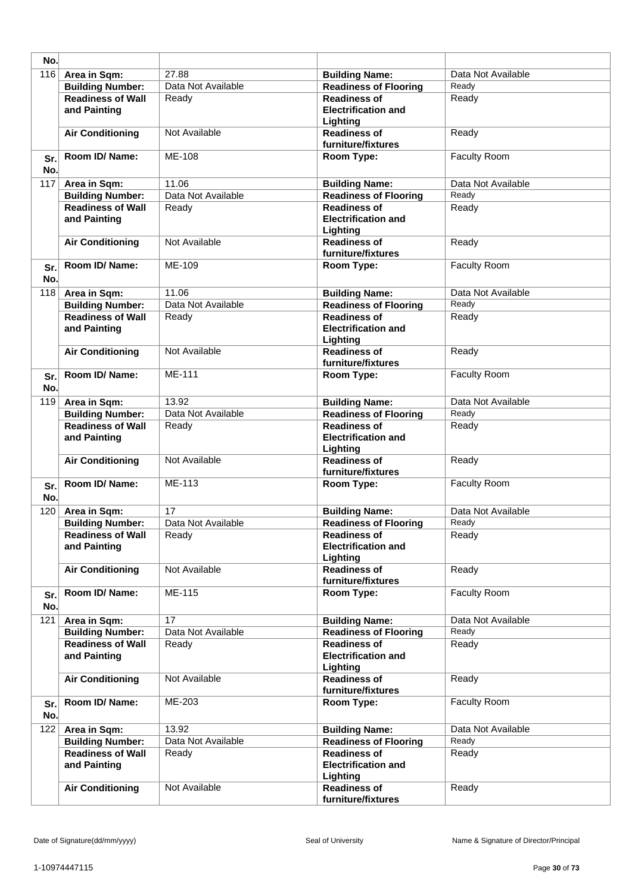| No. | | | | |
|---|---|---|---|---|
| 116 | **Area in Sqm:** | 27.88 | **Building Name:** | Data Not Available |
| | **Building Number:** | Data Not Available | **Readiness of Flooring** | Ready |
| | **Readiness of Wall and Painting** | Ready | **Readiness of Electrification and Lighting** | Ready |
| | **Air Conditioning** | Not Available | **Readiness of furniture/fixtures** | Ready |
| **Sr. No.** | **Room ID/ Name:** | ME-108 | **Room Type:** | Faculty Room |
| 117 | **Area in Sqm:** | 11.06 | **Building Name:** | Data Not Available |
| | **Building Number:** | Data Not Available | **Readiness of Flooring** | Ready |
| | **Readiness of Wall and Painting** | Ready | **Readiness of Electrification and Lighting** | Ready |
| | **Air Conditioning** | Not Available | **Readiness of furniture/fixtures** | Ready |
| **Sr. No.** | **Room ID/ Name:** | ME-109 | **Room Type:** | Faculty Room |
| 118 | **Area in Sqm:** | 11.06 | **Building Name:** | Data Not Available |
| | **Building Number:** | Data Not Available | **Readiness of Flooring** | Ready |
| | **Readiness of Wall and Painting** | Ready | **Readiness of Electrification and Lighting** | Ready |
| | **Air Conditioning** | Not Available | **Readiness of furniture/fixtures** | Ready |
| **Sr. No.** | **Room ID/ Name:** | ME-111 | **Room Type:** | Faculty Room |
| 119 | **Area in Sqm:** | 13.92 | **Building Name:** | Data Not Available |
| | **Building Number:** | Data Not Available | **Readiness of Flooring** | Ready |
| | **Readiness of Wall and Painting** | Ready | **Readiness of Electrification and Lighting** | Ready |
| | **Air Conditioning** | Not Available | **Readiness of furniture/fixtures** | Ready |
| **Sr. No.** | **Room ID/ Name:** | ME-113 | **Room Type:** | Faculty Room |
| 120 | **Area in Sqm:** | 17 | **Building Name:** | Data Not Available |
| | **Building Number:** | Data Not Available | **Readiness of Flooring** | Ready |
| | **Readiness of Wall and Painting** | Ready | **Readiness of Electrification and Lighting** | Ready |
| | **Air Conditioning** | Not Available | **Readiness of furniture/fixtures** | Ready |
| **Sr. No.** | **Room ID/ Name:** | ME-115 | **Room Type:** | Faculty Room |
| 121 | **Area in Sqm:** | 17 | **Building Name:** | Data Not Available |
| | **Building Number:** | Data Not Available | **Readiness of Flooring** | Ready |
| | **Readiness of Wall and Painting** | Ready | **Readiness of Electrification and Lighting** | Ready |
| | **Air Conditioning** | Not Available | **Readiness of furniture/fixtures** | Ready |
| **Sr. No.** | **Room ID/ Name:** | ME-203 | **Room Type:** | Faculty Room |
| 122 | **Area in Sqm:** | 13.92 | **Building Name:** | Data Not Available |
| | **Building Number:** | Data Not Available | **Readiness of Flooring** | Ready |
| | **Readiness of Wall and Painting** | Ready | **Readiness of Electrification and Lighting** | Ready |
| | **Air Conditioning** | Not Available | **Readiness of furniture/fixtures** | Ready |

Date of Signature(dd/mm/yyyy) Seal of University Name & Signature of Director/Principal

1-10974447115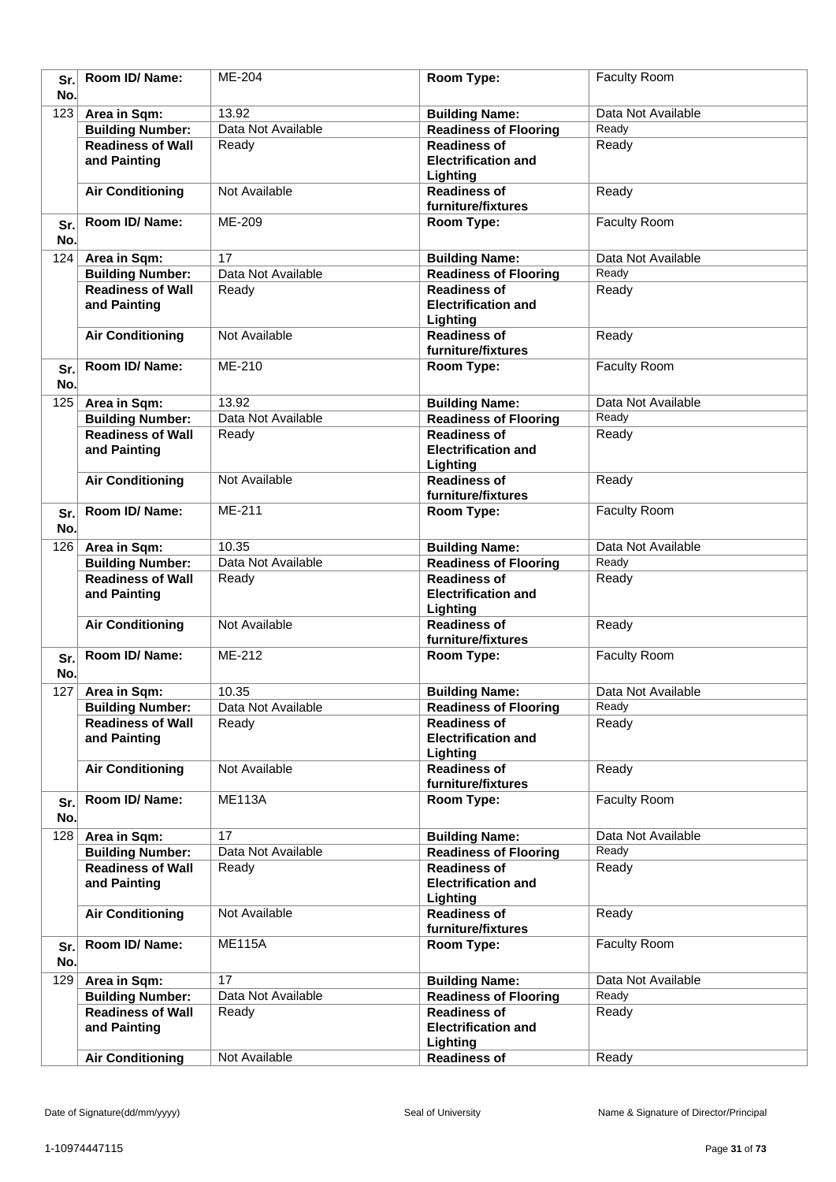| Sr. No. | Room ID/ Name: | ME-204 | Room Type: | Faculty Room |
|---|---|---|---|---|
| 123 | Area in Sqm: | 13.92 | Building Name: | Data Not Available |
| | Building Number: | Data Not Available | Readiness of Flooring | Ready |
| | Readiness of Wall and Painting | Ready | Readiness of Electrification and Lighting | Ready |
| | Air Conditioning | Not Available | Readiness of furniture/fixtures | Ready |
| Sr. No. | Room ID/ Name: | ME-209 | Room Type: | Faculty Room |
| 124 | Area in Sqm: | 17 | Building Name: | Data Not Available |
| | Building Number: | Data Not Available | Readiness of Flooring | Ready |
| | Readiness of Wall and Painting | Ready | Readiness of Electrification and Lighting | Ready |
| | Air Conditioning | Not Available | Readiness of furniture/fixtures | Ready |
| Sr. No. | Room ID/ Name: | ME-210 | Room Type: | Faculty Room |
| 125 | Area in Sqm: | 13.92 | Building Name: | Data Not Available |
| | Building Number: | Data Not Available | Readiness of Flooring | Ready |
| | Readiness of Wall and Painting | Ready | Readiness of Electrification and Lighting | Ready |
| | Air Conditioning | Not Available | Readiness of furniture/fixtures | Ready |
| Sr. No. | Room ID/ Name: | ME-211 | Room Type: | Faculty Room |
| 126 | Area in Sqm: | 10.35 | Building Name: | Data Not Available |
| | Building Number: | Data Not Available | Readiness of Flooring | Ready |
| | Readiness of Wall and Painting | Ready | Readiness of Electrification and Lighting | Ready |
| | Air Conditioning | Not Available | Readiness of furniture/fixtures | Ready |
| Sr. No. | Room ID/ Name: | ME-212 | Room Type: | Faculty Room |
| 127 | Area in Sqm: | 10.35 | Building Name: | Data Not Available |
| | Building Number: | Data Not Available | Readiness of Flooring | Ready |
| | Readiness of Wall and Painting | Ready | Readiness of Electrification and Lighting | Ready |
| | Air Conditioning | Not Available | Readiness of furniture/fixtures | Ready |
| Sr. No. | Room ID/ Name: | ME113A | Room Type: | Faculty Room |
| 128 | Area in Sqm: | 17 | Building Name: | Data Not Available |
| | Building Number: | Data Not Available | Readiness of Flooring | Ready |
| | Readiness of Wall and Painting | Ready | Readiness of Electrification and Lighting | Ready |
| | Air Conditioning | Not Available | Readiness of furniture/fixtures | Ready |
| Sr. No. | Room ID/ Name: | ME115A | Room Type: | Faculty Room |
| 129 | Area in Sqm: | 17 | Building Name: | Data Not Available |
| | Building Number: | Data Not Available | Readiness of Flooring | Ready |
| | Readiness of Wall and Painting | Ready | Readiness of Electrification and Lighting | Ready |
| | Air Conditioning | Not Available | Readiness of | Ready |

Date of Signature(dd/mm/yyyy) | Seal of University | Name & Signature of Director/Principal

1-10974447115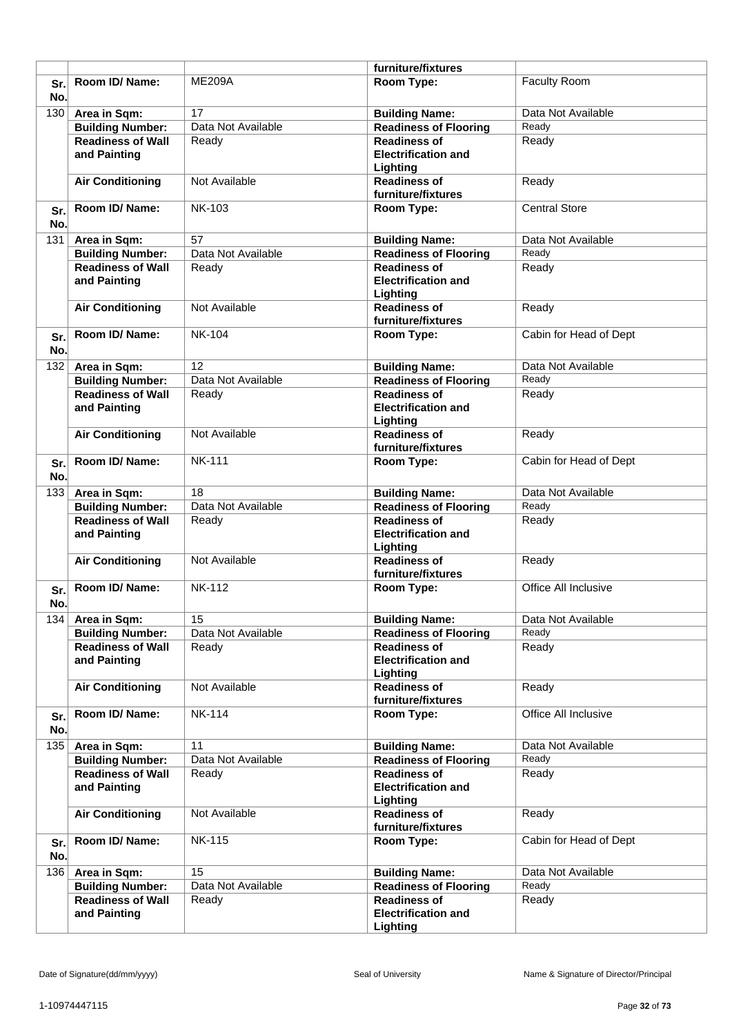| | | | | |
|---|---|---|---|---|
| | | | furniture/fixtures | |
| Sr. No. | Room ID/ Name: | ME209A | Room Type: | Faculty Room |
| 130 | Area in Sqm: | 17 | Building Name: | Data Not Available |
| | Building Number: | Data Not Available | Readiness of Flooring | Ready |
| | Readiness of Wall and Painting | Ready | Readiness of Electrification and Lighting | Ready |
| | Air Conditioning | Not Available | Readiness of furniture/fixtures | Ready |
| Sr. No. | Room ID/ Name: | NK-103 | Room Type: | Central Store |
| 131 | Area in Sqm: | 57 | Building Name: | Data Not Available |
| | Building Number: | Data Not Available | Readiness of Flooring | Ready |
| | Readiness of Wall and Painting | Ready | Readiness of Electrification and Lighting | Ready |
| | Air Conditioning | Not Available | Readiness of furniture/fixtures | Ready |
| Sr. No. | Room ID/ Name: | NK-104 | Room Type: | Cabin for Head of Dept |
| 132 | Area in Sqm: | 12 | Building Name: | Data Not Available |
| | Building Number: | Data Not Available | Readiness of Flooring | Ready |
| | Readiness of Wall and Painting | Ready | Readiness of Electrification and Lighting | Ready |
| | Air Conditioning | Not Available | Readiness of furniture/fixtures | Ready |
| Sr. No. | Room ID/ Name: | NK-111 | Room Type: | Cabin for Head of Dept |
| 133 | Area in Sqm: | 18 | Building Name: | Data Not Available |
| | Building Number: | Data Not Available | Readiness of Flooring | Ready |
| | Readiness of Wall and Painting | Ready | Readiness of Electrification and Lighting | Ready |
| | Air Conditioning | Not Available | Readiness of furniture/fixtures | Ready |
| Sr. No. | Room ID/ Name: | NK-112 | Room Type: | Office All Inclusive |
| 134 | Area in Sqm: | 15 | Building Name: | Data Not Available |
| | Building Number: | Data Not Available | Readiness of Flooring | Ready |
| | Readiness of Wall and Painting | Ready | Readiness of Electrification and Lighting | Ready |
| | Air Conditioning | Not Available | Readiness of furniture/fixtures | Ready |
| Sr. No. | Room ID/ Name: | NK-114 | Room Type: | Office All Inclusive |
| 135 | Area in Sqm: | 11 | Building Name: | Data Not Available |
| | Building Number: | Data Not Available | Readiness of Flooring | Ready |
| | Readiness of Wall and Painting | Ready | Readiness of Electrification and Lighting | Ready |
| | Air Conditioning | Not Available | Readiness of furniture/fixtures | Ready |
| Sr. No. | Room ID/ Name: | NK-115 | Room Type: | Cabin for Head of Dept |
| 136 | Area in Sqm: | 15 | Building Name: | Data Not Available |
| | Building Number: | Data Not Available | Readiness of Flooring | Ready |
| | Readiness of Wall and Painting | Ready | Readiness of Electrification and Lighting | Ready |

Date of Signature(dd/mm/yyyy) Seal of University Name & Signature of Director/Principal

1-10974447115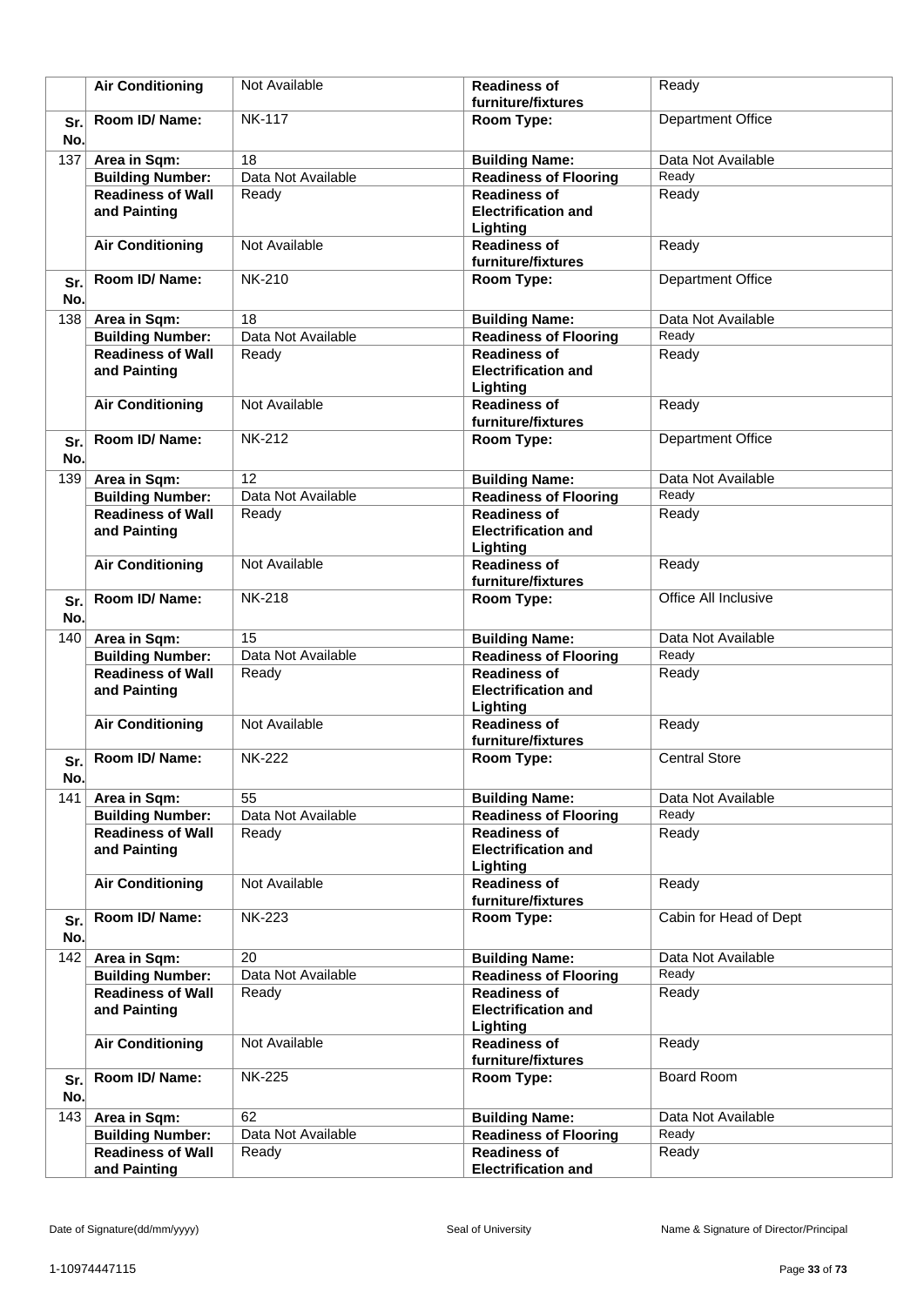|  | Air Conditioning | Not Available | Readiness of furniture/fixtures | Ready |
|---|---|---|---|---|
| Sr. No. | Room ID/ Name: | NK-117 | Room Type: | Department Office |
| 137 | Area in Sqm: | 18 | Building Name: | Data Not Available |
|  | Building Number: | Data Not Available | Readiness of Flooring | Ready |
|  | Readiness of Wall and Painting | Ready | Readiness of Electrification and Lighting | Ready |
|  | Air Conditioning | Not Available | Readiness of furniture/fixtures | Ready |
| Sr. No. | Room ID/ Name: | NK-210 | Room Type: | Department Office |
| 138 | Area in Sqm: | 18 | Building Name: | Data Not Available |
|  | Building Number: | Data Not Available | Readiness of Flooring | Ready |
|  | Readiness of Wall and Painting | Ready | Readiness of Electrification and Lighting | Ready |
|  | Air Conditioning | Not Available | Readiness of furniture/fixtures | Ready |
| Sr. No. | Room ID/ Name: | NK-212 | Room Type: | Department Office |
| 139 | Area in Sqm: | 12 | Building Name: | Data Not Available |
|  | Building Number: | Data Not Available | Readiness of Flooring | Ready |
|  | Readiness of Wall and Painting | Ready | Readiness of Electrification and Lighting | Ready |
|  | Air Conditioning | Not Available | Readiness of furniture/fixtures | Ready |
| Sr. No. | Room ID/ Name: | NK-218 | Room Type: | Office All Inclusive |
| 140 | Area in Sqm: | 15 | Building Name: | Data Not Available |
|  | Building Number: | Data Not Available | Readiness of Flooring | Ready |
|  | Readiness of Wall and Painting | Ready | Readiness of Electrification and Lighting | Ready |
|  | Air Conditioning | Not Available | Readiness of furniture/fixtures | Ready |
| Sr. No. | Room ID/ Name: | NK-222 | Room Type: | Central Store |
| 141 | Area in Sqm: | 55 | Building Name: | Data Not Available |
|  | Building Number: | Data Not Available | Readiness of Flooring | Ready |
|  | Readiness of Wall and Painting | Ready | Readiness of Electrification and Lighting | Ready |
|  | Air Conditioning | Not Available | Readiness of furniture/fixtures | Ready |
| Sr. No. | Room ID/ Name: | NK-223 | Room Type: | Cabin for Head of Dept |
| 142 | Area in Sqm: | 20 | Building Name: | Data Not Available |
|  | Building Number: | Data Not Available | Readiness of Flooring | Ready |
|  | Readiness of Wall and Painting | Ready | Readiness of Electrification and Lighting | Ready |
|  | Air Conditioning | Not Available | Readiness of furniture/fixtures | Ready |
| Sr. No. | Room ID/ Name: | NK-225 | Room Type: | Board Room |
| 143 | Area in Sqm: | 62 | Building Name: | Data Not Available |
|  | Building Number: | Data Not Available | Readiness of Flooring | Ready |
|  | Readiness of Wall and Painting | Ready | Readiness of Electrification and | Ready |

Date of Signature(dd/mm/yyyy) Seal of University Name & Signature of Director/Principal

1-10974447115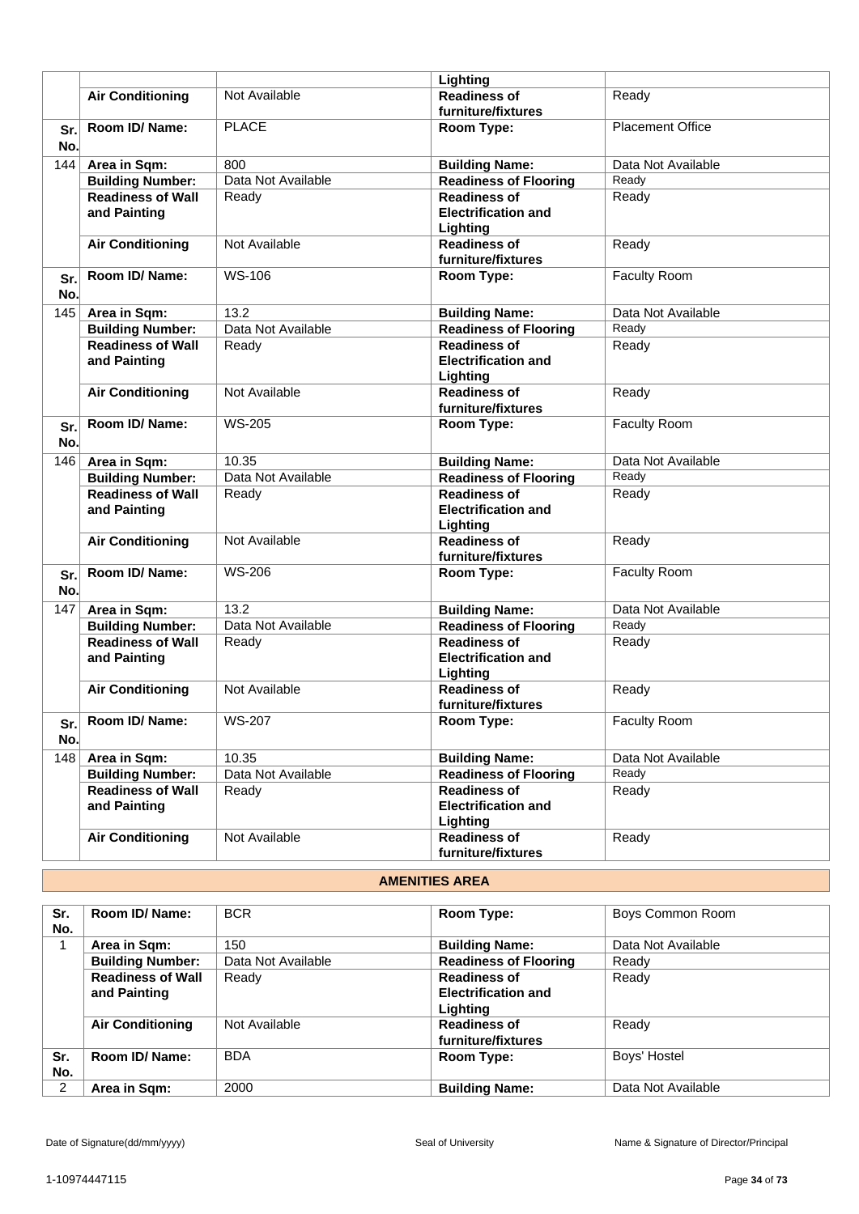| | | | | |
|---|---|---|---|---|
| | | | Lighting | |
| | **Air Conditioning** | Not Available | **Readiness of furniture/fixtures** | Ready |
| **Sr. No.** | **Room ID/ Name:** | PLACE | **Room Type:** | Placement Office |
| 144 | **Area in Sqm:** | 800 | **Building Name:** | Data Not Available |
| | **Building Number:** | Data Not Available | **Readiness of Flooring** | Ready |
| | **Readiness of Wall and Painting** | Ready | **Readiness of Electrification and Lighting** | Ready |
| | **Air Conditioning** | Not Available | **Readiness of furniture/fixtures** | Ready |
| **Sr. No.** | **Room ID/ Name:** | WS-106 | **Room Type:** | Faculty Room |
| 145 | **Area in Sqm:** | 13.2 | **Building Name:** | Data Not Available |
| | **Building Number:** | Data Not Available | **Readiness of Flooring** | Ready |
| | **Readiness of Wall and Painting** | Ready | **Readiness of Electrification and Lighting** | Ready |
| | **Air Conditioning** | Not Available | **Readiness of furniture/fixtures** | Ready |
| **Sr. No.** | **Room ID/ Name:** | WS-205 | **Room Type:** | Faculty Room |
| 146 | **Area in Sqm:** | 10.35 | **Building Name:** | Data Not Available |
| | **Building Number:** | Data Not Available | **Readiness of Flooring** | Ready |
| | **Readiness of Wall and Painting** | Ready | **Readiness of Electrification and Lighting** | Ready |
| | **Air Conditioning** | Not Available | **Readiness of furniture/fixtures** | Ready |
| **Sr. No.** | **Room ID/ Name:** | WS-206 | **Room Type:** | Faculty Room |
| 147 | **Area in Sqm:** | 13.2 | **Building Name:** | Data Not Available |
| | **Building Number:** | Data Not Available | **Readiness of Flooring** | Ready |
| | **Readiness of Wall and Painting** | Ready | **Readiness of Electrification and Lighting** | Ready |
| | **Air Conditioning** | Not Available | **Readiness of furniture/fixtures** | Ready |
| **Sr. No.** | **Room ID/ Name:** | WS-207 | **Room Type:** | Faculty Room |
| 148 | **Area in Sqm:** | 10.35 | **Building Name:** | Data Not Available |
| | **Building Number:** | Data Not Available | **Readiness of Flooring** | Ready |
| | **Readiness of Wall and Painting** | Ready | **Readiness of Electrification and Lighting** | Ready |
| | **Air Conditioning** | Not Available | **Readiness of furniture/fixtures** | Ready |

## AMENITIES AREA

| **Sr. No.** | **Room ID/ Name:** | BCR | **Room Type:** | Boys Common Room |
|---|---|---|---|---|
| 1 | **Area in Sqm:** | 150 | **Building Name:** | Data Not Available |
| | **Building Number:** | Data Not Available | **Readiness of Flooring** | Ready |
| | **Readiness of Wall and Painting** | Ready | **Readiness of Electrification and Lighting** | Ready |
| | **Air Conditioning** | Not Available | **Readiness of furniture/fixtures** | Ready |
| **Sr. No.** | **Room ID/ Name:** | BDA | **Room Type:** | Boys' Hostel |
| 2 | **Area in Sqm:** | 2000 | **Building Name:** | Data Not Available |

Date of Signature(dd/mm/yyyy) Seal of University Name & Signature of Director/Principal

1-10974447115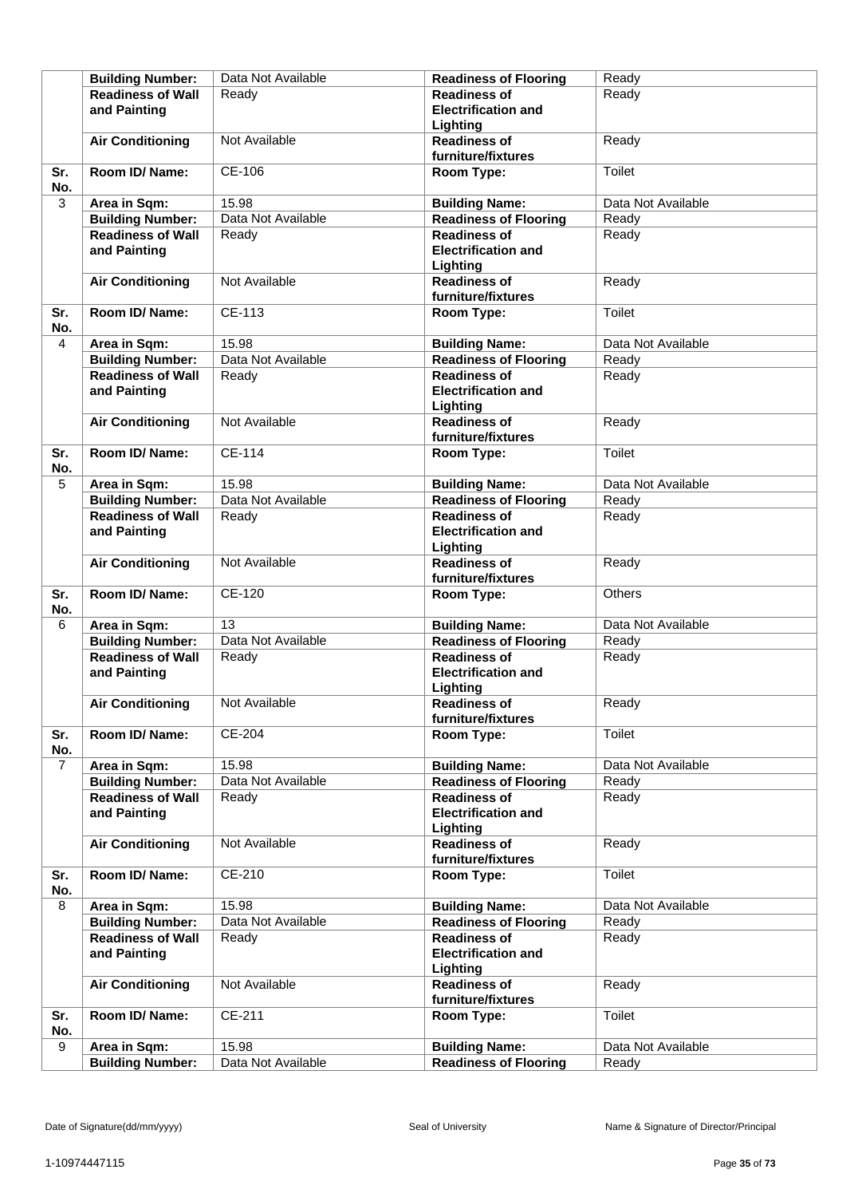| | | | | |
|---|---|---|---|---|
| | **Building Number:** | Data Not Available | **Readiness of Flooring** | Ready |
| | **Readiness of Wall and Painting** | Ready | **Readiness of Electrification and Lighting** | Ready |
| | **Air Conditioning** | Not Available | **Readiness of furniture/fixtures** | Ready |
| **Sr. No.** | **Room ID/ Name:** | CE-106 | **Room Type:** | Toilet |
| 3 | **Area in Sqm:** | 15.98 | **Building Name:** | Data Not Available |
| | **Building Number:** | Data Not Available | **Readiness of Flooring** | Ready |
| | **Readiness of Wall and Painting** | Ready | **Readiness of Electrification and Lighting** | Ready |
| | **Air Conditioning** | Not Available | **Readiness of furniture/fixtures** | Ready |
| **Sr. No.** | **Room ID/ Name:** | CE-113 | **Room Type:** | Toilet |
| 4 | **Area in Sqm:** | 15.98 | **Building Name:** | Data Not Available |
| | **Building Number:** | Data Not Available | **Readiness of Flooring** | Ready |
| | **Readiness of Wall and Painting** | Ready | **Readiness of Electrification and Lighting** | Ready |
| | **Air Conditioning** | Not Available | **Readiness of furniture/fixtures** | Ready |
| **Sr. No.** | **Room ID/ Name:** | CE-114 | **Room Type:** | Toilet |
| 5 | **Area in Sqm:** | 15.98 | **Building Name:** | Data Not Available |
| | **Building Number:** | Data Not Available | **Readiness of Flooring** | Ready |
| | **Readiness of Wall and Painting** | Ready | **Readiness of Electrification and Lighting** | Ready |
| | **Air Conditioning** | Not Available | **Readiness of furniture/fixtures** | Ready |
| **Sr. No.** | **Room ID/ Name:** | CE-120 | **Room Type:** | Others |
| 6 | **Area in Sqm:** | 13 | **Building Name:** | Data Not Available |
| | **Building Number:** | Data Not Available | **Readiness of Flooring** | Ready |
| | **Readiness of Wall and Painting** | Ready | **Readiness of Electrification and Lighting** | Ready |
| | **Air Conditioning** | Not Available | **Readiness of furniture/fixtures** | Ready |
| **Sr. No.** | **Room ID/ Name:** | CE-204 | **Room Type:** | Toilet |
| 7 | **Area in Sqm:** | 15.98 | **Building Name:** | Data Not Available |
| | **Building Number:** | Data Not Available | **Readiness of Flooring** | Ready |
| | **Readiness of Wall and Painting** | Ready | **Readiness of Electrification and Lighting** | Ready |
| | **Air Conditioning** | Not Available | **Readiness of furniture/fixtures** | Ready |
| **Sr. No.** | **Room ID/ Name:** | CE-210 | **Room Type:** | Toilet |
| 8 | **Area in Sqm:** | 15.98 | **Building Name:** | Data Not Available |
| | **Building Number:** | Data Not Available | **Readiness of Flooring** | Ready |
| | **Readiness of Wall and Painting** | Ready | **Readiness of Electrification and Lighting** | Ready |
| | **Air Conditioning** | Not Available | **Readiness of furniture/fixtures** | Ready |
| **Sr. No.** | **Room ID/ Name:** | CE-211 | **Room Type:** | Toilet |
| 9 | **Area in Sqm:** | 15.98 | **Building Name:** | Data Not Available |
| | **Building Number:** | Data Not Available | **Readiness of Flooring** | Ready |

Date of Signature(dd/mm/yyyy) Seal of University Name & Signature of Director/Principal

1-10974447115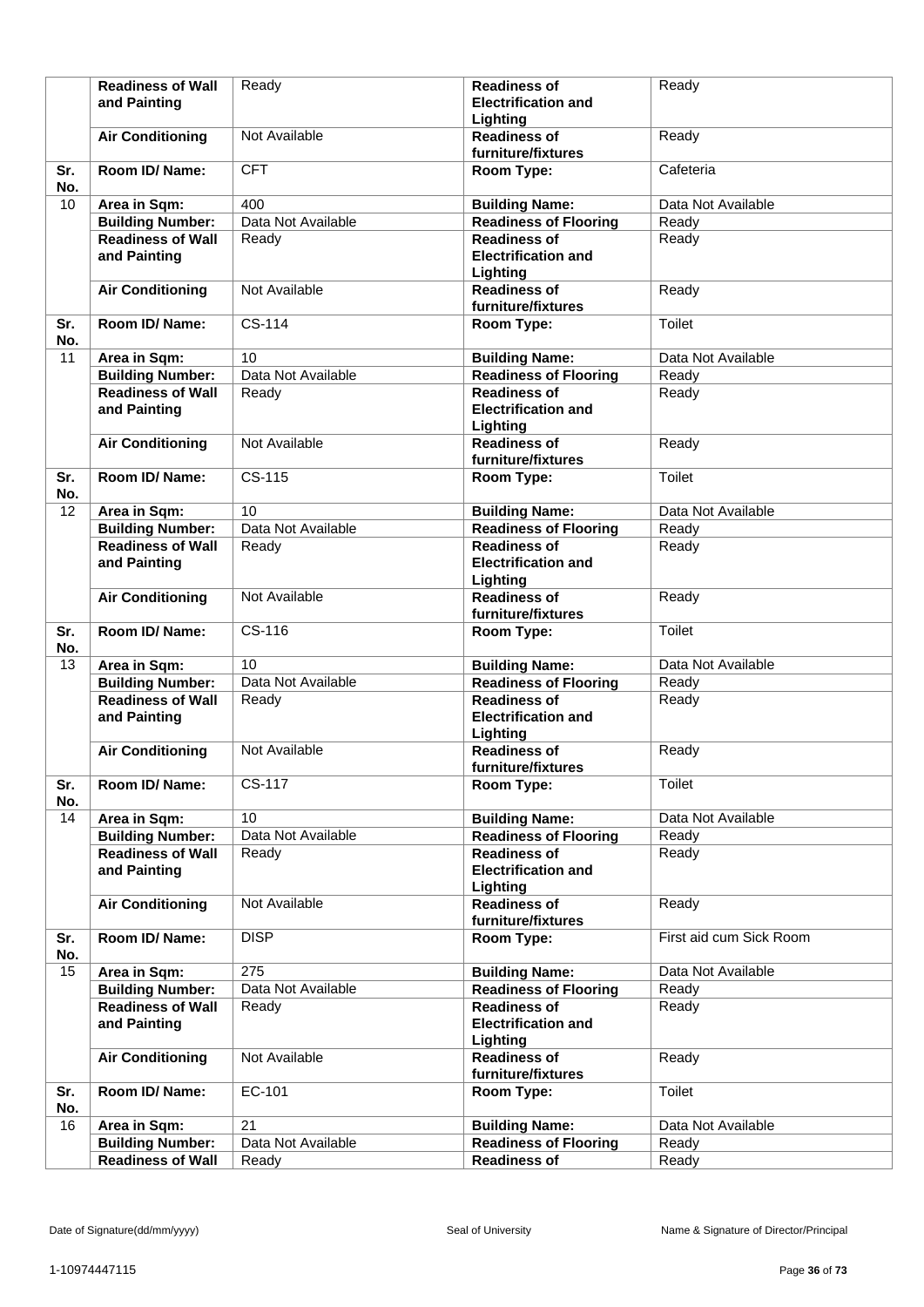|  | Readiness of Wall and Painting | Ready | Readiness of Electrification and Lighting | Ready |
|---|---|---|---|---|
|  | Air Conditioning | Not Available | Readiness of furniture/fixtures | Ready |
| Sr. No. | Room ID/ Name: | CFT | Room Type: | Cafeteria |
| 10 | Area in Sqm: | 400 | Building Name: | Data Not Available |
|  | Building Number: | Data Not Available | Readiness of Flooring | Ready |
|  | Readiness of Wall and Painting | Ready | Readiness of Electrification and Lighting | Ready |
|  | Air Conditioning | Not Available | Readiness of furniture/fixtures | Ready |
| Sr. No. | Room ID/ Name: | CS-114 | Room Type: | Toilet |
| 11 | Area in Sqm: | 10 | Building Name: | Data Not Available |
|  | Building Number: | Data Not Available | Readiness of Flooring | Ready |
|  | Readiness of Wall and Painting | Ready | Readiness of Electrification and Lighting | Ready |
|  | Air Conditioning | Not Available | Readiness of furniture/fixtures | Ready |
| Sr. No. | Room ID/ Name: | CS-115 | Room Type: | Toilet |
| 12 | Area in Sqm: | 10 | Building Name: | Data Not Available |
|  | Building Number: | Data Not Available | Readiness of Flooring | Ready |
|  | Readiness of Wall and Painting | Ready | Readiness of Electrification and Lighting | Ready |
|  | Air Conditioning | Not Available | Readiness of furniture/fixtures | Ready |
| Sr. No. | Room ID/ Name: | CS-116 | Room Type: | Toilet |
| 13 | Area in Sqm: | 10 | Building Name: | Data Not Available |
|  | Building Number: | Data Not Available | Readiness of Flooring | Ready |
|  | Readiness of Wall and Painting | Ready | Readiness of Electrification and Lighting | Ready |
|  | Air Conditioning | Not Available | Readiness of furniture/fixtures | Ready |
| Sr. No. | Room ID/ Name: | CS-117 | Room Type: | Toilet |
| 14 | Area in Sqm: | 10 | Building Name: | Data Not Available |
|  | Building Number: | Data Not Available | Readiness of Flooring | Ready |
|  | Readiness of Wall and Painting | Ready | Readiness of Electrification and Lighting | Ready |
|  | Air Conditioning | Not Available | Readiness of furniture/fixtures | Ready |
| Sr. No. | Room ID/ Name: | DISP | Room Type: | First aid cum Sick Room |
| 15 | Area in Sqm: | 275 | Building Name: | Data Not Available |
|  | Building Number: | Data Not Available | Readiness of Flooring | Ready |
|  | Readiness of Wall and Painting | Ready | Readiness of Electrification and Lighting | Ready |
|  | Air Conditioning | Not Available | Readiness of furniture/fixtures | Ready |
| Sr. No. | Room ID/ Name: | EC-101 | Room Type: | Toilet |
| 16 | Area in Sqm: | 21 | Building Name: | Data Not Available |
|  | Building Number: | Data Not Available | Readiness of Flooring | Ready |
|  | Readiness of Wall | Ready | Readiness of | Ready |

Date of Signature(dd/mm/yyyy) Seal of University Name & Signature of Director/Principal

1-10974447115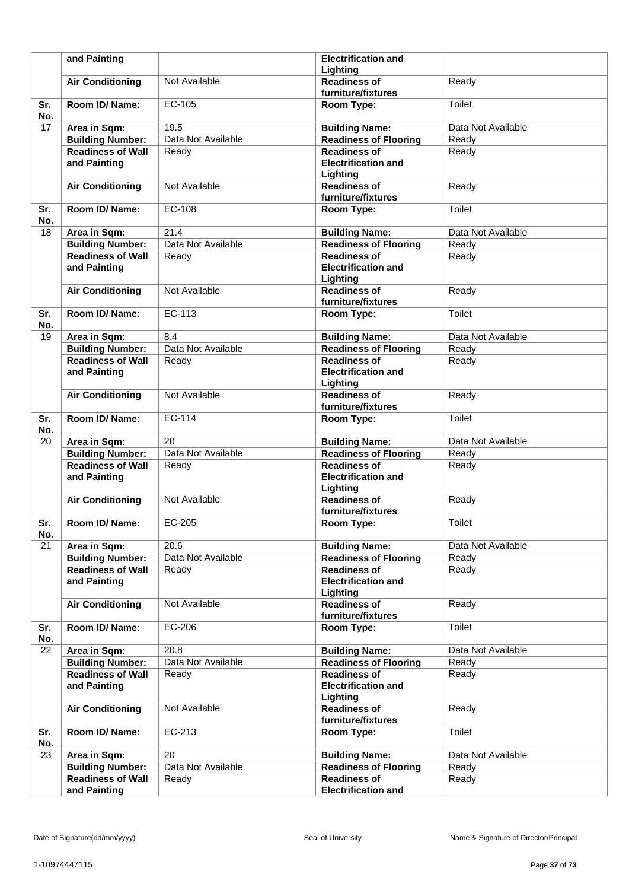|  | and Painting |  | Electrification and Lighting |  |
|---|---|---|---|---|
|  | Air Conditioning | Not Available | Readiness of furniture/fixtures | Ready |
| Sr. No. | Room ID/ Name: | EC-105 | Room Type: | Toilet |
| 17 | Area in Sqm: | 19.5 | Building Name: | Data Not Available |
|  | Building Number: | Data Not Available | Readiness of Flooring | Ready |
|  | Readiness of Wall and Painting | Ready | Readiness of Electrification and Lighting | Ready |
|  | Air Conditioning | Not Available | Readiness of furniture/fixtures | Ready |
| Sr. No. | Room ID/ Name: | EC-108 | Room Type: | Toilet |
| 18 | Area in Sqm: | 21.4 | Building Name: | Data Not Available |
|  | Building Number: | Data Not Available | Readiness of Flooring | Ready |
|  | Readiness of Wall and Painting | Ready | Readiness of Electrification and Lighting | Ready |
|  | Air Conditioning | Not Available | Readiness of furniture/fixtures | Ready |
| Sr. No. | Room ID/ Name: | EC-113 | Room Type: | Toilet |
| 19 | Area in Sqm: | 8.4 | Building Name: | Data Not Available |
|  | Building Number: | Data Not Available | Readiness of Flooring | Ready |
|  | Readiness of Wall and Painting | Ready | Readiness of Electrification and Lighting | Ready |
|  | Air Conditioning | Not Available | Readiness of furniture/fixtures | Ready |
| Sr. No. | Room ID/ Name: | EC-114 | Room Type: | Toilet |
| 20 | Area in Sqm: | 20 | Building Name: | Data Not Available |
|  | Building Number: | Data Not Available | Readiness of Flooring | Ready |
|  | Readiness of Wall and Painting | Ready | Readiness of Electrification and Lighting | Ready |
|  | Air Conditioning | Not Available | Readiness of furniture/fixtures | Ready |
| Sr. No. | Room ID/ Name: | EC-205 | Room Type: | Toilet |
| 21 | Area in Sqm: | 20.6 | Building Name: | Data Not Available |
|  | Building Number: | Data Not Available | Readiness of Flooring | Ready |
|  | Readiness of Wall and Painting | Ready | Readiness of Electrification and Lighting | Ready |
|  | Air Conditioning | Not Available | Readiness of furniture/fixtures | Ready |
| Sr. No. | Room ID/ Name: | EC-206 | Room Type: | Toilet |
| 22 | Area in Sqm: | 20.8 | Building Name: | Data Not Available |
|  | Building Number: | Data Not Available | Readiness of Flooring | Ready |
|  | Readiness of Wall and Painting | Ready | Readiness of Electrification and Lighting | Ready |
|  | Air Conditioning | Not Available | Readiness of furniture/fixtures | Ready |
| Sr. No. | Room ID/ Name: | EC-213 | Room Type: | Toilet |
| 23 | Area in Sqm: | 20 | Building Name: | Data Not Available |
|  | Building Number: | Data Not Available | Readiness of Flooring | Ready |
|  | Readiness of Wall and Painting | Ready | Readiness of Electrification and | Ready |

Date of Signature(dd/mm/yyyy) &nbsp;&nbsp;&nbsp;&nbsp; Seal of University &nbsp;&nbsp;&nbsp;&nbsp; Name & Signature of Director/Principal

1-10974447115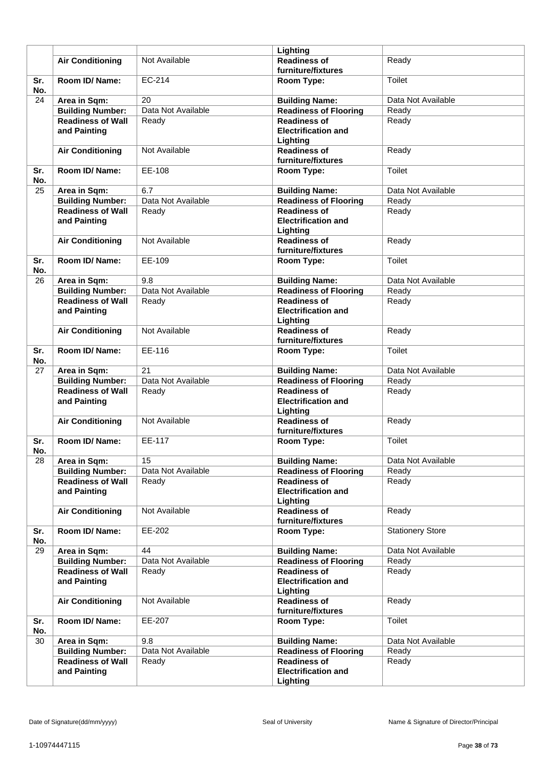| | | | | |
|---|---|---|---|---|
| | | | Lighting | |
| | **Air Conditioning** | Not Available | **Readiness of furniture/fixtures** | Ready |
| **Sr. No.** | **Room ID/ Name:** | EC-214 | **Room Type:** | Toilet |
| 24 | **Area in Sqm:** | 20 | **Building Name:** | Data Not Available |
| | **Building Number:** | Data Not Available | **Readiness of Flooring** | Ready |
| | **Readiness of Wall and Painting** | Ready | **Readiness of Electrification and Lighting** | Ready |
| | **Air Conditioning** | Not Available | **Readiness of furniture/fixtures** | Ready |
| **Sr. No.** | **Room ID/ Name:** | EE-108 | **Room Type:** | Toilet |
| 25 | **Area in Sqm:** | 6.7 | **Building Name:** | Data Not Available |
| | **Building Number:** | Data Not Available | **Readiness of Flooring** | Ready |
| | **Readiness of Wall and Painting** | Ready | **Readiness of Electrification and Lighting** | Ready |
| | **Air Conditioning** | Not Available | **Readiness of furniture/fixtures** | Ready |
| **Sr. No.** | **Room ID/ Name:** | EE-109 | **Room Type:** | Toilet |
| 26 | **Area in Sqm:** | 9.8 | **Building Name:** | Data Not Available |
| | **Building Number:** | Data Not Available | **Readiness of Flooring** | Ready |
| | **Readiness of Wall and Painting** | Ready | **Readiness of Electrification and Lighting** | Ready |
| | **Air Conditioning** | Not Available | **Readiness of furniture/fixtures** | Ready |
| **Sr. No.** | **Room ID/ Name:** | EE-116 | **Room Type:** | Toilet |
| 27 | **Area in Sqm:** | 21 | **Building Name:** | Data Not Available |
| | **Building Number:** | Data Not Available | **Readiness of Flooring** | Ready |
| | **Readiness of Wall and Painting** | Ready | **Readiness of Electrification and Lighting** | Ready |
| | **Air Conditioning** | Not Available | **Readiness of furniture/fixtures** | Ready |
| **Sr. No.** | **Room ID/ Name:** | EE-117 | **Room Type:** | Toilet |
| 28 | **Area in Sqm:** | 15 | **Building Name:** | Data Not Available |
| | **Building Number:** | Data Not Available | **Readiness of Flooring** | Ready |
| | **Readiness of Wall and Painting** | Ready | **Readiness of Electrification and Lighting** | Ready |
| | **Air Conditioning** | Not Available | **Readiness of furniture/fixtures** | Ready |
| **Sr. No.** | **Room ID/ Name:** | EE-202 | **Room Type:** | Stationery Store |
| 29 | **Area in Sqm:** | 44 | **Building Name:** | Data Not Available |
| | **Building Number:** | Data Not Available | **Readiness of Flooring** | Ready |
| | **Readiness of Wall and Painting** | Ready | **Readiness of Electrification and Lighting** | Ready |
| | **Air Conditioning** | Not Available | **Readiness of furniture/fixtures** | Ready |
| **Sr. No.** | **Room ID/ Name:** | EE-207 | **Room Type:** | Toilet |
| 30 | **Area in Sqm:** | 9.8 | **Building Name:** | Data Not Available |
| | **Building Number:** | Data Not Available | **Readiness of Flooring** | Ready |
| | **Readiness of Wall and Painting** | Ready | **Readiness of Electrification and Lighting** | Ready |

Date of Signature(dd/mm/yyyy) Seal of University Name & Signature of Director/Principal

1-10974447115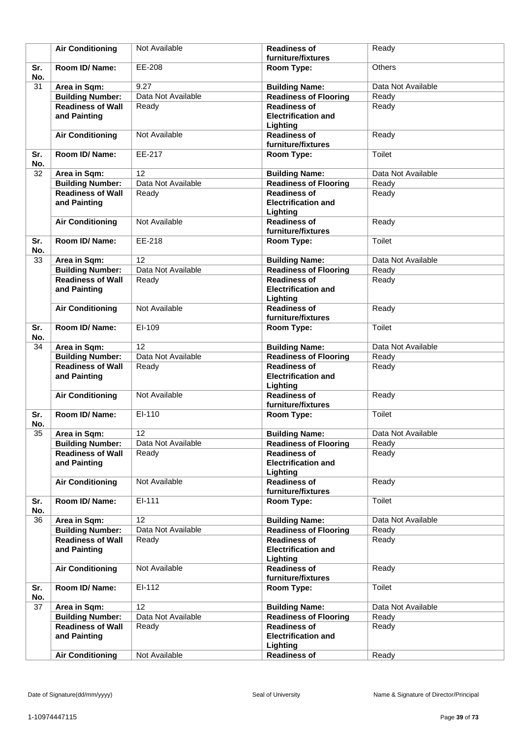| | | | | |
|---|---|---|---|---|
| | **Air Conditioning** | Not Available | **Readiness of furniture/fixtures** | Ready |
| **Sr. No.** | **Room ID/ Name:** | EE-208 | **Room Type:** | Others |
| 31 | **Area in Sqm:** | 9.27 | **Building Name:** | Data Not Available |
| | **Building Number:** | Data Not Available | **Readiness of Flooring** | Ready |
| | **Readiness of Wall and Painting** | Ready | **Readiness of Electrification and Lighting** | Ready |
| | **Air Conditioning** | Not Available | **Readiness of furniture/fixtures** | Ready |
| **Sr. No.** | **Room ID/ Name:** | EE-217 | **Room Type:** | Toilet |
| 32 | **Area in Sqm:** | 12 | **Building Name:** | Data Not Available |
| | **Building Number:** | Data Not Available | **Readiness of Flooring** | Ready |
| | **Readiness of Wall and Painting** | Ready | **Readiness of Electrification and Lighting** | Ready |
| | **Air Conditioning** | Not Available | **Readiness of furniture/fixtures** | Ready |
| **Sr. No.** | **Room ID/ Name:** | EE-218 | **Room Type:** | Toilet |
| 33 | **Area in Sqm:** | 12 | **Building Name:** | Data Not Available |
| | **Building Number:** | Data Not Available | **Readiness of Flooring** | Ready |
| | **Readiness of Wall and Painting** | Ready | **Readiness of Electrification and Lighting** | Ready |
| | **Air Conditioning** | Not Available | **Readiness of furniture/fixtures** | Ready |
| **Sr. No.** | **Room ID/ Name:** | EI-109 | **Room Type:** | Toilet |
| 34 | **Area in Sqm:** | 12 | **Building Name:** | Data Not Available |
| | **Building Number:** | Data Not Available | **Readiness of Flooring** | Ready |
| | **Readiness of Wall and Painting** | Ready | **Readiness of Electrification and Lighting** | Ready |
| | **Air Conditioning** | Not Available | **Readiness of furniture/fixtures** | Ready |
| **Sr. No.** | **Room ID/ Name:** | EI-110 | **Room Type:** | Toilet |
| 35 | **Area in Sqm:** | 12 | **Building Name:** | Data Not Available |
| | **Building Number:** | Data Not Available | **Readiness of Flooring** | Ready |
| | **Readiness of Wall and Painting** | Ready | **Readiness of Electrification and Lighting** | Ready |
| | **Air Conditioning** | Not Available | **Readiness of furniture/fixtures** | Ready |
| **Sr. No.** | **Room ID/ Name:** | EI-111 | **Room Type:** | Toilet |
| 36 | **Area in Sqm:** | 12 | **Building Name:** | Data Not Available |
| | **Building Number:** | Data Not Available | **Readiness of Flooring** | Ready |
| | **Readiness of Wall and Painting** | Ready | **Readiness of Electrification and Lighting** | Ready |
| | **Air Conditioning** | Not Available | **Readiness of furniture/fixtures** | Ready |
| **Sr. No.** | **Room ID/ Name:** | EI-112 | **Room Type:** | Toilet |
| 37 | **Area in Sqm:** | 12 | **Building Name:** | Data Not Available |
| | **Building Number:** | Data Not Available | **Readiness of Flooring** | Ready |
| | **Readiness of Wall and Painting** | Ready | **Readiness of Electrification and Lighting** | Ready |
| | **Air Conditioning** | Not Available | **Readiness of** | Ready |

Date of Signature(dd/mm/yyyy) Seal of University Name & Signature of Director/Principal

1-10974447115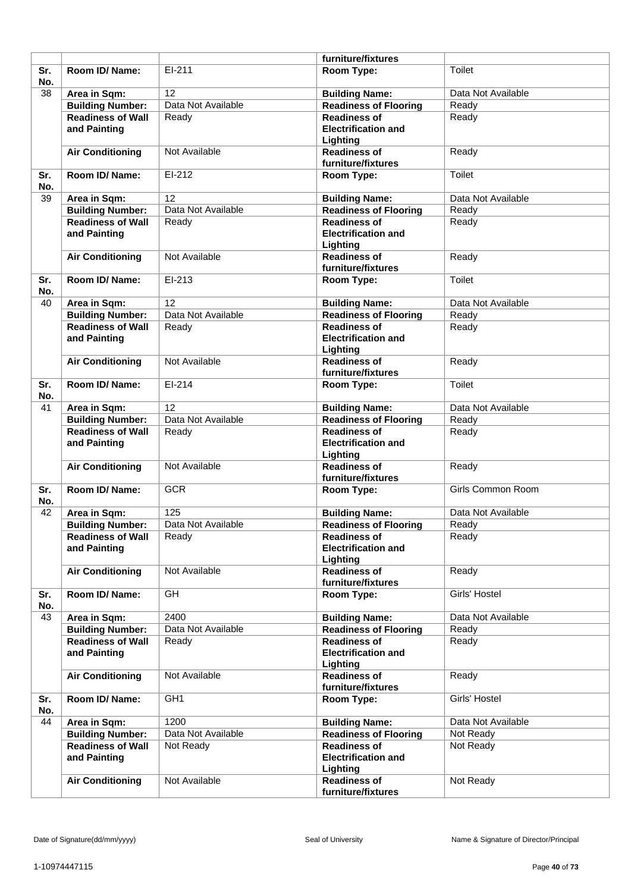|  |  |  | furniture/fixtures |  |
|---|---|---|---|---|
| **Sr. No.** | **Room ID/ Name:** | EI-211 | **Room Type:** | Toilet |
| 38 | **Area in Sqm:** | 12 | **Building Name:** | Data Not Available |
|  | **Building Number:** | Data Not Available | **Readiness of Flooring** | Ready |
|  | **Readiness of Wall and Painting** | Ready | **Readiness of Electrification and Lighting** | Ready |
|  | **Air Conditioning** | Not Available | **Readiness of furniture/fixtures** | Ready |
| **Sr. No.** | **Room ID/ Name:** | EI-212 | **Room Type:** | Toilet |
| 39 | **Area in Sqm:** | 12 | **Building Name:** | Data Not Available |
|  | **Building Number:** | Data Not Available | **Readiness of Flooring** | Ready |
|  | **Readiness of Wall and Painting** | Ready | **Readiness of Electrification and Lighting** | Ready |
|  | **Air Conditioning** | Not Available | **Readiness of furniture/fixtures** | Ready |
| **Sr. No.** | **Room ID/ Name:** | EI-213 | **Room Type:** | Toilet |
| 40 | **Area in Sqm:** | 12 | **Building Name:** | Data Not Available |
|  | **Building Number:** | Data Not Available | **Readiness of Flooring** | Ready |
|  | **Readiness of Wall and Painting** | Ready | **Readiness of Electrification and Lighting** | Ready |
|  | **Air Conditioning** | Not Available | **Readiness of furniture/fixtures** | Ready |
| **Sr. No.** | **Room ID/ Name:** | EI-214 | **Room Type:** | Toilet |
| 41 | **Area in Sqm:** | 12 | **Building Name:** | Data Not Available |
|  | **Building Number:** | Data Not Available | **Readiness of Flooring** | Ready |
|  | **Readiness of Wall and Painting** | Ready | **Readiness of Electrification and Lighting** | Ready |
|  | **Air Conditioning** | Not Available | **Readiness of furniture/fixtures** | Ready |
| **Sr. No.** | **Room ID/ Name:** | GCR | **Room Type:** | Girls Common Room |
| 42 | **Area in Sqm:** | 125 | **Building Name:** | Data Not Available |
|  | **Building Number:** | Data Not Available | **Readiness of Flooring** | Ready |
|  | **Readiness of Wall and Painting** | Ready | **Readiness of Electrification and Lighting** | Ready |
|  | **Air Conditioning** | Not Available | **Readiness of furniture/fixtures** | Ready |
| **Sr. No.** | **Room ID/ Name:** | GH | **Room Type:** | Girls' Hostel |
| 43 | **Area in Sqm:** | 2400 | **Building Name:** | Data Not Available |
|  | **Building Number:** | Data Not Available | **Readiness of Flooring** | Ready |
|  | **Readiness of Wall and Painting** | Ready | **Readiness of Electrification and Lighting** | Ready |
|  | **Air Conditioning** | Not Available | **Readiness of furniture/fixtures** | Ready |
| **Sr. No.** | **Room ID/ Name:** | GH1 | **Room Type:** | Girls' Hostel |
| 44 | **Area in Sqm:** | 1200 | **Building Name:** | Data Not Available |
|  | **Building Number:** | Data Not Available | **Readiness of Flooring** | Not Ready |
|  | **Readiness of Wall and Painting** | Not Ready | **Readiness of Electrification and Lighting** | Not Ready |
|  | **Air Conditioning** | Not Available | **Readiness of furniture/fixtures** | Not Ready |

Date of Signature(dd/mm/yyyy) | Seal of University | Name & Signature of Director/Principal

1-10974447115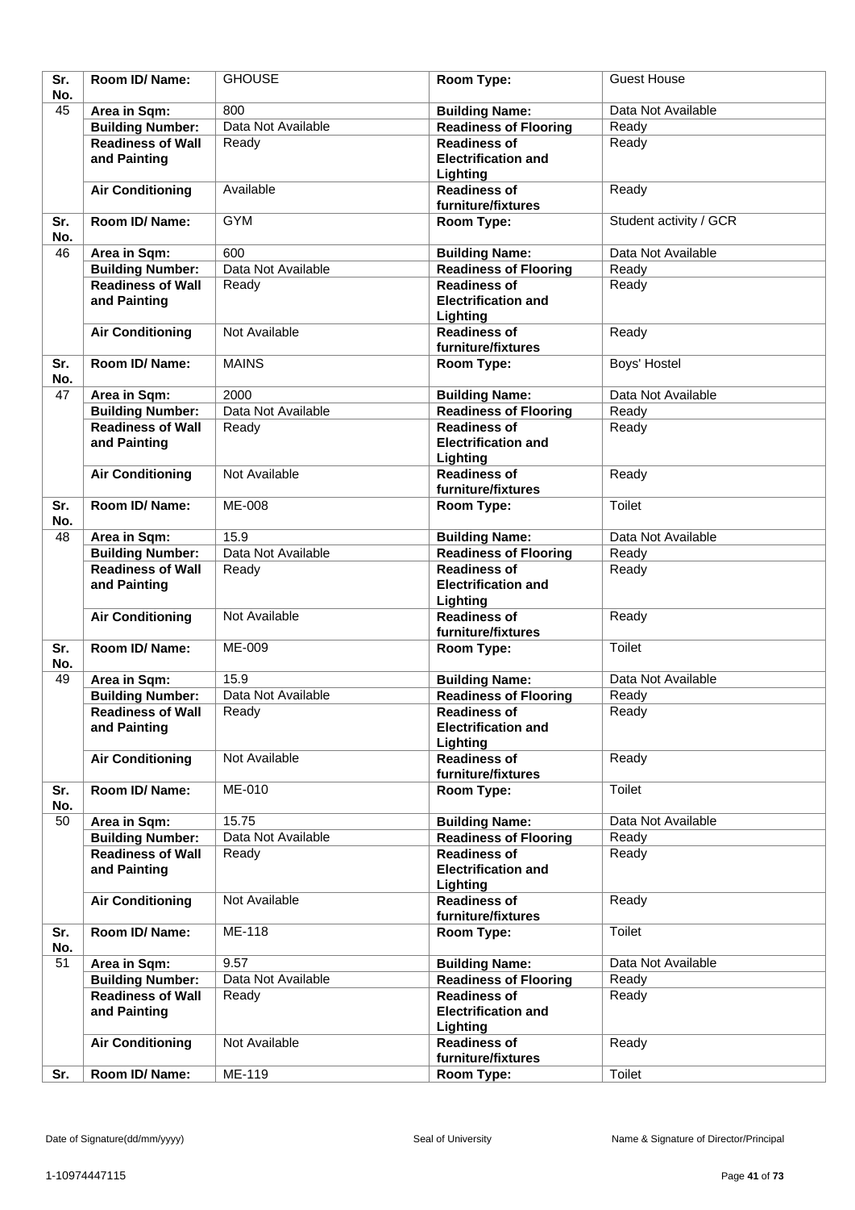| Sr. No. | Room ID/ Name: | GHOUSE | Room Type: | Guest House |
|---|---|---|---|---|
| 45 | Area in Sqm: | 800 | Building Name: | Data Not Available |
| | Building Number: | Data Not Available | Readiness of Flooring | Ready |
| | Readiness of Wall and Painting | Ready | Readiness of Electrification and Lighting | Ready |
| | Air Conditioning | Available | Readiness of furniture/fixtures | Ready |
| Sr. No. | Room ID/ Name: | GYM | Room Type: | Student activity / GCR |
| 46 | Area in Sqm: | 600 | Building Name: | Data Not Available |
| | Building Number: | Data Not Available | Readiness of Flooring | Ready |
| | Readiness of Wall and Painting | Ready | Readiness of Electrification and Lighting | Ready |
| | Air Conditioning | Not Available | Readiness of furniture/fixtures | Ready |
| Sr. No. | Room ID/ Name: | MAINS | Room Type: | Boys' Hostel |
| 47 | Area in Sqm: | 2000 | Building Name: | Data Not Available |
| | Building Number: | Data Not Available | Readiness of Flooring | Ready |
| | Readiness of Wall and Painting | Ready | Readiness of Electrification and Lighting | Ready |
| | Air Conditioning | Not Available | Readiness of furniture/fixtures | Ready |
| Sr. No. | Room ID/ Name: | ME-008 | Room Type: | Toilet |
| 48 | Area in Sqm: | 15.9 | Building Name: | Data Not Available |
| | Building Number: | Data Not Available | Readiness of Flooring | Ready |
| | Readiness of Wall and Painting | Ready | Readiness of Electrification and Lighting | Ready |
| | Air Conditioning | Not Available | Readiness of furniture/fixtures | Ready |
| Sr. No. | Room ID/ Name: | ME-009 | Room Type: | Toilet |
| 49 | Area in Sqm: | 15.9 | Building Name: | Data Not Available |
| | Building Number: | Data Not Available | Readiness of Flooring | Ready |
| | Readiness of Wall and Painting | Ready | Readiness of Electrification and Lighting | Ready |
| | Air Conditioning | Not Available | Readiness of furniture/fixtures | Ready |
| Sr. No. | Room ID/ Name: | ME-010 | Room Type: | Toilet |
| 50 | Area in Sqm: | 15.75 | Building Name: | Data Not Available |
| | Building Number: | Data Not Available | Readiness of Flooring | Ready |
| | Readiness of Wall and Painting | Ready | Readiness of Electrification and Lighting | Ready |
| | Air Conditioning | Not Available | Readiness of furniture/fixtures | Ready |
| Sr. No. | Room ID/ Name: | ME-118 | Room Type: | Toilet |
| 51 | Area in Sqm: | 9.57 | Building Name: | Data Not Available |
| | Building Number: | Data Not Available | Readiness of Flooring | Ready |
| | Readiness of Wall and Painting | Ready | Readiness of Electrification and Lighting | Ready |
| | Air Conditioning | Not Available | Readiness of furniture/fixtures | Ready |
| Sr. | Room ID/ Name: | ME-119 | Room Type: | Toilet |

Date of Signature(dd/mm/yyyy) | Seal of University | Name & Signature of Director/Principal

1-10974447115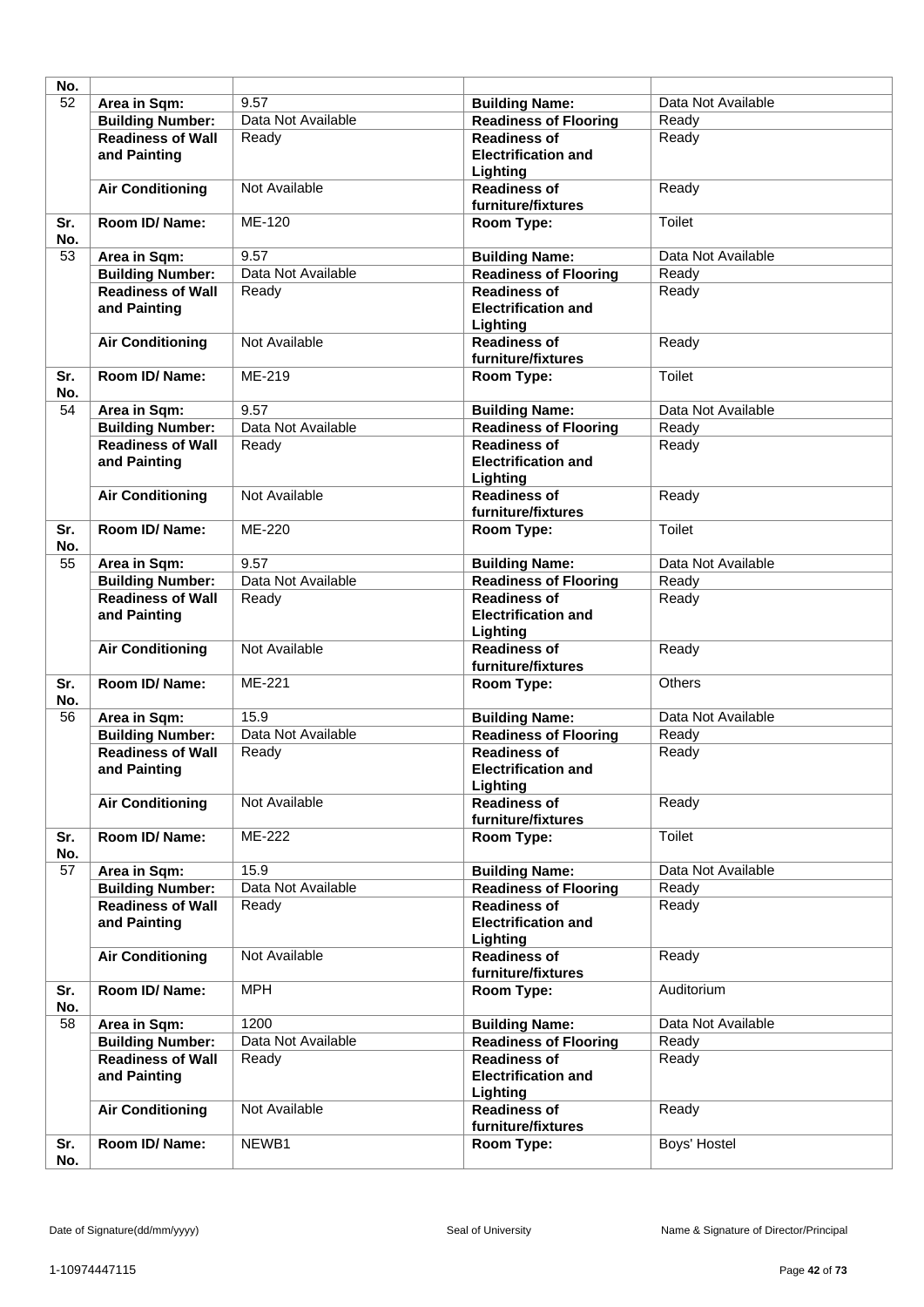| No. | | | | |
|---|---|---|---|---|
| 52 | **Area in Sqm:** | 9.57 | **Building Name:** | Data Not Available |
| | **Building Number:** | Data Not Available | **Readiness of Flooring** | Ready |
| | **Readiness of Wall and Painting** | Ready | **Readiness of Electrification and Lighting** | Ready |
| | **Air Conditioning** | Not Available | **Readiness of furniture/fixtures** | Ready |
| **Sr. No.** | **Room ID/ Name:** | ME-120 | **Room Type:** | Toilet |
| 53 | **Area in Sqm:** | 9.57 | **Building Name:** | Data Not Available |
| | **Building Number:** | Data Not Available | **Readiness of Flooring** | Ready |
| | **Readiness of Wall and Painting** | Ready | **Readiness of Electrification and Lighting** | Ready |
| | **Air Conditioning** | Not Available | **Readiness of furniture/fixtures** | Ready |
| **Sr. No.** | **Room ID/ Name:** | ME-219 | **Room Type:** | Toilet |
| 54 | **Area in Sqm:** | 9.57 | **Building Name:** | Data Not Available |
| | **Building Number:** | Data Not Available | **Readiness of Flooring** | Ready |
| | **Readiness of Wall and Painting** | Ready | **Readiness of Electrification and Lighting** | Ready |
| | **Air Conditioning** | Not Available | **Readiness of furniture/fixtures** | Ready |
| **Sr. No.** | **Room ID/ Name:** | ME-220 | **Room Type:** | Toilet |
| 55 | **Area in Sqm:** | 9.57 | **Building Name:** | Data Not Available |
| | **Building Number:** | Data Not Available | **Readiness of Flooring** | Ready |
| | **Readiness of Wall and Painting** | Ready | **Readiness of Electrification and Lighting** | Ready |
| | **Air Conditioning** | Not Available | **Readiness of furniture/fixtures** | Ready |
| **Sr. No.** | **Room ID/ Name:** | ME-221 | **Room Type:** | Others |
| 56 | **Area in Sqm:** | 15.9 | **Building Name:** | Data Not Available |
| | **Building Number:** | Data Not Available | **Readiness of Flooring** | Ready |
| | **Readiness of Wall and Painting** | Ready | **Readiness of Electrification and Lighting** | Ready |
| | **Air Conditioning** | Not Available | **Readiness of furniture/fixtures** | Ready |
| **Sr. No.** | **Room ID/ Name:** | ME-222 | **Room Type:** | Toilet |
| 57 | **Area in Sqm:** | 15.9 | **Building Name:** | Data Not Available |
| | **Building Number:** | Data Not Available | **Readiness of Flooring** | Ready |
| | **Readiness of Wall and Painting** | Ready | **Readiness of Electrification and Lighting** | Ready |
| | **Air Conditioning** | Not Available | **Readiness of furniture/fixtures** | Ready |
| **Sr. No.** | **Room ID/ Name:** | MPH | **Room Type:** | Auditorium |
| 58 | **Area in Sqm:** | 1200 | **Building Name:** | Data Not Available |
| | **Building Number:** | Data Not Available | **Readiness of Flooring** | Ready |
| | **Readiness of Wall and Painting** | Ready | **Readiness of Electrification and Lighting** | Ready |
| | **Air Conditioning** | Not Available | **Readiness of furniture/fixtures** | Ready |
| **Sr. No.** | **Room ID/ Name:** | NEWB1 | **Room Type:** | Boys' Hostel |

Date of Signature(dd/mm/yyyy) Seal of University Name & Signature of Director/Principal

1-10974447115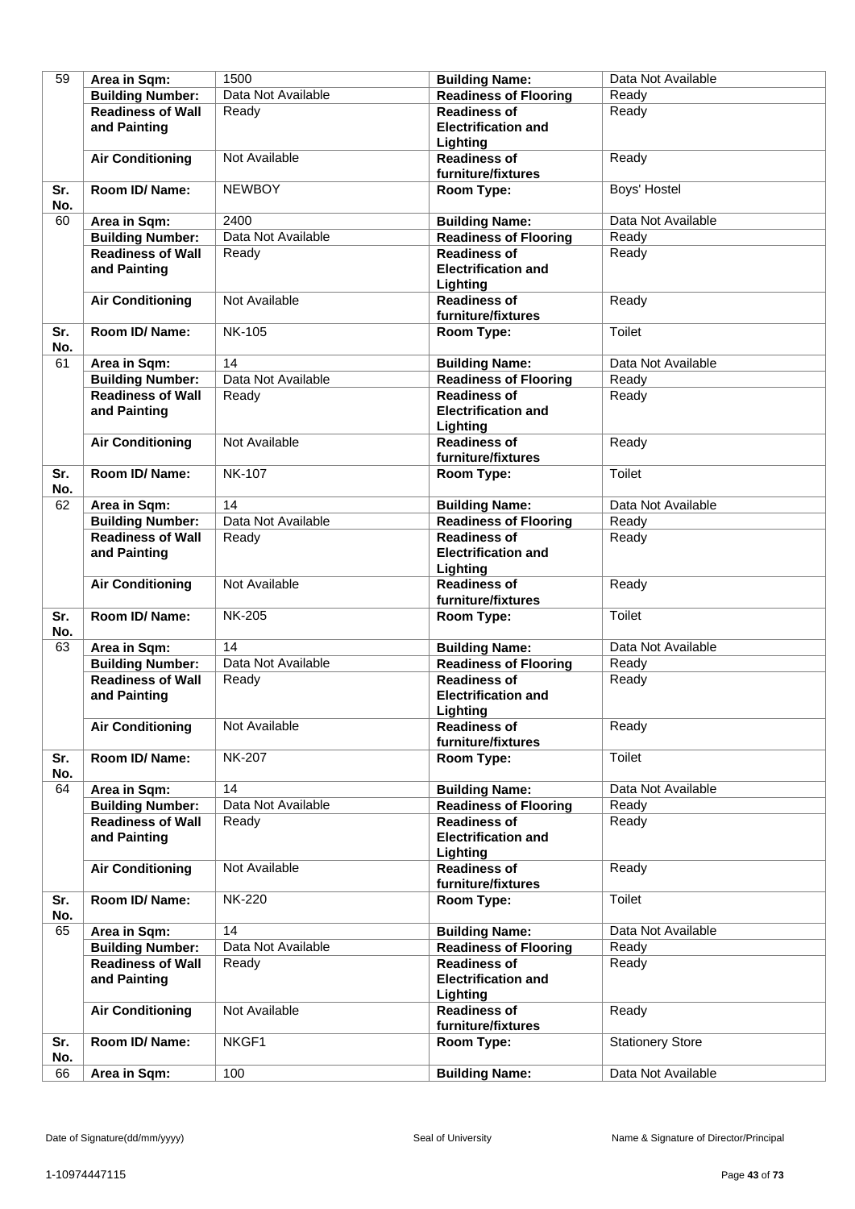| 59 | Area in Sqm: | 1500 | Building Name: | Data Not Available |
|---|---|---|---|---|
| | Building Number: | Data Not Available | Readiness of Flooring | Ready |
| | Readiness of Wall and Painting | Ready | Readiness of Electrification and Lighting | Ready |
| | Air Conditioning | Not Available | Readiness of furniture/fixtures | Ready |
| Sr. No. | Room ID/ Name: | NEWBOY | Room Type: | Boys' Hostel |
| 60 | Area in Sqm: | 2400 | Building Name: | Data Not Available |
| | Building Number: | Data Not Available | Readiness of Flooring | Ready |
| | Readiness of Wall and Painting | Ready | Readiness of Electrification and Lighting | Ready |
| | Air Conditioning | Not Available | Readiness of furniture/fixtures | Ready |
| Sr. No. | Room ID/ Name: | NK-105 | Room Type: | Toilet |
| 61 | Area in Sqm: | 14 | Building Name: | Data Not Available |
| | Building Number: | Data Not Available | Readiness of Flooring | Ready |
| | Readiness of Wall and Painting | Ready | Readiness of Electrification and Lighting | Ready |
| | Air Conditioning | Not Available | Readiness of furniture/fixtures | Ready |
| Sr. No. | Room ID/ Name: | NK-107 | Room Type: | Toilet |
| 62 | Area in Sqm: | 14 | Building Name: | Data Not Available |
| | Building Number: | Data Not Available | Readiness of Flooring | Ready |
| | Readiness of Wall and Painting | Ready | Readiness of Electrification and Lighting | Ready |
| | Air Conditioning | Not Available | Readiness of furniture/fixtures | Ready |
| Sr. No. | Room ID/ Name: | NK-205 | Room Type: | Toilet |
| 63 | Area in Sqm: | 14 | Building Name: | Data Not Available |
| | Building Number: | Data Not Available | Readiness of Flooring | Ready |
| | Readiness of Wall and Painting | Ready | Readiness of Electrification and Lighting | Ready |
| | Air Conditioning | Not Available | Readiness of furniture/fixtures | Ready |
| Sr. No. | Room ID/ Name: | NK-207 | Room Type: | Toilet |
| 64 | Area in Sqm: | 14 | Building Name: | Data Not Available |
| | Building Number: | Data Not Available | Readiness of Flooring | Ready |
| | Readiness of Wall and Painting | Ready | Readiness of Electrification and Lighting | Ready |
| | Air Conditioning | Not Available | Readiness of furniture/fixtures | Ready |
| Sr. No. | Room ID/ Name: | NK-220 | Room Type: | Toilet |
| 65 | Area in Sqm: | 14 | Building Name: | Data Not Available |
| | Building Number: | Data Not Available | Readiness of Flooring | Ready |
| | Readiness of Wall and Painting | Ready | Readiness of Electrification and Lighting | Ready |
| | Air Conditioning | Not Available | Readiness of furniture/fixtures | Ready |
| Sr. No. | Room ID/ Name: | NKGF1 | Room Type: | Stationery Store |
| 66 | Area in Sqm: | 100 | Building Name: | Data Not Available |

Date of Signature(dd/mm/yyyy) Seal of University Name & Signature of Director/Principal

1-10974447115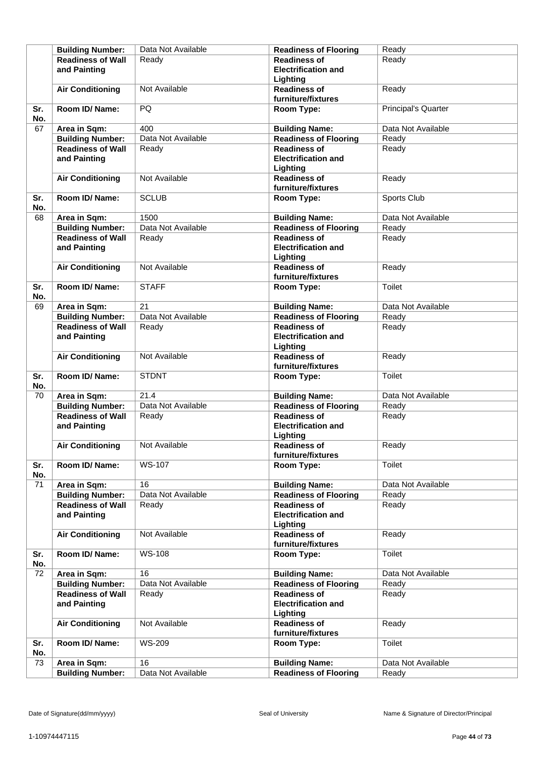| | | | | |
|---|---|---|---|---|
| | **Building Number:** | Data Not Available | **Readiness of Flooring** | Ready |
| | **Readiness of Wall and Painting** | Ready | **Readiness of Electrification and Lighting** | Ready |
| | **Air Conditioning** | Not Available | **Readiness of furniture/fixtures** | Ready |
| **Sr. No.** | **Room ID/ Name:** | PQ | **Room Type:** | Principal's Quarter |
| 67 | **Area in Sqm:** | 400 | **Building Name:** | Data Not Available |
| | **Building Number:** | Data Not Available | **Readiness of Flooring** | Ready |
| | **Readiness of Wall and Painting** | Ready | **Readiness of Electrification and Lighting** | Ready |
| | **Air Conditioning** | Not Available | **Readiness of furniture/fixtures** | Ready |
| **Sr. No.** | **Room ID/ Name:** | SCLUB | **Room Type:** | Sports Club |
| 68 | **Area in Sqm:** | 1500 | **Building Name:** | Data Not Available |
| | **Building Number:** | Data Not Available | **Readiness of Flooring** | Ready |
| | **Readiness of Wall and Painting** | Ready | **Readiness of Electrification and Lighting** | Ready |
| | **Air Conditioning** | Not Available | **Readiness of furniture/fixtures** | Ready |
| **Sr. No.** | **Room ID/ Name:** | STAFF | **Room Type:** | Toilet |
| 69 | **Area in Sqm:** | 21 | **Building Name:** | Data Not Available |
| | **Building Number:** | Data Not Available | **Readiness of Flooring** | Ready |
| | **Readiness of Wall and Painting** | Ready | **Readiness of Electrification and Lighting** | Ready |
| | **Air Conditioning** | Not Available | **Readiness of furniture/fixtures** | Ready |
| **Sr. No.** | **Room ID/ Name:** | STDNT | **Room Type:** | Toilet |
| 70 | **Area in Sqm:** | 21.4 | **Building Name:** | Data Not Available |
| | **Building Number:** | Data Not Available | **Readiness of Flooring** | Ready |
| | **Readiness of Wall and Painting** | Ready | **Readiness of Electrification and Lighting** | Ready |
| | **Air Conditioning** | Not Available | **Readiness of furniture/fixtures** | Ready |
| **Sr. No.** | **Room ID/ Name:** | WS-107 | **Room Type:** | Toilet |
| 71 | **Area in Sqm:** | 16 | **Building Name:** | Data Not Available |
| | **Building Number:** | Data Not Available | **Readiness of Flooring** | Ready |
| | **Readiness of Wall and Painting** | Ready | **Readiness of Electrification and Lighting** | Ready |
| | **Air Conditioning** | Not Available | **Readiness of furniture/fixtures** | Ready |
| **Sr. No.** | **Room ID/ Name:** | WS-108 | **Room Type:** | Toilet |
| 72 | **Area in Sqm:** | 16 | **Building Name:** | Data Not Available |
| | **Building Number:** | Data Not Available | **Readiness of Flooring** | Ready |
| | **Readiness of Wall and Painting** | Ready | **Readiness of Electrification and Lighting** | Ready |
| | **Air Conditioning** | Not Available | **Readiness of furniture/fixtures** | Ready |
| **Sr. No.** | **Room ID/ Name:** | WS-209 | **Room Type:** | Toilet |
| 73 | **Area in Sqm:** | 16 | **Building Name:** | Data Not Available |
| | **Building Number:** | Data Not Available | **Readiness of Flooring** | Ready |

Date of Signature(dd/mm/yyyy) Seal of University Name & Signature of Director/Principal

1-10974447115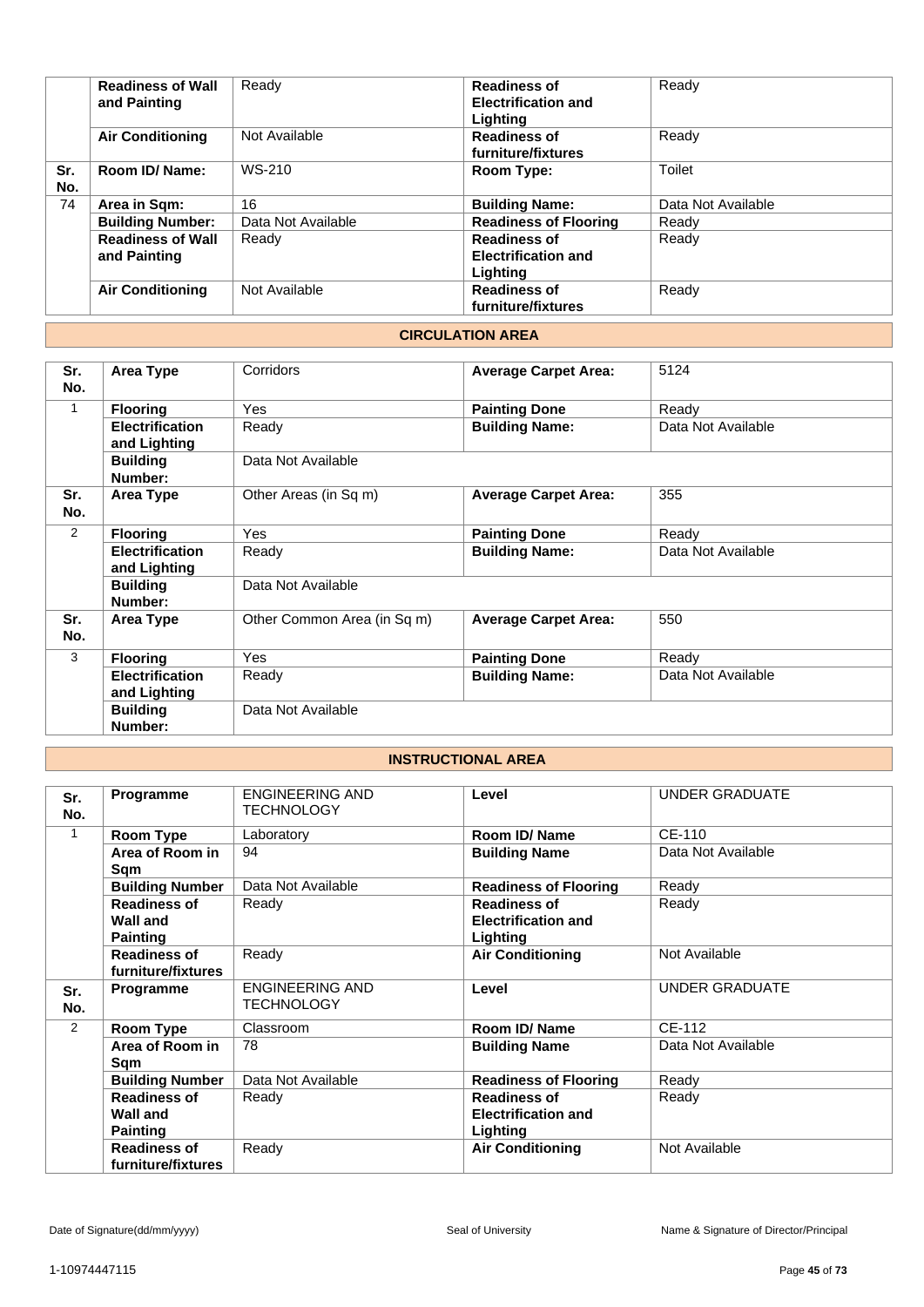| | | | | |
|---|---|---|---|---|
| | **Readiness of Wall and Painting** | Ready | **Readiness of Electrification and Lighting** | Ready |
| | **Air Conditioning** | Not Available | **Readiness of furniture/fixtures** | Ready |
| **Sr. No.** | **Room ID/ Name:** | WS-210 | **Room Type:** | Toilet |
| 74 | **Area in Sqm:** | 16 | **Building Name:** | Data Not Available |
| | **Building Number:** | Data Not Available | **Readiness of Flooring** | Ready |
| | **Readiness of Wall and Painting** | Ready | **Readiness of Electrification and Lighting** | Ready |
| | **Air Conditioning** | Not Available | **Readiness of furniture/fixtures** | Ready |

## CIRCULATION AREA

| **Sr. No.** | **Area Type** | Corridors | **Average Carpet Area:** | 5124 |
|---|---|---|---|---|
| 1 | **Flooring** | Yes | **Painting Done** | Ready |
| | **Electrification and Lighting** | Ready | **Building Name:** | Data Not Available |
| | **Building Number:** | Data Not Available | | |
| **Sr. No.** | **Area Type** | Other Areas (in Sq m) | **Average Carpet Area:** | 355 |
| 2 | **Flooring** | Yes | **Painting Done** | Ready |
| | **Electrification and Lighting** | Ready | **Building Name:** | Data Not Available |
| | **Building Number:** | Data Not Available | | |
| **Sr. No.** | **Area Type** | Other Common Area (in Sq m) | **Average Carpet Area:** | 550 |
| 3 | **Flooring** | Yes | **Painting Done** | Ready |
| | **Electrification and Lighting** | Ready | **Building Name:** | Data Not Available |
| | **Building Number:** | Data Not Available | | |

## INSTRUCTIONAL AREA

| **Sr. No.** | **Programme** | ENGINEERING AND TECHNOLOGY | **Level** | UNDER GRADUATE |
|---|---|---|---|---|
| 1 | **Room Type** | Laboratory | **Room ID/ Name** | CE-110 |
| | **Area of Room in Sqm** | 94 | **Building Name** | Data Not Available |
| | **Building Number** | Data Not Available | **Readiness of Flooring** | Ready |
| | **Readiness of Wall and Painting** | Ready | **Readiness of Electrification and Lighting** | Ready |
| | **Readiness of furniture/fixtures** | Ready | **Air Conditioning** | Not Available |
| **Sr. No.** | **Programme** | ENGINEERING AND TECHNOLOGY | **Level** | UNDER GRADUATE |
| 2 | **Room Type** | Classroom | **Room ID/ Name** | CE-112 |
| | **Area of Room in Sqm** | 78 | **Building Name** | Data Not Available |
| | **Building Number** | Data Not Available | **Readiness of Flooring** | Ready |
| | **Readiness of Wall and Painting** | Ready | **Readiness of Electrification and Lighting** | Ready |
| | **Readiness of furniture/fixtures** | Ready | **Air Conditioning** | Not Available |

Date of Signature(dd/mm/yyyy) Seal of University Name & Signature of Director/Principal

1-10974447115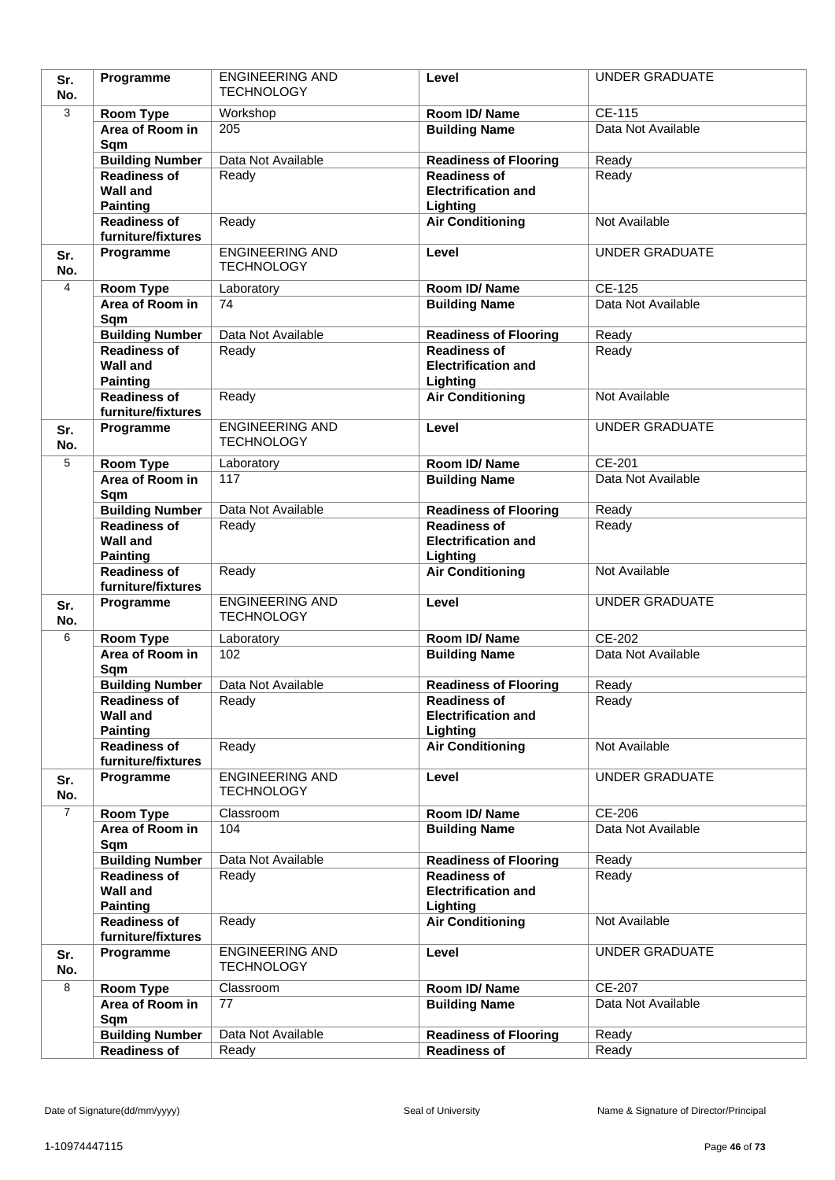| Sr. No. | Programme | ENGINEERING AND TECHNOLOGY | Level | UNDER GRADUATE |
|---|---|---|---|---|
| 3 | Room Type | Workshop | Room ID/ Name | CE-115 |
| | Area of Room in Sqm | 205 | Building Name | Data Not Available |
| | Building Number | Data Not Available | Readiness of Flooring | Ready |
| | Readiness of Wall and Painting | Ready | Readiness of Electrification and Lighting | Ready |
| | Readiness of furniture/fixtures | Ready | Air Conditioning | Not Available |
| Sr. No. | Programme | ENGINEERING AND TECHNOLOGY | Level | UNDER GRADUATE |
| 4 | Room Type | Laboratory | Room ID/ Name | CE-125 |
| | Area of Room in Sqm | 74 | Building Name | Data Not Available |
| | Building Number | Data Not Available | Readiness of Flooring | Ready |
| | Readiness of Wall and Painting | Ready | Readiness of Electrification and Lighting | Ready |
| | Readiness of furniture/fixtures | Ready | Air Conditioning | Not Available |
| Sr. No. | Programme | ENGINEERING AND TECHNOLOGY | Level | UNDER GRADUATE |
| 5 | Room Type | Laboratory | Room ID/ Name | CE-201 |
| | Area of Room in Sqm | 117 | Building Name | Data Not Available |
| | Building Number | Data Not Available | Readiness of Flooring | Ready |
| | Readiness of Wall and Painting | Ready | Readiness of Electrification and Lighting | Ready |
| | Readiness of furniture/fixtures | Ready | Air Conditioning | Not Available |
| Sr. No. | Programme | ENGINEERING AND TECHNOLOGY | Level | UNDER GRADUATE |
| 6 | Room Type | Laboratory | Room ID/ Name | CE-202 |
| | Area of Room in Sqm | 102 | Building Name | Data Not Available |
| | Building Number | Data Not Available | Readiness of Flooring | Ready |
| | Readiness of Wall and Painting | Ready | Readiness of Electrification and Lighting | Ready |
| | Readiness of furniture/fixtures | Ready | Air Conditioning | Not Available |
| Sr. No. | Programme | ENGINEERING AND TECHNOLOGY | Level | UNDER GRADUATE |
| 7 | Room Type | Classroom | Room ID/ Name | CE-206 |
| | Area of Room in Sqm | 104 | Building Name | Data Not Available |
| | Building Number | Data Not Available | Readiness of Flooring | Ready |
| | Readiness of Wall and Painting | Ready | Readiness of Electrification and Lighting | Ready |
| | Readiness of furniture/fixtures | Ready | Air Conditioning | Not Available |
| Sr. No. | Programme | ENGINEERING AND TECHNOLOGY | Level | UNDER GRADUATE |
| 8 | Room Type | Classroom | Room ID/ Name | CE-207 |
| | Area of Room in Sqm | 77 | Building Name | Data Not Available |
| | Building Number | Data Not Available | Readiness of Flooring | Ready |
| | Readiness of | Ready | Readiness of | Ready |

Date of Signature(dd/mm/yyyy) Seal of University Name & Signature of Director/Principal

1-10974447115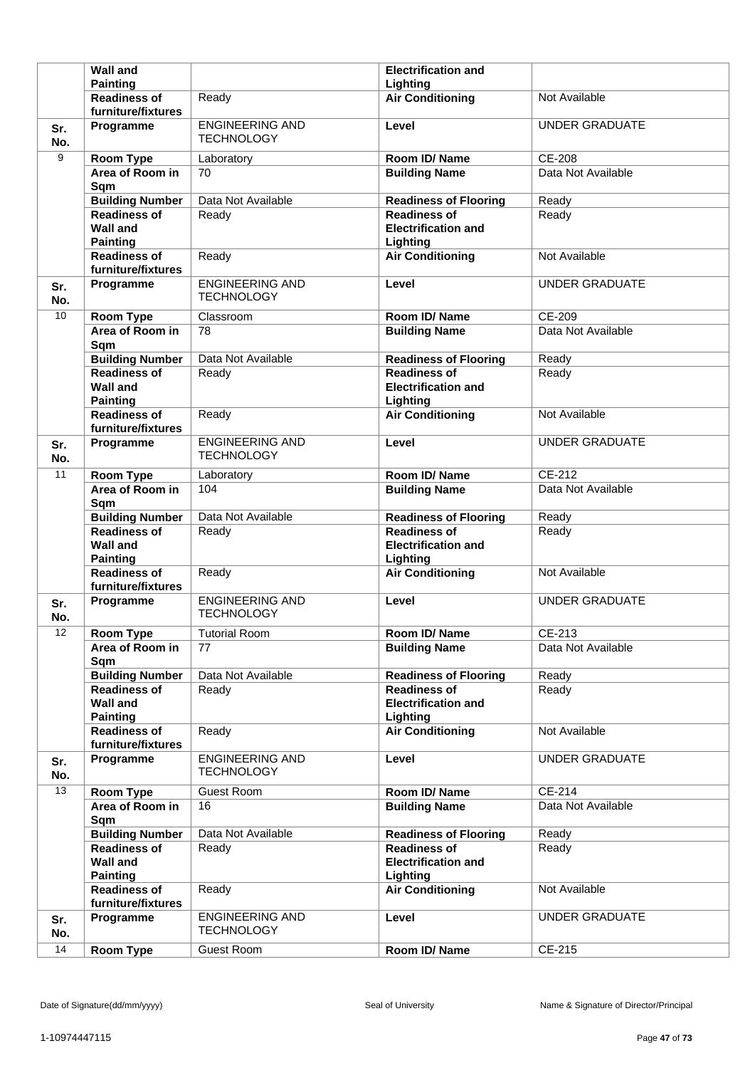|  | Wall and Painting |  | Electrification and Lighting |  |
|---|---|---|---|---|
|  | Readiness of furniture/fixtures | Ready | Air Conditioning | Not Available |
| Sr. No. | Programme | ENGINEERING AND TECHNOLOGY | Level | UNDER GRADUATE |
| 9 | Room Type | Laboratory | Room ID/ Name | CE-208 |
|  | Area of Room in Sqm | 70 | Building Name | Data Not Available |
|  | Building Number | Data Not Available | Readiness of Flooring | Ready |
|  | Readiness of Wall and Painting | Ready | Readiness of Electrification and Lighting | Ready |
|  | Readiness of furniture/fixtures | Ready | Air Conditioning | Not Available |
| Sr. No. | Programme | ENGINEERING AND TECHNOLOGY | Level | UNDER GRADUATE |
| 10 | Room Type | Classroom | Room ID/ Name | CE-209 |
|  | Area of Room in Sqm | 78 | Building Name | Data Not Available |
|  | Building Number | Data Not Available | Readiness of Flooring | Ready |
|  | Readiness of Wall and Painting | Ready | Readiness of Electrification and Lighting | Ready |
|  | Readiness of furniture/fixtures | Ready | Air Conditioning | Not Available |
| Sr. No. | Programme | ENGINEERING AND TECHNOLOGY | Level | UNDER GRADUATE |
| 11 | Room Type | Laboratory | Room ID/ Name | CE-212 |
|  | Area of Room in Sqm | 104 | Building Name | Data Not Available |
|  | Building Number | Data Not Available | Readiness of Flooring | Ready |
|  | Readiness of Wall and Painting | Ready | Readiness of Electrification and Lighting | Ready |
|  | Readiness of furniture/fixtures | Ready | Air Conditioning | Not Available |
| Sr. No. | Programme | ENGINEERING AND TECHNOLOGY | Level | UNDER GRADUATE |
| 12 | Room Type | Tutorial Room | Room ID/ Name | CE-213 |
|  | Area of Room in Sqm | 77 | Building Name | Data Not Available |
|  | Building Number | Data Not Available | Readiness of Flooring | Ready |
|  | Readiness of Wall and Painting | Ready | Readiness of Electrification and Lighting | Ready |
|  | Readiness of furniture/fixtures | Ready | Air Conditioning | Not Available |
| Sr. No. | Programme | ENGINEERING AND TECHNOLOGY | Level | UNDER GRADUATE |
| 13 | Room Type | Guest Room | Room ID/ Name | CE-214 |
|  | Area of Room in Sqm | 16 | Building Name | Data Not Available |
|  | Building Number | Data Not Available | Readiness of Flooring | Ready |
|  | Readiness of Wall and Painting | Ready | Readiness of Electrification and Lighting | Ready |
|  | Readiness of furniture/fixtures | Ready | Air Conditioning | Not Available |
| Sr. No. | Programme | ENGINEERING AND TECHNOLOGY | Level | UNDER GRADUATE |
| 14 | Room Type | Guest Room | Room ID/ Name | CE-215 |

Date of Signature(dd/mm/yyyy) Seal of University Name & Signature of Director/Principal

1-10974447115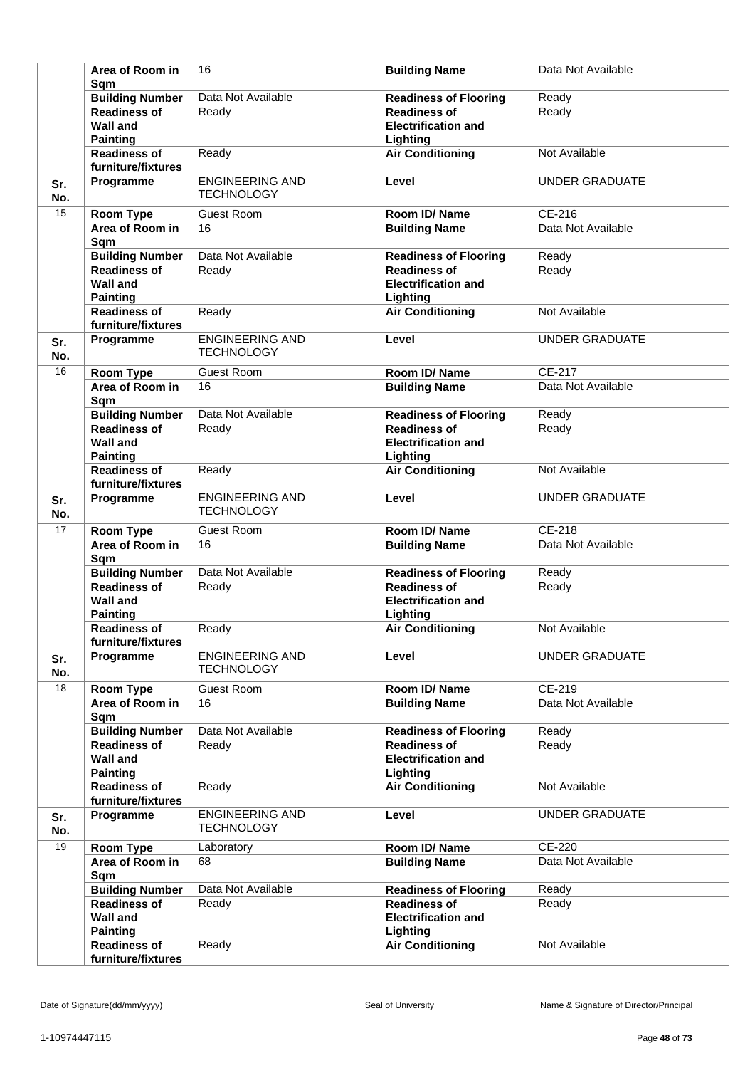| | | | | |
|---|---|---|---|---|
| | **Area of Room in Sqm** | 16 | **Building Name** | Data Not Available |
| | **Building Number** | Data Not Available | **Readiness of Flooring** | Ready |
| | **Readiness of Wall and Painting** | Ready | **Readiness of Electrification and Lighting** | Ready |
| | **Readiness of furniture/fixtures** | Ready | **Air Conditioning** | Not Available |
| **Sr. No.** | **Programme** | ENGINEERING AND TECHNOLOGY | **Level** | UNDER GRADUATE |
| 15 | **Room Type** | Guest Room | **Room ID/ Name** | CE-216 |
| | **Area of Room in Sqm** | 16 | **Building Name** | Data Not Available |
| | **Building Number** | Data Not Available | **Readiness of Flooring** | Ready |
| | **Readiness of Wall and Painting** | Ready | **Readiness of Electrification and Lighting** | Ready |
| | **Readiness of furniture/fixtures** | Ready | **Air Conditioning** | Not Available |
| **Sr. No.** | **Programme** | ENGINEERING AND TECHNOLOGY | **Level** | UNDER GRADUATE |
| 16 | **Room Type** | Guest Room | **Room ID/ Name** | CE-217 |
| | **Area of Room in Sqm** | 16 | **Building Name** | Data Not Available |
| | **Building Number** | Data Not Available | **Readiness of Flooring** | Ready |
| | **Readiness of Wall and Painting** | Ready | **Readiness of Electrification and Lighting** | Ready |
| | **Readiness of furniture/fixtures** | Ready | **Air Conditioning** | Not Available |
| **Sr. No.** | **Programme** | ENGINEERING AND TECHNOLOGY | **Level** | UNDER GRADUATE |
| 17 | **Room Type** | Guest Room | **Room ID/ Name** | CE-218 |
| | **Area of Room in Sqm** | 16 | **Building Name** | Data Not Available |
| | **Building Number** | Data Not Available | **Readiness of Flooring** | Ready |
| | **Readiness of Wall and Painting** | Ready | **Readiness of Electrification and Lighting** | Ready |
| | **Readiness of furniture/fixtures** | Ready | **Air Conditioning** | Not Available |
| **Sr. No.** | **Programme** | ENGINEERING AND TECHNOLOGY | **Level** | UNDER GRADUATE |
| 18 | **Room Type** | Guest Room | **Room ID/ Name** | CE-219 |
| | **Area of Room in Sqm** | 16 | **Building Name** | Data Not Available |
| | **Building Number** | Data Not Available | **Readiness of Flooring** | Ready |
| | **Readiness of Wall and Painting** | Ready | **Readiness of Electrification and Lighting** | Ready |
| | **Readiness of furniture/fixtures** | Ready | **Air Conditioning** | Not Available |
| **Sr. No.** | **Programme** | ENGINEERING AND TECHNOLOGY | **Level** | UNDER GRADUATE |
| 19 | **Room Type** | Laboratory | **Room ID/ Name** | CE-220 |
| | **Area of Room in Sqm** | 68 | **Building Name** | Data Not Available |
| | **Building Number** | Data Not Available | **Readiness of Flooring** | Ready |
| | **Readiness of Wall and Painting** | Ready | **Readiness of Electrification and Lighting** | Ready |
| | **Readiness of furniture/fixtures** | Ready | **Air Conditioning** | Not Available |

Date of Signature(dd/mm/yyyy) | Seal of University | Name & Signature of Director/Principal

1-10974447115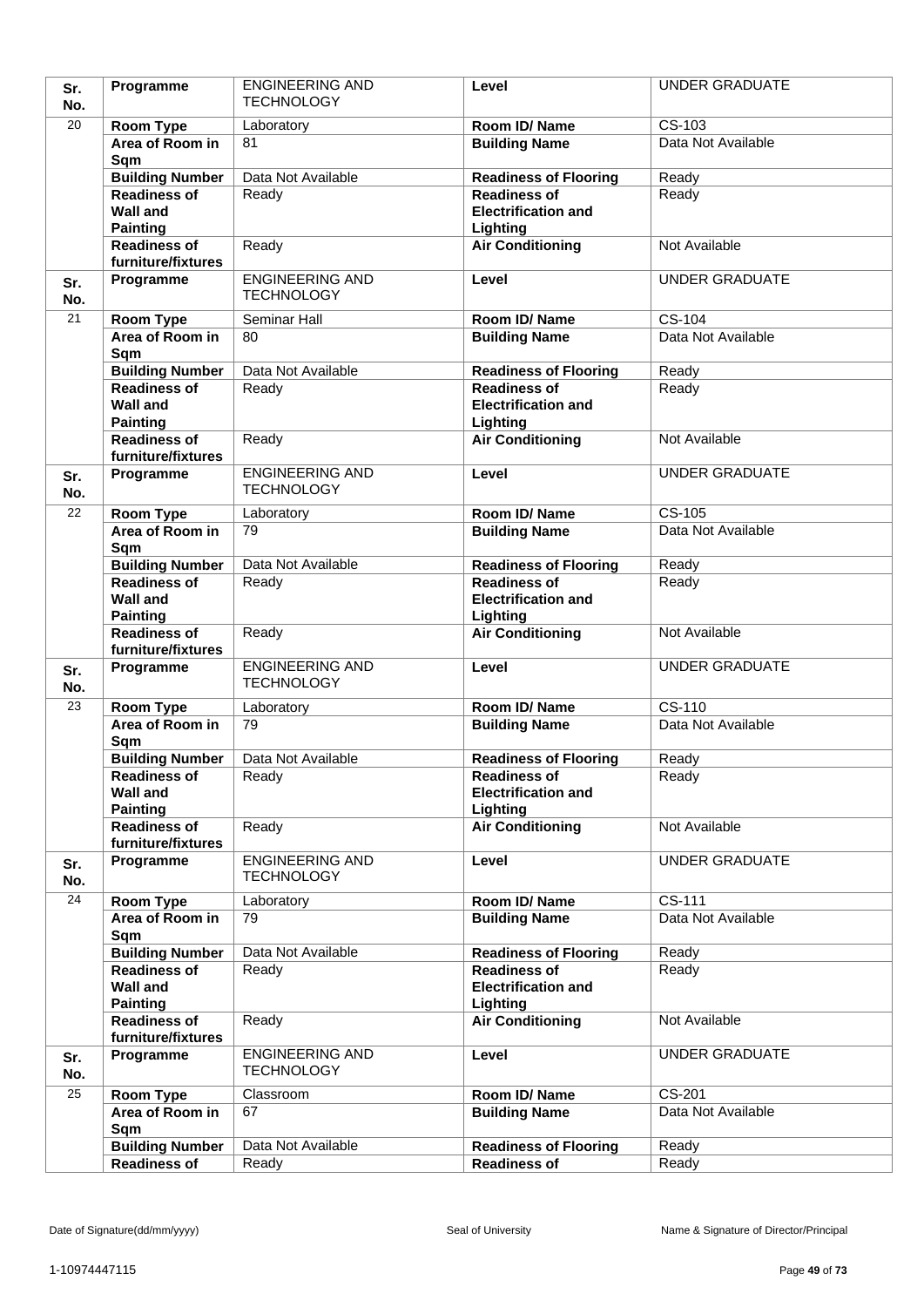| Sr. No. | Programme | ENGINEERING AND TECHNOLOGY | Level | UNDER GRADUATE |
|---|---|---|---|---|
| 20 | Room Type | Laboratory | Room ID/ Name | CS-103 |
| | Area of Room in Sqm | 81 | Building Name | Data Not Available |
| | Building Number | Data Not Available | Readiness of Flooring | Ready |
| | Readiness of Wall and Painting | Ready | Readiness of Electrification and Lighting | Ready |
| | Readiness of furniture/fixtures | Ready | Air Conditioning | Not Available |
| Sr. No. | Programme | ENGINEERING AND TECHNOLOGY | Level | UNDER GRADUATE |
| 21 | Room Type | Seminar Hall | Room ID/ Name | CS-104 |
| | Area of Room in Sqm | 80 | Building Name | Data Not Available |
| | Building Number | Data Not Available | Readiness of Flooring | Ready |
| | Readiness of Wall and Painting | Ready | Readiness of Electrification and Lighting | Ready |
| | Readiness of furniture/fixtures | Ready | Air Conditioning | Not Available |
| Sr. No. | Programme | ENGINEERING AND TECHNOLOGY | Level | UNDER GRADUATE |
| 22 | Room Type | Laboratory | Room ID/ Name | CS-105 |
| | Area of Room in Sqm | 79 | Building Name | Data Not Available |
| | Building Number | Data Not Available | Readiness of Flooring | Ready |
| | Readiness of Wall and Painting | Ready | Readiness of Electrification and Lighting | Ready |
| | Readiness of furniture/fixtures | Ready | Air Conditioning | Not Available |
| Sr. No. | Programme | ENGINEERING AND TECHNOLOGY | Level | UNDER GRADUATE |
| 23 | Room Type | Laboratory | Room ID/ Name | CS-110 |
| | Area of Room in Sqm | 79 | Building Name | Data Not Available |
| | Building Number | Data Not Available | Readiness of Flooring | Ready |
| | Readiness of Wall and Painting | Ready | Readiness of Electrification and Lighting | Ready |
| | Readiness of furniture/fixtures | Ready | Air Conditioning | Not Available |
| Sr. No. | Programme | ENGINEERING AND TECHNOLOGY | Level | UNDER GRADUATE |
| 24 | Room Type | Laboratory | Room ID/ Name | CS-111 |
| | Area of Room in Sqm | 79 | Building Name | Data Not Available |
| | Building Number | Data Not Available | Readiness of Flooring | Ready |
| | Readiness of Wall and Painting | Ready | Readiness of Electrification and Lighting | Ready |
| | Readiness of furniture/fixtures | Ready | Air Conditioning | Not Available |
| Sr. No. | Programme | ENGINEERING AND TECHNOLOGY | Level | UNDER GRADUATE |
| 25 | Room Type | Classroom | Room ID/ Name | CS-201 |
| | Area of Room in Sqm | 67 | Building Name | Data Not Available |
| | Building Number | Data Not Available | Readiness of Flooring | Ready |
| | Readiness of | Ready | Readiness of | Ready |

Date of Signature(dd/mm/yyyy) Seal of University Name & Signature of Director/Principal

1-10974447115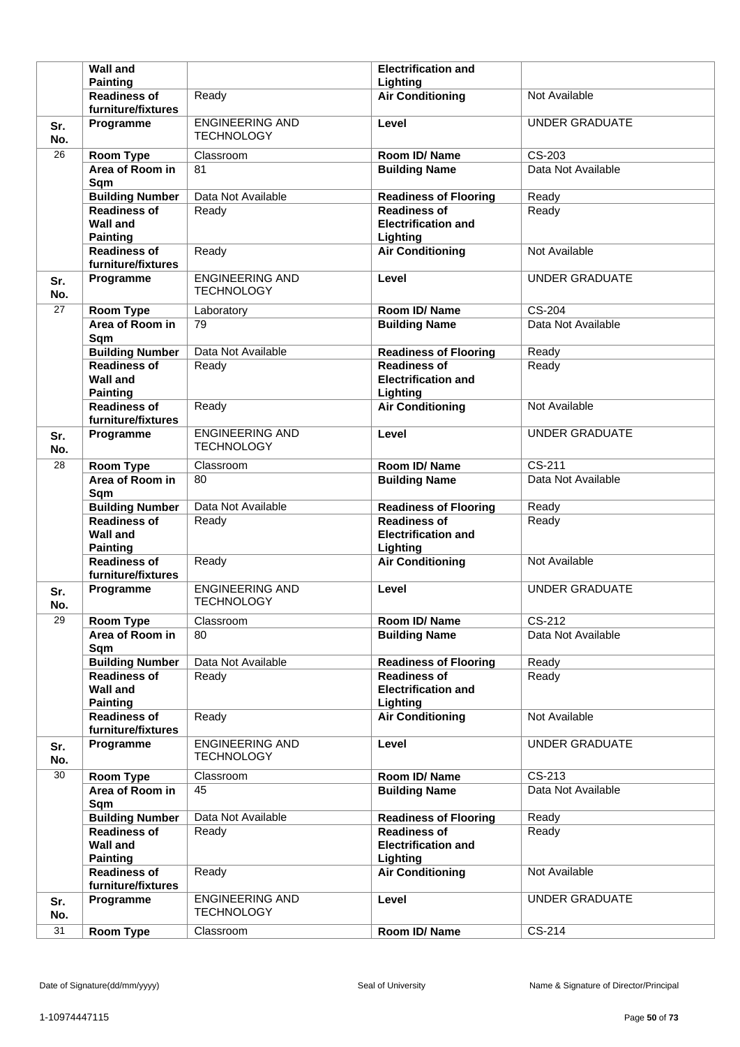| | | | | |
|---|---|---|---|---|
| | **Wall and Painting** | | **Electrification and Lighting** | |
| | **Readiness of furniture/fixtures** | Ready | **Air Conditioning** | Not Available |
| **Sr. No.** | **Programme** | ENGINEERING AND TECHNOLOGY | **Level** | UNDER GRADUATE |
| 26 | **Room Type** | Classroom | **Room ID/ Name** | CS-203 |
| | **Area of Room in Sqm** | 81 | **Building Name** | Data Not Available |
| | **Building Number** | Data Not Available | **Readiness of Flooring** | Ready |
| | **Readiness of Wall and Painting** | Ready | **Readiness of Electrification and Lighting** | Ready |
| | **Readiness of furniture/fixtures** | Ready | **Air Conditioning** | Not Available |
| **Sr. No.** | **Programme** | ENGINEERING AND TECHNOLOGY | **Level** | UNDER GRADUATE |
| 27 | **Room Type** | Laboratory | **Room ID/ Name** | CS-204 |
| | **Area of Room in Sqm** | 79 | **Building Name** | Data Not Available |
| | **Building Number** | Data Not Available | **Readiness of Flooring** | Ready |
| | **Readiness of Wall and Painting** | Ready | **Readiness of Electrification and Lighting** | Ready |
| | **Readiness of furniture/fixtures** | Ready | **Air Conditioning** | Not Available |
| **Sr. No.** | **Programme** | ENGINEERING AND TECHNOLOGY | **Level** | UNDER GRADUATE |
| 28 | **Room Type** | Classroom | **Room ID/ Name** | CS-211 |
| | **Area of Room in Sqm** | 80 | **Building Name** | Data Not Available |
| | **Building Number** | Data Not Available | **Readiness of Flooring** | Ready |
| | **Readiness of Wall and Painting** | Ready | **Readiness of Electrification and Lighting** | Ready |
| | **Readiness of furniture/fixtures** | Ready | **Air Conditioning** | Not Available |
| **Sr. No.** | **Programme** | ENGINEERING AND TECHNOLOGY | **Level** | UNDER GRADUATE |
| 29 | **Room Type** | Classroom | **Room ID/ Name** | CS-212 |
| | **Area of Room in Sqm** | 80 | **Building Name** | Data Not Available |
| | **Building Number** | Data Not Available | **Readiness of Flooring** | Ready |
| | **Readiness of Wall and Painting** | Ready | **Readiness of Electrification and Lighting** | Ready |
| | **Readiness of furniture/fixtures** | Ready | **Air Conditioning** | Not Available |
| **Sr. No.** | **Programme** | ENGINEERING AND TECHNOLOGY | **Level** | UNDER GRADUATE |
| 30 | **Room Type** | Classroom | **Room ID/ Name** | CS-213 |
| | **Area of Room in Sqm** | 45 | **Building Name** | Data Not Available |
| | **Building Number** | Data Not Available | **Readiness of Flooring** | Ready |
| | **Readiness of Wall and Painting** | Ready | **Readiness of Electrification and Lighting** | Ready |
| | **Readiness of furniture/fixtures** | Ready | **Air Conditioning** | Not Available |
| **Sr. No.** | **Programme** | ENGINEERING AND TECHNOLOGY | **Level** | UNDER GRADUATE |
| 31 | **Room Type** | Classroom | **Room ID/ Name** | CS-214 |

Date of Signature(dd/mm/yyyy) Seal of University Name & Signature of Director/Principal

1-10974447115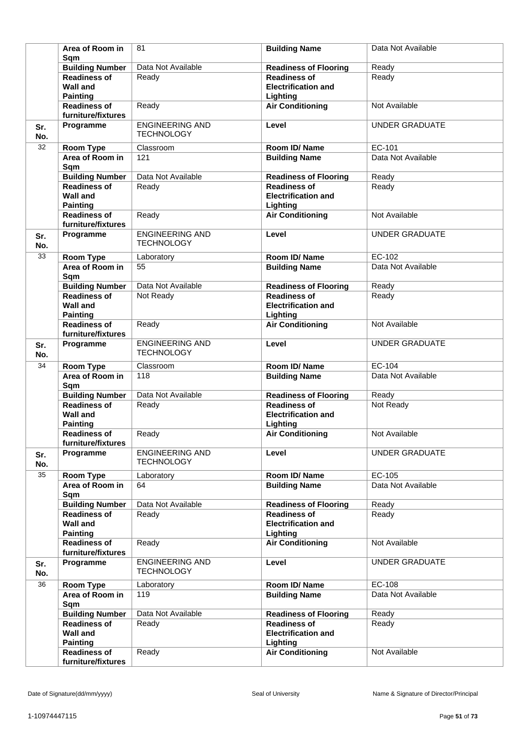| | | | | |
|---|---|---|---|---|
| | **Area of Room in Sqm** | 81 | **Building Name** | Data Not Available |
| | **Building Number** | Data Not Available | **Readiness of Flooring** | Ready |
| | **Readiness of Wall and Painting** | Ready | **Readiness of Electrification and Lighting** | Ready |
| | **Readiness of furniture/fixtures** | Ready | **Air Conditioning** | Not Available |
| **Sr. No.** | **Programme** | ENGINEERING AND TECHNOLOGY | **Level** | UNDER GRADUATE |
| 32 | **Room Type** | Classroom | **Room ID/ Name** | EC-101 |
| | **Area of Room in Sqm** | 121 | **Building Name** | Data Not Available |
| | **Building Number** | Data Not Available | **Readiness of Flooring** | Ready |
| | **Readiness of Wall and Painting** | Ready | **Readiness of Electrification and Lighting** | Ready |
| | **Readiness of furniture/fixtures** | Ready | **Air Conditioning** | Not Available |
| **Sr. No.** | **Programme** | ENGINEERING AND TECHNOLOGY | **Level** | UNDER GRADUATE |
| 33 | **Room Type** | Laboratory | **Room ID/ Name** | EC-102 |
| | **Area of Room in Sqm** | 55 | **Building Name** | Data Not Available |
| | **Building Number** | Data Not Available | **Readiness of Flooring** | Ready |
| | **Readiness of Wall and Painting** | Not Ready | **Readiness of Electrification and Lighting** | Ready |
| | **Readiness of furniture/fixtures** | Ready | **Air Conditioning** | Not Available |
| **Sr. No.** | **Programme** | ENGINEERING AND TECHNOLOGY | **Level** | UNDER GRADUATE |
| 34 | **Room Type** | Classroom | **Room ID/ Name** | EC-104 |
| | **Area of Room in Sqm** | 118 | **Building Name** | Data Not Available |
| | **Building Number** | Data Not Available | **Readiness of Flooring** | Ready |
| | **Readiness of Wall and Painting** | Ready | **Readiness of Electrification and Lighting** | Not Ready |
| | **Readiness of furniture/fixtures** | Ready | **Air Conditioning** | Not Available |
| **Sr. No.** | **Programme** | ENGINEERING AND TECHNOLOGY | **Level** | UNDER GRADUATE |
| 35 | **Room Type** | Laboratory | **Room ID/ Name** | EC-105 |
| | **Area of Room in Sqm** | 64 | **Building Name** | Data Not Available |
| | **Building Number** | Data Not Available | **Readiness of Flooring** | Ready |
| | **Readiness of Wall and Painting** | Ready | **Readiness of Electrification and Lighting** | Ready |
| | **Readiness of furniture/fixtures** | Ready | **Air Conditioning** | Not Available |
| **Sr. No.** | **Programme** | ENGINEERING AND TECHNOLOGY | **Level** | UNDER GRADUATE |
| 36 | **Room Type** | Laboratory | **Room ID/ Name** | EC-108 |
| | **Area of Room in Sqm** | 119 | **Building Name** | Data Not Available |
| | **Building Number** | Data Not Available | **Readiness of Flooring** | Ready |
| | **Readiness of Wall and Painting** | Ready | **Readiness of Electrification and Lighting** | Ready |
| | **Readiness of furniture/fixtures** | Ready | **Air Conditioning** | Not Available |

Date of Signature(dd/mm/yyyy) Seal of University Name & Signature of Director/Principal

1-10974447115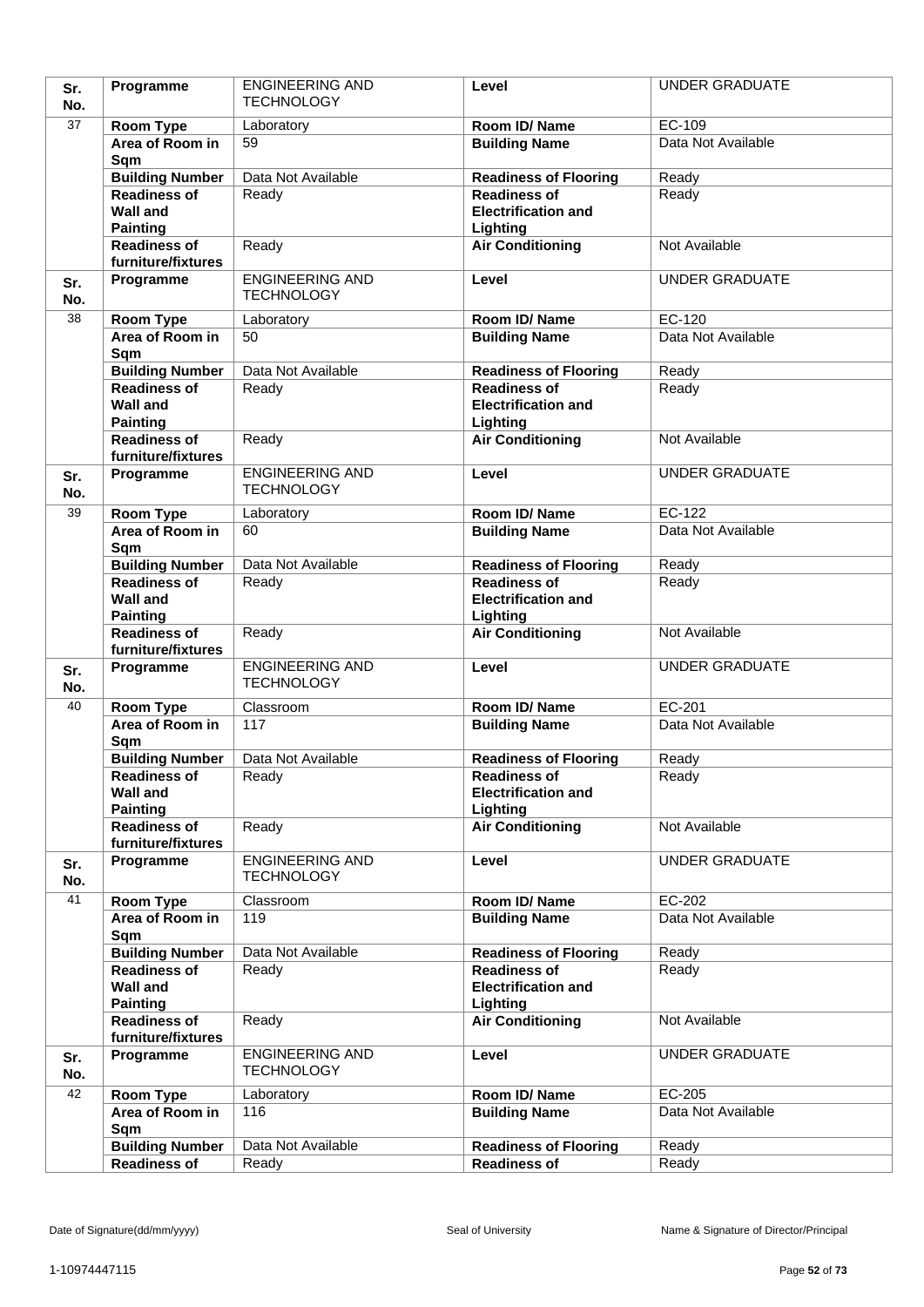| Sr. No. | Programme | ENGINEERING AND TECHNOLOGY | Level | UNDER GRADUATE |
|---|---|---|---|---|
| 37 | Room Type | Laboratory | Room ID/ Name | EC-109 |
| | Area of Room in Sqm | 59 | Building Name | Data Not Available |
| | Building Number | Data Not Available | Readiness of Flooring | Ready |
| | Readiness of Wall and Painting | Ready | Readiness of Electrification and Lighting | Ready |
| | Readiness of furniture/fixtures | Ready | Air Conditioning | Not Available |
| Sr. No. | Programme | ENGINEERING AND TECHNOLOGY | Level | UNDER GRADUATE |
| 38 | Room Type | Laboratory | Room ID/ Name | EC-120 |
| | Area of Room in Sqm | 50 | Building Name | Data Not Available |
| | Building Number | Data Not Available | Readiness of Flooring | Ready |
| | Readiness of Wall and Painting | Ready | Readiness of Electrification and Lighting | Ready |
| | Readiness of furniture/fixtures | Ready | Air Conditioning | Not Available |
| Sr. No. | Programme | ENGINEERING AND TECHNOLOGY | Level | UNDER GRADUATE |
| 39 | Room Type | Laboratory | Room ID/ Name | EC-122 |
| | Area of Room in Sqm | 60 | Building Name | Data Not Available |
| | Building Number | Data Not Available | Readiness of Flooring | Ready |
| | Readiness of Wall and Painting | Ready | Readiness of Electrification and Lighting | Ready |
| | Readiness of furniture/fixtures | Ready | Air Conditioning | Not Available |
| Sr. No. | Programme | ENGINEERING AND TECHNOLOGY | Level | UNDER GRADUATE |
| 40 | Room Type | Classroom | Room ID/ Name | EC-201 |
| | Area of Room in Sqm | 117 | Building Name | Data Not Available |
| | Building Number | Data Not Available | Readiness of Flooring | Ready |
| | Readiness of Wall and Painting | Ready | Readiness of Electrification and Lighting | Ready |
| | Readiness of furniture/fixtures | Ready | Air Conditioning | Not Available |
| Sr. No. | Programme | ENGINEERING AND TECHNOLOGY | Level | UNDER GRADUATE |
| 41 | Room Type | Classroom | Room ID/ Name | EC-202 |
| | Area of Room in Sqm | 119 | Building Name | Data Not Available |
| | Building Number | Data Not Available | Readiness of Flooring | Ready |
| | Readiness of Wall and Painting | Ready | Readiness of Electrification and Lighting | Ready |
| | Readiness of furniture/fixtures | Ready | Air Conditioning | Not Available |
| Sr. No. | Programme | ENGINEERING AND TECHNOLOGY | Level | UNDER GRADUATE |
| 42 | Room Type | Laboratory | Room ID/ Name | EC-205 |
| | Area of Room in Sqm | 116 | Building Name | Data Not Available |
| | Building Number | Data Not Available | Readiness of Flooring | Ready |
| | Readiness of | Ready | Readiness of | Ready |

Date of Signature(dd/mm/yyyy) Seal of University Name & Signature of Director/Principal

1-10974447115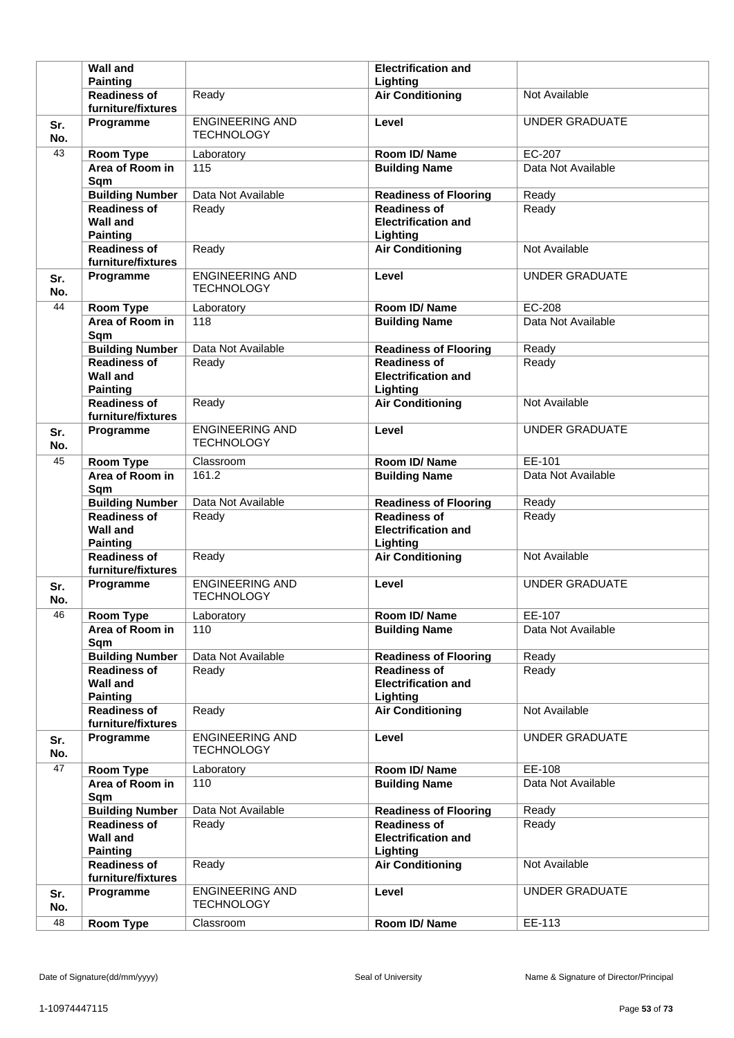|  | Wall and Painting |  | Electrification and Lighting |  |
|---|---|---|---|---|
|  | Readiness of furniture/fixtures | Ready | Air Conditioning | Not Available |
| Sr. No. | Programme | ENGINEERING AND TECHNOLOGY | Level | UNDER GRADUATE |
| 43 | Room Type | Laboratory | Room ID/ Name | EC-207 |
|  | Area of Room in Sqm | 115 | Building Name | Data Not Available |
|  | Building Number | Data Not Available | Readiness of Flooring | Ready |
|  | Readiness of Wall and Painting | Ready | Readiness of Electrification and Lighting | Ready |
|  | Readiness of furniture/fixtures | Ready | Air Conditioning | Not Available |
| Sr. No. | Programme | ENGINEERING AND TECHNOLOGY | Level | UNDER GRADUATE |
| 44 | Room Type | Laboratory | Room ID/ Name | EC-208 |
|  | Area of Room in Sqm | 118 | Building Name | Data Not Available |
|  | Building Number | Data Not Available | Readiness of Flooring | Ready |
|  | Readiness of Wall and Painting | Ready | Readiness of Electrification and Lighting | Ready |
|  | Readiness of furniture/fixtures | Ready | Air Conditioning | Not Available |
| Sr. No. | Programme | ENGINEERING AND TECHNOLOGY | Level | UNDER GRADUATE |
| 45 | Room Type | Classroom | Room ID/ Name | EE-101 |
|  | Area of Room in Sqm | 161.2 | Building Name | Data Not Available |
|  | Building Number | Data Not Available | Readiness of Flooring | Ready |
|  | Readiness of Wall and Painting | Ready | Readiness of Electrification and Lighting | Ready |
|  | Readiness of furniture/fixtures | Ready | Air Conditioning | Not Available |
| Sr. No. | Programme | ENGINEERING AND TECHNOLOGY | Level | UNDER GRADUATE |
| 46 | Room Type | Laboratory | Room ID/ Name | EE-107 |
|  | Area of Room in Sqm | 110 | Building Name | Data Not Available |
|  | Building Number | Data Not Available | Readiness of Flooring | Ready |
|  | Readiness of Wall and Painting | Ready | Readiness of Electrification and Lighting | Ready |
|  | Readiness of furniture/fixtures | Ready | Air Conditioning | Not Available |
| Sr. No. | Programme | ENGINEERING AND TECHNOLOGY | Level | UNDER GRADUATE |
| 47 | Room Type | Laboratory | Room ID/ Name | EE-108 |
|  | Area of Room in Sqm | 110 | Building Name | Data Not Available |
|  | Building Number | Data Not Available | Readiness of Flooring | Ready |
|  | Readiness of Wall and Painting | Ready | Readiness of Electrification and Lighting | Ready |
|  | Readiness of furniture/fixtures | Ready | Air Conditioning | Not Available |
| Sr. No. | Programme | ENGINEERING AND TECHNOLOGY | Level | UNDER GRADUATE |
| 48 | Room Type | Classroom | Room ID/ Name | EE-113 |

Date of Signature(dd/mm/yyyy) Seal of University Name & Signature of Director/Principal

1-10974447115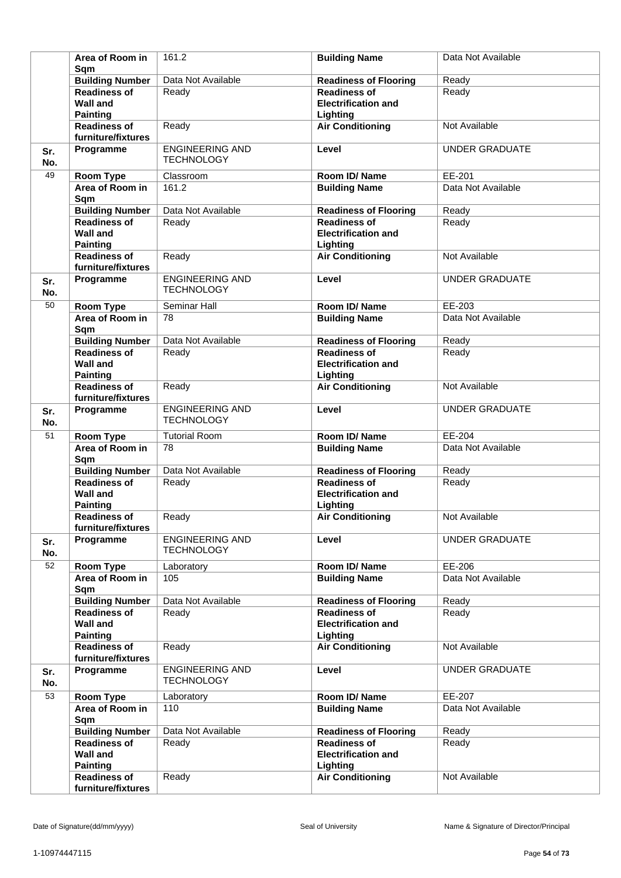| | | | | |
|---|---|---|---|---|
| | **Area of Room in Sqm** | 161.2 | **Building Name** | Data Not Available |
| | **Building Number** | Data Not Available | **Readiness of Flooring** | Ready |
| | **Readiness of Wall and Painting** | Ready | **Readiness of Electrification and Lighting** | Ready |
| | **Readiness of furniture/fixtures** | Ready | **Air Conditioning** | Not Available |
| **Sr. No.** | **Programme** | ENGINEERING AND TECHNOLOGY | **Level** | UNDER GRADUATE |
| 49 | **Room Type** | Classroom | **Room ID/ Name** | EE-201 |
| | **Area of Room in Sqm** | 161.2 | **Building Name** | Data Not Available |
| | **Building Number** | Data Not Available | **Readiness of Flooring** | Ready |
| | **Readiness of Wall and Painting** | Ready | **Readiness of Electrification and Lighting** | Ready |
| | **Readiness of furniture/fixtures** | Ready | **Air Conditioning** | Not Available |
| **Sr. No.** | **Programme** | ENGINEERING AND TECHNOLOGY | **Level** | UNDER GRADUATE |
| 50 | **Room Type** | Seminar Hall | **Room ID/ Name** | EE-203 |
| | **Area of Room in Sqm** | 78 | **Building Name** | Data Not Available |
| | **Building Number** | Data Not Available | **Readiness of Flooring** | Ready |
| | **Readiness of Wall and Painting** | Ready | **Readiness of Electrification and Lighting** | Ready |
| | **Readiness of furniture/fixtures** | Ready | **Air Conditioning** | Not Available |
| **Sr. No.** | **Programme** | ENGINEERING AND TECHNOLOGY | **Level** | UNDER GRADUATE |
| 51 | **Room Type** | Tutorial Room | **Room ID/ Name** | EE-204 |
| | **Area of Room in Sqm** | 78 | **Building Name** | Data Not Available |
| | **Building Number** | Data Not Available | **Readiness of Flooring** | Ready |
| | **Readiness of Wall and Painting** | Ready | **Readiness of Electrification and Lighting** | Ready |
| | **Readiness of furniture/fixtures** | Ready | **Air Conditioning** | Not Available |
| **Sr. No.** | **Programme** | ENGINEERING AND TECHNOLOGY | **Level** | UNDER GRADUATE |
| 52 | **Room Type** | Laboratory | **Room ID/ Name** | EE-206 |
| | **Area of Room in Sqm** | 105 | **Building Name** | Data Not Available |
| | **Building Number** | Data Not Available | **Readiness of Flooring** | Ready |
| | **Readiness of Wall and Painting** | Ready | **Readiness of Electrification and Lighting** | Ready |
| | **Readiness of furniture/fixtures** | Ready | **Air Conditioning** | Not Available |
| **Sr. No.** | **Programme** | ENGINEERING AND TECHNOLOGY | **Level** | UNDER GRADUATE |
| 53 | **Room Type** | Laboratory | **Room ID/ Name** | EE-207 |
| | **Area of Room in Sqm** | 110 | **Building Name** | Data Not Available |
| | **Building Number** | Data Not Available | **Readiness of Flooring** | Ready |
| | **Readiness of Wall and Painting** | Ready | **Readiness of Electrification and Lighting** | Ready |
| | **Readiness of furniture/fixtures** | Ready | **Air Conditioning** | Not Available |

Date of Signature(dd/mm/yyyy) | Seal of University | Name & Signature of Director/Principal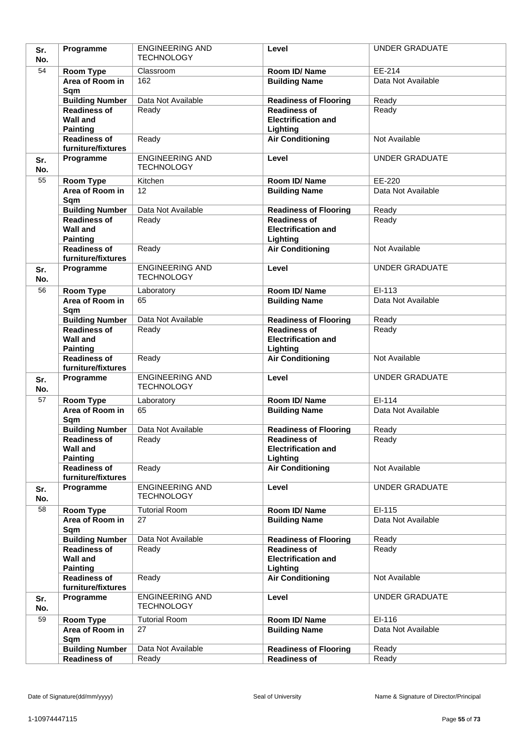| Sr. No. | Programme | ENGINEERING AND TECHNOLOGY | Level | UNDER GRADUATE |
|---|---|---|---|---|
| 54 | Room Type | Classroom | Room ID/ Name | EE-214 |
| | Area of Room in Sqm | 162 | Building Name | Data Not Available |
| | Building Number | Data Not Available | Readiness of Flooring | Ready |
| | Readiness of Wall and Painting | Ready | Readiness of Electrification and Lighting | Ready |
| | Readiness of furniture/fixtures | Ready | Air Conditioning | Not Available |
| Sr. No. | Programme | ENGINEERING AND TECHNOLOGY | Level | UNDER GRADUATE |
| 55 | Room Type | Kitchen | Room ID/ Name | EE-220 |
| | Area of Room in Sqm | 12 | Building Name | Data Not Available |
| | Building Number | Data Not Available | Readiness of Flooring | Ready |
| | Readiness of Wall and Painting | Ready | Readiness of Electrification and Lighting | Ready |
| | Readiness of furniture/fixtures | Ready | Air Conditioning | Not Available |
| Sr. No. | Programme | ENGINEERING AND TECHNOLOGY | Level | UNDER GRADUATE |
| 56 | Room Type | Laboratory | Room ID/ Name | EI-113 |
| | Area of Room in Sqm | 65 | Building Name | Data Not Available |
| | Building Number | Data Not Available | Readiness of Flooring | Ready |
| | Readiness of Wall and Painting | Ready | Readiness of Electrification and Lighting | Ready |
| | Readiness of furniture/fixtures | Ready | Air Conditioning | Not Available |
| Sr. No. | Programme | ENGINEERING AND TECHNOLOGY | Level | UNDER GRADUATE |
| 57 | Room Type | Laboratory | Room ID/ Name | EI-114 |
| | Area of Room in Sqm | 65 | Building Name | Data Not Available |
| | Building Number | Data Not Available | Readiness of Flooring | Ready |
| | Readiness of Wall and Painting | Ready | Readiness of Electrification and Lighting | Ready |
| | Readiness of furniture/fixtures | Ready | Air Conditioning | Not Available |
| Sr. No. | Programme | ENGINEERING AND TECHNOLOGY | Level | UNDER GRADUATE |
| 58 | Room Type | Tutorial Room | Room ID/ Name | EI-115 |
| | Area of Room in Sqm | 27 | Building Name | Data Not Available |
| | Building Number | Data Not Available | Readiness of Flooring | Ready |
| | Readiness of Wall and Painting | Ready | Readiness of Electrification and Lighting | Ready |
| | Readiness of furniture/fixtures | Ready | Air Conditioning | Not Available |
| Sr. No. | Programme | ENGINEERING AND TECHNOLOGY | Level | UNDER GRADUATE |
| 59 | Room Type | Tutorial Room | Room ID/ Name | EI-116 |
| | Area of Room in Sqm | 27 | Building Name | Data Not Available |
| | Building Number | Data Not Available | Readiness of Flooring | Ready |
| | Readiness of | Ready | Readiness of | Ready |

Date of Signature(dd/mm/yyyy) Seal of University Name & Signature of Director/Principal

1-10974447115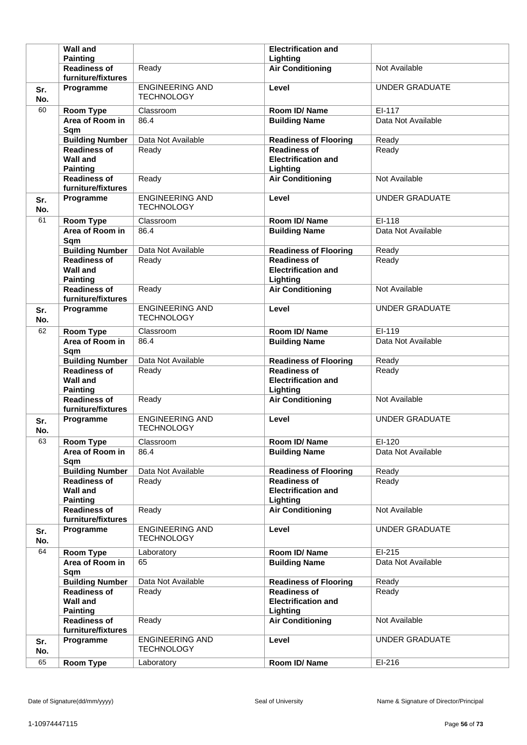| | | | | |
|---|---|---|---|---|
| | **Wall and Painting** | | **Electrification and Lighting** | |
| | **Readiness of furniture/fixtures** | Ready | **Air Conditioning** | Not Available |
| **Sr. No.** | **Programme** | ENGINEERING AND TECHNOLOGY | **Level** | UNDER GRADUATE |
| 60 | **Room Type** | Classroom | **Room ID/ Name** | EI-117 |
| | **Area of Room in Sqm** | 86.4 | **Building Name** | Data Not Available |
| | **Building Number** | Data Not Available | **Readiness of Flooring** | Ready |
| | **Readiness of Wall and Painting** | Ready | **Readiness of Electrification and Lighting** | Ready |
| | **Readiness of furniture/fixtures** | Ready | **Air Conditioning** | Not Available |
| **Sr. No.** | **Programme** | ENGINEERING AND TECHNOLOGY | **Level** | UNDER GRADUATE |
| 61 | **Room Type** | Classroom | **Room ID/ Name** | EI-118 |
| | **Area of Room in Sqm** | 86.4 | **Building Name** | Data Not Available |
| | **Building Number** | Data Not Available | **Readiness of Flooring** | Ready |
| | **Readiness of Wall and Painting** | Ready | **Readiness of Electrification and Lighting** | Ready |
| | **Readiness of furniture/fixtures** | Ready | **Air Conditioning** | Not Available |
| **Sr. No.** | **Programme** | ENGINEERING AND TECHNOLOGY | **Level** | UNDER GRADUATE |
| 62 | **Room Type** | Classroom | **Room ID/ Name** | EI-119 |
| | **Area of Room in Sqm** | 86.4 | **Building Name** | Data Not Available |
| | **Building Number** | Data Not Available | **Readiness of Flooring** | Ready |
| | **Readiness of Wall and Painting** | Ready | **Readiness of Electrification and Lighting** | Ready |
| | **Readiness of furniture/fixtures** | Ready | **Air Conditioning** | Not Available |
| **Sr. No.** | **Programme** | ENGINEERING AND TECHNOLOGY | **Level** | UNDER GRADUATE |
| 63 | **Room Type** | Classroom | **Room ID/ Name** | EI-120 |
| | **Area of Room in Sqm** | 86.4 | **Building Name** | Data Not Available |
| | **Building Number** | Data Not Available | **Readiness of Flooring** | Ready |
| | **Readiness of Wall and Painting** | Ready | **Readiness of Electrification and Lighting** | Ready |
| | **Readiness of furniture/fixtures** | Ready | **Air Conditioning** | Not Available |
| **Sr. No.** | **Programme** | ENGINEERING AND TECHNOLOGY | **Level** | UNDER GRADUATE |
| 64 | **Room Type** | Laboratory | **Room ID/ Name** | EI-215 |
| | **Area of Room in Sqm** | 65 | **Building Name** | Data Not Available |
| | **Building Number** | Data Not Available | **Readiness of Flooring** | Ready |
| | **Readiness of Wall and Painting** | Ready | **Readiness of Electrification and Lighting** | Ready |
| | **Readiness of furniture/fixtures** | Ready | **Air Conditioning** | Not Available |
| **Sr. No.** | **Programme** | ENGINEERING AND TECHNOLOGY | **Level** | UNDER GRADUATE |
| 65 | **Room Type** | Laboratory | **Room ID/ Name** | EI-216 |

Date of Signature(dd/mm/yyyy) | Seal of University | Name & Signature of Director/Principal

1-10974447115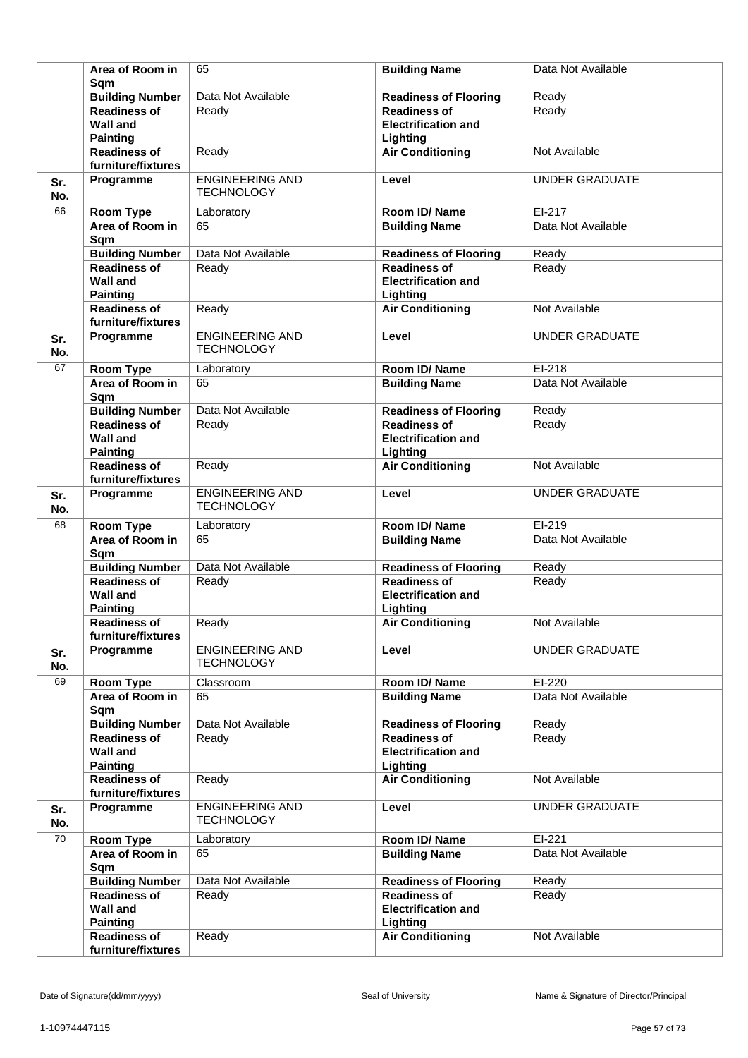| | | | | |
|---|---|---|---|---|
| | **Area of Room in Sqm** | 65 | **Building Name** | Data Not Available |
| | **Building Number** | Data Not Available | **Readiness of Flooring** | Ready |
| | **Readiness of Wall and Painting** | Ready | **Readiness of Electrification and Lighting** | Ready |
| | **Readiness of furniture/fixtures** | Ready | **Air Conditioning** | Not Available |
| **Sr. No.** | **Programme** | ENGINEERING AND TECHNOLOGY | **Level** | UNDER GRADUATE |
| 66 | **Room Type** | Laboratory | **Room ID/ Name** | EI-217 |
| | **Area of Room in Sqm** | 65 | **Building Name** | Data Not Available |
| | **Building Number** | Data Not Available | **Readiness of Flooring** | Ready |
| | **Readiness of Wall and Painting** | Ready | **Readiness of Electrification and Lighting** | Ready |
| | **Readiness of furniture/fixtures** | Ready | **Air Conditioning** | Not Available |
| **Sr. No.** | **Programme** | ENGINEERING AND TECHNOLOGY | **Level** | UNDER GRADUATE |
| 67 | **Room Type** | Laboratory | **Room ID/ Name** | EI-218 |
| | **Area of Room in Sqm** | 65 | **Building Name** | Data Not Available |
| | **Building Number** | Data Not Available | **Readiness of Flooring** | Ready |
| | **Readiness of Wall and Painting** | Ready | **Readiness of Electrification and Lighting** | Ready |
| | **Readiness of furniture/fixtures** | Ready | **Air Conditioning** | Not Available |
| **Sr. No.** | **Programme** | ENGINEERING AND TECHNOLOGY | **Level** | UNDER GRADUATE |
| 68 | **Room Type** | Laboratory | **Room ID/ Name** | EI-219 |
| | **Area of Room in Sqm** | 65 | **Building Name** | Data Not Available |
| | **Building Number** | Data Not Available | **Readiness of Flooring** | Ready |
| | **Readiness of Wall and Painting** | Ready | **Readiness of Electrification and Lighting** | Ready |
| | **Readiness of furniture/fixtures** | Ready | **Air Conditioning** | Not Available |
| **Sr. No.** | **Programme** | ENGINEERING AND TECHNOLOGY | **Level** | UNDER GRADUATE |
| 69 | **Room Type** | Classroom | **Room ID/ Name** | EI-220 |
| | **Area of Room in Sqm** | 65 | **Building Name** | Data Not Available |
| | **Building Number** | Data Not Available | **Readiness of Flooring** | Ready |
| | **Readiness of Wall and Painting** | Ready | **Readiness of Electrification and Lighting** | Ready |
| | **Readiness of furniture/fixtures** | Ready | **Air Conditioning** | Not Available |
| **Sr. No.** | **Programme** | ENGINEERING AND TECHNOLOGY | **Level** | UNDER GRADUATE |
| 70 | **Room Type** | Laboratory | **Room ID/ Name** | EI-221 |
| | **Area of Room in Sqm** | 65 | **Building Name** | Data Not Available |
| | **Building Number** | Data Not Available | **Readiness of Flooring** | Ready |
| | **Readiness of Wall and Painting** | Ready | **Readiness of Electrification and Lighting** | Ready |
| | **Readiness of furniture/fixtures** | Ready | **Air Conditioning** | Not Available |

Date of Signature(dd/mm/yyyy) | Seal of University | Name & Signature of Director/Principal

1-10974447115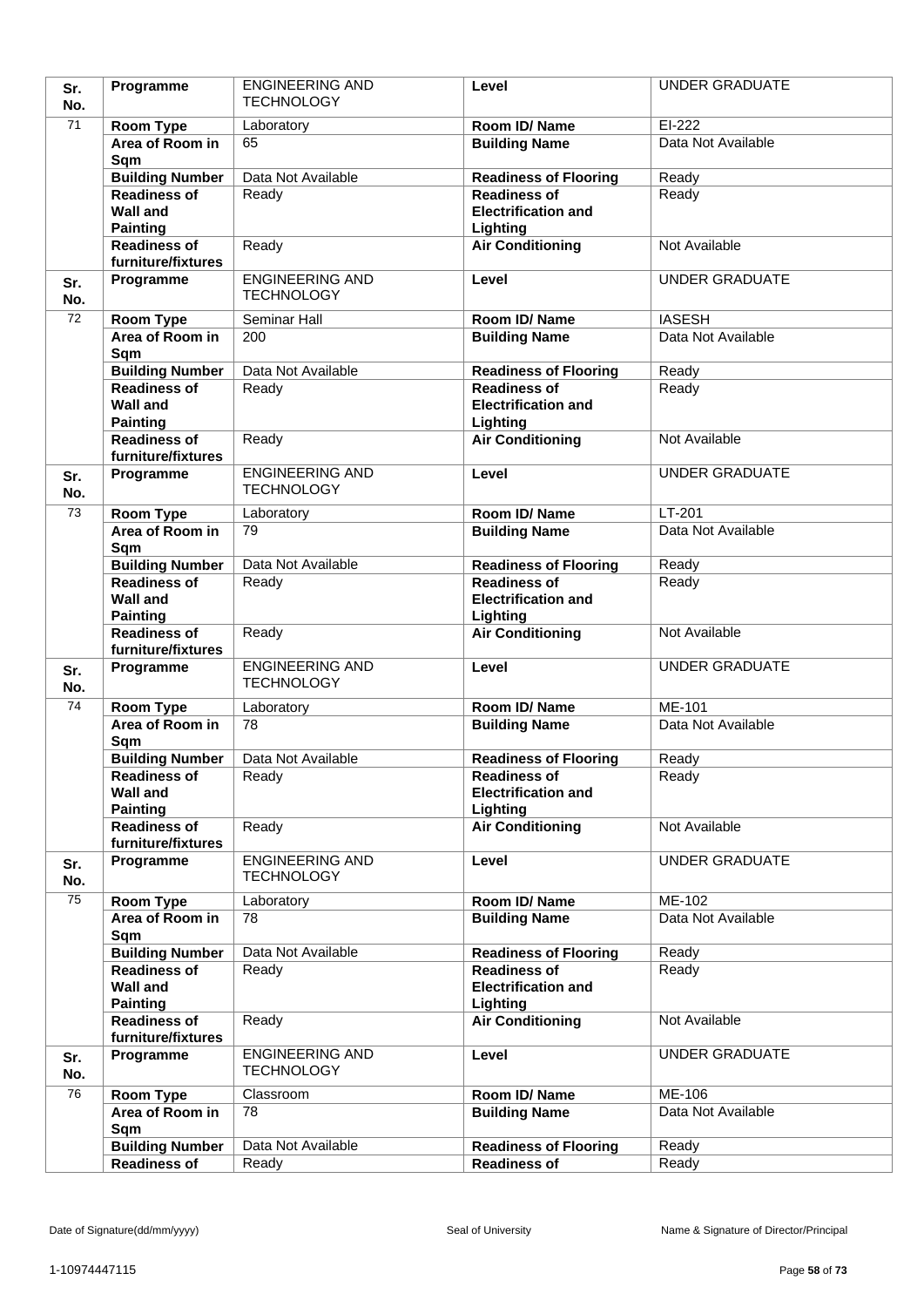| Sr. No. | Programme | ENGINEERING AND TECHNOLOGY | Level | UNDER GRADUATE |
|---|---|---|---|---|
| 71 | Room Type | Laboratory | Room ID/ Name | EI-222 |
| | Area of Room in Sqm | 65 | Building Name | Data Not Available |
| | Building Number | Data Not Available | Readiness of Flooring | Ready |
| | Readiness of Wall and Painting | Ready | Readiness of Electrification and Lighting | Ready |
| | Readiness of furniture/fixtures | Ready | Air Conditioning | Not Available |
| Sr. No. | Programme | ENGINEERING AND TECHNOLOGY | Level | UNDER GRADUATE |
| 72 | Room Type | Seminar Hall | Room ID/ Name | IASESH |
| | Area of Room in Sqm | 200 | Building Name | Data Not Available |
| | Building Number | Data Not Available | Readiness of Flooring | Ready |
| | Readiness of Wall and Painting | Ready | Readiness of Electrification and Lighting | Ready |
| | Readiness of furniture/fixtures | Ready | Air Conditioning | Not Available |
| Sr. No. | Programme | ENGINEERING AND TECHNOLOGY | Level | UNDER GRADUATE |
| 73 | Room Type | Laboratory | Room ID/ Name | LT-201 |
| | Area of Room in Sqm | 79 | Building Name | Data Not Available |
| | Building Number | Data Not Available | Readiness of Flooring | Ready |
| | Readiness of Wall and Painting | Ready | Readiness of Electrification and Lighting | Ready |
| | Readiness of furniture/fixtures | Ready | Air Conditioning | Not Available |
| Sr. No. | Programme | ENGINEERING AND TECHNOLOGY | Level | UNDER GRADUATE |
| 74 | Room Type | Laboratory | Room ID/ Name | ME-101 |
| | Area of Room in Sqm | 78 | Building Name | Data Not Available |
| | Building Number | Data Not Available | Readiness of Flooring | Ready |
| | Readiness of Wall and Painting | Ready | Readiness of Electrification and Lighting | Ready |
| | Readiness of furniture/fixtures | Ready | Air Conditioning | Not Available |
| Sr. No. | Programme | ENGINEERING AND TECHNOLOGY | Level | UNDER GRADUATE |
| 75 | Room Type | Laboratory | Room ID/ Name | ME-102 |
| | Area of Room in Sqm | 78 | Building Name | Data Not Available |
| | Building Number | Data Not Available | Readiness of Flooring | Ready |
| | Readiness of Wall and Painting | Ready | Readiness of Electrification and Lighting | Ready |
| | Readiness of furniture/fixtures | Ready | Air Conditioning | Not Available |
| Sr. No. | Programme | ENGINEERING AND TECHNOLOGY | Level | UNDER GRADUATE |
| 76 | Room Type | Classroom | Room ID/ Name | ME-106 |
| | Area of Room in Sqm | 78 | Building Name | Data Not Available |
| | Building Number | Data Not Available | Readiness of Flooring | Ready |
| | Readiness of | Ready | Readiness of | Ready |

Date of Signature(dd/mm/yyyy) Seal of University Name & Signature of Director/Principal

1-10974447115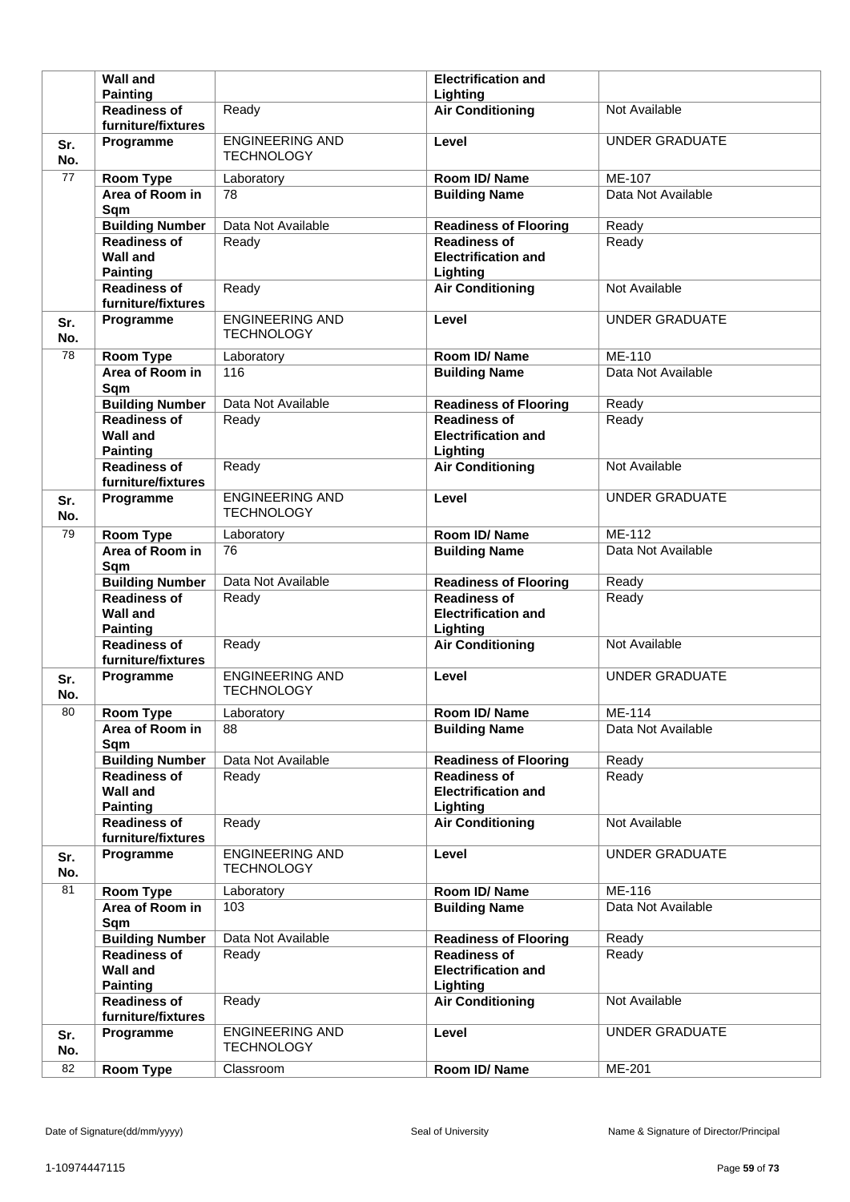| | | | | |
|---|---|---|---|---|
| | **Wall and Painting** | | **Electrification and Lighting** | |
| | **Readiness of furniture/fixtures** | Ready | **Air Conditioning** | Not Available |
| **Sr. No.** | **Programme** | ENGINEERING AND TECHNOLOGY | **Level** | UNDER GRADUATE |
| 77 | **Room Type** | Laboratory | **Room ID/ Name** | ME-107 |
| | **Area of Room in Sqm** | 78 | **Building Name** | Data Not Available |
| | **Building Number** | Data Not Available | **Readiness of Flooring** | Ready |
| | **Readiness of Wall and Painting** | Ready | **Readiness of Electrification and Lighting** | Ready |
| | **Readiness of furniture/fixtures** | Ready | **Air Conditioning** | Not Available |
| **Sr. No.** | **Programme** | ENGINEERING AND TECHNOLOGY | **Level** | UNDER GRADUATE |
| 78 | **Room Type** | Laboratory | **Room ID/ Name** | ME-110 |
| | **Area of Room in Sqm** | 116 | **Building Name** | Data Not Available |
| | **Building Number** | Data Not Available | **Readiness of Flooring** | Ready |
| | **Readiness of Wall and Painting** | Ready | **Readiness of Electrification and Lighting** | Ready |
| | **Readiness of furniture/fixtures** | Ready | **Air Conditioning** | Not Available |
| **Sr. No.** | **Programme** | ENGINEERING AND TECHNOLOGY | **Level** | UNDER GRADUATE |
| 79 | **Room Type** | Laboratory | **Room ID/ Name** | ME-112 |
| | **Area of Room in Sqm** | 76 | **Building Name** | Data Not Available |
| | **Building Number** | Data Not Available | **Readiness of Flooring** | Ready |
| | **Readiness of Wall and Painting** | Ready | **Readiness of Electrification and Lighting** | Ready |
| | **Readiness of furniture/fixtures** | Ready | **Air Conditioning** | Not Available |
| **Sr. No.** | **Programme** | ENGINEERING AND TECHNOLOGY | **Level** | UNDER GRADUATE |
| 80 | **Room Type** | Laboratory | **Room ID/ Name** | ME-114 |
| | **Area of Room in Sqm** | 88 | **Building Name** | Data Not Available |
| | **Building Number** | Data Not Available | **Readiness of Flooring** | Ready |
| | **Readiness of Wall and Painting** | Ready | **Readiness of Electrification and Lighting** | Ready |
| | **Readiness of furniture/fixtures** | Ready | **Air Conditioning** | Not Available |
| **Sr. No.** | **Programme** | ENGINEERING AND TECHNOLOGY | **Level** | UNDER GRADUATE |
| 81 | **Room Type** | Laboratory | **Room ID/ Name** | ME-116 |
| | **Area of Room in Sqm** | 103 | **Building Name** | Data Not Available |
| | **Building Number** | Data Not Available | **Readiness of Flooring** | Ready |
| | **Readiness of Wall and Painting** | Ready | **Readiness of Electrification and Lighting** | Ready |
| | **Readiness of furniture/fixtures** | Ready | **Air Conditioning** | Not Available |
| **Sr. No.** | **Programme** | ENGINEERING AND TECHNOLOGY | **Level** | UNDER GRADUATE |
| 82 | **Room Type** | Classroom | **Room ID/ Name** | ME-201 |

Date of Signature(dd/mm/yyyy) Seal of University Name & Signature of Director/Principal

1-10974447115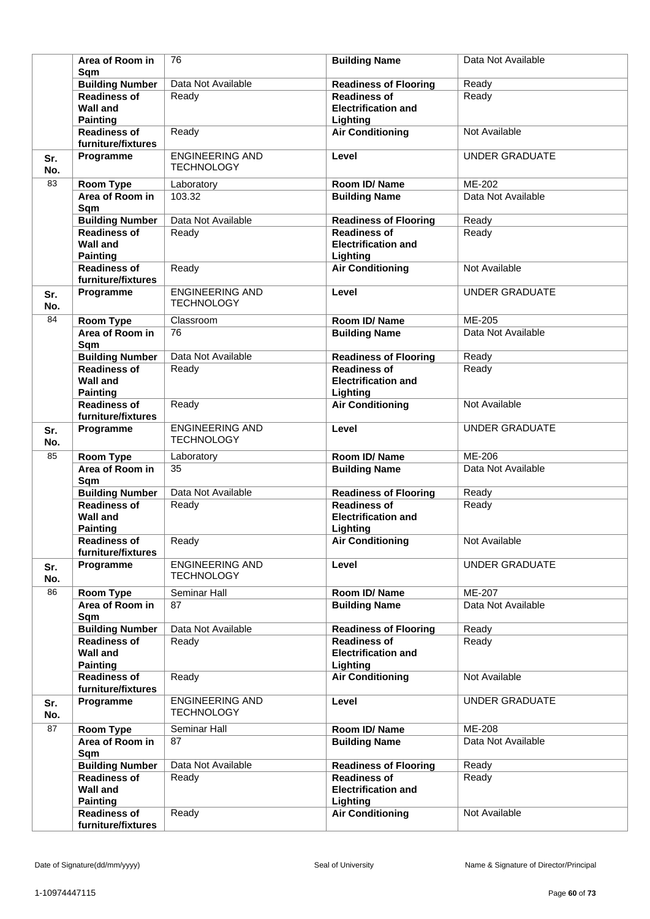| | | | | |
|---|---|---|---|---|
| | **Area of Room in Sqm** | 76 | **Building Name** | Data Not Available |
| | **Building Number** | Data Not Available | **Readiness of Flooring** | Ready |
| | **Readiness of Wall and Painting** | Ready | **Readiness of Electrification and Lighting** | Ready |
| | **Readiness of furniture/fixtures** | Ready | **Air Conditioning** | Not Available |
| **Sr. No.** | **Programme** | ENGINEERING AND TECHNOLOGY | **Level** | UNDER GRADUATE |
| 83 | **Room Type** | Laboratory | **Room ID/ Name** | ME-202 |
| | **Area of Room in Sqm** | 103.32 | **Building Name** | Data Not Available |
| | **Building Number** | Data Not Available | **Readiness of Flooring** | Ready |
| | **Readiness of Wall and Painting** | Ready | **Readiness of Electrification and Lighting** | Ready |
| | **Readiness of furniture/fixtures** | Ready | **Air Conditioning** | Not Available |
| **Sr. No.** | **Programme** | ENGINEERING AND TECHNOLOGY | **Level** | UNDER GRADUATE |
| 84 | **Room Type** | Classroom | **Room ID/ Name** | ME-205 |
| | **Area of Room in Sqm** | 76 | **Building Name** | Data Not Available |
| | **Building Number** | Data Not Available | **Readiness of Flooring** | Ready |
| | **Readiness of Wall and Painting** | Ready | **Readiness of Electrification and Lighting** | Ready |
| | **Readiness of furniture/fixtures** | Ready | **Air Conditioning** | Not Available |
| **Sr. No.** | **Programme** | ENGINEERING AND TECHNOLOGY | **Level** | UNDER GRADUATE |
| 85 | **Room Type** | Laboratory | **Room ID/ Name** | ME-206 |
| | **Area of Room in Sqm** | 35 | **Building Name** | Data Not Available |
| | **Building Number** | Data Not Available | **Readiness of Flooring** | Ready |
| | **Readiness of Wall and Painting** | Ready | **Readiness of Electrification and Lighting** | Ready |
| | **Readiness of furniture/fixtures** | Ready | **Air Conditioning** | Not Available |
| **Sr. No.** | **Programme** | ENGINEERING AND TECHNOLOGY | **Level** | UNDER GRADUATE |
| 86 | **Room Type** | Seminar Hall | **Room ID/ Name** | ME-207 |
| | **Area of Room in Sqm** | 87 | **Building Name** | Data Not Available |
| | **Building Number** | Data Not Available | **Readiness of Flooring** | Ready |
| | **Readiness of Wall and Painting** | Ready | **Readiness of Electrification and Lighting** | Ready |
| | **Readiness of furniture/fixtures** | Ready | **Air Conditioning** | Not Available |
| **Sr. No.** | **Programme** | ENGINEERING AND TECHNOLOGY | **Level** | UNDER GRADUATE |
| 87 | **Room Type** | Seminar Hall | **Room ID/ Name** | ME-208 |
| | **Area of Room in Sqm** | 87 | **Building Name** | Data Not Available |
| | **Building Number** | Data Not Available | **Readiness of Flooring** | Ready |
| | **Readiness of Wall and Painting** | Ready | **Readiness of Electrification and Lighting** | Ready |
| | **Readiness of furniture/fixtures** | Ready | **Air Conditioning** | Not Available |

Date of Signature(dd/mm/yyyy) | Seal of University | Name & Signature of Director/Principal

1-10974447115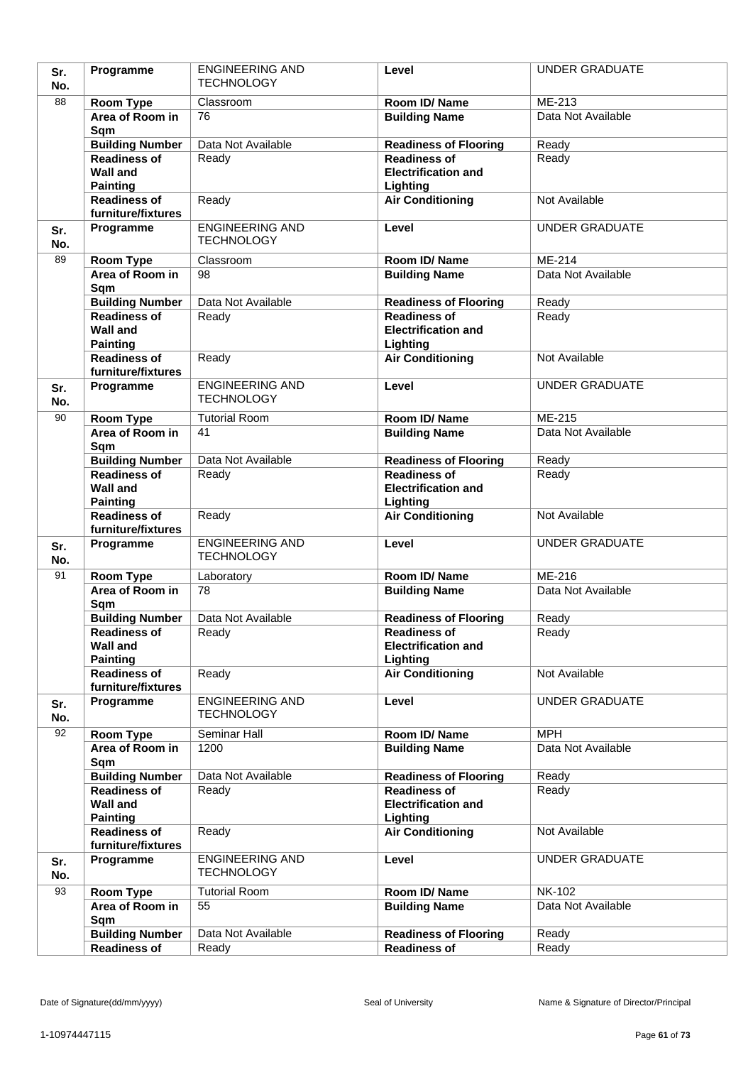| Sr. No. | Programme | ENGINEERING AND TECHNOLOGY | Level | UNDER GRADUATE |
|---|---|---|---|---|
| 88 | Room Type | Classroom | Room ID/ Name | ME-213 |
| | Area of Room in Sqm | 76 | Building Name | Data Not Available |
| | Building Number | Data Not Available | Readiness of Flooring | Ready |
| | Readiness of Wall and Painting | Ready | Readiness of Electrification and Lighting | Ready |
| | Readiness of furniture/fixtures | Ready | Air Conditioning | Not Available |
| Sr. No. | Programme | ENGINEERING AND TECHNOLOGY | Level | UNDER GRADUATE |
| 89 | Room Type | Classroom | Room ID/ Name | ME-214 |
| | Area of Room in Sqm | 98 | Building Name | Data Not Available |
| | Building Number | Data Not Available | Readiness of Flooring | Ready |
| | Readiness of Wall and Painting | Ready | Readiness of Electrification and Lighting | Ready |
| | Readiness of furniture/fixtures | Ready | Air Conditioning | Not Available |
| Sr. No. | Programme | ENGINEERING AND TECHNOLOGY | Level | UNDER GRADUATE |
| 90 | Room Type | Tutorial Room | Room ID/ Name | ME-215 |
| | Area of Room in Sqm | 41 | Building Name | Data Not Available |
| | Building Number | Data Not Available | Readiness of Flooring | Ready |
| | Readiness of Wall and Painting | Ready | Readiness of Electrification and Lighting | Ready |
| | Readiness of furniture/fixtures | Ready | Air Conditioning | Not Available |
| Sr. No. | Programme | ENGINEERING AND TECHNOLOGY | Level | UNDER GRADUATE |
| 91 | Room Type | Laboratory | Room ID/ Name | ME-216 |
| | Area of Room in Sqm | 78 | Building Name | Data Not Available |
| | Building Number | Data Not Available | Readiness of Flooring | Ready |
| | Readiness of Wall and Painting | Ready | Readiness of Electrification and Lighting | Ready |
| | Readiness of furniture/fixtures | Ready | Air Conditioning | Not Available |
| Sr. No. | Programme | ENGINEERING AND TECHNOLOGY | Level | UNDER GRADUATE |
| 92 | Room Type | Seminar Hall | Room ID/ Name | MPH |
| | Area of Room in Sqm | 1200 | Building Name | Data Not Available |
| | Building Number | Data Not Available | Readiness of Flooring | Ready |
| | Readiness of Wall and Painting | Ready | Readiness of Electrification and Lighting | Ready |
| | Readiness of furniture/fixtures | Ready | Air Conditioning | Not Available |
| Sr. No. | Programme | ENGINEERING AND TECHNOLOGY | Level | UNDER GRADUATE |
| 93 | Room Type | Tutorial Room | Room ID/ Name | NK-102 |
| | Area of Room in Sqm | 55 | Building Name | Data Not Available |
| | Building Number | Data Not Available | Readiness of Flooring | Ready |
| | Readiness of | Ready | Readiness of | Ready |

Date of Signature(dd/mm/yyyy) Seal of University Name & Signature of Director/Principal

1-10974447115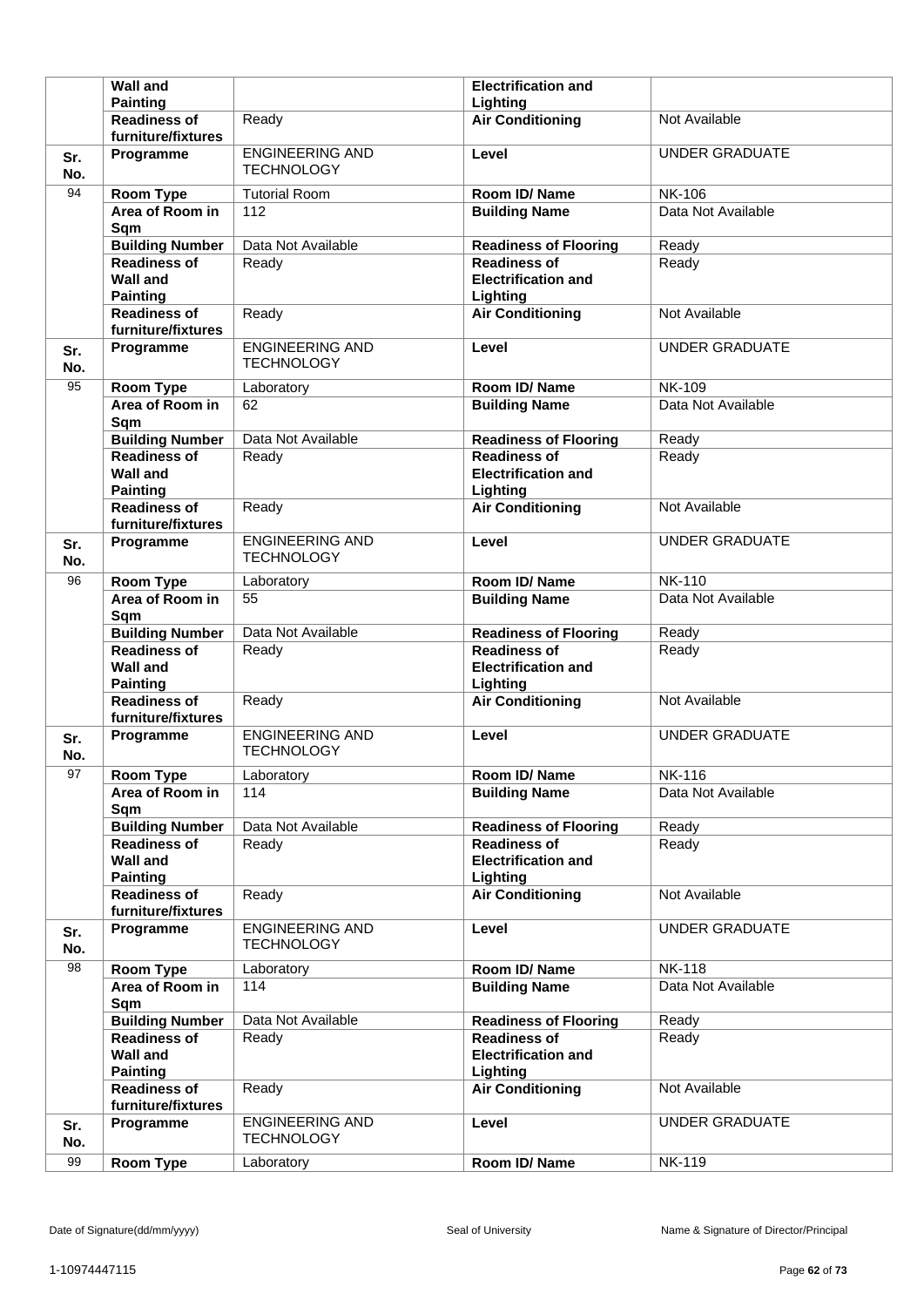| | | | | |
|---|---|---|---|---|
| | **Readiness of Wall and Painting** | | **Readiness of Electrification and Lighting** | |
| | **Readiness of furniture/fixtures** | Ready | **Air Conditioning** | Not Available |
| **Sr. No.** | **Programme** | ENGINEERING AND TECHNOLOGY | **Level** | UNDER GRADUATE |
| 94 | **Room Type** | Tutorial Room | **Room ID/ Name** | NK-106 |
| | **Area of Room in Sqm** | 112 | **Building Name** | Data Not Available |
| | **Building Number** | Data Not Available | **Readiness of Flooring** | Ready |
| | **Readiness of Wall and Painting** | Ready | **Readiness of Electrification and Lighting** | Ready |
| | **Readiness of furniture/fixtures** | Ready | **Air Conditioning** | Not Available |
| **Sr. No.** | **Programme** | ENGINEERING AND TECHNOLOGY | **Level** | UNDER GRADUATE |
| 95 | **Room Type** | Laboratory | **Room ID/ Name** | NK-109 |
| | **Area of Room in Sqm** | 62 | **Building Name** | Data Not Available |
| | **Building Number** | Data Not Available | **Readiness of Flooring** | Ready |
| | **Readiness of Wall and Painting** | Ready | **Readiness of Electrification and Lighting** | Ready |
| | **Readiness of furniture/fixtures** | Ready | **Air Conditioning** | Not Available |
| **Sr. No.** | **Programme** | ENGINEERING AND TECHNOLOGY | **Level** | UNDER GRADUATE |
| 96 | **Room Type** | Laboratory | **Room ID/ Name** | NK-110 |
| | **Area of Room in Sqm** | 55 | **Building Name** | Data Not Available |
| | **Building Number** | Data Not Available | **Readiness of Flooring** | Ready |
| | **Readiness of Wall and Painting** | Ready | **Readiness of Electrification and Lighting** | Ready |
| | **Readiness of furniture/fixtures** | Ready | **Air Conditioning** | Not Available |
| **Sr. No.** | **Programme** | ENGINEERING AND TECHNOLOGY | **Level** | UNDER GRADUATE |
| 97 | **Room Type** | Laboratory | **Room ID/ Name** | NK-116 |
| | **Area of Room in Sqm** | 114 | **Building Name** | Data Not Available |
| | **Building Number** | Data Not Available | **Readiness of Flooring** | Ready |
| | **Readiness of Wall and Painting** | Ready | **Readiness of Electrification and Lighting** | Ready |
| | **Readiness of furniture/fixtures** | Ready | **Air Conditioning** | Not Available |
| **Sr. No.** | **Programme** | ENGINEERING AND TECHNOLOGY | **Level** | UNDER GRADUATE |
| 98 | **Room Type** | Laboratory | **Room ID/ Name** | NK-118 |
| | **Area of Room in Sqm** | 114 | **Building Name** | Data Not Available |
| | **Building Number** | Data Not Available | **Readiness of Flooring** | Ready |
| | **Readiness of Wall and Painting** | Ready | **Readiness of Electrification and Lighting** | Ready |
| | **Readiness of furniture/fixtures** | Ready | **Air Conditioning** | Not Available |
| **Sr. No.** | **Programme** | ENGINEERING AND TECHNOLOGY | **Level** | UNDER GRADUATE |
| 99 | **Room Type** | Laboratory | **Room ID/ Name** | NK-119 |

Date of Signature(dd/mm/yyyy) Seal of University Name & Signature of Director/Principal

1-10974447115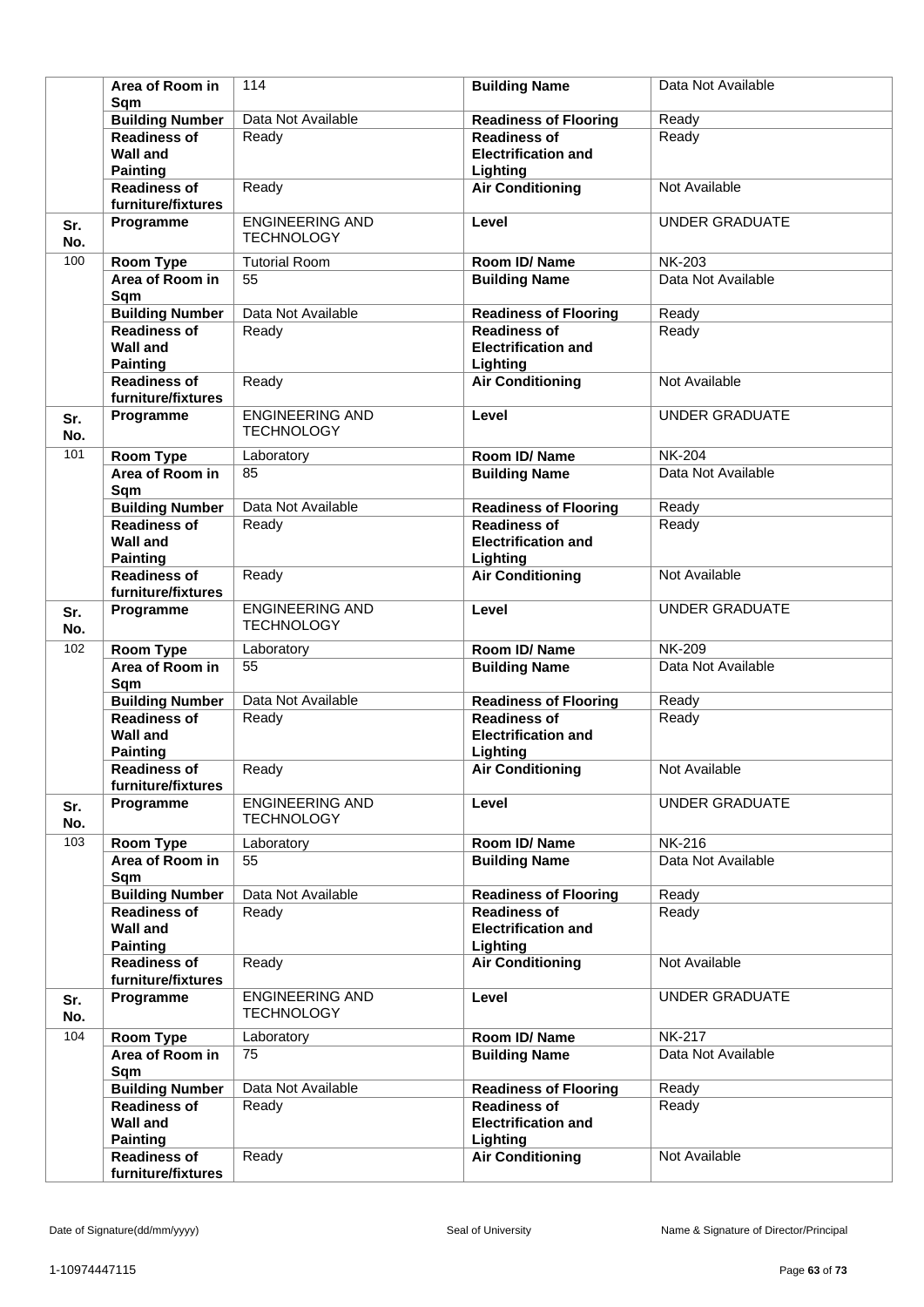| | | | | |
|---|---|---|---|---|
| | **Area of Room in Sqm** | 114 | **Building Name** | Data Not Available |
| | **Building Number** | Data Not Available | **Readiness of Flooring** | Ready |
| | **Readiness of Wall and Painting** | Ready | **Readiness of Electrification and Lighting** | Ready |
| | **Readiness of furniture/fixtures** | Ready | **Air Conditioning** | Not Available |
| **Sr. No.** | **Programme** | ENGINEERING AND TECHNOLOGY | **Level** | UNDER GRADUATE |
| 100 | **Room Type** | Tutorial Room | **Room ID/ Name** | NK-203 |
| | **Area of Room in Sqm** | 55 | **Building Name** | Data Not Available |
| | **Building Number** | Data Not Available | **Readiness of Flooring** | Ready |
| | **Readiness of Wall and Painting** | Ready | **Readiness of Electrification and Lighting** | Ready |
| | **Readiness of furniture/fixtures** | Ready | **Air Conditioning** | Not Available |
| **Sr. No.** | **Programme** | ENGINEERING AND TECHNOLOGY | **Level** | UNDER GRADUATE |
| 101 | **Room Type** | Laboratory | **Room ID/ Name** | NK-204 |
| | **Area of Room in Sqm** | 85 | **Building Name** | Data Not Available |
| | **Building Number** | Data Not Available | **Readiness of Flooring** | Ready |
| | **Readiness of Wall and Painting** | Ready | **Readiness of Electrification and Lighting** | Ready |
| | **Readiness of furniture/fixtures** | Ready | **Air Conditioning** | Not Available |
| **Sr. No.** | **Programme** | ENGINEERING AND TECHNOLOGY | **Level** | UNDER GRADUATE |
| 102 | **Room Type** | Laboratory | **Room ID/ Name** | NK-209 |
| | **Area of Room in Sqm** | 55 | **Building Name** | Data Not Available |
| | **Building Number** | Data Not Available | **Readiness of Flooring** | Ready |
| | **Readiness of Wall and Painting** | Ready | **Readiness of Electrification and Lighting** | Ready |
| | **Readiness of furniture/fixtures** | Ready | **Air Conditioning** | Not Available |
| **Sr. No.** | **Programme** | ENGINEERING AND TECHNOLOGY | **Level** | UNDER GRADUATE |
| 103 | **Room Type** | Laboratory | **Room ID/ Name** | NK-216 |
| | **Area of Room in Sqm** | 55 | **Building Name** | Data Not Available |
| | **Building Number** | Data Not Available | **Readiness of Flooring** | Ready |
| | **Readiness of Wall and Painting** | Ready | **Readiness of Electrification and Lighting** | Ready |
| | **Readiness of furniture/fixtures** | Ready | **Air Conditioning** | Not Available |
| **Sr. No.** | **Programme** | ENGINEERING AND TECHNOLOGY | **Level** | UNDER GRADUATE |
| 104 | **Room Type** | Laboratory | **Room ID/ Name** | NK-217 |
| | **Area of Room in Sqm** | 75 | **Building Name** | Data Not Available |
| | **Building Number** | Data Not Available | **Readiness of Flooring** | Ready |
| | **Readiness of Wall and Painting** | Ready | **Readiness of Electrification and Lighting** | Ready |
| | **Readiness of furniture/fixtures** | Ready | **Air Conditioning** | Not Available |

Date of Signature(dd/mm/yyyy) Seal of University Name & Signature of Director/Principal

1-10974447115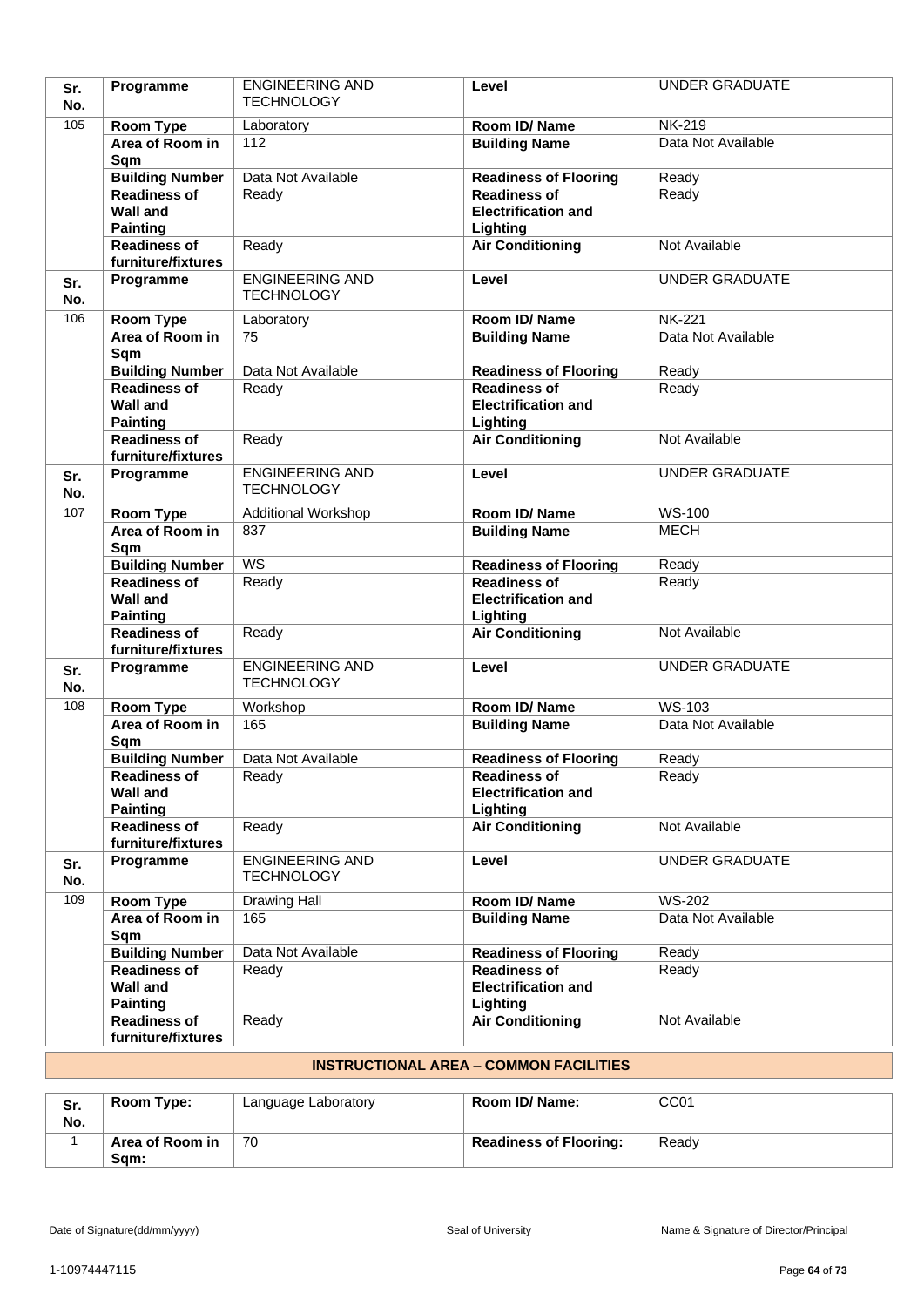| Sr. No. | Programme | ENGINEERING AND TECHNOLOGY | Level | UNDER GRADUATE |
|---|---|---|---|---|
| 105 | Room Type | Laboratory | Room ID/ Name | NK-219 |
| | Area of Room in Sqm | 112 | Building Name | Data Not Available |
| | Building Number | Data Not Available | Readiness of Flooring | Ready |
| | Readiness of Wall and Painting | Ready | Readiness of Electrification and Lighting | Ready |
| | Readiness of furniture/fixtures | Ready | Air Conditioning | Not Available |

| Sr. No. | Programme | ENGINEERING AND TECHNOLOGY | Level | UNDER GRADUATE |
|---|---|---|---|---|
| 106 | Room Type | Laboratory | Room ID/ Name | NK-221 |
| | Area of Room in Sqm | 75 | Building Name | Data Not Available |
| | Building Number | Data Not Available | Readiness of Flooring | Ready |
| | Readiness of Wall and Painting | Ready | Readiness of Electrification and Lighting | Ready |
| | Readiness of furniture/fixtures | Ready | Air Conditioning | Not Available |

| Sr. No. | Programme | ENGINEERING AND TECHNOLOGY | Level | UNDER GRADUATE |
|---|---|---|---|---|
| 107 | Room Type | Additional Workshop | Room ID/ Name | WS-100 |
| | Area of Room in Sqm | 837 | Building Name | MECH |
| | Building Number | WS | Readiness of Flooring | Ready |
| | Readiness of Wall and Painting | Ready | Readiness of Electrification and Lighting | Ready |
| | Readiness of furniture/fixtures | Ready | Air Conditioning | Not Available |

| Sr. No. | Programme | ENGINEERING AND TECHNOLOGY | Level | UNDER GRADUATE |
|---|---|---|---|---|
| 108 | Room Type | Workshop | Room ID/ Name | WS-103 |
| | Area of Room in Sqm | 165 | Building Name | Data Not Available |
| | Building Number | Data Not Available | Readiness of Flooring | Ready |
| | Readiness of Wall and Painting | Ready | Readiness of Electrification and Lighting | Ready |
| | Readiness of furniture/fixtures | Ready | Air Conditioning | Not Available |

| Sr. No. | Programme | ENGINEERING AND TECHNOLOGY | Level | UNDER GRADUATE |
|---|---|---|---|---|
| 109 | Room Type | Drawing Hall | Room ID/ Name | WS-202 |
| | Area of Room in Sqm | 165 | Building Name | Data Not Available |
| | Building Number | Data Not Available | Readiness of Flooring | Ready |
| | Readiness of Wall and Painting | Ready | Readiness of Electrification and Lighting | Ready |
| | Readiness of furniture/fixtures | Ready | Air Conditioning | Not Available |

## INSTRUCTIONAL AREA – COMMON FACILITIES

| Sr. No. | Room Type: | Language Laboratory | Room ID/ Name: | CC01 |
|---|---|---|---|---|
| 1 | Area of Room in Sqm: | 70 | Readiness of Flooring: | Ready |

Date of Signature(dd/mm/yyyy) Seal of University Name & Signature of Director/Principal

1-10974447115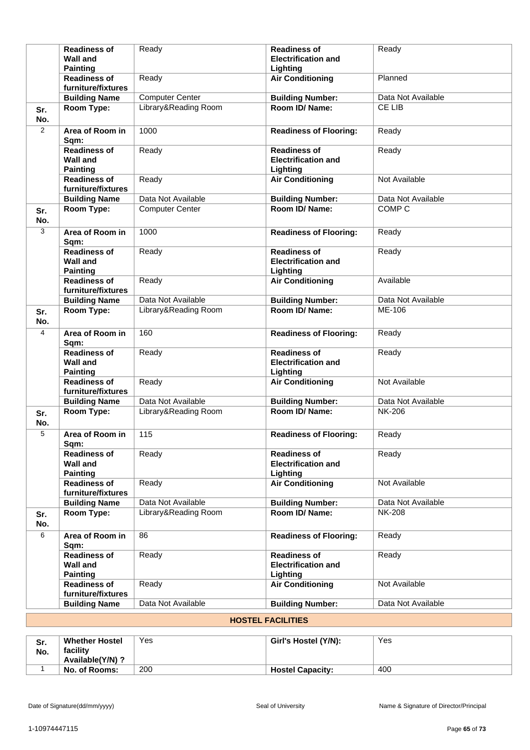| Sr. No. | | | | |
|---|---|---|---|---|
| | **Readiness of Wall and Painting** | Ready | **Readiness of Electrification and Lighting** | Ready |
| | **Readiness of furniture/fixtures** | Ready | **Air Conditioning** | Planned |
| | **Building Name** | Computer Center | **Building Number:** | Data Not Available |
| **Sr. No.** | **Room Type:** | Library&Reading Room | **Room ID/ Name:** | CE LIB |
| 2 | **Area of Room in Sqm:** | 1000 | **Readiness of Flooring:** | Ready |
| | **Readiness of Wall and Painting** | Ready | **Readiness of Electrification and Lighting** | Ready |
| | **Readiness of furniture/fixtures** | Ready | **Air Conditioning** | Not Available |
| | **Building Name** | Data Not Available | **Building Number:** | Data Not Available |
| **Sr. No.** | **Room Type:** | Computer Center | **Room ID/ Name:** | COMP C |
| 3 | **Area of Room in Sqm:** | 1000 | **Readiness of Flooring:** | Ready |
| | **Readiness of Wall and Painting** | Ready | **Readiness of Electrification and Lighting** | Ready |
| | **Readiness of furniture/fixtures** | Ready | **Air Conditioning** | Available |
| | **Building Name** | Data Not Available | **Building Number:** | Data Not Available |
| **Sr. No.** | **Room Type:** | Library&Reading Room | **Room ID/ Name:** | ME-106 |
| 4 | **Area of Room in Sqm:** | 160 | **Readiness of Flooring:** | Ready |
| | **Readiness of Wall and Painting** | Ready | **Readiness of Electrification and Lighting** | Ready |
| | **Readiness of furniture/fixtures** | Ready | **Air Conditioning** | Not Available |
| | **Building Name** | Data Not Available | **Building Number:** | Data Not Available |
| **Sr. No.** | **Room Type:** | Library&Reading Room | **Room ID/ Name:** | NK-206 |
| 5 | **Area of Room in Sqm:** | 115 | **Readiness of Flooring:** | Ready |
| | **Readiness of Wall and Painting** | Ready | **Readiness of Electrification and Lighting** | Ready |
| | **Readiness of furniture/fixtures** | Ready | **Air Conditioning** | Not Available |
| | **Building Name** | Data Not Available | **Building Number:** | Data Not Available |
| **Sr. No.** | **Room Type:** | Library&Reading Room | **Room ID/ Name:** | NK-208 |
| 6 | **Area of Room in Sqm:** | 86 | **Readiness of Flooring:** | Ready |
| | **Readiness of Wall and Painting** | Ready | **Readiness of Electrification and Lighting** | Ready |
| | **Readiness of furniture/fixtures** | Ready | **Air Conditioning** | Not Available |
| | **Building Name** | Data Not Available | **Building Number:** | Data Not Available |

## HOSTEL FACILITIES

| Sr. No. | **Whether Hostel facility Available(Y/N) ?** | Yes | **Girl's Hostel (Y/N):** | Yes |
|---|---|---|---|---|
| 1 | **No. of Rooms:** | 200 | **Hostel Capacity:** | 400 |

Date of Signature(dd/mm/yyyy) Seal of University Name & Signature of Director/Principal

1-10974447115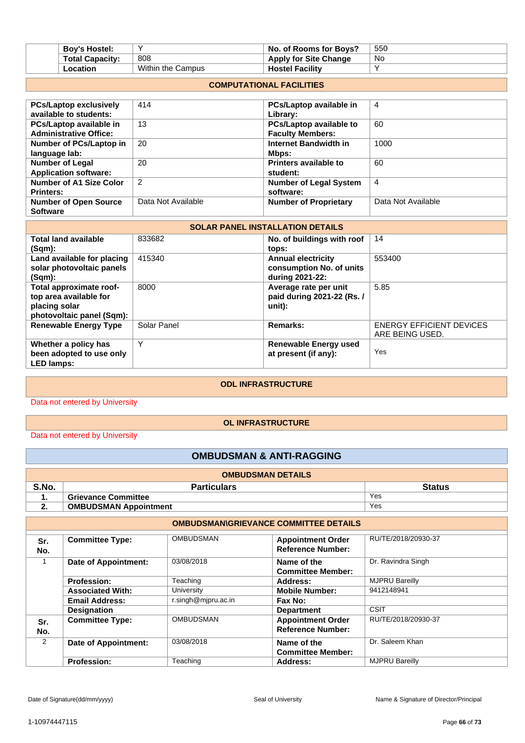| | | | | |
|---|---|---|---|---|
| | **Boy's Hostel:** | Y | **No. of Rooms for Boys?** | 550 |
| | **Total Capacity:** | 808 | **Apply for Site Change** | No |
| | **Location** | Within the Campus | **Hostel Facility** | Y |

## COMPUTATIONAL FACILITIES

| | | | |
|---|---|---|---|
| **PCs/Laptop exclusively available to students:** | 414 | **PCs/Laptop available in Library:** | 4 |
| **PCs/Laptop available in Administrative Office:** | 13 | **PCs/Laptop available to Faculty Members:** | 60 |
| **Number of PCs/Laptop in language lab:** | 20 | **Internet Bandwidth in Mbps:** | 1000 |
| **Number of Legal Application software:** | 20 | **Printers available to student:** | 60 |
| **Number of A1 Size Color Printers:** | 2 | **Number of Legal System software:** | 4 |
| **Number of Open Source Software** | Data Not Available | **Number of Proprietary** | Data Not Available |

## SOLAR PANEL INSTALLATION DETAILS

| | | | |
|---|---|---|---|
| **Total land available (Sqm):** | 833682 | **No. of buildings with roof tops:** | 14 |
| **Land available for placing solar photovoltaic panels (Sqm):** | 415340 | **Annual electricity consumption No. of units during 2021-22:** | 553400 |
| **Total approximate roof-top area available for placing solar photovoltaic panel (Sqm):** | 8000 | **Average rate per unit paid during 2021-22 (Rs. / unit):** | 5.85 |
| **Renewable Energy Type** | Solar Panel | **Remarks:** | ENERGY EFFICIENT DEViCES ARE BEING USED. |
| **Whether a policy has been adopted to use only LED lamps:** | Y | **Renewable Energy used at present (if any):** | Yes |

## ODL INFRASTRUCTURE

Data not entered by University

## OL INFRASTRUCTURE

Data not entered by University

# OMBUDSMAN & ANTI-RAGGING

## OMBUDSMAN DETAILS

| S.No. | Particulars | Status |
|---|---|---|
| 1. | **Grievance Committee** | Yes |
| 2. | **OMBUDSMAN Appointment** | Yes |

## OMBUDSMAN\GRIEVANCE COMMITTEE DETAILS

| Sr. No. | | | | |
|---|---|---|---|---|
| | **Committee Type:** | OMBUDSMAN | **Appointment Order Reference Number:** | RU/TE/2018/20930-37 |
| 1 | **Date of Appointment:** | 03/08/2018 | **Name of the Committee Member:** | Dr. Ravindra Singh |
| | **Profession:** | Teaching | **Address:** | MJPRU Bareilly |
| | **Associated With:** | University | **Mobile Number:** | 9412148941 |
| | **Email Address:** | r.singh@mjpru.ac.in | **Fax No:** | |
| | **Designation** | | **Department** | CSIT |
| **Sr. No.** | **Committee Type:** | OMBUDSMAN | **Appointment Order Reference Number:** | RU/TE/2018/20930-37 |
| 2 | **Date of Appointment:** | 03/08/2018 | **Name of the Committee Member:** | Dr. Saleem Khan |
| | **Profession:** | Teaching | **Address:** | MJPRU Bareilly |

Date of Signature(dd/mm/yyyy) Seal of University Name & Signature of Director/Principal

1-10974447115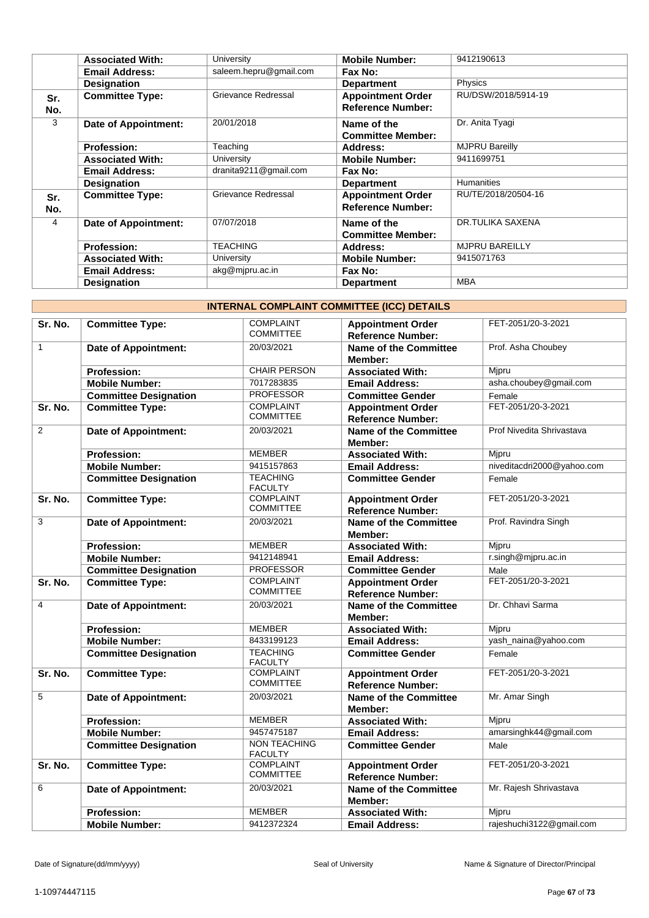| | | | | |
|---|---|---|---|---|
| | **Associated With:** | University | **Mobile Number:** | 9412190613 |
| | **Email Address:** | saleem.hepru@gmail.com | **Fax No:** | |
| | **Designation** | | **Department** | Physics |
| **Sr. No.** | **Committee Type:** | Grievance Redressal | **Appointment Order Reference Number:** | RU/DSW/2018/5914-19 |
| 3 | **Date of Appointment:** | 20/01/2018 | **Name of the Committee Member:** | Dr. Anita Tyagi |
| | **Profession:** | Teaching | **Address:** | MJPRU Bareilly |
| | **Associated With:** | University | **Mobile Number:** | 9411699751 |
| | **Email Address:** | dranita9211@gmail.com | **Fax No:** | |
| | **Designation** | | **Department** | Humanities |
| **Sr. No.** | **Committee Type:** | Grievance Redressal | **Appointment Order Reference Number:** | RU/TE/2018/20504-16 |
| 4 | **Date of Appointment:** | 07/07/2018 | **Name of the Committee Member:** | DR.TULIKA SAXENA |
| | **Profession:** | TEACHING | **Address:** | MJPRU BAREILLY |
| | **Associated With:** | University | **Mobile Number:** | 9415071763 |
| | **Email Address:** | akg@mjpru.ac.in | **Fax No:** | |
| | **Designation** | | **Department** | MBA |

## INTERNAL COMPLAINT COMMITTEE (ICC) DETAILS

| | | | | |
|---|---|---|---|---|
| **Sr. No.** | **Committee Type:** | COMPLAINT COMMITTEE | **Appointment Order Reference Number:** | FET-2051/20-3-2021 |
| 1 | **Date of Appointment:** | 20/03/2021 | **Name of the Committee Member:** | Prof. Asha Choubey |
| | **Profession:** | CHAIR PERSON | **Associated With:** | Mjpru |
| | **Mobile Number:** | 7017283835 | **Email Address:** | asha.choubey@gmail.com |
| | **Committee Designation** | PROFESSOR | **Committee Gender** | Female |
| **Sr. No.** | **Committee Type:** | COMPLAINT COMMITTEE | **Appointment Order Reference Number:** | FET-2051/20-3-2021 |
| 2 | **Date of Appointment:** | 20/03/2021 | **Name of the Committee Member:** | Prof Nivedita Shrivastava |
| | **Profession:** | MEMBER | **Associated With:** | Mjpru |
| | **Mobile Number:** | 9415157863 | **Email Address:** | niveditacdri2000@yahoo.com |
| | **Committee Designation** | TEACHING FACULTY | **Committee Gender** | Female |
| **Sr. No.** | **Committee Type:** | COMPLAINT COMMITTEE | **Appointment Order Reference Number:** | FET-2051/20-3-2021 |
| 3 | **Date of Appointment:** | 20/03/2021 | **Name of the Committee Member:** | Prof. Ravindra Singh |
| | **Profession:** | MEMBER | **Associated With:** | Mjpru |
| | **Mobile Number:** | 9412148941 | **Email Address:** | r.singh@mjpru.ac.in |
| | **Committee Designation** | PROFESSOR | **Committee Gender** | Male |
| **Sr. No.** | **Committee Type:** | COMPLAINT COMMITTEE | **Appointment Order Reference Number:** | FET-2051/20-3-2021 |
| 4 | **Date of Appointment:** | 20/03/2021 | **Name of the Committee Member:** | Dr. Chhavi Sarma |
| | **Profession:** | MEMBER | **Associated With:** | Mjpru |
| | **Mobile Number:** | 8433199123 | **Email Address:** | yash_naina@yahoo.com |
| | **Committee Designation** | TEACHING FACULTY | **Committee Gender** | Female |
| **Sr. No.** | **Committee Type:** | COMPLAINT COMMITTEE | **Appointment Order Reference Number:** | FET-2051/20-3-2021 |
| 5 | **Date of Appointment:** | 20/03/2021 | **Name of the Committee Member:** | Mr. Amar Singh |
| | **Profession:** | MEMBER | **Associated With:** | Mjpru |
| | **Mobile Number:** | 9457475187 | **Email Address:** | amarsinghk44@gmail.com |
| | **Committee Designation** | NON TEACHING FACULTY | **Committee Gender** | Male |
| **Sr. No.** | **Committee Type:** | COMPLAINT COMMITTEE | **Appointment Order Reference Number:** | FET-2051/20-3-2021 |
| 6 | **Date of Appointment:** | 20/03/2021 | **Name of the Committee Member:** | Mr. Rajesh Shrivastava |
| | **Profession:** | MEMBER | **Associated With:** | Mjpru |
| | **Mobile Number:** | 9412372324 | **Email Address:** | rajeshuchi3122@gmail.com |

Date of Signature(dd/mm/yyyy) Seal of University Name & Signature of Director/Principal

1-10974447115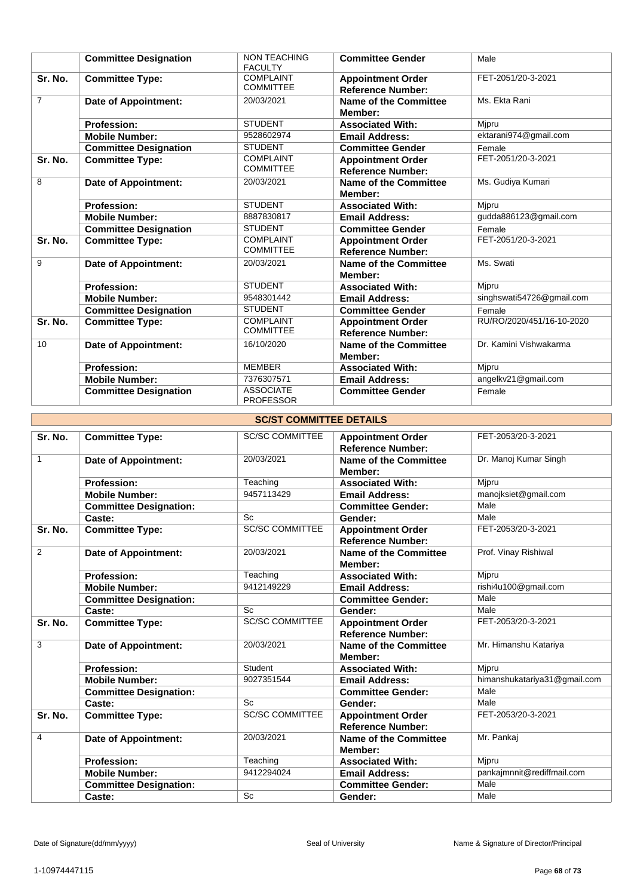|  | **Committee Designation** | NON TEACHING FACULTY | **Committee Gender** | Male |
|---|---|---|---|---|
| **Sr. No.** | **Committee Type:** | COMPLAINT COMMITTEE | **Appointment Order Reference Number:** | FET-2051/20-3-2021 |
| 7 | **Date of Appointment:** | 20/03/2021 | **Name of the Committee Member:** | Ms. Ekta Rani |
|  | **Profession:** | STUDENT | **Associated With:** | Mjpru |
|  | **Mobile Number:** | 9528602974 | **Email Address:** | ektarani974@gmail.com |
|  | **Committee Designation** | STUDENT | **Committee Gender** | Female |
| **Sr. No.** | **Committee Type:** | COMPLAINT COMMITTEE | **Appointment Order Reference Number:** | FET-2051/20-3-2021 |
| 8 | **Date of Appointment:** | 20/03/2021 | **Name of the Committee Member:** | Ms. Gudiya Kumari |
|  | **Profession:** | STUDENT | **Associated With:** | Mjpru |
|  | **Mobile Number:** | 8887830817 | **Email Address:** | gudda886123@gmail.com |
|  | **Committee Designation** | STUDENT | **Committee Gender** | Female |
| **Sr. No.** | **Committee Type:** | COMPLAINT COMMITTEE | **Appointment Order Reference Number:** | FET-2051/20-3-2021 |
| 9 | **Date of Appointment:** | 20/03/2021 | **Name of the Committee Member:** | Ms. Swati |
|  | **Profession:** | STUDENT | **Associated With:** | Mjpru |
|  | **Mobile Number:** | 9548301442 | **Email Address:** | singhswati54726@gmail.com |
|  | **Committee Designation** | STUDENT | **Committee Gender** | Female |
| **Sr. No.** | **Committee Type:** | COMPLAINT COMMITTEE | **Appointment Order Reference Number:** | RU/RO/2020/451/16-10-2020 |
| 10 | **Date of Appointment:** | 16/10/2020 | **Name of the Committee Member:** | Dr. Kamini Vishwakarma |
|  | **Profession:** | MEMBER | **Associated With:** | Mjpru |
|  | **Mobile Number:** | 7376307571 | **Email Address:** | angelkv21@gmail.com |
|  | **Committee Designation** | ASSOCIATE PROFESSOR | **Committee Gender** | Female |

## SC/ST COMMITTEE DETAILS

| **Sr. No.** | **Committee Type:** | SC/SC COMMITTEE | **Appointment Order Reference Number:** | FET-2053/20-3-2021 |
|---|---|---|---|---|
| 1 | **Date of Appointment:** | 20/03/2021 | **Name of the Committee Member:** | Dr. Manoj Kumar Singh |
|  | **Profession:** | Teaching | **Associated With:** | Mjpru |
|  | **Mobile Number:** | 9457113429 | **Email Address:** | manojksiet@gmail.com |
|  | **Committee Designation:** |  | **Committee Gender:** | Male |
|  | **Caste:** | Sc | **Gender:** | Male |
| **Sr. No.** | **Committee Type:** | SC/SC COMMITTEE | **Appointment Order Reference Number:** | FET-2053/20-3-2021 |
| 2 | **Date of Appointment:** | 20/03/2021 | **Name of the Committee Member:** | Prof. Vinay Rishiwal |
|  | **Profession:** | Teaching | **Associated With:** | Mjpru |
|  | **Mobile Number:** | 9412149229 | **Email Address:** | rishi4u100@gmail.com |
|  | **Committee Designation:** |  | **Committee Gender:** | Male |
|  | **Caste:** | Sc | **Gender:** | Male |
| **Sr. No.** | **Committee Type:** | SC/SC COMMITTEE | **Appointment Order Reference Number:** | FET-2053/20-3-2021 |
| 3 | **Date of Appointment:** | 20/03/2021 | **Name of the Committee Member:** | Mr. Himanshu Katariya |
|  | **Profession:** | Student | **Associated With:** | Mjpru |
|  | **Mobile Number:** | 9027351544 | **Email Address:** | himanshukatariya31@gmail.com |
|  | **Committee Designation:** |  | **Committee Gender:** | Male |
|  | **Caste:** | Sc | **Gender:** | Male |
| **Sr. No.** | **Committee Type:** | SC/SC COMMITTEE | **Appointment Order Reference Number:** | FET-2053/20-3-2021 |
| 4 | **Date of Appointment:** | 20/03/2021 | **Name of the Committee Member:** | Mr. Pankaj |
|  | **Profession:** | Teaching | **Associated With:** | Mjpru |
|  | **Mobile Number:** | 9412294024 | **Email Address:** | pankajmnnit@rediffmail.com |
|  | **Committee Designation:** |  | **Committee Gender:** | Male |
|  | **Caste:** | Sc | **Gender:** | Male |

Date of Signature(dd/mm/yyyy) | Seal of University | Name & Signature of Director/Principal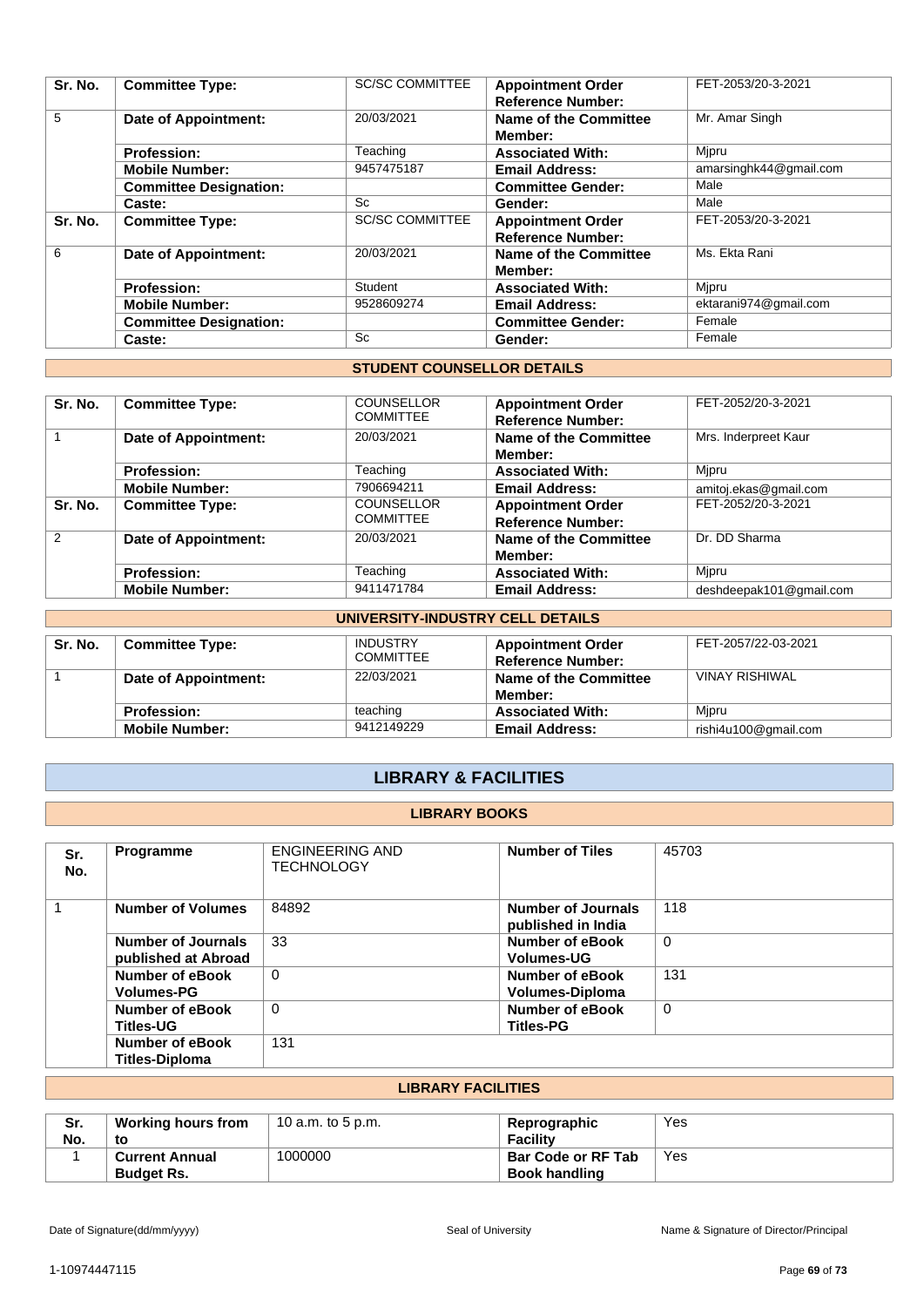| Sr. No. | Committee Type: | SC/SC COMMITTEE | Appointment Order Reference Number: | FET-2053/20-3-2021 |
|---|---|---|---|---|
| 5 | Date of Appointment: | 20/03/2021 | Name of the Committee Member: | Mr. Amar Singh |
| | Profession: | Teaching | Associated With: | Mjpru |
| | Mobile Number: | 9457475187 | Email Address: | amarsinghk44@gmail.com |
| | Committee Designation: | | Committee Gender: | Male |
| | Caste: | Sc | Gender: | Male |
| Sr. No. | Committee Type: | SC/SC COMMITTEE | Appointment Order Reference Number: | FET-2053/20-3-2021 |
| 6 | Date of Appointment: | 20/03/2021 | Name of the Committee Member: | Ms. Ekta Rani |
| | Profession: | Student | Associated With: | Mjpru |
| | Mobile Number: | 9528609274 | Email Address: | ektarani974@gmail.com |
| | Committee Designation: | | Committee Gender: | Female |
| | Caste: | Sc | Gender: | Female |

### STUDENT COUNSELLOR DETAILS

| Sr. No. | Committee Type: | COUNSELLOR COMMITTEE | Appointment Order Reference Number: | FET-2052/20-3-2021 |
|---|---|---|---|---|
| 1 | Date of Appointment: | 20/03/2021 | Name of the Committee Member: | Mrs. Inderpreet Kaur |
| | Profession: | Teaching | Associated With: | Mjpru |
| | Mobile Number: | 7906694211 | Email Address: | amitoj.ekas@gmail.com |
| Sr. No. | Committee Type: | COUNSELLOR COMMITTEE | Appointment Order Reference Number: | FET-2052/20-3-2021 |
| 2 | Date of Appointment: | 20/03/2021 | Name of the Committee Member: | Dr. DD Sharma |
| | Profession: | Teaching | Associated With: | Mjpru |
| | Mobile Number: | 9411471784 | Email Address: | deshdeepak101@gmail.com |

### UNIVERSITY-INDUSTRY CELL DETAILS

| Sr. No. | Committee Type: | INDUSTRY COMMITTEE | Appointment Order Reference Number: | FET-2057/22-03-2021 |
|---|---|---|---|---|
| 1 | Date of Appointment: | 22/03/2021 | Name of the Committee Member: | VINAY RISHIWAL |
| | Profession: | teaching | Associated With: | Mjpru |
| | Mobile Number: | 9412149229 | Email Address: | rishi4u100@gmail.com |

## LIBRARY & FACILITIES

### LIBRARY BOOKS

| Sr. No. | Programme | ENGINEERING AND TECHNOLOGY | Number of Tiles | 45703 |
|---|---|---|---|---|
| 1 | Number of Volumes | 84892 | Number of Journals published in India | 118 |
| | Number of Journals published at Abroad | 33 | Number of eBook Volumes-UG | 0 |
| | Number of eBook Volumes-PG | 0 | Number of eBook Volumes-Diploma | 131 |
| | Number of eBook Titles-UG | 0 | Number of eBook Titles-PG | 0 |
| | Number of eBook Titles-Diploma | 131 | | |

### LIBRARY FACILITIES

| Sr. No. | Working hours from to | 10 a.m. to 5 p.m. | Reprographic Facility | Yes |
|---|---|---|---|---|
| 1 | Current Annual Budget Rs. | 1000000 | Bar Code or RF Tab Book handling | Yes |

Date of Signature(dd/mm/yyyy) Seal of University Name & Signature of Director/Principal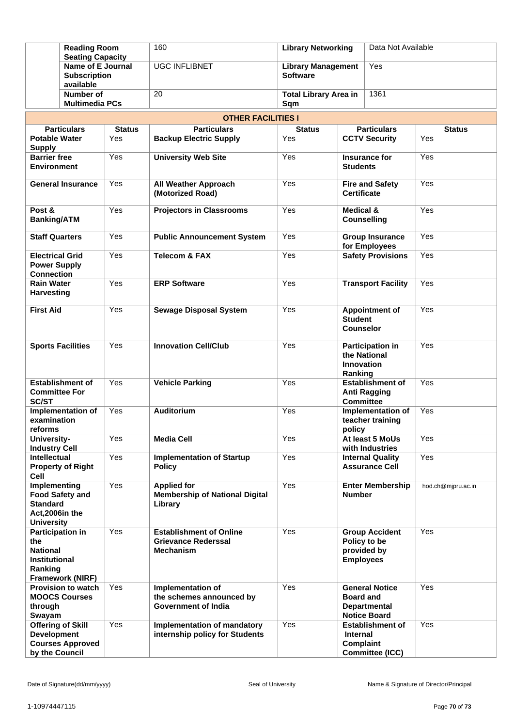| | | | |
|---|---|---|---|
| **Reading Room Seating Capacity** | 160 | **Library Networking** | Data Not Available |
| **Name of E Journal Subscription available** | UGC INFLIBNET | **Library Management Software** | Yes |
| **Number of Multimedia PCs** | 20 | **Total Library Area in Sqm** | 1361 |

**OTHER FACILITIES I**

| Particulars | Status | Particulars | Status | Particulars | Status |
|---|---|---|---|---|---|
| **Potable Water Supply** | Yes | **Backup Electric Supply** | Yes | **CCTV Security** | Yes |
| **Barrier free Environment** | Yes | **University Web Site** | Yes | **Insurance for Students** | Yes |
| **General Insurance** | Yes | **All Weather Approach (Motorized Road)** | Yes | **Fire and Safety Certificate** | Yes |
| **Post & Banking/ATM** | Yes | **Projectors in Classrooms** | Yes | **Medical & Counselling** | Yes |
| **Staff Quarters** | Yes | **Public Announcement System** | Yes | **Group Insurance for Employees** | Yes |
| **Electrical Grid Power Supply Connection** | Yes | **Telecom & FAX** | Yes | **Safety Provisions** | Yes |
| **Rain Water Harvesting** | Yes | **ERP Software** | Yes | **Transport Facility** | Yes |
| **First Aid** | Yes | **Sewage Disposal System** | Yes | **Appointment of Student Counselor** | Yes |
| **Sports Facilities** | Yes | **Innovation Cell/Club** | Yes | **Participation in the National Innovation Ranking** | Yes |
| **Establishment of Committee For SC/ST** | Yes | **Vehicle Parking** | Yes | **Establishment of Anti Ragging Committee** | Yes |
| **Implementation of examination reforms** | Yes | **Auditorium** | Yes | **Implementation of teacher training policy** | Yes |
| **University-Industry Cell** | Yes | **Media Cell** | Yes | **At least 5 MoUs with Industries** | Yes |
| **Intellectual Property of Right Cell** | Yes | **Implementation of Startup Policy** | Yes | **Internal Quality Assurance Cell** | Yes |
| **Implementing Food Safety and Standard Act,2006in the University** | Yes | **Applied for Membership of National Digital Library** | Yes | **Enter Membership Number** | hod.ch@mjpru.ac.in |
| **Participation in the National Institutional Ranking Framework (NIRF)** | Yes | **Establishment of Online Grievance Rederssal Mechanism** | Yes | **Group Accident Policy to be provided by Employees** | Yes |
| **Provision to watch MOOCS Courses through Swayam** | Yes | **Implementation of the schemes announced by Government of India** | Yes | **General Notice Board and Departmental Notice Board** | Yes |
| **Offering of Skill Development Courses Approved by the Council** | Yes | **Implementation of mandatory internship policy for Students** | Yes | **Establishment of Internal Complaint Committee (ICC)** | Yes |

Date of Signature(dd/mm/yyyy) Seal of University Name & Signature of Director/Principal

1-10974447115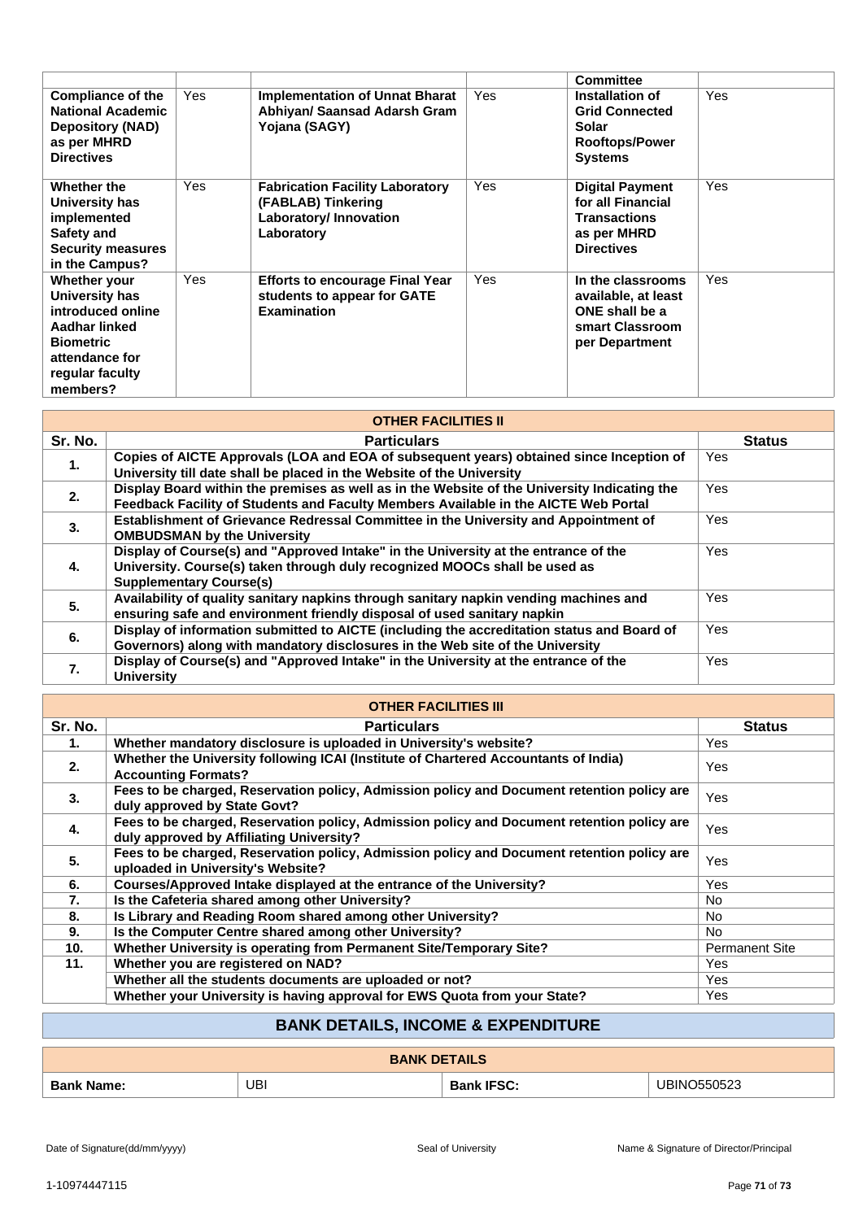| | | | | Committee | |
|---|---|---|---|---|---|
| **Compliance of the National Academic Depository (NAD) as per MHRD Directives** | Yes | **Implementation of Unnat Bharat Abhiyan/ Saansad Adarsh Gram Yojana (SAGY)** | Yes | **Installation of Grid Connected Solar Rooftops/Power Systems** | Yes |
| **Whether the University has implemented Safety and Security measures in the Campus?** | Yes | **Fabrication Facility Laboratory (FABLAB) Tinkering Laboratory/ Innovation Laboratory** | Yes | **Digital Payment for all Financial Transactions as per MHRD Directives** | Yes |
| **Whether your University has introduced online Aadhar linked Biometric attendance for regular faculty members?** | Yes | **Efforts to encourage Final Year students to appear for GATE Examination** | Yes | **In the classrooms available, at least ONE shall be a smart Classroom per Department** | Yes |

| **OTHER FACILITIES II** | | |
|---|---|---|
| **Sr. No.** | **Particulars** | **Status** |
| **1.** | **Copies of AICTE Approvals (LOA and EOA of subsequent years) obtained since Inception of University till date shall be placed in the Website of the University** | Yes |
| **2.** | **Display Board within the premises as well as in the Website of the University Indicating the Feedback Facility of Students and Faculty Members Available in the AICTE Web Portal** | Yes |
| **3.** | **Establishment of Grievance Redressal Committee in the University and Appointment of OMBUDSMAN by the University** | Yes |
| **4.** | **Display of Course(s) and "Approved Intake" in the University at the entrance of the University. Course(s) taken through duly recognized MOOCs shall be used as Supplementary Course(s)** | Yes |
| **5.** | **Availability of quality sanitary napkins through sanitary napkin vending machines and ensuring safe and environment friendly disposal of used sanitary napkin** | Yes |
| **6.** | **Display of information submitted to AICTE (including the accreditation status and Board of Governors) along with mandatory disclosures in the Web site of the University** | Yes |
| **7.** | **Display of Course(s) and "Approved Intake" in the University at the entrance of the University** | Yes |

| **OTHER FACILITIES III** | | |
|---|---|---|
| **Sr. No.** | **Particulars** | **Status** |
| **1.** | **Whether mandatory disclosure is uploaded in University's website?** | Yes |
| **2.** | **Whether the University following ICAI (Institute of Chartered Accountants of India) Accounting Formats?** | Yes |
| **3.** | **Fees to be charged, Reservation policy, Admission policy and Document retention policy are duly approved by State Govt?** | Yes |
| **4.** | **Fees to be charged, Reservation policy, Admission policy and Document retention policy are duly approved by Affiliating University?** | Yes |
| **5.** | **Fees to be charged, Reservation policy, Admission policy and Document retention policy are uploaded in University's Website?** | Yes |
| **6.** | **Courses/Approved Intake displayed at the entrance of the University?** | Yes |
| **7.** | **Is the Cafeteria shared among other University?** | No |
| **8.** | **Is Library and Reading Room shared among other University?** | No |
| **9.** | **Is the Computer Centre shared among other University?** | No |
| **10.** | **Whether University is operating from Permanent Site/Temporary Site?** | Permanent Site |
| **11.** | **Whether you are registered on NAD?** | Yes |
| | **Whether all the students documents are uploaded or not?** | Yes |
| | **Whether your University is having approval for EWS Quota from your State?** | Yes |

## BANK DETAILS, INCOME & EXPENDITURE

| **BANK DETAILS** | | | |
|---|---|---|---|
| **Bank Name:** | UBI | **Bank IFSC:** | UBINO550523 |

Date of Signature(dd/mm/yyyy) Seal of University Name & Signature of Director/Principal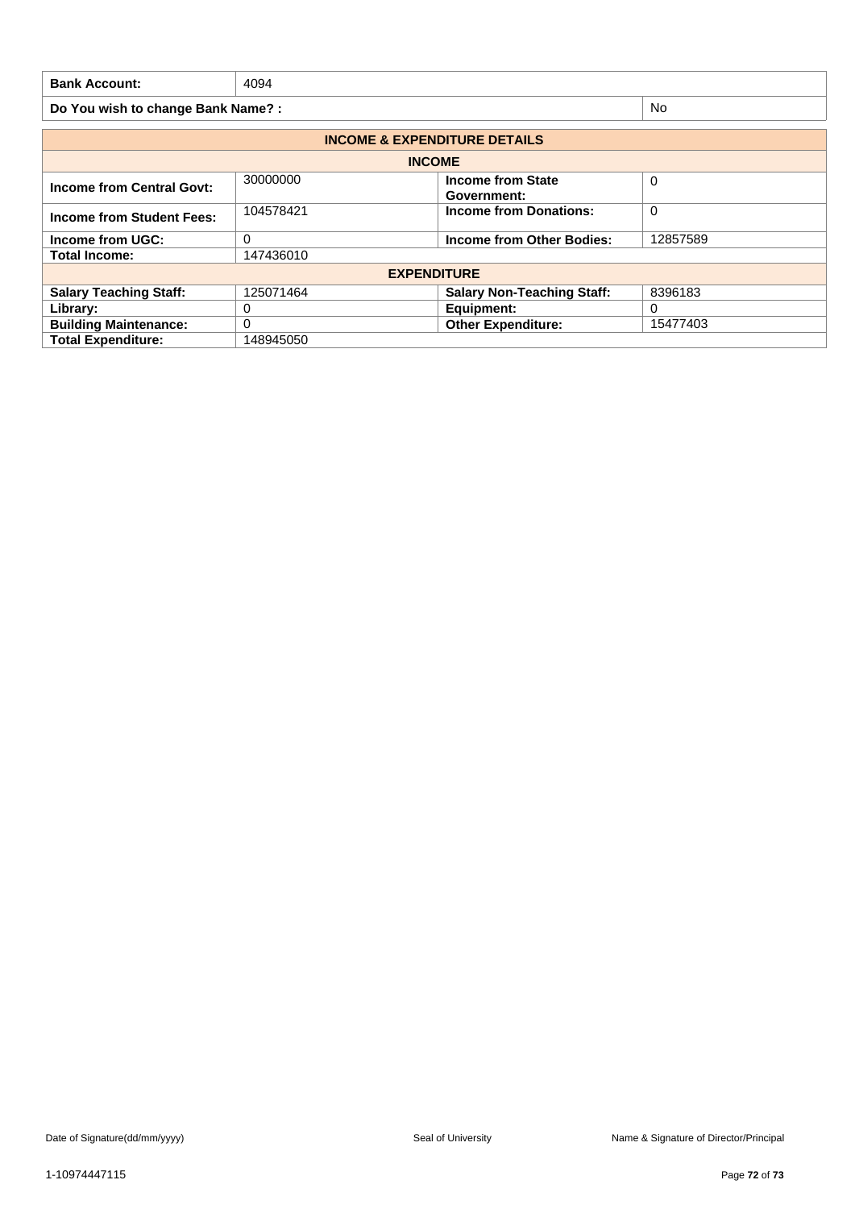| Bank Account: | 4094 |
|---|---|

| Do You wish to change Bank Name? : | No |
|---|---|

| INCOME & EXPENDITURE DETAILS | | | |
|---|---|---|---|
| **INCOME** | | | |
| **Income from Central Govt:** | 30000000 | **Income from State Government:** | 0 |
| **Income from Student Fees:** | 104578421 | **Income from Donations:** | 0 |
| **Income from UGC:** | 0 | **Income from Other Bodies:** | 12857589 |
| **Total Income:** | 147436010 | | |
| **EXPENDITURE** | | | |
| **Salary Teaching Staff:** | 125071464 | **Salary Non-Teaching Staff:** | 8396183 |
| **Library:** | 0 | **Equipment:** | 0 |
| **Building Maintenance:** | 0 | **Other Expenditure:** | 15477403 |
| **Total Expenditure:** | 148945050 | | |

Date of Signature(dd/mm/yyyy) | Seal of University | Name & Signature of Director/Principal

1-10974447115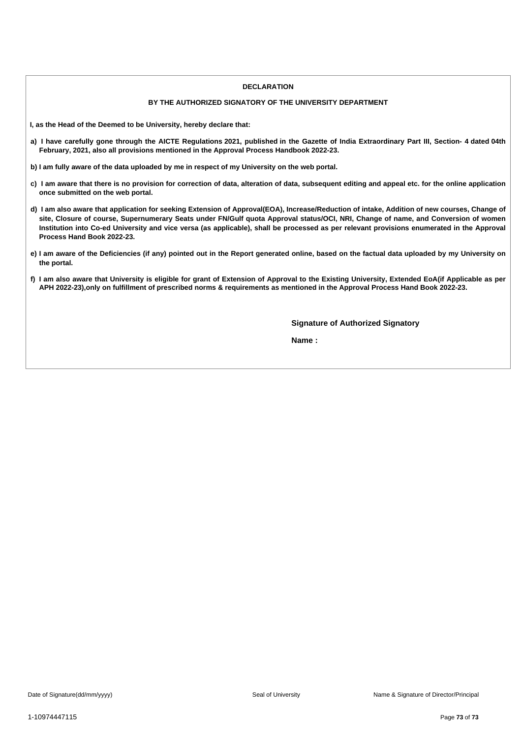## DECLARATION

### BY THE AUTHORIZED SIGNATORY OF THE UNIVERSITY DEPARTMENT

**I, as the Head of the Deemed to be University, hereby declare that:**

**a) I have carefully gone through the AICTE Regulations 2021, published in the Gazette of India Extraordinary Part III, Section- 4 dated 04th February, 2021, also all provisions mentioned in the Approval Process Handbook 2022-23.**

**b) I am fully aware of the data uploaded by me in respect of my University on the web portal.**

**c) I am aware that there is no provision for correction of data, alteration of data, subsequent editing and appeal etc. for the online application once submitted on the web portal.**

**d) I am also aware that application for seeking Extension of Approval(EOA), Increase/Reduction of intake, Addition of new courses, Change of site, Closure of course, Supernumerary Seats under FN/Gulf quota Approval status/OCI, NRI, Change of name, and Conversion of women Institution into Co-ed University and vice versa (as applicable), shall be processed as per relevant provisions enumerated in the Approval Process Hand Book 2022-23.**

**e) I am aware of the Deficiencies (if any) pointed out in the Report generated online, based on the factual data uploaded by my University on the portal.**

**f) I am also aware that University is eligible for grant of Extension of Approval to the Existing University, Extended EoA(if Applicable as per APH 2022-23),only on fulfillment of prescribed norms & requirements as mentioned in the Approval Process Hand Book 2022-23.**

**Signature of Authorized Signatory**

**Name :**

Date of Signature(dd/mm/yyyy)    Seal of University    Name & Signature of Director/Principal

1-10974447115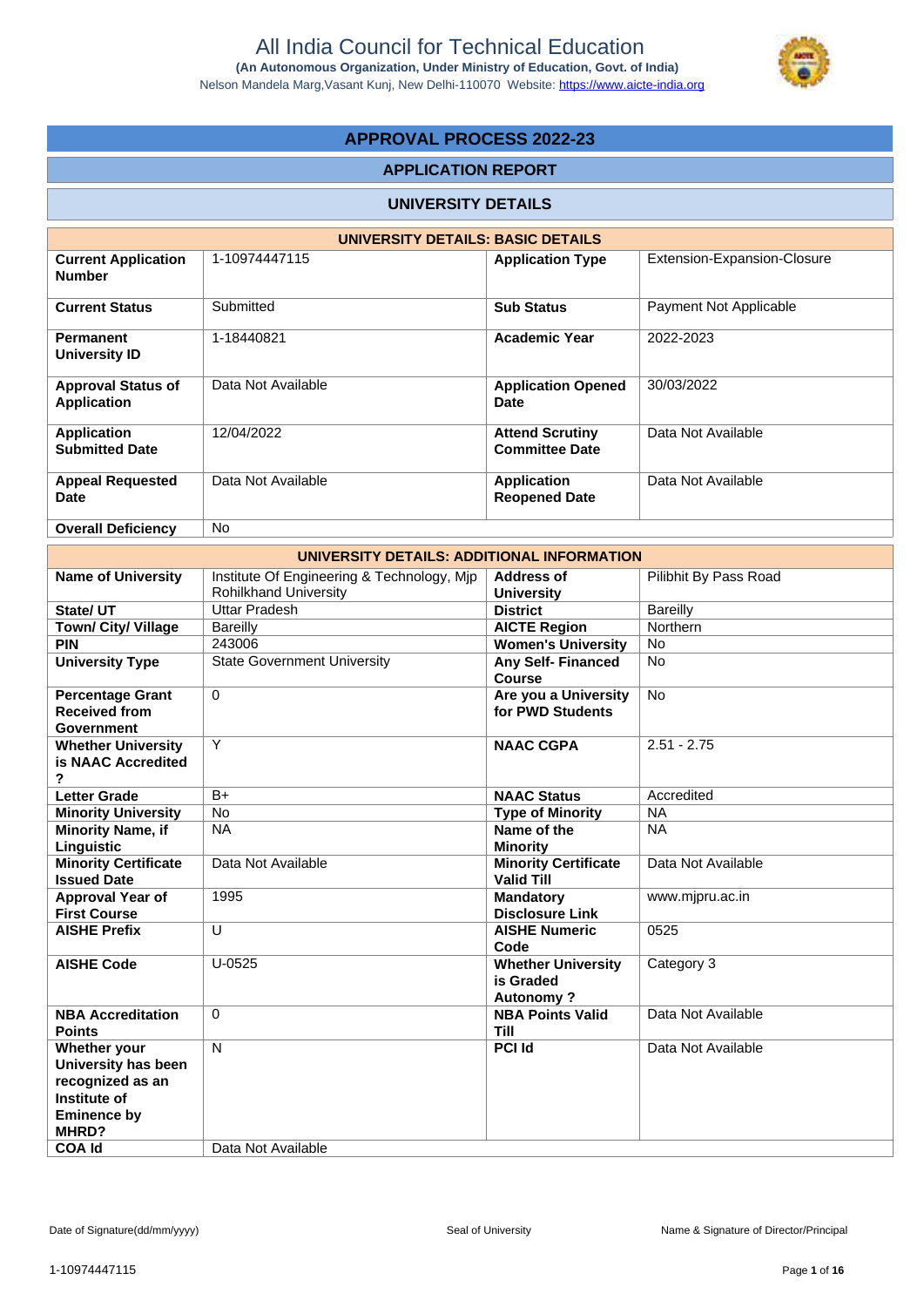# All India Council for Technical Education

**(An Autonomous Organization, Under Ministry of Education, Govt. of India)**

Nelson Mandela Marg,Vasant Kunj, New Delhi-110070 Website: https://www.aicte-india.org

## APPROVAL PROCESS 2022-23

### APPLICATION REPORT

### UNIVERSITY DETAILS

| UNIVERSITY DETAILS: BASIC DETAILS | | | |
|---|---|---|---|
| **Current Application Number** | 1-10974447115 | **Application Type** | Extension-Expansion-Closure |
| **Current Status** | Submitted | **Sub Status** | Payment Not Applicable |
| **Permanent University ID** | 1-18440821 | **Academic Year** | 2022-2023 |
| **Approval Status of Application** | Data Not Available | **Application Opened Date** | 30/03/2022 |
| **Application Submitted Date** | 12/04/2022 | **Attend Scrutiny Committee Date** | Data Not Available |
| **Appeal Requested Date** | Data Not Available | **Application Reopened Date** | Data Not Available |
| **Overall Deficiency** | No | | |

| UNIVERSITY DETAILS: ADDITIONAL INFORMATION | | | |
|---|---|---|---|
| **Name of University** | Institute Of Engineering & Technology, Mjp Rohilkhand University | **Address of University** | Pilibhit By Pass Road |
| **State/ UT** | Uttar Pradesh | **District** | Bareilly |
| **Town/ City/ Village** | Bareilly | **AICTE Region** | Northern |
| **PIN** | 243006 | **Women's University** | No |
| **University Type** | State Government University | **Any Self- Financed Course** | No |
| **Percentage Grant Received from Government** | 0 | **Are you a University for PWD Students** | No |
| **Whether University is NAAC Accredited ?** | Y | **NAAC CGPA** | 2.51 - 2.75 |
| **Letter Grade** | B+ | **NAAC Status** | Accredited |
| **Minority University** | No | **Type of Minority** | NA |
| **Minority Name, if Linguistic** | NA | **Name of the Minority** | NA |
| **Minority Certificate Issued Date** | Data Not Available | **Minority Certificate Valid Till** | Data Not Available |
| **Approval Year of First Course** | 1995 | **Mandatory Disclosure Link** | www.mjpru.ac.in |
| **AISHE Prefix** | U | **AISHE Numeric Code** | 0525 |
| **AISHE Code** | U-0525 | **Whether University is Graded Autonomy ?** | Category 3 |
| **NBA Accreditation Points** | 0 | **NBA Points Valid Till** | Data Not Available |
| **Whether your University has been recognized as an Institute of Eminence by MHRD?** | N | **PCI Id** | Data Not Available |
| **COA Id** | Data Not Available | | |

Date of Signature(dd/mm/yyyy) | Seal of University | Name & Signature of Director/Principal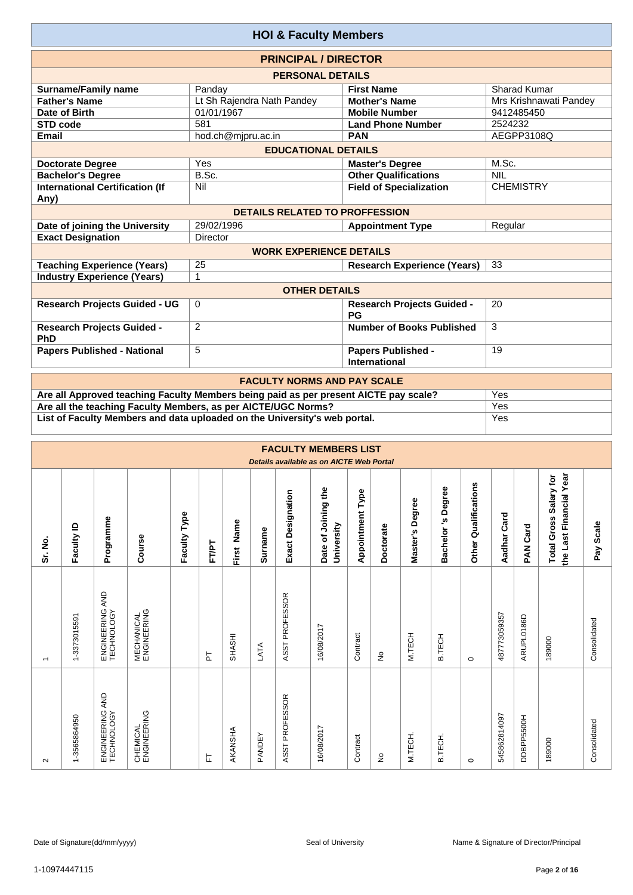# HOI & Faculty Members

## PRINCIPAL / DIRECTOR

### PERSONAL DETAILS

| | | | |
|---|---|---|---|
| **Surname/Family name** | Panday | **First Name** | Sharad Kumar |
| **Father's Name** | Lt Sh Rajendra Nath Pandey | **Mother's Name** | Mrs Krishnawati Pandey |
| **Date of Birth** | 01/01/1967 | **Mobile Number** | 9412485450 |
| **STD code** | 581 | **Land Phone Number** | 2524232 |
| **Email** | hod.ch@mjpru.ac.in | **PAN** | AEGPP3108Q |

### EDUCATIONAL DETAILS

| | | | |
|---|---|---|---|
| **Doctorate Degree** | Yes | **Master's Degree** | M.Sc. |
| **Bachelor's Degree** | B.Sc. | **Other Qualifications** | NIL |
| **International Certification (If Any)** | Nil | **Field of Specialization** | CHEMISTRY |

### DETAILS RELATED TO PROFFESSION

| | | | |
|---|---|---|---|
| **Date of joining the University** | 29/02/1996 | **Appointment Type** | Regular |
| **Exact Designation** | Director | | |

### WORK EXPERIENCE DETAILS

| | | | |
|---|---|---|---|
| **Teaching Experience (Years)** | 25 | **Research Experience (Years)** | 33 |
| **Industry Experience (Years)** | 1 | | |

### OTHER DETAILS

| | | | |
|---|---|---|---|
| **Research Projects Guided - UG** | 0 | **Research Projects Guided - PG** | 20 |
| **Research Projects Guided - PhD** | 2 | **Number of Books Published** | 3 |
| **Papers Published - National** | 5 | **Papers Published - International** | 19 |

## FACULTY NORMS AND PAY SCALE

| | |
|---|---|
| **Are all Approved teaching Faculty Members being paid as per present AICTE pay scale?** | Yes |
| **Are all the teaching Faculty Members, as per AICTE/UGC Norms?** | Yes |
| **List of Faculty Members and data uploaded on the University's web portal.** | Yes |

## FACULTY MEMBERS LIST

*Details available as on AICTE Web Portal*

| Sr. No. | Faculty ID | Programme | Course | Faculty Type | FT/PT | First Name | Surname | Exact Designation | Date of Joining the University | Appointment Type | Doctorate | Master's Degree | Bachelor 's Degree | Other Qualifications | Aadhar Card | PAN Card | Total Gross Salary for the Last Financial Year | Pay Scale |
|---|---|---|---|---|---|---|---|---|---|---|---|---|---|---|---|---|---|---|
| 1 | 1-3373015591 | ENGINEERING AND TECHNOLOGY | MECHANICAL ENGINEERING | | PT | SHASHI | LATA | ASST PROFESSOR | 16/08/2017 | Contract | No | M.TECH | B.TECH | 0 | 487773059357 | ARUPL0186D | 189000 | Consolidated |
| 2 | 1-3565864950 | ENGINEERING AND TECHNOLOGY | CHEMICAL ENGINEERING | | FT | AKANSHA | PANDEY | ASST PROFESSOR | 16/08/2017 | Contract | No | M.TECH. | B.TECH. | 0 | 545862814097 | DDBPP5500H | 189000 | Consolidated |

Date of Signature(dd/mm/yyyy) Seal of University Name & Signature of Director/Principal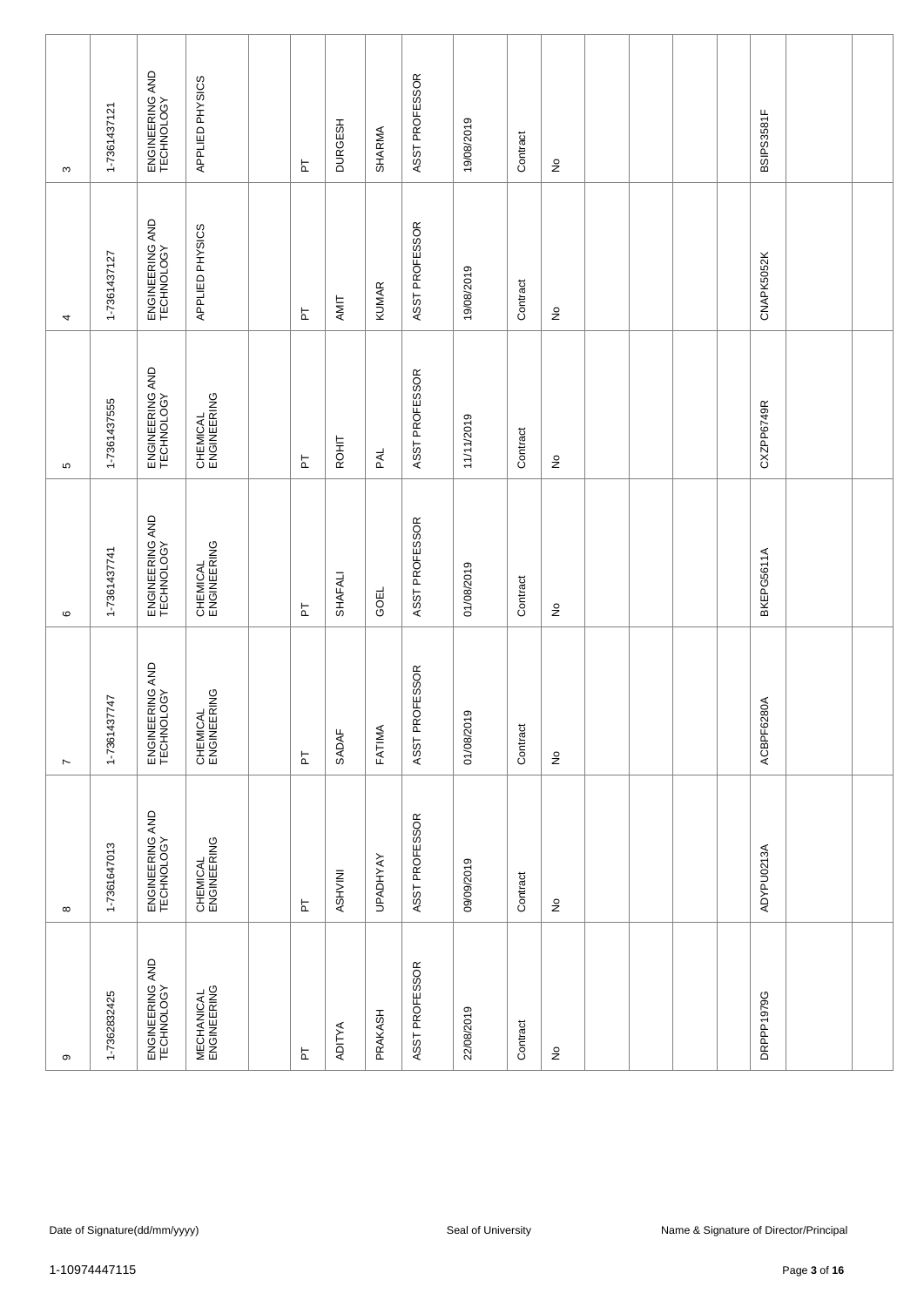| | | | | | | | | | | | | | | | | | | |
|---|---|---|---|---|---|---|---|---|---|---|---|---|---|---|---|---|---|---|
| 3 | 1-7361437121 | ENGINEERING AND TECHNOLOGY | APPLIED PHYSICS | | PT | DURGESH | SHARMA | ASST PROFESSOR | 19/08/2019 | Contract | No | | | | | BSIPS3581F | | |
| 4 | 1-7361437127 | ENGINEERING AND TECHNOLOGY | APPLIED PHYSICS | | PT | AMIT | KUMAR | ASST PROFESSOR | 19/08/2019 | Contract | No | | | | | CNAPK5052K | | |
| 5 | 1-7361437555 | ENGINEERING AND TECHNOLOGY | CHEMICAL ENGINEERING | | PT | ROHIT | PAL | ASST PROFESSOR | 11/11/2019 | Contract | No | | | | | CXZPP6749R | | |
| 6 | 1-7361437741 | ENGINEERING AND TECHNOLOGY | CHEMICAL ENGINEERING | | PT | SHAFALI | GOEL | ASST PROFESSOR | 01/08/2019 | Contract | No | | | | | BKEPG5611A | | |
| 7 | 1-7361437747 | ENGINEERING AND TECHNOLOGY | CHEMICAL ENGINEERING | | PT | SADAF | FATIMA | ASST PROFESSOR | 01/08/2019 | Contract | No | | | | | ACBPF6280A | | |
| 8 | 1-7361647013 | ENGINEERING AND TECHNOLOGY | CHEMICAL ENGINEERING | | PT | ASHVINI | UPADHYAY | ASST PROFESSOR | 09/09/2019 | Contract | No | | | | | ADYPU0213A | | |
| 9 | 1-7362832425 | ENGINEERING AND TECHNOLOGY | MECHANICAL ENGINEERING | | PT | ADITYA | PRAKASH | ASST PROFESSOR | 22/08/2019 | Contract | No | | | | | DRPPP1979G | | |

Date of Signature(dd/mm/yyyy) Seal of University Name & Signature of Director/Principal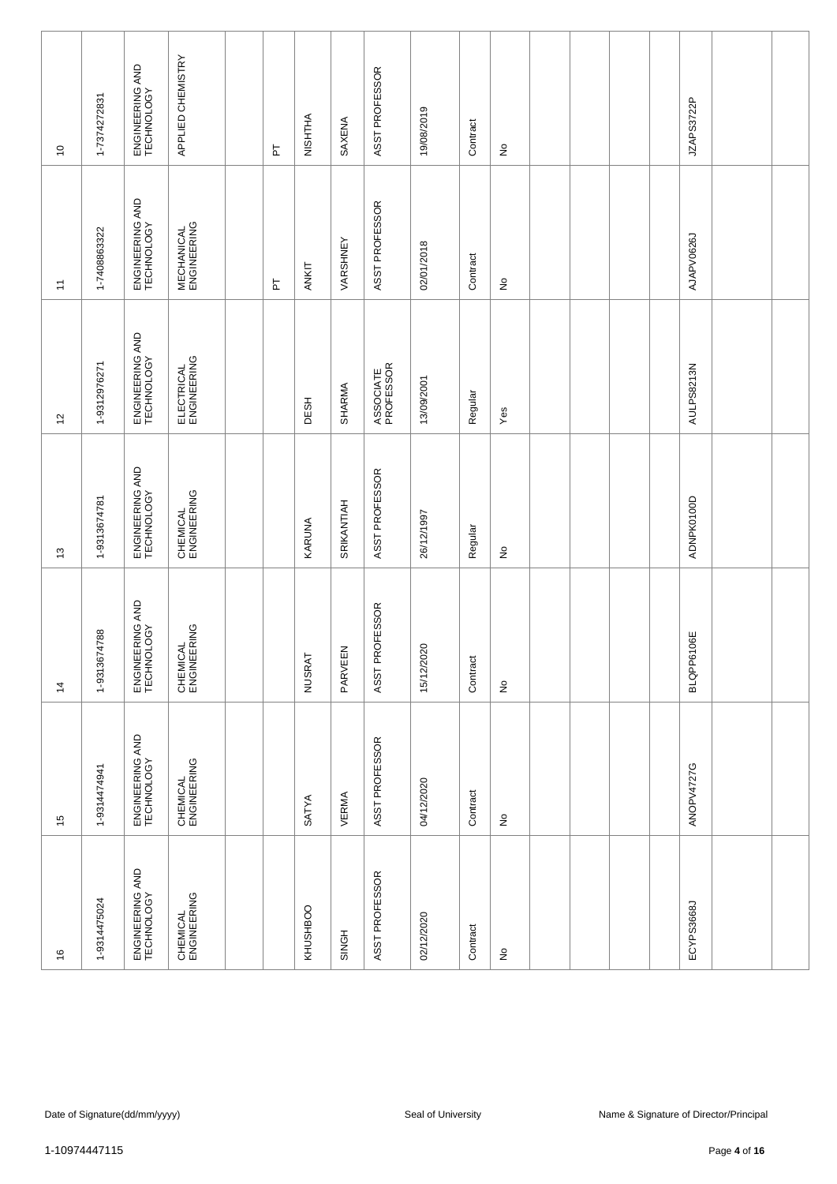| | | | | | | | | | | | | | | | | | | |
|---|---|---|---|---|---|---|---|---|---|---|---|---|---|---|---|---|---|---|
| 10 | 1-7374272831 | ENGINEERING AND TECHNOLOGY | APPLIED CHEMISTRY | | PT | NISHTHA | SAXENA | ASST PROFESSOR | 19/08/2019 | Contract | No | | | | | JZAPS3722P | | |
| 11 | 1-7408863322 | ENGINEERING AND TECHNOLOGY | MECHANICAL ENGINEERING | | PT | ANKIT | VARSHNEY | ASST PROFESSOR | 02/01/2018 | Contract | No | | | | | AJAPV0626J | | |
| 12 | 1-9312976271 | ENGINEERING AND TECHNOLOGY | ELECTRICAL ENGINEERING | | | DESH | SHARMA | ASSOCIATE PROFESSOR | 13/09/2001 | Regular | Yes | | | | | AULPS8213N | | |
| 13 | 1-9313674781 | ENGINEERING AND TECHNOLOGY | CHEMICAL ENGINEERING | | | KARUNA | SRIKANTIAH | ASST PROFESSOR | 26/12/1997 | Regular | No | | | | | ADNPK0100D | | |
| 14 | 1-9313674788 | ENGINEERING AND TECHNOLOGY | CHEMICAL ENGINEERING | | | NUSRAT | PARVEEN | ASST PROFESSOR | 15/12/2020 | Contract | No | | | | | BLQPP6106E | | |
| 15 | 1-9314474941 | ENGINEERING AND TECHNOLOGY | CHEMICAL ENGINEERING | | | SATYA | VERMA | ASST PROFESSOR | 04/12/2020 | Contract | No | | | | | ANOPV4727G | | |
| 16 | 1-9314475024 | ENGINEERING AND TECHNOLOGY | CHEMICAL ENGINEERING | | | KHUSHBOO | SINGH | ASST PROFESSOR | 02/12/2020 | Contract | No | | | | | ECYPS3668J | | |

Date of Signature(dd/mm/yyyy) Seal of University Name & Signature of Director/Principal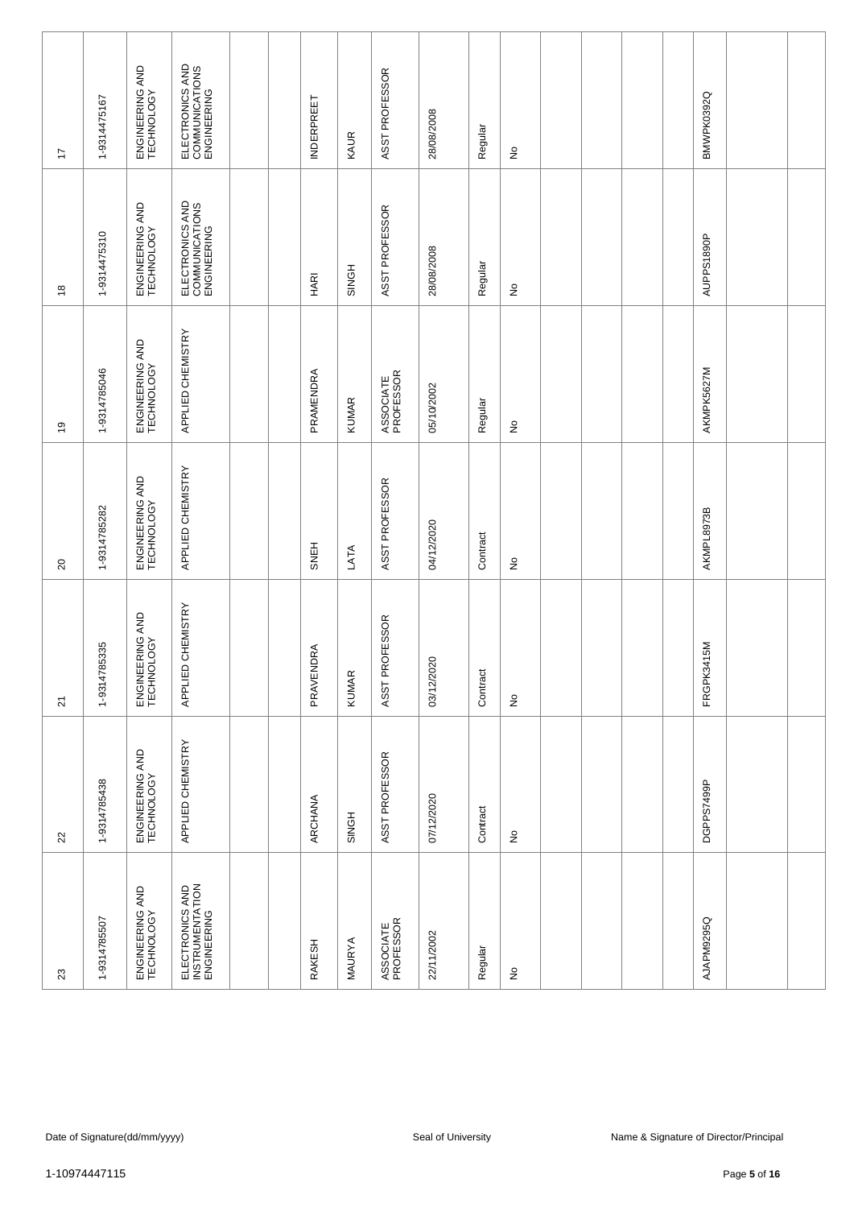| | | | | | | | | | | | | | | | | | | |
|---|---|---|---|---|---|---|---|---|---|---|---|---|---|---|---|---|---|---|
| 17 | 1-9314475167 | ENGINEERING AND TECHNOLOGY | ELECTRONICS AND COMMUNICATIONS ENGINEERING | | | INDERPREET | KAUR | ASST PROFESSOR | 28/08/2008 | Regular | No | | | | | BMWPK0392Q | | |
| 18 | 1-9314475310 | ENGINEERING AND TECHNOLOGY | ELECTRONICS AND COMMUNICATIONS ENGINEERING | | | HARI | SINGH | ASST PROFESSOR | 28/08/2008 | Regular | No | | | | | AUPPS1890P | | |
| 19 | 1-9314785046 | ENGINEERING AND TECHNOLOGY | APPLIED CHEMISTRY | | | PRAMENDRA | KUMAR | ASSOCIATE PROFESSOR | 05/10/2002 | Regular | No | | | | | AKMPK5627M | | |
| 20 | 1-9314785282 | ENGINEERING AND TECHNOLOGY | APPLIED CHEMISTRY | | | SNEH | LATA | ASST PROFESSOR | 04/12/2020 | Contract | No | | | | | AKMPL8973B | | |
| 21 | 1-9314785335 | ENGINEERING AND TECHNOLOGY | APPLIED CHEMISTRY | | | PRAVENDRA | KUMAR | ASST PROFESSOR | 03/12/2020 | Contract | No | | | | | FRGPK3415M | | |
| 22 | 1-9314785438 | ENGINEERING AND TECHNOLOGY | APPLIED CHEMISTRY | | | ARCHANA | SINGH | ASST PROFESSOR | 07/12/2020 | Contract | No | | | | | DGPPS7499P | | |
| 23 | 1-9314785507 | ENGINEERING AND TECHNOLOGY | ELECTRONICS AND INSTRUMENTATION ENGINEERING | | | RAKESH | MAURYA | ASSOCIATE PROFESSOR | 22/11/2002 | Regular | No | | | | | AJAPM9295Q | | |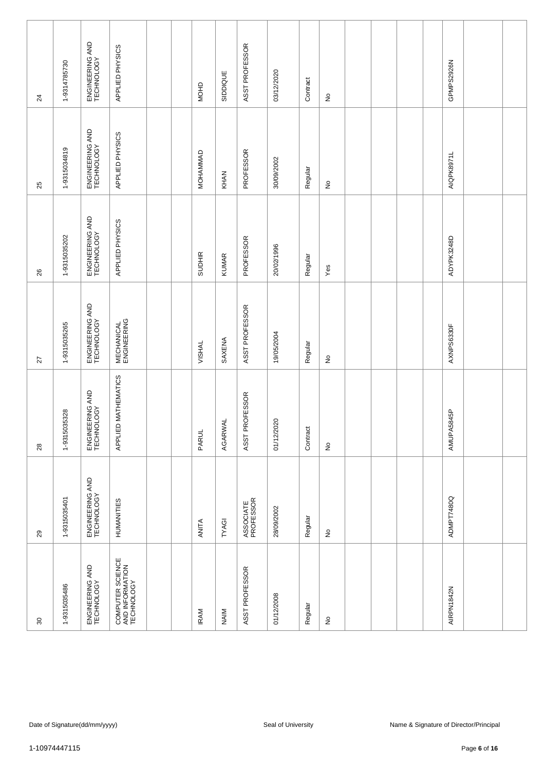| 24 | 1-9314785730 | ENGINEERING AND TECHNOLOGY | APPLIED PHYSICS | | | MOHD | SIDDIQUE | ASST PROFESSOR | 03/12/2020 | Contract | No | | | | | GPMPS2926N | | |
|---|---|---|---|---|---|---|---|---|---|---|---|---|---|---|---|---|---|---|
| 25 | 1-9315034819 | ENGINEERING AND TECHNOLOGY | APPLIED PHYSICS | | | MOHAMMAD | KHAN | PROFESSOR | 30/09/2002 | Regular | No | | | | | AIQPK8971L | | |
| 26 | 1-9315035202 | ENGINEERING AND TECHNOLOGY | APPLIED PHYSICS | | | SUDHIR | KUMAR | PROFESSOR | 20/02/1996 | Regular | Yes | | | | | ADYPK3248D | | |
| 27 | 1-9315035265 | ENGINEERING AND TECHNOLOGY | MECHANICAL ENGINEERING | | | VISHAL | SAXENA | ASST PROFESSOR | 19/05/2004 | Regular | No | | | | | AXNPS6330F | | |
| 28 | 1-9315035328 | ENGINEERING AND TECHNOLOGY | APPLIED MATHEMATICS | | | PARUL | AGARWAL | ASST PROFESSOR | 01/12/2020 | Contract | No | | | | | AMUPA5845P | | |
| 29 | 1-9315035401 | ENGINEERING AND TECHNOLOGY | HUMANITIES | | | ANITA | TYAGI | ASSOCIATE PROFESSOR | 28/09/2002 | Regular | No | | | | | ADMPT7480Q | | |
| 30 | 1-9315035486 | ENGINEERING AND TECHNOLOGY | COMPUTER SCIENCE AND INFORMATION TECHNOLOGY | | | IRAM | NAIM | ASST PROFESSOR | 01/12/2008 | Regular | No | | | | | AIRPN1842N | | |

Date of Signature(dd/mm/yyyy) | Seal of University | Name & Signature of Director/Principal

1-10974447115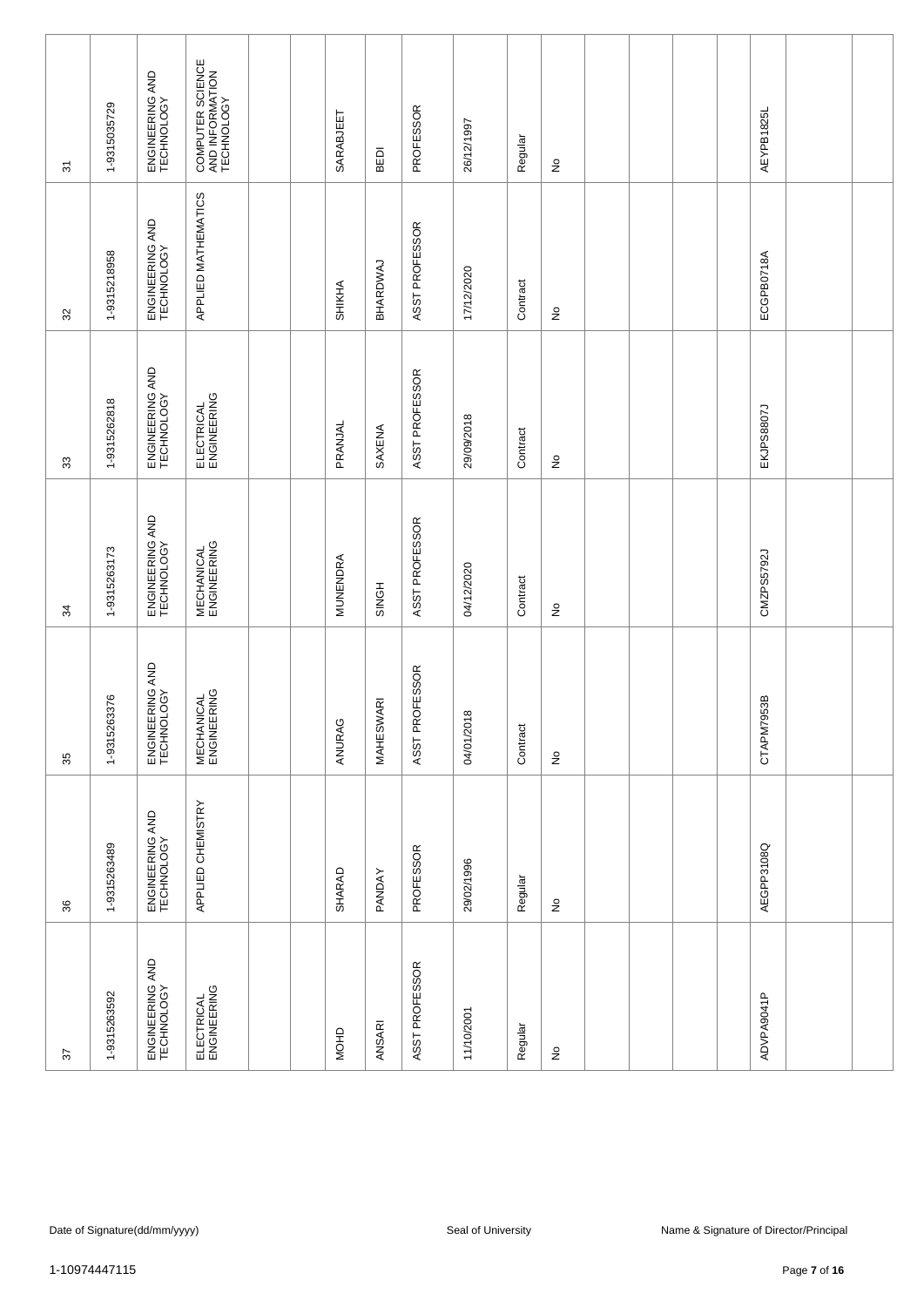| | | | | | | | | | | | | | | | | | | |
|---|---|---|---|---|---|---|---|---|---|---|---|---|---|---|---|---|---|---|
| 31 | 1-9315035729 | ENGINEERING AND TECHNOLOGY | COMPUTER SCIENCE AND INFORMATION TECHNOLOGY | | | SARABJEET | BEDI | PROFESSOR | 26/12/1997 | Regular | No | | | | | AEYPB1825L | | |
| 32 | 1-9315218958 | ENGINEERING AND TECHNOLOGY | APPLIED MATHEMATICS | | | SHIKHA | BHARDWAJ | ASST PROFESSOR | 17/12/2020 | Contract | No | | | | | ECGPB0718A | | |
| 33 | 1-9315262818 | ENGINEERING AND TECHNOLOGY | ELECTRICAL ENGINEERING | | | PRANJAL | SAXENA | ASST PROFESSOR | 29/09/2018 | Contract | No | | | | | EKJPS8807J | | |
| 34 | 1-9315263173 | ENGINEERING AND TECHNOLOGY | MECHANICAL ENGINEERING | | | MUNENDRA | SINGH | ASST PROFESSOR | 04/12/2020 | Contract | No | | | | | CMZPS5792J | | |
| 35 | 1-9315263376 | ENGINEERING AND TECHNOLOGY | MECHANICAL ENGINEERING | | | ANURAG | MAHESWARI | ASST PROFESSOR | 04/01/2018 | Contract | No | | | | | CTAPM7953B | | |
| 36 | 1-9315263489 | ENGINEERING AND TECHNOLOGY | APPLIED CHEMISTRY | | | SHARAD | PANDAY | PROFESSOR | 29/02/1996 | Regular | No | | | | | AEGPP3108Q | | |
| 37 | 1-9315263592 | ENGINEERING AND TECHNOLOGY | ELECTRICAL ENGINEERING | | | MOHD | ANSARI | ASST PROFESSOR | 11/10/2001 | Regular | No | | | | | ADVPA9041P | | |

Date of Signature(dd/mm/yyyy) | Seal of University | Name & Signature of Director/Principal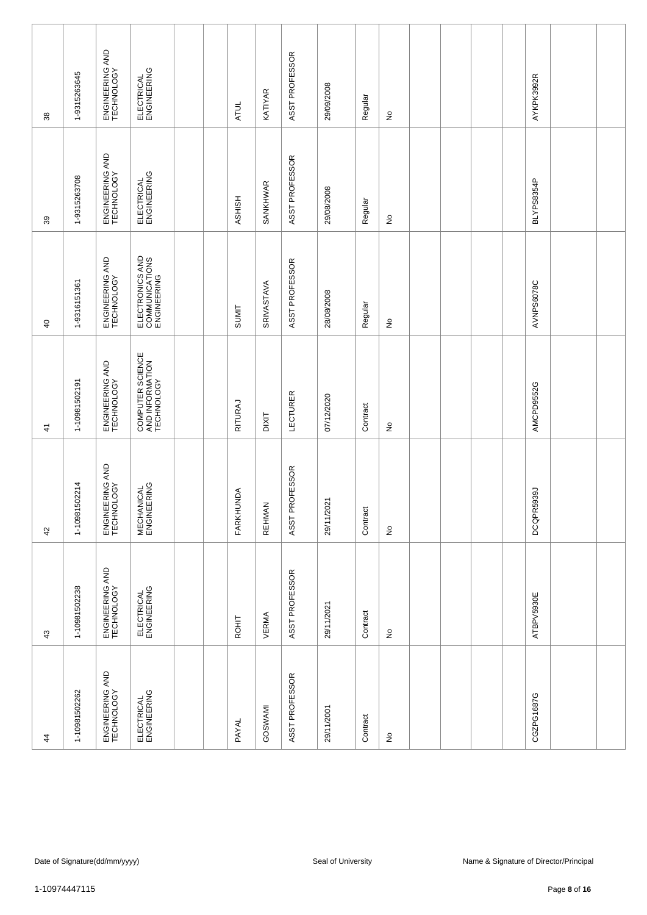| 38 | 1-9315263645 | ENGINEERING AND TECHNOLOGY | ELECTRICAL ENGINEERING | | | ATUL | KATIYAR | ASST PROFESSOR | 29/09/2008 | Regular | No | | | | | AYKPK3992R | | |
|---|---|---|---|---|---|---|---|---|---|---|---|---|---|---|---|---|---|---|
| 39 | 1-9315263708 | ENGINEERING AND TECHNOLOGY | ELECTRICAL ENGINEERING | | | ASHISH | SANKHWAR | ASST PROFESSOR | 29/08/2008 | Regular | No | | | | | BLYPS8354P | | |
| 40 | 1-9316151361 | ENGINEERING AND TECHNOLOGY | ELECTRONICS AND COMMUNICATIONS ENGINEERING | | | SUMIT | SRIVASTAVA | ASST PROFESSOR | 28/08/2008 | Regular | No | | | | | AVNPS6078C | | |
| 41 | 1-10981502191 | ENGINEERING AND TECHNOLOGY | COMPUTER SCIENCE AND INFORMATION TECHNOLOGY | | | RITURAJ | DIXIT | LECTURER | 07/12/2020 | Contract | No | | | | | AMCPD9552G | | |
| 42 | 1-10981502214 | ENGINEERING AND TECHNOLOGY | MECHANICAL ENGINEERING | | | FARKHUNDA | REHMAN | ASST PROFESSOR | 29/11/2021 | Contract | No | | | | | DCQPR5939J | | |
| 43 | 1-10981502238 | ENGINEERING AND TECHNOLOGY | ELECTRICAL ENGINEERING | | | ROHIT | VERMA | ASST PROFESSOR | 29/11/2021 | Contract | No | | | | | ATBPV5930E | | |
| 44 | 1-10981502262 | ENGINEERING AND TECHNOLOGY | ELECTRICAL ENGINEERING | | | PAYAL | GOSWAMI | ASST PROFESSOR | 29/11/2001 | Contract | No | | | | | CGZPG1687G | | |

Date of Signature(dd/mm/yyyy) &nbsp;&nbsp;&nbsp;&nbsp; Seal of University &nbsp;&nbsp;&nbsp;&nbsp; Name & Signature of Director/Principal

1-10974447115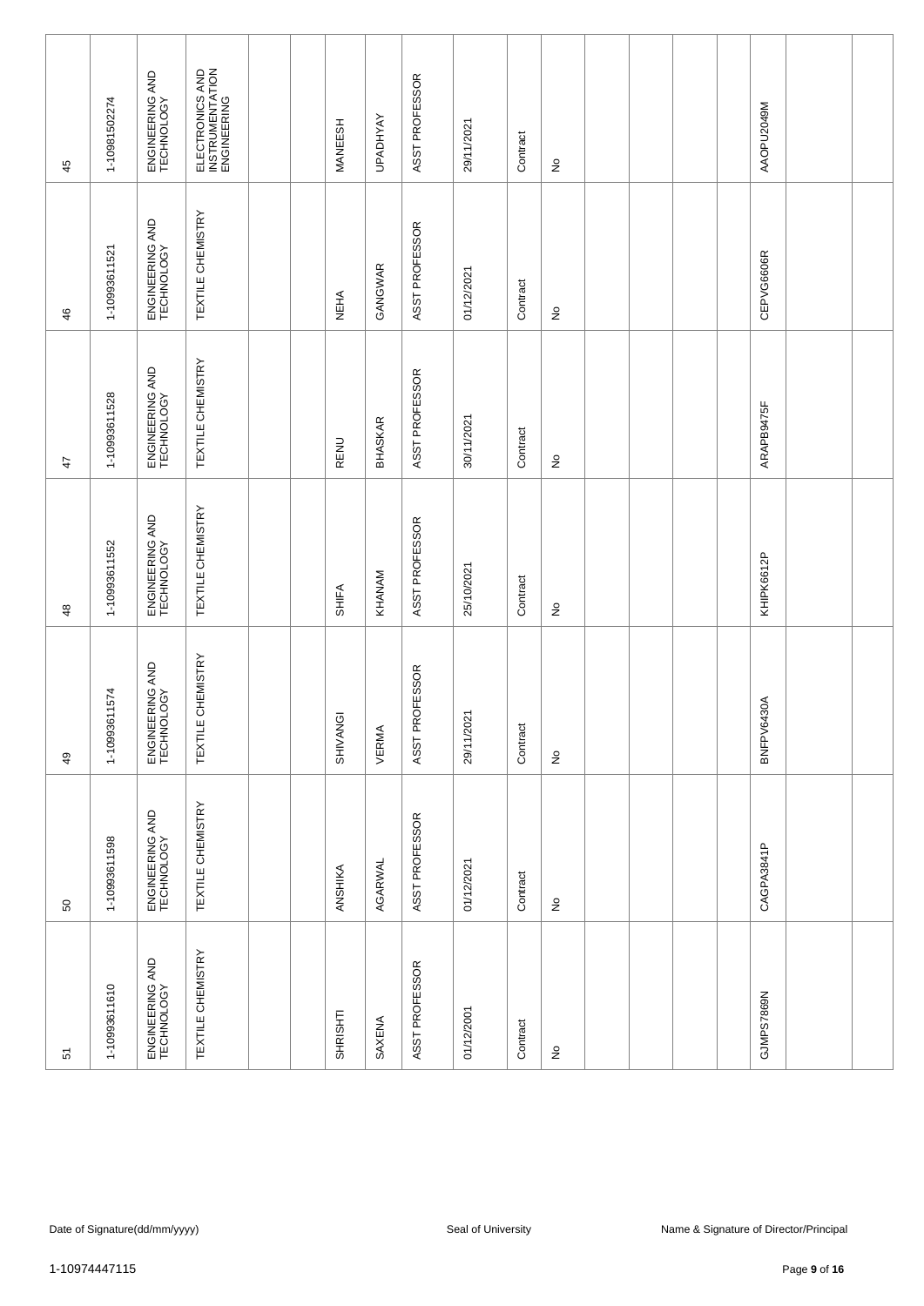| | | | | | | | | | | | | | | | | | | |
|---|---|---|---|---|---|---|---|---|---|---|---|---|---|---|---|---|---|---|
| 45 | 1-1098150227 4 | ENGINEERING AND TECHNOLOGY | ELECTRONICS AND INSTRUMENTATION ENGINEERING | | | MANEESH | UPADHYAY | ASST PROFESSOR | 29/11/2021 | Contract | No | | | | | AAOPU2049M | | |
| 46 | 1-10993611521 | ENGINEERING AND TECHNOLOGY | TEXTILE CHEMISTRY | | | NEHA | GANGWAR | ASST PROFESSOR | 01/12/2021 | Contract | No | | | | | CEPVG6606R | | |
| 47 | 1-10993611528 | ENGINEERING AND TECHNOLOGY | TEXTILE CHEMISTRY | | | RENU | BHASKAR | ASST PROFESSOR | 30/11/2021 | Contract | No | | | | | ARAPB9475F | | |
| 48 | 1-10993611552 | ENGINEERING AND TECHNOLOGY | TEXTILE CHEMISTRY | | | SHIFA | KHANAM | ASST PROFESSOR | 25/10/2021 | Contract | No | | | | | KHIPK6612P | | |
| 49 | 1-10993611574 | ENGINEERING AND TECHNOLOGY | TEXTILE CHEMISTRY | | | SHIVANGI | VERMA | ASST PROFESSOR | 29/11/2021 | Contract | No | | | | | BNFPV6430A | | |
| 50 | 1-10993611598 | ENGINEERING AND TECHNOLOGY | TEXTILE CHEMISTRY | | | ANSHIKA | AGARWAL | ASST PROFESSOR | 01/12/2021 | Contract | No | | | | | CAGPA3841P | | |
| 51 | 1-10993611610 | ENGINEERING AND TECHNOLOGY | TEXTILE CHEMISTRY | | | SHRISHTI | SAXENA | ASST PROFESSOR | 01/12/2001 | Contract | No | | | | | GJMPS7869N | | |

Date of Signature(dd/mm/yyyy) Seal of University Name & Signature of Director/Principal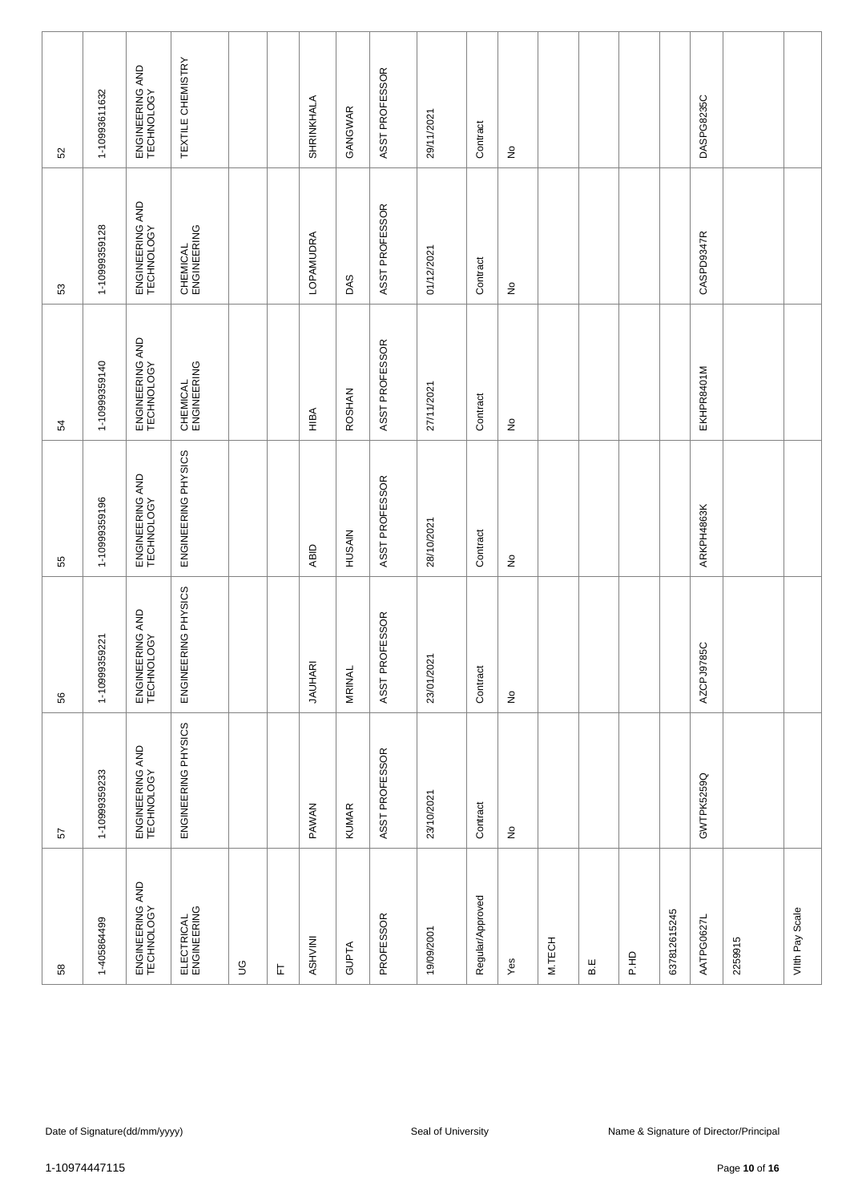| | | | | | | | | | | | | | | | | | | |
|---|---|---|---|---|---|---|---|---|---|---|---|---|---|---|---|---|---|---|
| 52 | 1-10993611632 | ENGINEERING AND TECHNOLOGY | TEXTILE CHEMISTRY | | | SHRINKHALA | GANGWAR | ASST PROFESSOR | 29/11/2021 | Contract | No | | | | | DASPG8235C | | |
| 53 | 1-10999359128 | ENGINEERING AND TECHNOLOGY | CHEMICAL ENGINEERING | | | LOPAMUDRA | DAS | ASST PROFESSOR | 01/12/2021 | Contract | No | | | | | CASPD9347R | | |
| 54 | 1-10999359140 | ENGINEERING AND TECHNOLOGY | CHEMICAL ENGINEERING | | | HIBA | ROSHAN | ASST PROFESSOR | 27/11/2021 | Contract | No | | | | | EKHPR8401M | | |
| 55 | 1-10999359196 | ENGINEERING AND TECHNOLOGY | ENGINEERING PHYSICS | | | ABID | HUSAIN | ASST PROFESSOR | 28/10/2021 | Contract | No | | | | | ARKPH4863K | | |
| 56 | 1-10999359221 | ENGINEERING AND TECHNOLOGY | ENGINEERING PHYSICS | | | JAUHARI | MRINAL | ASST PROFESSOR | 23/01/2021 | Contract | No | | | | | AZCPJ9785C | | |
| 57 | 1-10999359233 | ENGINEERING AND TECHNOLOGY | ENGINEERING PHYSICS | | | PAWAN | KUMAR | ASST PROFESSOR | 23/10/2021 | Contract | No | | | | | GWTPK5259Q | | |
| 58 | 1-405864499 | ENGINEERING AND TECHNOLOGY | ELECTRICAL ENGINEERING | UG | FT | ASHVINI | GUPTA | PROFESSOR | 19/09/2001 | Regular/Approved | Yes | M.TECH | B.E | P.HD | 637812615245 | AATPG0627L | 2259915 | VIIth Pay Scale |

Date of Signature(dd/mm/yyyy) Seal of University Name & Signature of Director/Principal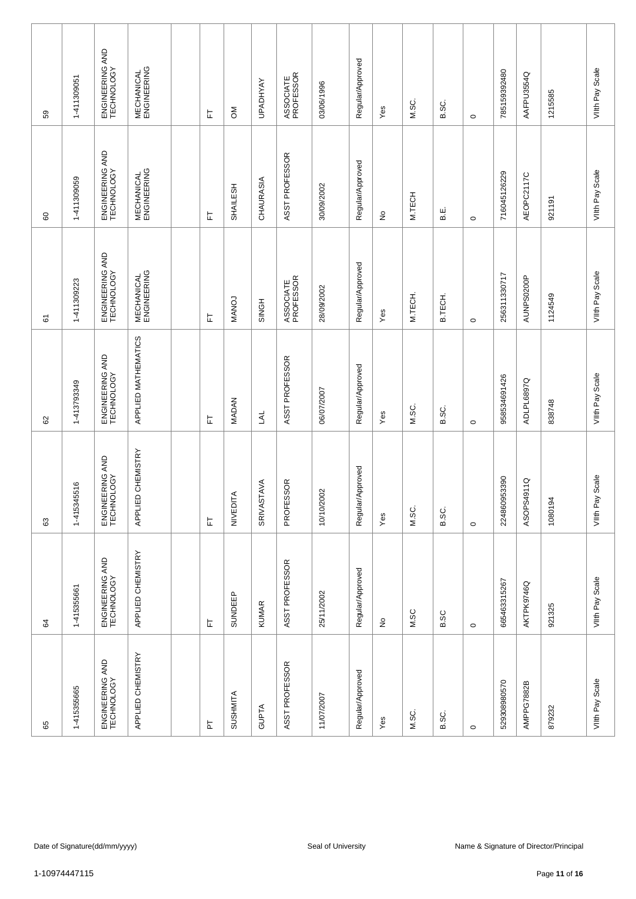| 59 | 1-411309051 | ENGINEERING AND TECHNOLOGY | MECHANICAL ENGINEERING | | FT | OM | UPADHYAY | ASSOCIATE PROFESSOR | 03/06/1996 | Regular/Approved | Yes | M.SC. | B.SC. | 0 | 785159392480 | AAFPU3554Q | 1215585 | VIIth Pay Scale |
|---|---|---|---|---|---|---|---|---|---|---|---|---|---|---|---|---|---|---|
| 60 | 1-411309059 | ENGINEERING AND TECHNOLOGY | MECHANICAL ENGINEERING | | FT | SHAILESH | CHAURASIA | ASST PROFESSOR | 30/09/2002 | Regular/Approved | No | M.TECH | B.E. | 0 | 716045126229 | AEOPC2117C | 921191 | VIIth Pay Scale |
| 61 | 1-411309223 | ENGINEERING AND TECHNOLOGY | MECHANICAL ENGINEERING | | FT | MANOJ | SINGH | ASSOCIATE PROFESSOR | 28/09/2002 | Regular/Approved | Yes | M.TECH. | B.TECH. | 0 | 256311330717 | AUNPS0200P | 1124549 | VIIth Pay Scale |
| 62 | 1-413793349 | ENGINEERING AND TECHNOLOGY | APPLIED MATHEMATICS | | FT | MADAN | LAL | ASST PROFESSOR | 06/07/2007 | Regular/Approved | Yes | M.SC. | B.SC. | 0 | 958534691426 | ADLPL6897Q | 838748 | VIIth Pay Scale |
| 63 | 1-415345516 | ENGINEERING AND TECHNOLOGY | APPLIED CHEMISTRY | | FT | NIVEDITA | SRIVASTAVA | PROFESSOR | 10/10/2002 | Regular/Approved | Yes | M.SC. | B.SC. | 0 | 224860953390 | ASOPS4911Q | 1080194 | VIIth Pay Scale |
| 64 | 1-415355661 | ENGINEERING AND TECHNOLOGY | APPLIED CHEMISTRY | | FT | SUNDEEP | KUMAR | ASST PROFESSOR | 25/11/2002 | Regular/Approved | No | M.SC | B.SC | 0 | 665463315267 | AKTPK9746Q | 921325 | VIIth Pay Scale |
| 65 | 1-415355665 | ENGINEERING AND TECHNOLOGY | APPLIED CHEMISTRY | | FT | SUSHMITA | GUPTA | ASST PROFESSOR | 11/07/2007 | Regular/Approved | Yes | M.SC. | B.SC. | 0 | 529308980570 | AMPPG7882B | 879232 | VIIth Pay Scale |

Date of Signature(dd/mm/yyyy) Seal of University Name & Signature of Director/Principal

1-10974447115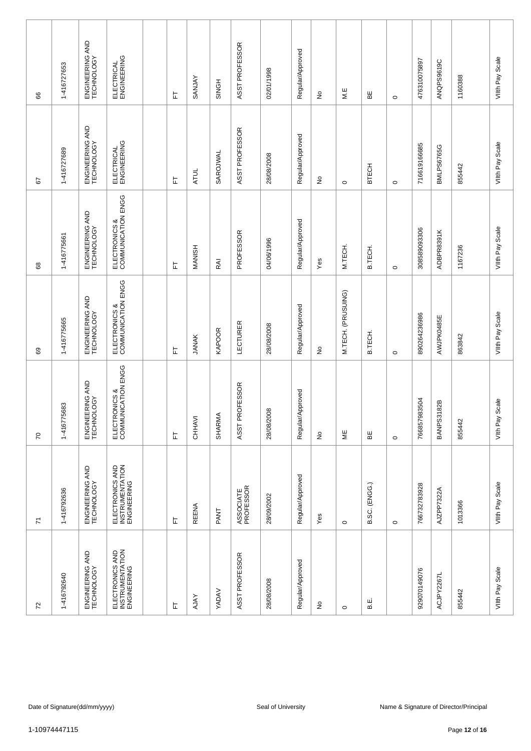| | | | | | | | | | | | | | | | | | | |
|---|---|---|---|---|---|---|---|---|---|---|---|---|---|---|---|---|---|---|
| 66 | 1-416727653 | ENGINEERING AND TECHNOLOGY | ELECTRICAL ENGINEERING | | FT | SANJAY | SINGH | ASST PROFESSOR | 02/01/1998 | Regular/Approved | No | M.E | BE | 0 | 476310075897 | ANQPS9619C | 1160388 | VIIth Pay Scale |
| 67 | 1-416727689 | ENGINEERING AND TECHNOLOGY | ELECTRICAL ENGINEERING | | FT | ATUL | SAROJWAL | ASST PROFESSOR | 28/08/2008 | Regular/Approved | No | 0 | BTECH | 0 | 716619166685 | BMLPS6765G | 855442 | VIIth Pay Scale |
| 68 | 1-416775661 | ENGINEERING AND TECHNOLOGY | ELECTRONICS & COMMUNICATION ENGG | | FT | MANISH | RAI | PROFESSOR | 04/06/1996 | Regular/Approved | Yes | M.TECH. | B.TECH. | 0 | 308589093306 | ADBPR8391K | 1167236 | VIIth Pay Scale |
| 69 | 1-416775665 | ENGINEERING AND TECHNOLOGY | ELECTRONICS & COMMUNICATION ENGG | | FT | JANAK | KAPOOR | LECTURER | 28/08/2008 | Regular/Approved | No | M.TECH. (PRUSUING) | B.TECH. | 0 | 890264236986 | AWJPK0485E | 863842 | VIIth Pay Scale |
| 70 | 1-416775683 | ENGINEERING AND TECHNOLOGY | ELECTRONICS & COMMUNICATION ENGG | | FT | CHHAVI | SHARMA | ASST PROFESSOR | 28/08/2008 | Regular/Approved | No | ME | BE | 0 | 766857983504 | BANPS3182B | 855442 | VIth Pay Scale |
| 71 | 1-416792636 | ENGINEERING AND TECHNOLOGY | ELECTRONICS AND INSTRUMENTATION ENGINEERING | | FT | REENA | PANT | ASSOCIATE PROFESSOR | 28/09/2002 | Regular/Approved | Yes | 0 | B.SC. (ENGG.) | 0 | 766732783928 | AJZPP7322A | 1013366 | VIIth Pay Scale |
| 72 | 1-416792640 | ENGINEERING AND TECHNOLOGY | ELECTRONICS AND INSTRUMENTATION ENGINEERING | | FT | AJAY | YADAV | ASST PROFESSOR | 28/08/2008 | Regular/Approved | No | 0 | B.E. | | 929070149076 | ACJPY2267L | 855442 | VIIth Pay Scale |

Date of Signature(dd/mm/yyyy) Seal of University Name & Signature of Director/Principal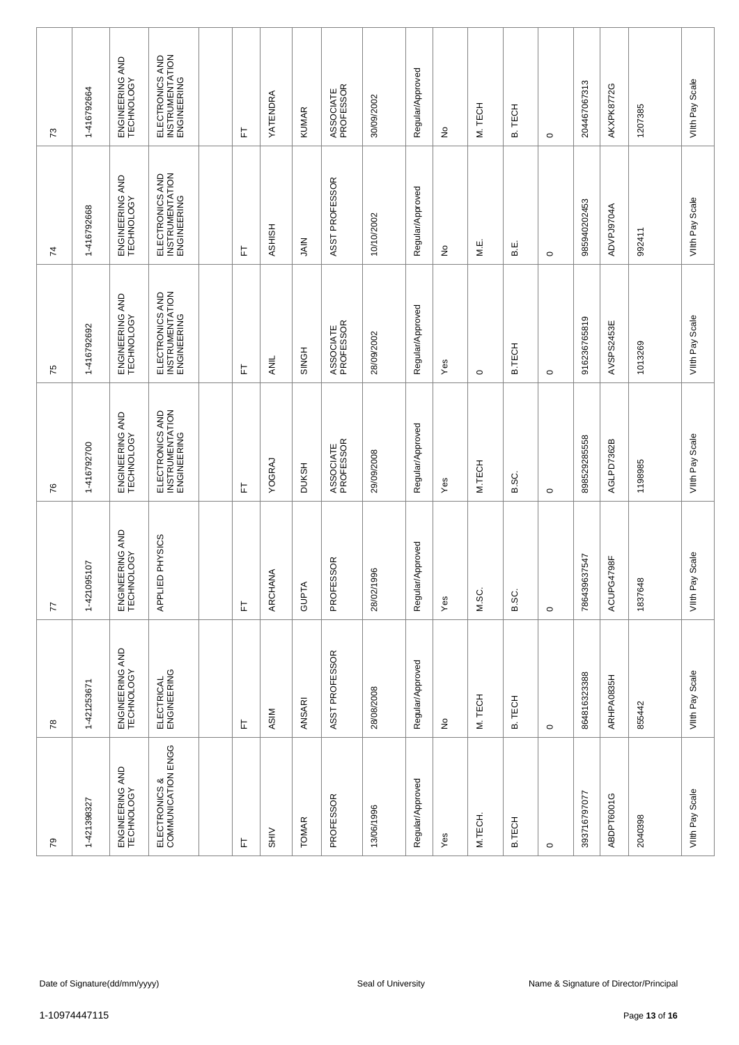| 73 | 1-416792664 | ENGINEERING AND TECHNOLOGY | ELECTRONICS AND INSTRUMENTATION ENGINEERING | | FT | YATENDRA | KUMAR | ASSOCIATE PROFESSOR | 30/09/2002 | Regular/Approved | No | M. TECH | B. TECH | 0 | 20446706 7313 | AKXPK8772G | 1207385 | VIIth Pay Scale |
|---|---|---|---|---|---|---|---|---|---|---|---|---|---|---|---|---|---|---|
| 74 | 1-416792668 | ENGINEERING AND TECHNOLOGY | ELECTRONICS AND INSTRUMENTATION ENGINEERING | | FT | ASHISH | JAIN | ASST PROFESSOR | 10/10/2002 | Regular/Approved | No | M.E. | B.E. | 0 | 985940202453 | ADVPJ9704A | 992411 | VIIth Pay Scale |
| 75 | 1-416792692 | ENGINEERING AND TECHNOLOGY | ELECTRONICS AND INSTRUMENTATION ENGINEERING | | FT | ANIL | SINGH | ASSOCIATE PROFESSOR | 28/09/2002 | Regular/Approved | Yes | 0 | B.TECH | 0 | 916236765819 | AVSPS2453E | 1013269 | VIIth Pay Scale |
| 76 | 1-416792700 | ENGINEERING AND TECHNOLOGY | ELECTRONICS AND INSTRUMENTATION ENGINEERING | | FT | YOGRAJ | DUKSH | ASSOCIATE PROFESSOR | 29/09/2008 | Regular/Approved | Yes | M.TECH | B.SC. | 0 | 898529285558 | AGLPD7362B | 1198985 | VIIth Pay Scale |
| 77 | 1-421095107 | ENGINEERING AND TECHNOLOGY | APPLIED PHYSICS | | FT | ARCHANA | GUPTA | PROFESSOR | 28/02/1996 | Regular/Approved | Yes | M.SC. | B.SC. | 0 | 786439637547 | ACUPG4798F | 1837648 | VIIth Pay Scale |
| 78 | 1-421253671 | ENGINEERING AND TECHNOLOGY | ELECTRICAL ENGINEERING | | FT | ASIM | ANSARI | ASST PROFESSOR | 28/08/2008 | Regular/Approved | No | M. TECH | B. TECH | 0 | 864816323388 | ARHPA0835H | 855442 | VIIth Pay Scale |
| 79 | 1-421398327 | ENGINEERING AND TECHNOLOGY | ELECTRONICS & COMMUNICATION ENGG | | FT | SHIV | TOMAR | PROFESSOR | 13/06/1996 | Regular/Approved | Yes | M.TECH. | B.TECH | 0 | 393716797077 | ABDPT6001G | 2040398 | VIIth Pay Scale |

Date of Signature(dd/mm/yyyy) Seal of University Name & Signature of Director/Principal

1-10974447115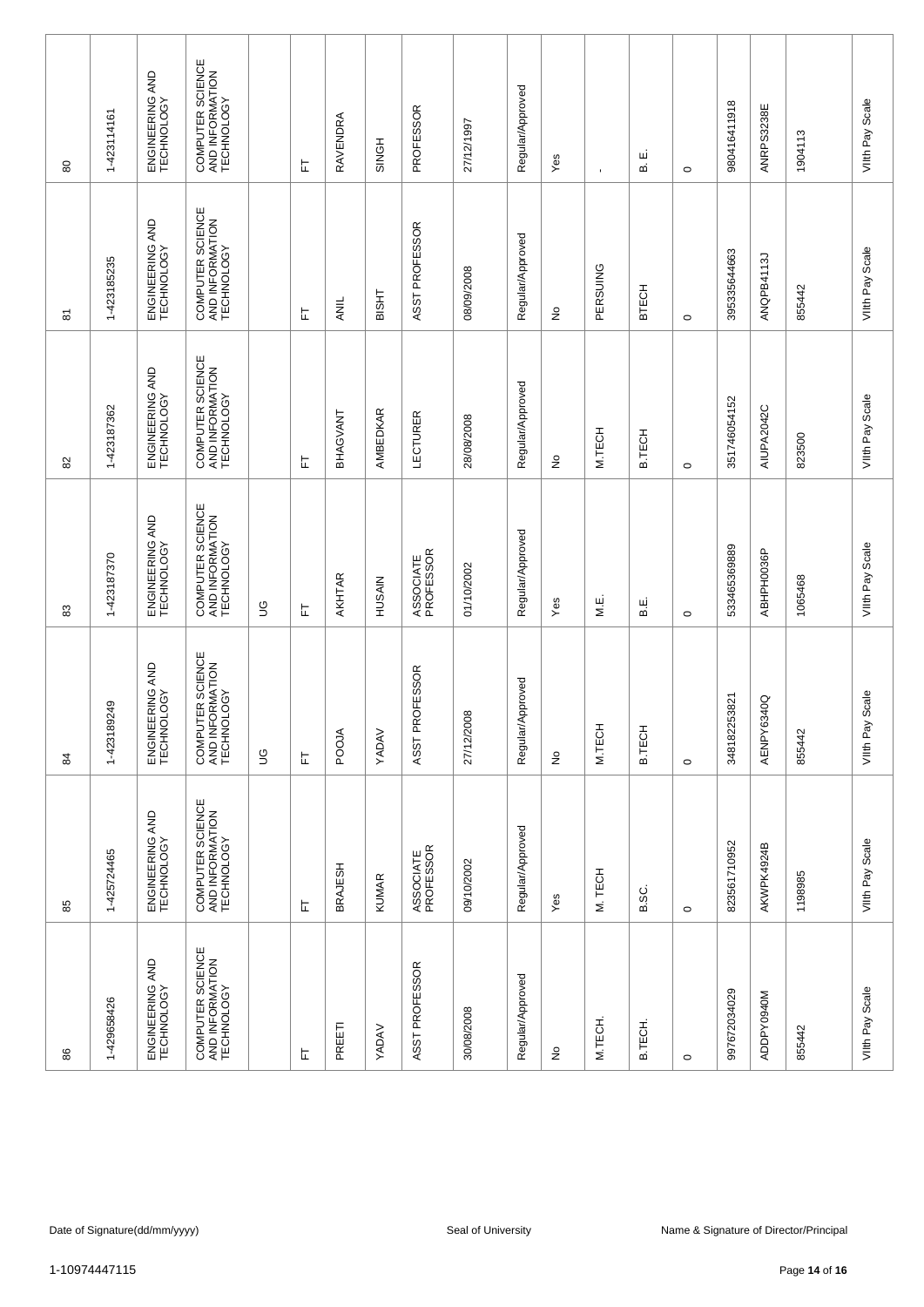| 80 | 1-423114161 | ENGINEERING AND TECHNOLOGY | COMPUTER SCIENCE AND INFORMATION TECHNOLOGY | | FT | RAVENDRA | SINGH | PROFESSOR | 27/12/1997 | Regular/Approved | Yes | - | B. E. | 0 | 980416411918 | ANRPS3238E | 1904113 | VIIth Pay Scale |
|---|---|---|---|---|---|---|---|---|---|---|---|---|---|---|---|---|---|---|
| 81 | 1-423185235 | ENGINEERING AND TECHNOLOGY | COMPUTER SCIENCE AND INFORMATION TECHNOLOGY | | FT | ANIL | BISHT | ASST PROFESSOR | 08/09/2008 | Regular/Approved | No | PERSUING | BTECH | 0 | 395335644663 | ANQPB4113J | 855442 | VIIth Pay Scale |
| 82 | 1-423187362 | ENGINEERING AND TECHNOLOGY | COMPUTER SCIENCE AND INFORMATION TECHNOLOGY | | FT | BHAGVANT | AMBEDKAR | LECTURER | 28/08/2008 | Regular/Approved | No | M.TECH | B.TECH | 0 | 351746054152 | AIUPA2042C | 823500 | VIIth Pay Scale |
| 83 | 1-423187370 | ENGINEERING AND TECHNOLOGY | COMPUTER SCIENCE AND INFORMATION TECHNOLOGY | UG | FT | AKHTAR | HUSAIN | ASSOCIATE PROFESSOR | 01/10/2002 | Regular/Approved | Yes | M.E. | B.E. | 0 | 533465369889 | ABHPH0036P | 1065468 | VIIth Pay Scale |
| 84 | 1-423189249 | ENGINEERING AND TECHNOLOGY | COMPUTER SCIENCE AND INFORMATION TECHNOLOGY | UG | FT | POOJA | YADAV | ASST PROFESSOR | 27/12/2008 | Regular/Approved | No | M.TECH | B.TECH | 0 | 348182253821 | AENPY6340Q | 855442 | VIIth Pay Scale |
| 85 | 1-425724465 | ENGINEERING AND TECHNOLOGY | COMPUTER SCIENCE AND INFORMATION TECHNOLOGY | | FT | BRAJESH | KUMAR | ASSOCIATE PROFESSOR | 09/10/2002 | Regular/Approved | Yes | M. TECH | B.SC. | 0 | 823561710952 | AKWPK4924B | 1198985 | VIIth Pay Scale |
| 86 | 1-429658426 | ENGINEERING AND TECHNOLOGY | COMPUTER SCIENCE AND INFORMATION TECHNOLOGY | | FT | PREETI | YADAV | ASST PROFESSOR | 30/08/2008 | Regular/Approved | No | M.TECH. | B.TECH. | 0 | 997672034029 | ADDPY0940M | 855442 | VIIth Pay Scale |

Date of Signature(dd/mm/yyyy) Seal of University Name & Signature of Director/Principal

1-10974447115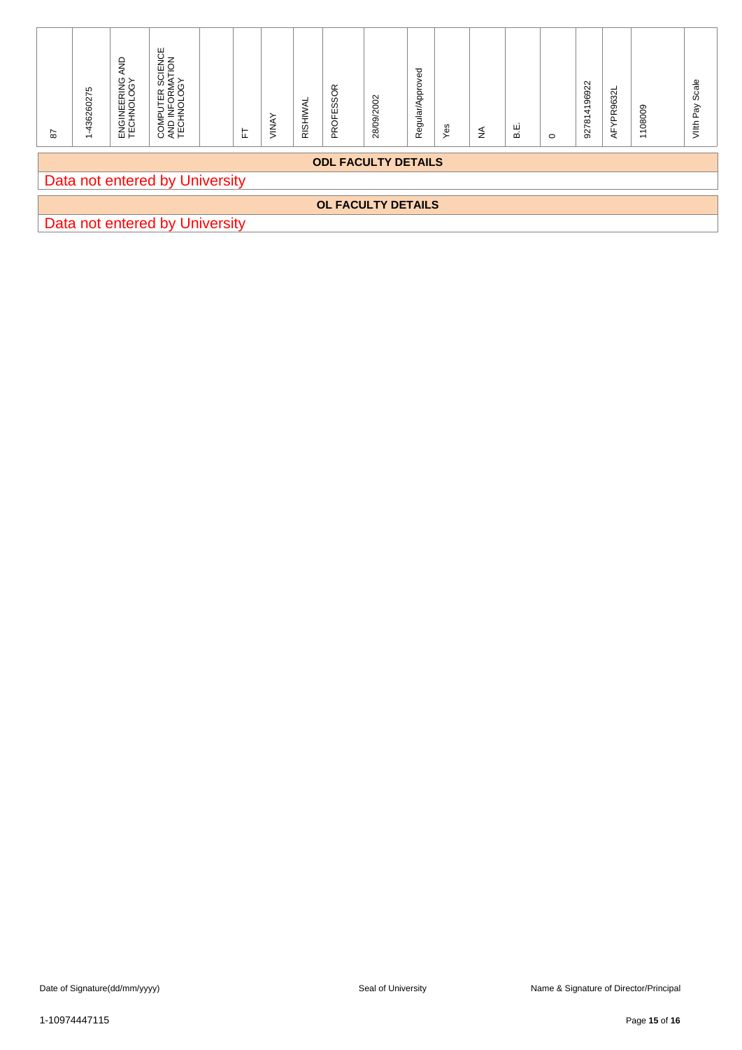| 87 | 1-436260275 | ENGINEERING AND TECHNOLOGY | COMPUTER SCIENCE AND INFORMATION TECHNOLOGY | | FT | VINAY | RISHIWAL | PROFESSOR | 28/09/2002 | Regular/Approved | Yes | NA | B.E. | 0 | 927814196922 | AFYPR9632L | 1108009 | VIIth Pay Scale |
|---|---|---|---|---|---|---|---|---|---|---|---|---|---|---|---|---|---|---|

**ODL FACULTY DETAILS**

Data not entered by University

**OL FACULTY DETAILS**

Data not entered by University

Date of Signature(dd/mm/yyyy) | Seal of University | Name & Signature of Director/Principal

1-10974447115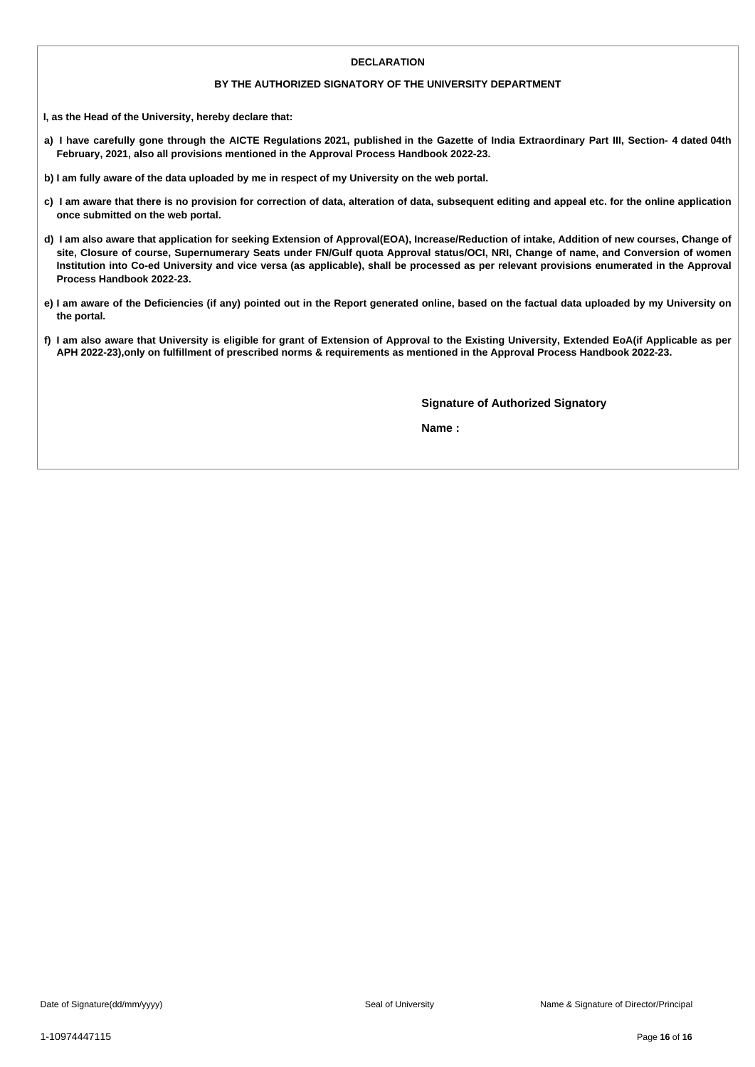**DECLARATION**

**BY THE AUTHORIZED SIGNATORY OF THE UNIVERSITY DEPARTMENT**

**I, as the Head of the University, hereby declare that:**

**a) I have carefully gone through the AICTE Regulations 2021, published in the Gazette of India Extraordinary Part III, Section- 4 dated 04th February, 2021, also all provisions mentioned in the Approval Process Handbook 2022-23.**

**b) I am fully aware of the data uploaded by me in respect of my University on the web portal.**

**c) I am aware that there is no provision for correction of data, alteration of data, subsequent editing and appeal etc. for the online application once submitted on the web portal.**

**d) I am also aware that application for seeking Extension of Approval(EOA), Increase/Reduction of intake, Addition of new courses, Change of site, Closure of course, Supernumerary Seats under FN/Gulf quota Approval status/OCI, NRI, Change of name, and Conversion of women Institution into Co-ed University and vice versa (as applicable), shall be processed as per relevant provisions enumerated in the Approval Process Handbook 2022-23.**

**e) I am aware of the Deficiencies (if any) pointed out in the Report generated online, based on the factual data uploaded by my University on the portal.**

**f) I am also aware that University is eligible for grant of Extension of Approval to the Existing University, Extended EoA(if Applicable as per APH 2022-23),only on fulfillment of prescribed norms & requirements as mentioned in the Approval Process Handbook 2022-23.**

**Signature of Authorized Signatory**

**Name :**

Date of Signature(dd/mm/yyyy) | Seal of University | Name & Signature of Director/Principal

1-10974447115